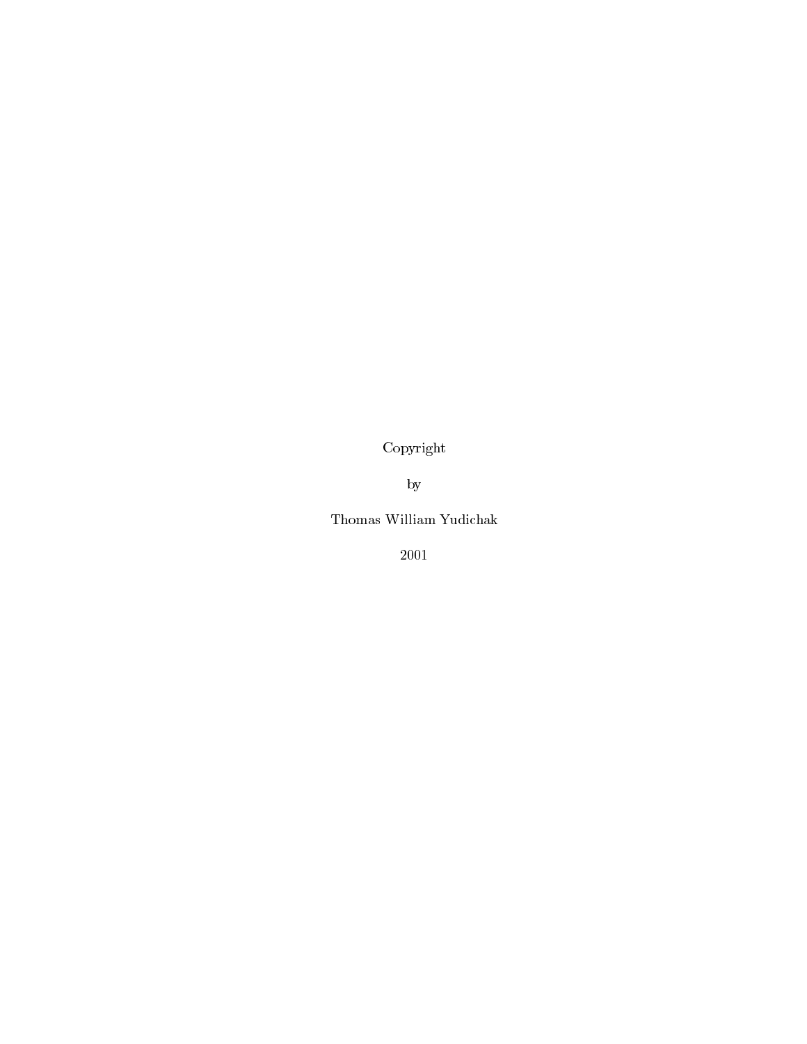Copyright

by

Thomas William Yudichak

2001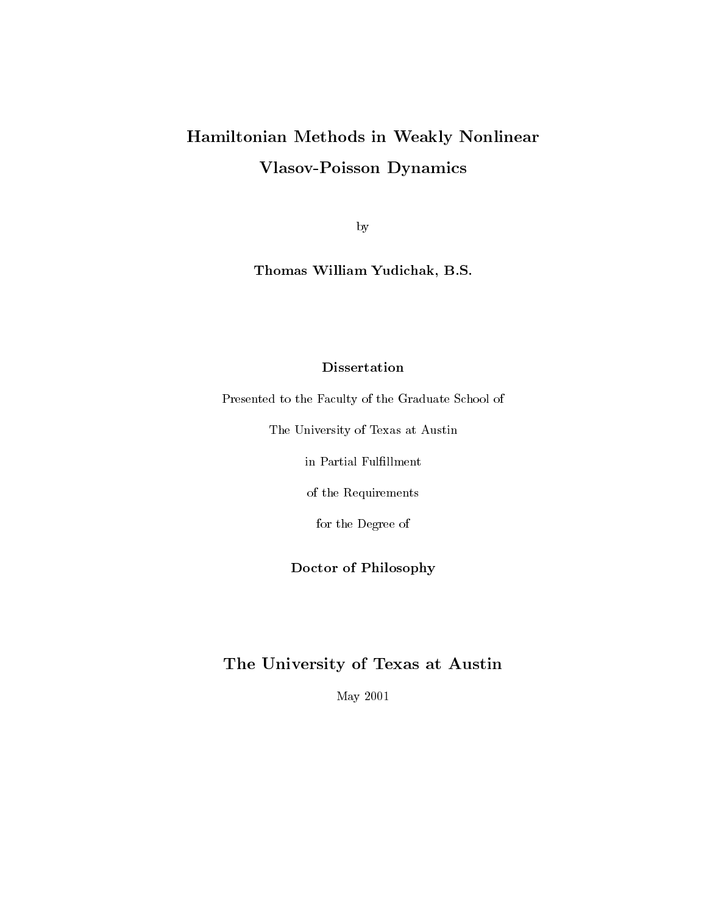# Hamiltonian Methods in Weakly Nonlinear Vlasov-Poisson Dynamics

by

**Thomas William Yudichak, B.S.**

**Dissertation**

Presented to the Faculty of the Graduate School of

The University of Texas at Austin

in Partial Fulfillment

of the Requirements

for the Degree of

**Doctor of Philosophy**

## The University of Texas at Austin

May 2001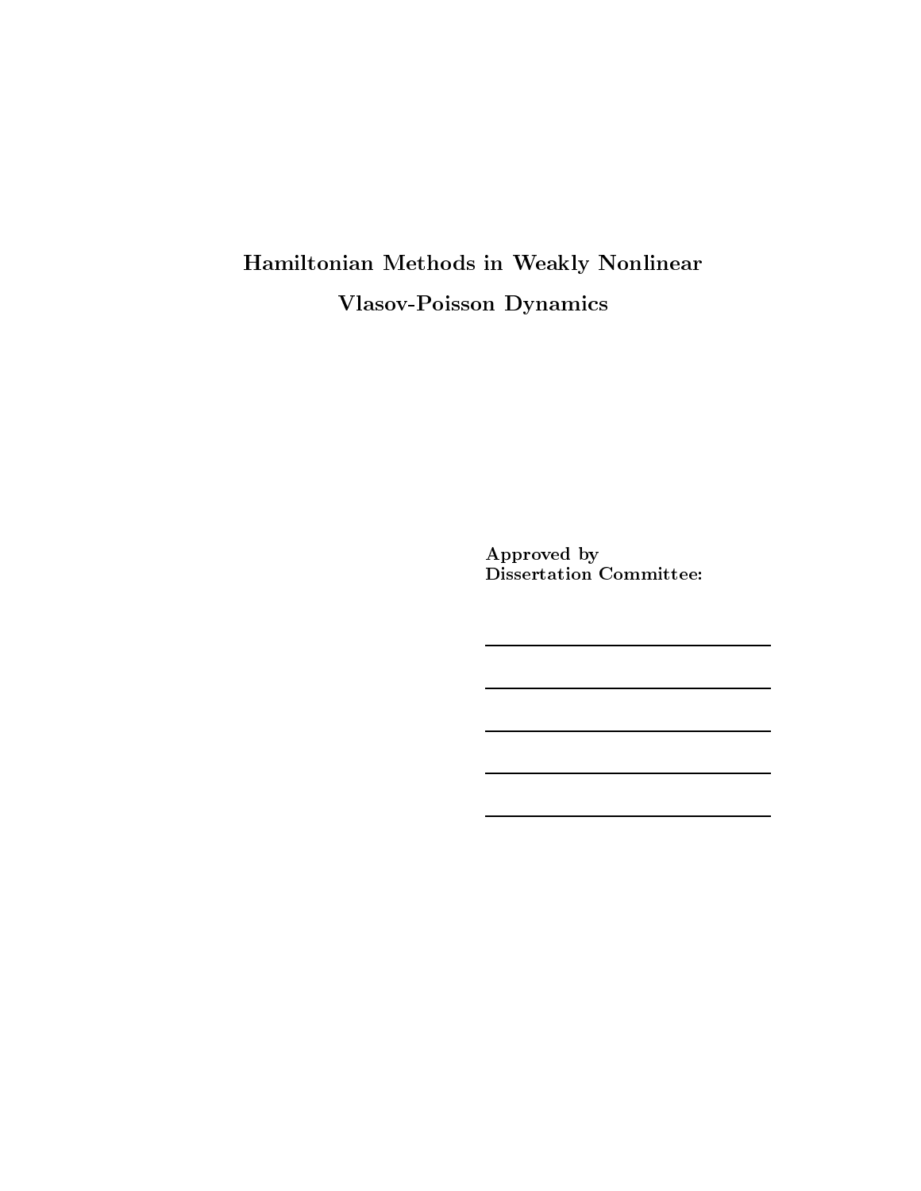**Hamiltonian Methods in Weakly Nonlinear Vlasov-Poisson Dynamics**

**Approved by**
**Dissertation Committee:**

\_\_\_\_\_\_\_\_\_\_\_\_\_\_\_\_\_\_\_\_\_\_\_\_\_\_\_\_\_\_

\_\_\_\_\_\_\_\_\_\_\_\_\_\_\_\_\_\_\_\_\_\_\_\_\_\_\_\_\_\_

\_\_\_\_\_\_\_\_\_\_\_\_\_\_\_\_\_\_\_\_\_\_\_\_\_\_\_\_\_\_

\_\_\_\_\_\_\_\_\_\_\_\_\_\_\_\_\_\_\_\_\_\_\_\_\_\_\_\_\_\_

\_\_\_\_\_\_\_\_\_\_\_\_\_\_\_\_\_\_\_\_\_\_\_\_\_\_\_\_\_\_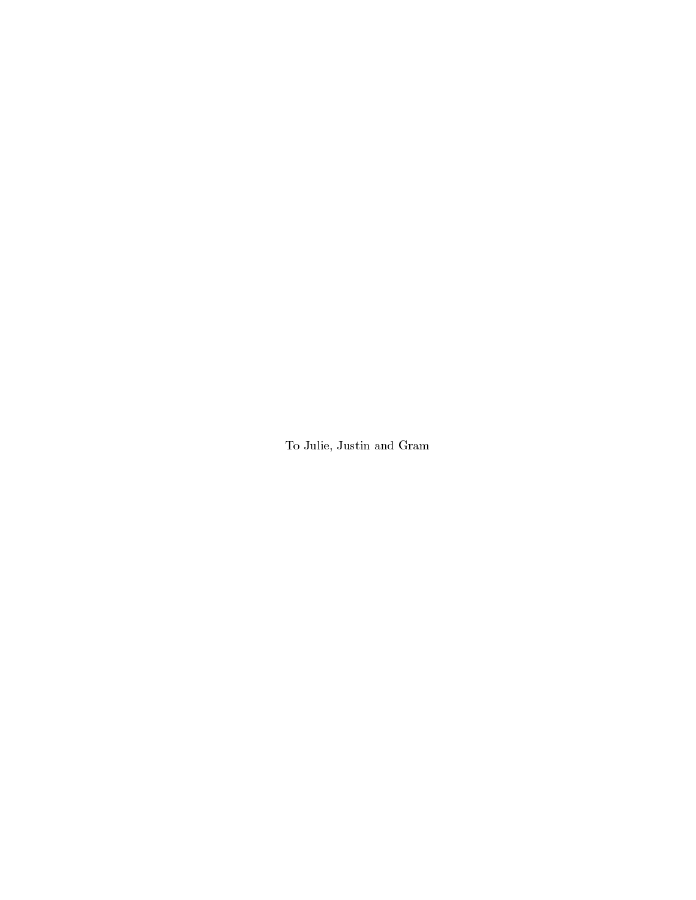To Julie, Justin and Gram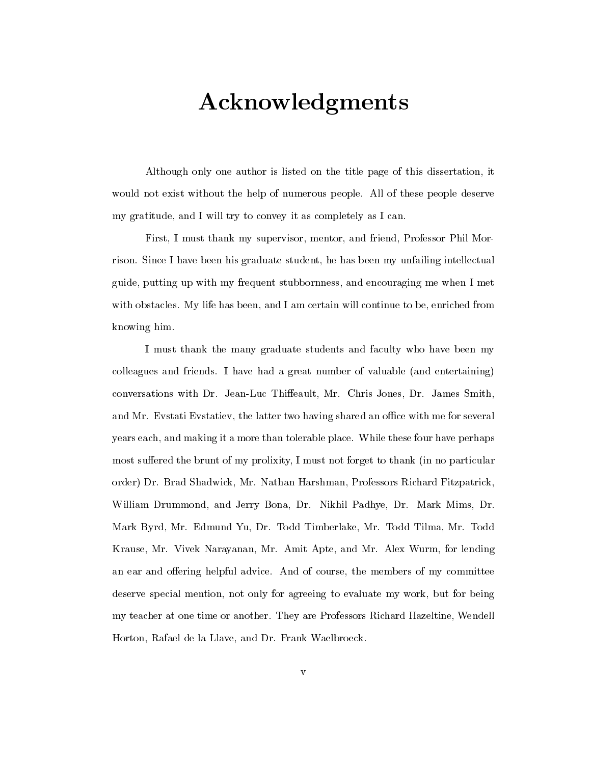# Acknowledgments

Although only one author is listed on the title page of this dissertation, it would not exist without the help of numerous people. All of these people deserve my gratitude, and I will try to convey it as completely as I can.

First, I must thank my supervisor, mentor, and friend, Professor Phil Morrison. Since I have been his graduate student, he has been my unfailing intellectual guide, putting up with my frequent stubbornness, and encouraging me when I met with obstacles. My life has been, and I am certain will continue to be, enriched from knowing him.

I must thank the many graduate students and faculty who have been my colleagues and friends. I have had a great number of valuable (and entertaining) conversations with Dr. Jean-Luc Thiffeault, Mr. Chris Jones, Dr. James Smith, and Mr. Evstati Evstatiev, the latter two having shared an office with me for several years each, and making it a more than tolerable place. While these four have perhaps most suffered the brunt of my prolixity, I must not forget to thank (in no particular order) Dr. Brad Shadwick, Mr. Nathan Harshman, Professors Richard Fitzpatrick, William Drummond, and Jerry Bona, Dr. Nikhil Padhye, Dr. Mark Mims, Dr. Mark Byrd, Mr. Edmund Yu, Dr. Todd Timberlake, Mr. Todd Tilma, Mr. Todd Krause, Mr. Vivek Narayanan, Mr. Amit Apte, and Mr. Alex Wurm, for lending an ear and offering helpful advice. And of course, the members of my committee deserve special mention, not only for agreeing to evaluate my work, but for being my teacher at one time or another. They are Professors Richard Hazeltine, Wendell Horton, Rafael de la Llave, and Dr. Frank Waelbroeck.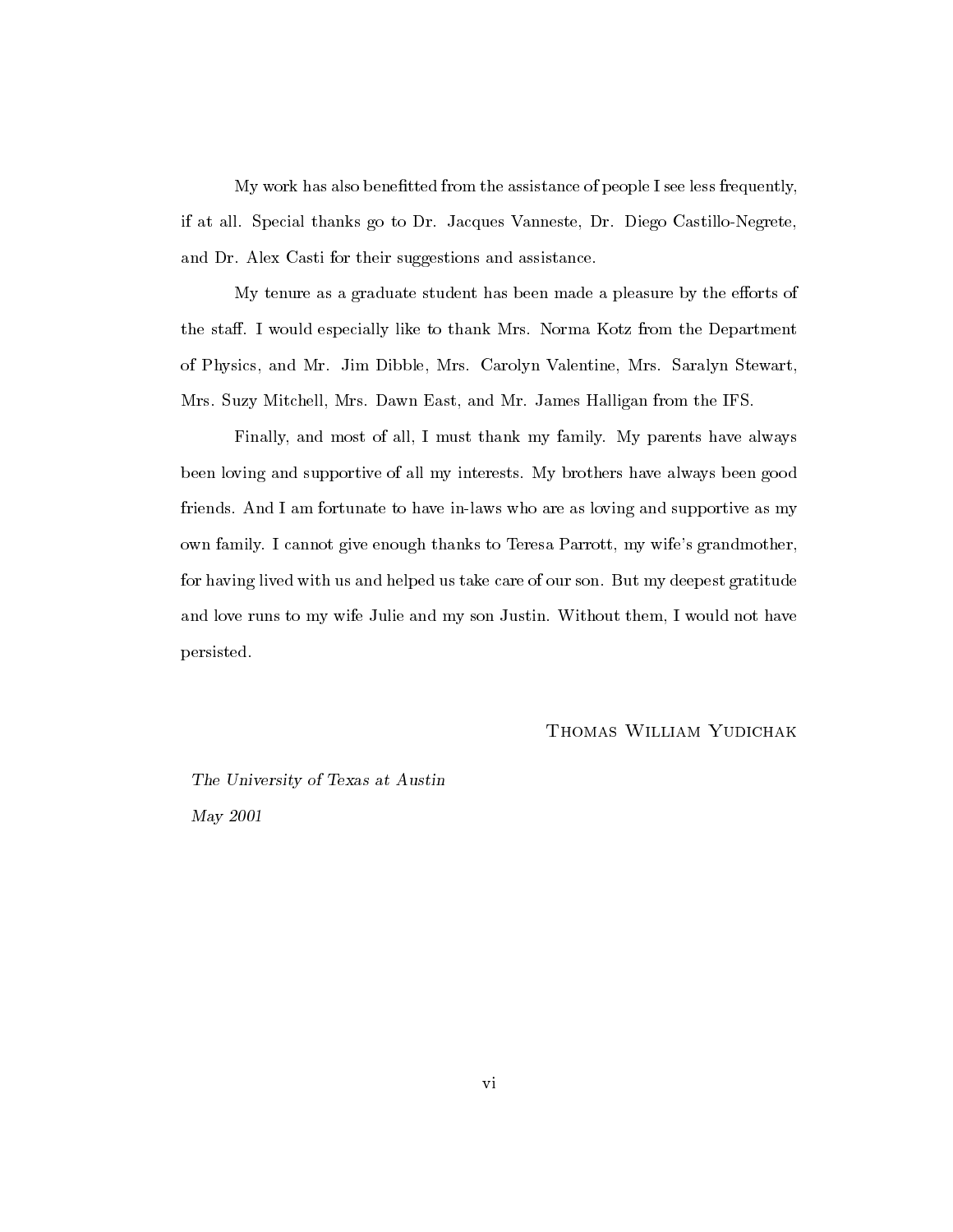My work has also benefitted from the assistance of people I see less frequently, if at all. Special thanks go to Dr. Jacques Vanneste, Dr. Diego Castillo-Negrete, and Dr. Alex Casti for their suggestions and assistance.

My tenure as a graduate student has been made a pleasure by the efforts of the staff. I would especially like to thank Mrs. Norma Kotz from the Department of Physics, and Mr. Jim Dibble, Mrs. Carolyn Valentine, Mrs. Saralyn Stewart, Mrs. Suzy Mitchell, Mrs. Dawn East, and Mr. James Halligan from the IFS.

Finally, and most of all, I must thank my family. My parents have always been loving and supportive of all my interests. My brothers have always been good friends. And I am fortunate to have in-laws who are as loving and supportive as my own family. I cannot give enough thanks to Teresa Parrott, my wife's grandmother, for having lived with us and helped us take care of our son. But my deepest gratitude and love runs to my wife Julie and my son Justin. Without them, I would not have persisted.

Thomas William Yudichak

*The University of Texas at Austin*

*May 2001*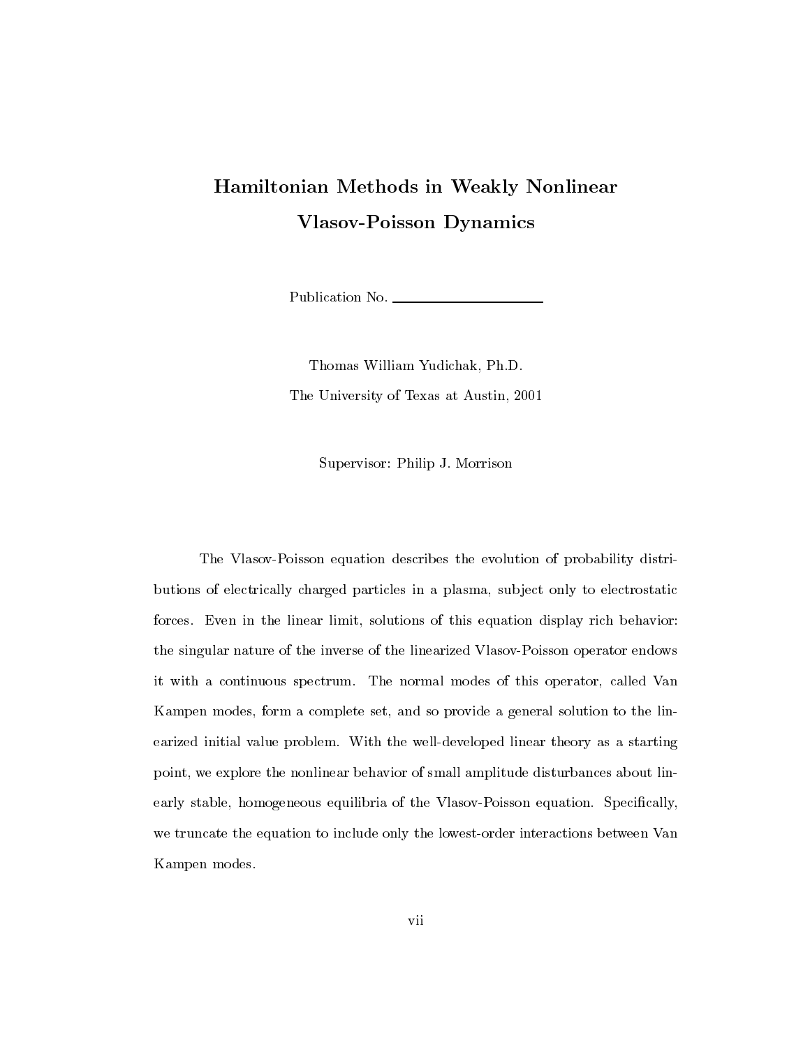# Hamiltonian Methods in Weakly Nonlinear Vlasov-Poisson Dynamics

Publication No. \_\_\_\_\_\_\_\_\_\_\_\_\_\_\_\_\_\_\_\_

Thomas William Yudichak, Ph.D.

The University of Texas at Austin, 2001

Supervisor: Philip J. Morrison

The Vlasov-Poisson equation describes the evolution of probability distributions of electrically charged particles in a plasma, subject only to electrostatic forces. Even in the linear limit, solutions of this equation display rich behavior: the singular nature of the inverse of the linearized Vlasov-Poisson operator endows it with a continuous spectrum. The normal modes of this operator, called Van Kampen modes, form a complete set, and so provide a general solution to the linearized initial value problem. With the well-developed linear theory as a starting point, we explore the nonlinear behavior of small amplitude disturbances about linearly stable, homogeneous equilibria of the Vlasov-Poisson equation. Specifically, we truncate the equation to include only the lowest-order interactions between Van Kampen modes.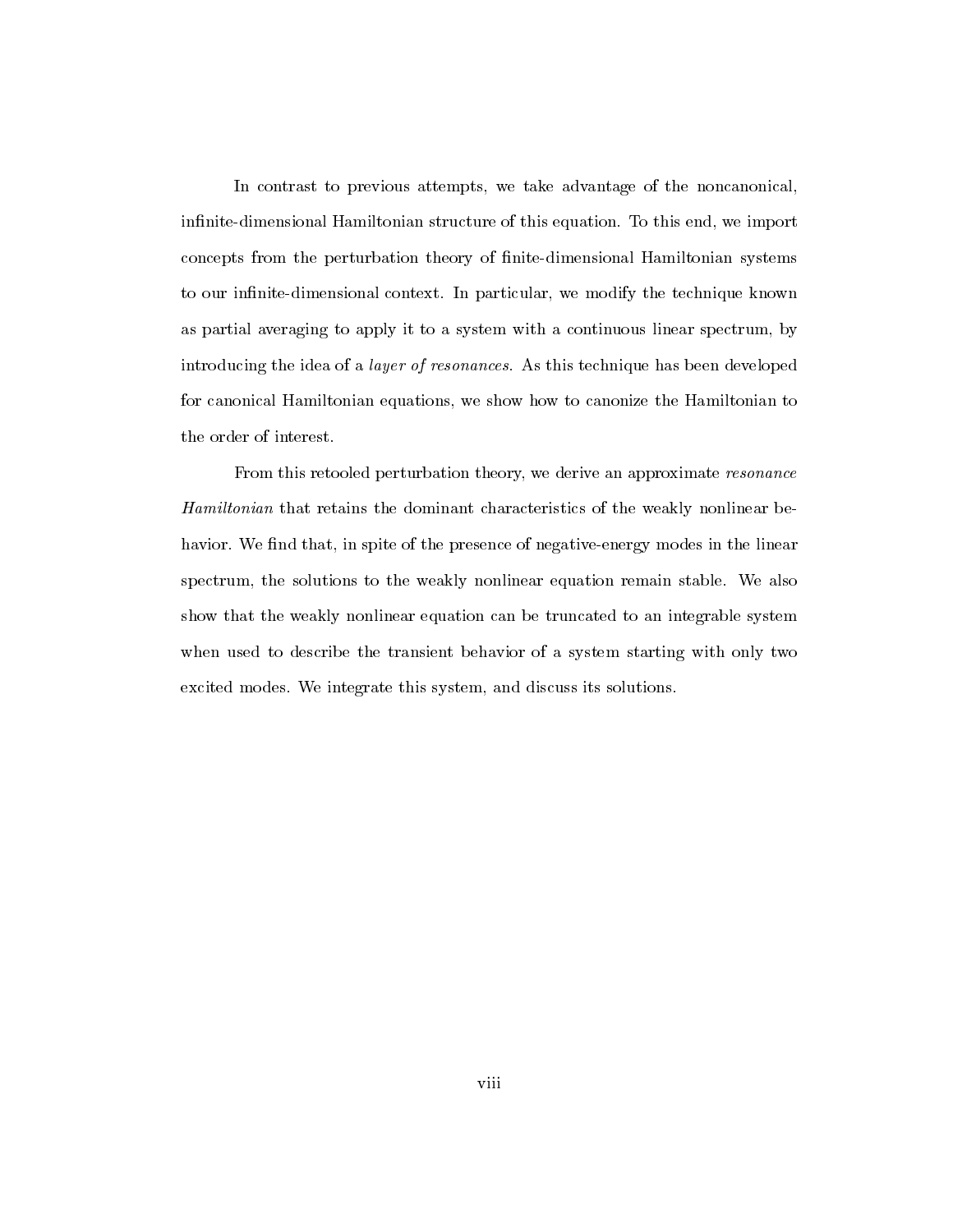In contrast to previous attempts, we take advantage of the noncanonical, infinite-dimensional Hamiltonian structure of this equation. To this end, we import concepts from the perturbation theory of finite-dimensional Hamiltonian systems to our infinite-dimensional context. In particular, we modify the technique known as partial averaging to apply it to a system with a continuous linear spectrum, by introducing the idea of a *layer of resonances*. As this technique has been developed for canonical Hamiltonian equations, we show how to canonize the Hamiltonian to the order of interest.

From this retooled perturbation theory, we derive an approximate *resonance Hamiltonian* that retains the dominant characteristics of the weakly nonlinear behavior. We find that, in spite of the presence of negative-energy modes in the linear spectrum, the solutions to the weakly nonlinear equation remain stable. We also show that the weakly nonlinear equation can be truncated to an integrable system when used to describe the transient behavior of a system starting with only two excited modes. We integrate this system, and discuss its solutions.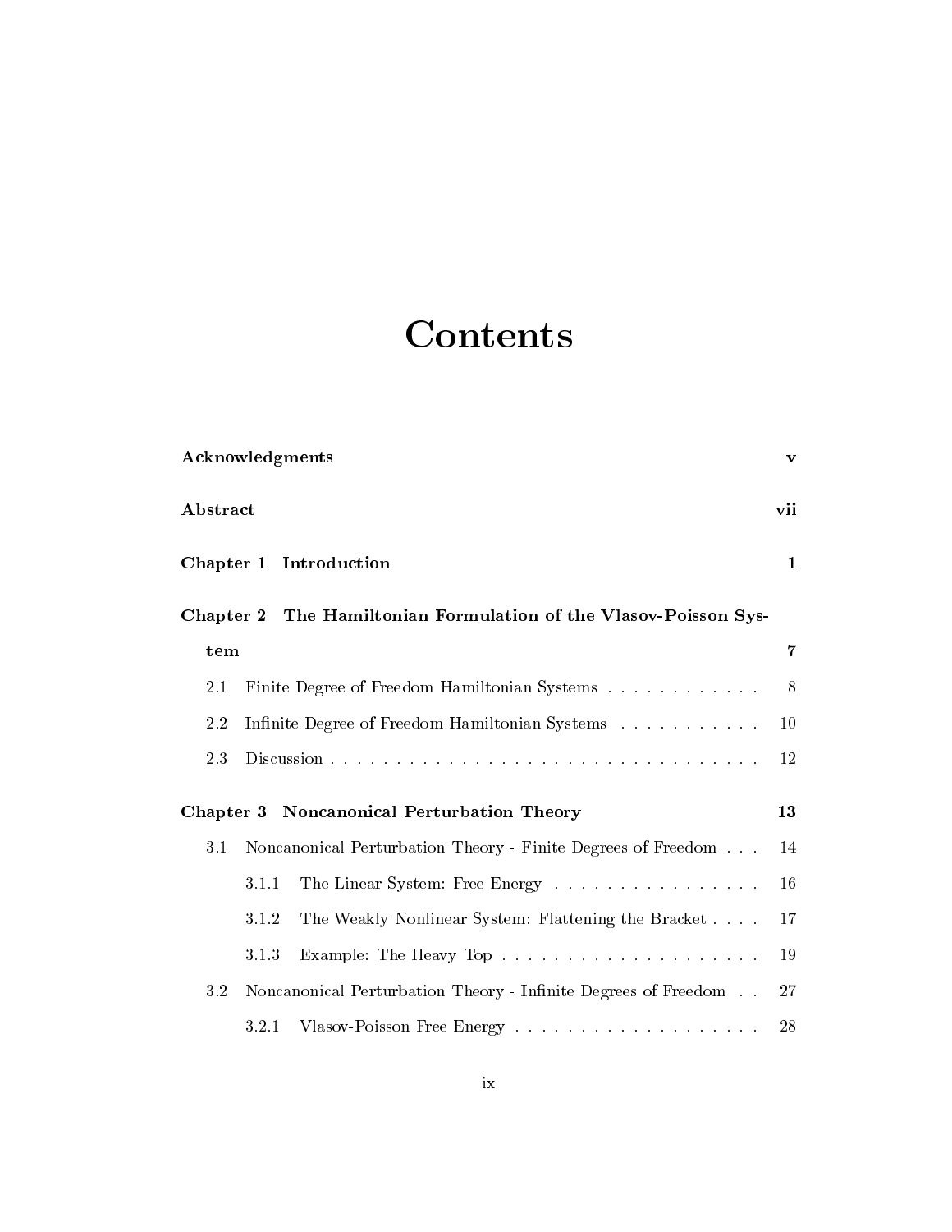# Contents

**Acknowledgments** — **v**

**Abstract** — **vii**

**Chapter 1 Introduction** — **1**

**Chapter 2 The Hamiltonian Formulation of the Vlasov-Poisson System** — **7**

- 2.1 Finite Degree of Freedom Hamiltonian Systems . . . . . . . . . . . . 8
- 2.2 Infinite Degree of Freedom Hamiltonian Systems . . . . . . . . . . . 10
- 2.3 Discussion . . . . . . . . . . . . . . . . . . . . . . . . . . . . . . . . . 12

**Chapter 3 Noncanonical Perturbation Theory** — **13**

- 3.1 Noncanonical Perturbation Theory - Finite Degrees of Freedom . . . 14
  - 3.1.1 The Linear System: Free Energy . . . . . . . . . . . . . . . . 16
  - 3.1.2 The Weakly Nonlinear System: Flattening the Bracket . . . . 17
  - 3.1.3 Example: The Heavy Top . . . . . . . . . . . . . . . . . . . . 19
- 3.2 Noncanonical Perturbation Theory - Infinite Degrees of Freedom . . 27
  - 3.2.1 Vlasov-Poisson Free Energy . . . . . . . . . . . . . . . . . . . 28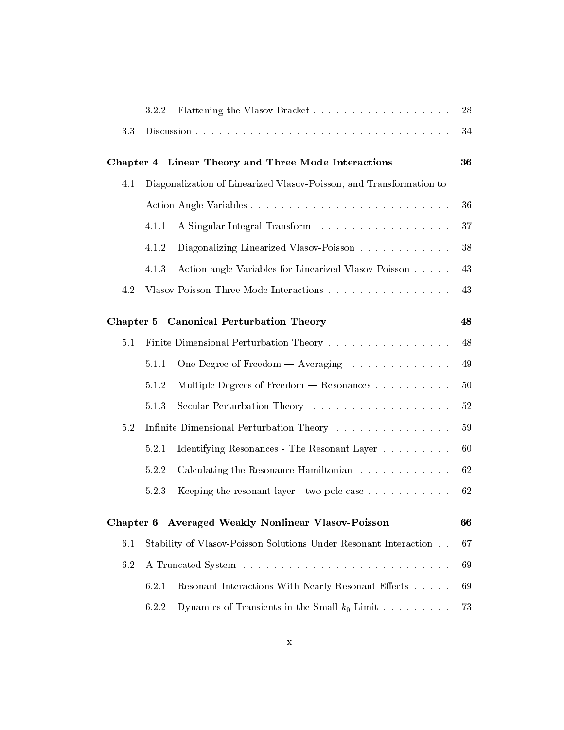3.2.2 Flattening the Vlasov Bracket . . . . . . . . . . . . . . . . . . 28

3.3 Discussion . . . . . . . . . . . . . . . . . . . . . . . . . . . . . . . . . 34

**Chapter 4 Linear Theory and Three Mode Interactions** **36**

4.1 Diagonalization of Linearized Vlasov-Poisson, and Transformation to Action-Angle Variables . . . . . . . . . . . . . . . . . . . . . . . . . 36

4.1.1 A Singular Integral Transform . . . . . . . . . . . . . . . . . 37

4.1.2 Diagonalizing Linearized Vlasov-Poisson . . . . . . . . . . . . 38

4.1.3 Action-angle Variables for Linearized Vlasov-Poisson . . . . . 43

4.2 Vlasov-Poisson Three Mode Interactions . . . . . . . . . . . . . . . . 43

**Chapter 5 Canonical Perturbation Theory** **48**

5.1 Finite Dimensional Perturbation Theory . . . . . . . . . . . . . . . . 48

5.1.1 One Degree of Freedom — Averaging . . . . . . . . . . . . . 49

5.1.2 Multiple Degrees of Freedom — Resonances . . . . . . . . . . 50

5.1.3 Secular Perturbation Theory . . . . . . . . . . . . . . . . . . 52

5.2 Infinite Dimensional Perturbation Theory . . . . . . . . . . . . . . . 59

5.2.1 Identifying Resonances - The Resonant Layer . . . . . . . . . 60

5.2.2 Calculating the Resonance Hamiltonian . . . . . . . . . . . . 62

5.2.3 Keeping the resonant layer - two pole case . . . . . . . . . . . 62

**Chapter 6 Averaged Weakly Nonlinear Vlasov-Poisson** **66**

6.1 Stability of Vlasov-Poisson Solutions Under Resonant Interaction . . 67

6.2 A Truncated System . . . . . . . . . . . . . . . . . . . . . . . . . . . 69

6.2.1 Resonant Interactions With Nearly Resonant Effects . . . . . 69

6.2.2 Dynamics of Transients in the Small $k_0$ Limit . . . . . . . . . 73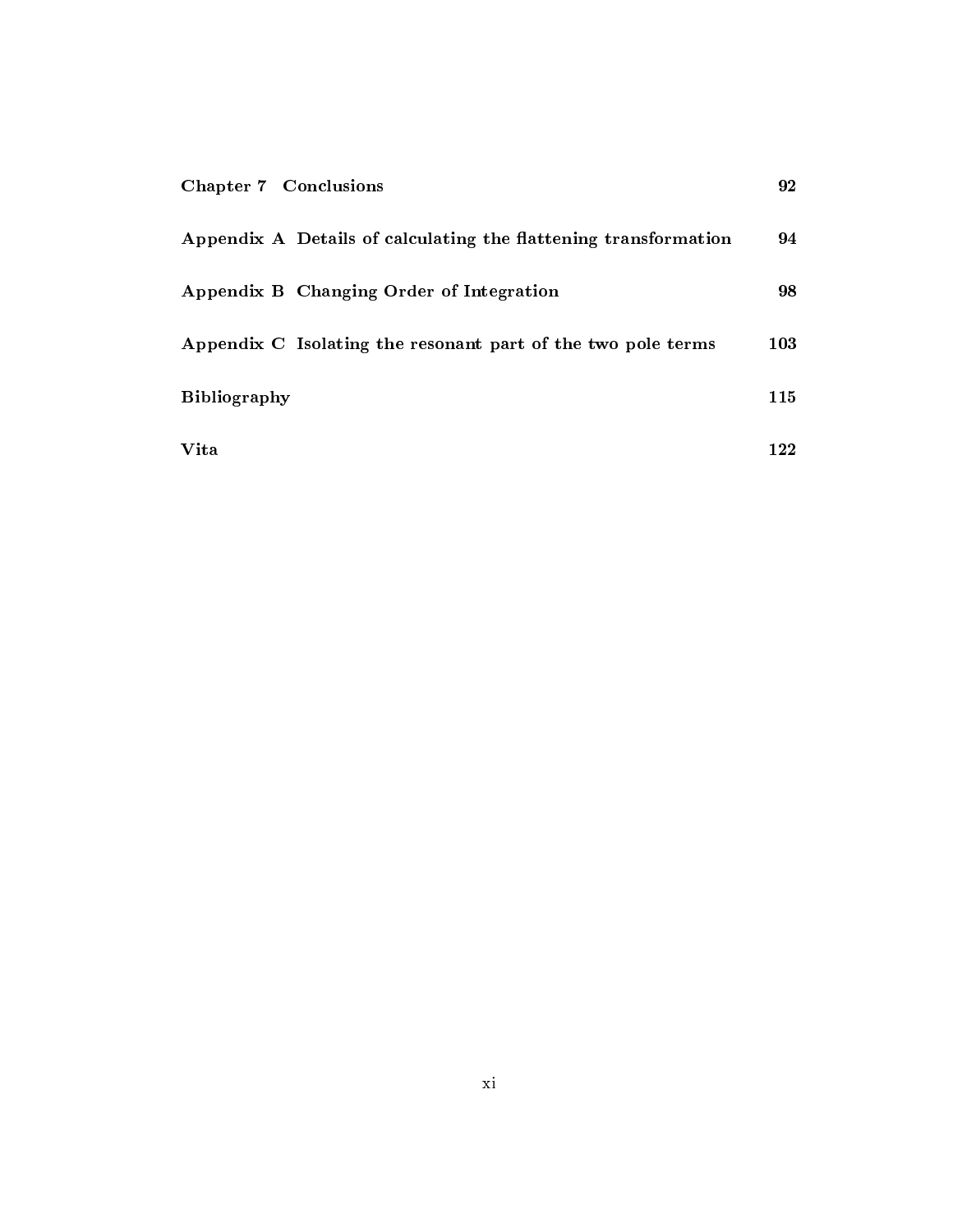| | |
|---|---|
| **Chapter 7 Conclusions** | **92** |
| **Appendix A Details of calculating the flattening transformation** | **94** |
| **Appendix B Changing Order of Integration** | **98** |
| **Appendix C Isolating the resonant part of the two pole terms** | **103** |
| **Bibliography** | **115** |
| **Vita** | **122** |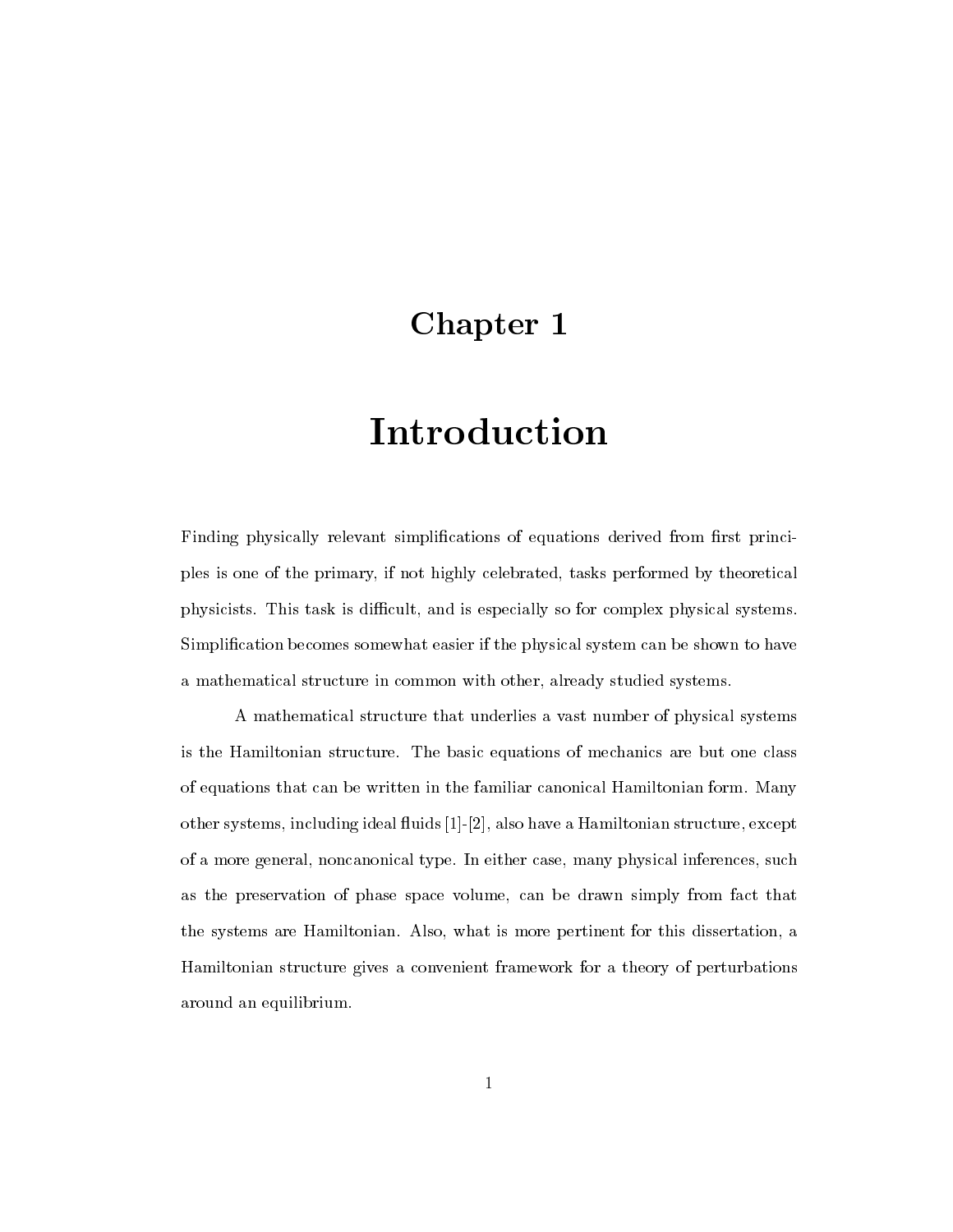# Chapter 1

# Introduction

Finding physically relevant simplifications of equations derived from first principles is one of the primary, if not highly celebrated, tasks performed by theoretical physicists. This task is difficult, and is especially so for complex physical systems. Simplification becomes somewhat easier if the physical system can be shown to have a mathematical structure in common with other, already studied systems.

A mathematical structure that underlies a vast number of physical systems is the Hamiltonian structure. The basic equations of mechanics are but one class of equations that can be written in the familiar canonical Hamiltonian form. Many other systems, including ideal fluids [1]-[2], also have a Hamiltonian structure, except of a more general, noncanonical type. In either case, many physical inferences, such as the preservation of phase space volume, can be drawn simply from fact that the systems are Hamiltonian. Also, what is more pertinent for this dissertation, a Hamiltonian structure gives a convenient framework for a theory of perturbations around an equilibrium.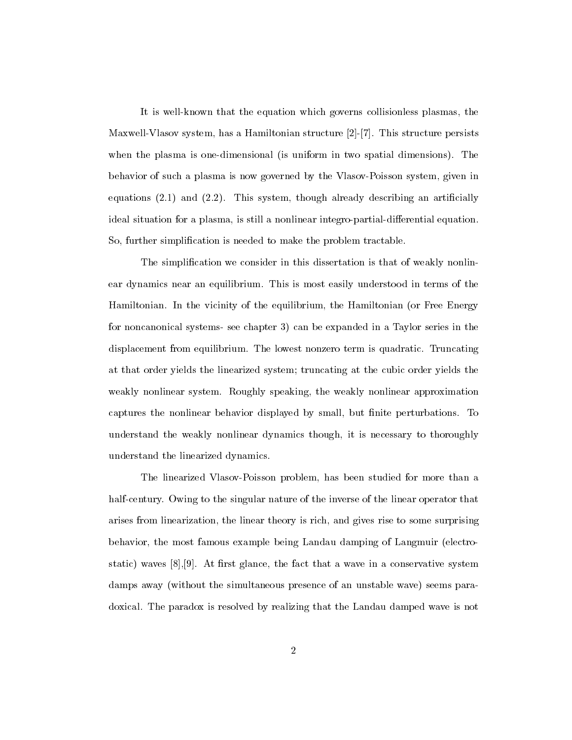It is well-known that the equation which governs collisionless plasmas, the Maxwell-Vlasov system, has a Hamiltonian structure [2]-[7]. This structure persists when the plasma is one-dimensional (is uniform in two spatial dimensions). The behavior of such a plasma is now governed by the Vlasov-Poisson system, given in equations (2.1) and (2.2). This system, though already describing an artificially ideal situation for a plasma, is still a nonlinear integro-partial-differential equation. So, further simplification is needed to make the problem tractable.

The simplification we consider in this dissertation is that of weakly nonlinear dynamics near an equilibrium. This is most easily understood in terms of the Hamiltonian. In the vicinity of the equilibrium, the Hamiltonian (or Free Energy for noncanonical systems- see chapter 3) can be expanded in a Taylor series in the displacement from equilibrium. The lowest nonzero term is quadratic. Truncating at that order yields the linearized system; truncating at the cubic order yields the weakly nonlinear system. Roughly speaking, the weakly nonlinear approximation captures the nonlinear behavior displayed by small, but finite perturbations. To understand the weakly nonlinear dynamics though, it is necessary to thoroughly understand the linearized dynamics.

The linearized Vlasov-Poisson problem, has been studied for more than a half-century. Owing to the singular nature of the inverse of the linear operator that arises from linearization, the linear theory is rich, and gives rise to some surprising behavior, the most famous example being Landau damping of Langmuir (electrostatic) waves [8],[9]. At first glance, the fact that a wave in a conservative system damps away (without the simultaneous presence of an unstable wave) seems paradoxical. The paradox is resolved by realizing that the Landau damped wave is not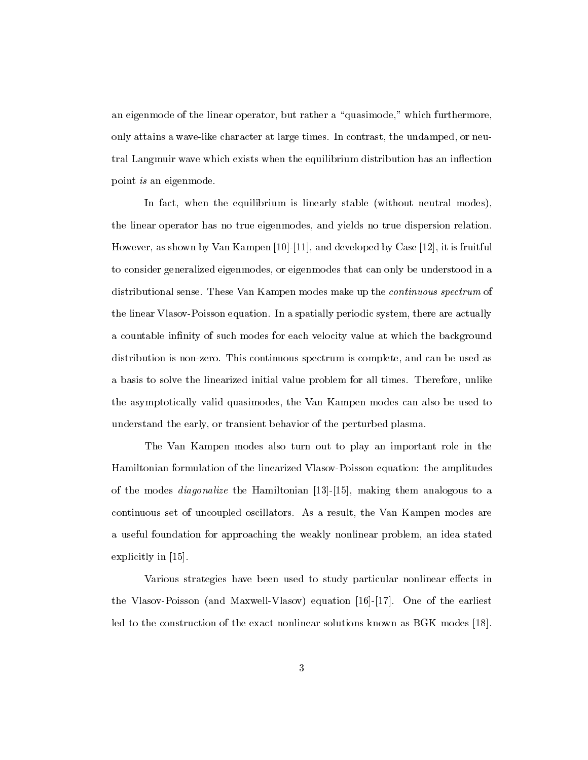an eigenmode of the linear operator, but rather a "quasimode," which furthermore, only attains a wave-like character at large times. In contrast, the undamped, or neutral Langmuir wave which exists when the equilibrium distribution has an inflection point *is* an eigenmode.

In fact, when the equilibrium is linearly stable (without neutral modes), the linear operator has no true eigenmodes, and yields no true dispersion relation. However, as shown by Van Kampen [10]-[11], and developed by Case [12], it is fruitful to consider generalized eigenmodes, or eigenmodes that can only be understood in a distributional sense. These Van Kampen modes make up the *continuous spectrum* of the linear Vlasov-Poisson equation. In a spatially periodic system, there are actually a countable infinity of such modes for each velocity value at which the background distribution is non-zero. This continuous spectrum is complete, and can be used as a basis to solve the linearized initial value problem for all times. Therefore, unlike the asymptotically valid quasimodes, the Van Kampen modes can also be used to understand the early, or transient behavior of the perturbed plasma.

The Van Kampen modes also turn out to play an important role in the Hamiltonian formulation of the linearized Vlasov-Poisson equation: the amplitudes of the modes *diagonalize* the Hamiltonian [13]-[15], making them analogous to a continuous set of uncoupled oscillators. As a result, the Van Kampen modes are a useful foundation for approaching the weakly nonlinear problem, an idea stated explicitly in [15].

Various strategies have been used to study particular nonlinear effects in the Vlasov-Poisson (and Maxwell-Vlasov) equation [16]-[17]. One of the earliest led to the construction of the exact nonlinear solutions known as BGK modes [18].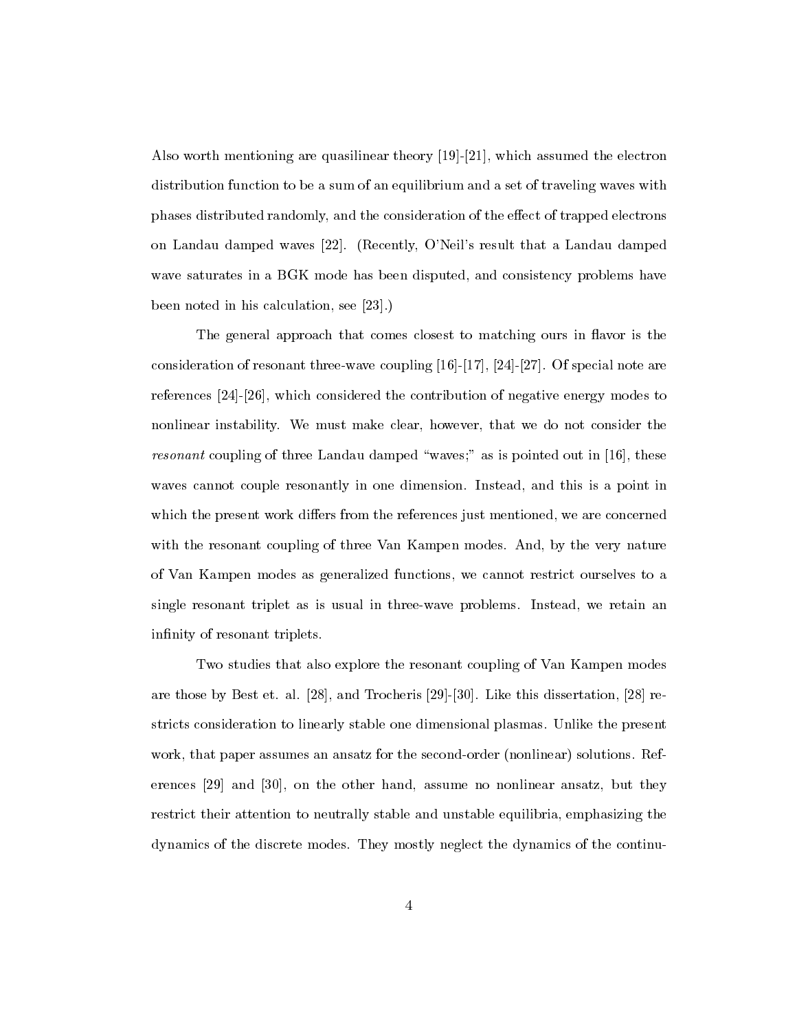Also worth mentioning are quasilinear theory [19]-[21], which assumed the electron distribution function to be a sum of an equilibrium and a set of traveling waves with phases distributed randomly, and the consideration of the effect of trapped electrons on Landau damped waves [22]. (Recently, O'Neil's result that a Landau damped wave saturates in a BGK mode has been disputed, and consistency problems have been noted in his calculation, see [23].)

The general approach that comes closest to matching ours in flavor is the consideration of resonant three-wave coupling [16]-[17], [24]-[27]. Of special note are references [24]-[26], which considered the contribution of negative energy modes to nonlinear instability. We must make clear, however, that we do not consider the *resonant* coupling of three Landau damped "waves;" as is pointed out in [16], these waves cannot couple resonantly in one dimension. Instead, and this is a point in which the present work differs from the references just mentioned, we are concerned with the resonant coupling of three Van Kampen modes. And, by the very nature of Van Kampen modes as generalized functions, we cannot restrict ourselves to a single resonant triplet as is usual in three-wave problems. Instead, we retain an infinity of resonant triplets.

Two studies that also explore the resonant coupling of Van Kampen modes are those by Best et. al. [28], and Trocheris [29]-[30]. Like this dissertation, [28] restricts consideration to linearly stable one dimensional plasmas. Unlike the present work, that paper assumes an ansatz for the second-order (nonlinear) solutions. References [29] and [30], on the other hand, assume no nonlinear ansatz, but they restrict their attention to neutrally stable and unstable equilibria, emphasizing the dynamics of the discrete modes. They mostly neglect the dynamics of the continu-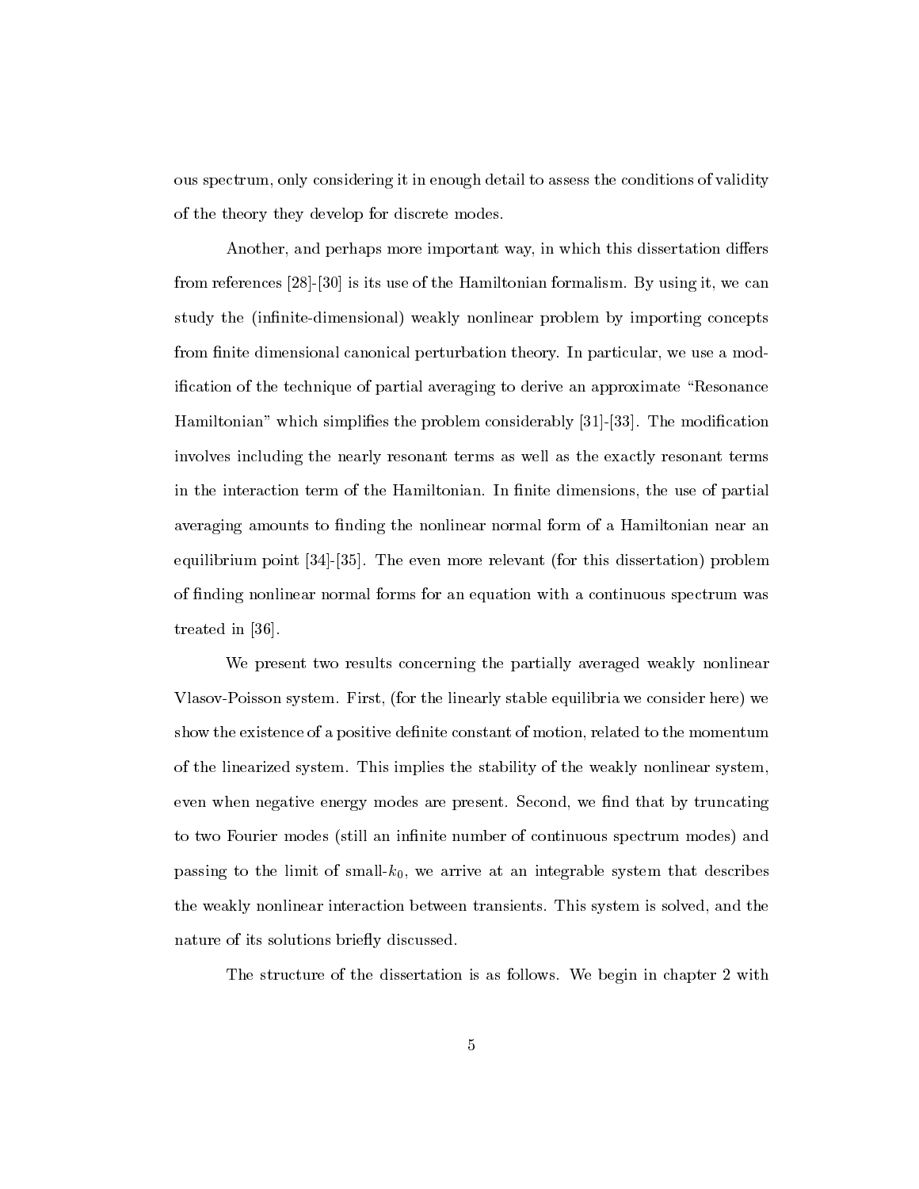ous spectrum, only considering it in enough detail to assess the conditions of validity of the theory they develop for discrete modes.

Another, and perhaps more important way, in which this dissertation differs from references [28]-[30] is its use of the Hamiltonian formalism. By using it, we can study the (infinite-dimensional) weakly nonlinear problem by importing concepts from finite dimensional canonical perturbation theory. In particular, we use a modification of the technique of partial averaging to derive an approximate "Resonance Hamiltonian" which simplifies the problem considerably [31]-[33]. The modification involves including the nearly resonant terms as well as the exactly resonant terms in the interaction term of the Hamiltonian. In finite dimensions, the use of partial averaging amounts to finding the nonlinear normal form of a Hamiltonian near an equilibrium point [34]-[35]. The even more relevant (for this dissertation) problem of finding nonlinear normal forms for an equation with a continuous spectrum was treated in [36].

We present two results concerning the partially averaged weakly nonlinear Vlasov-Poisson system. First, (for the linearly stable equilibria we consider here) we show the existence of a positive definite constant of motion, related to the momentum of the linearized system. This implies the stability of the weakly nonlinear system, even when negative energy modes are present. Second, we find that by truncating to two Fourier modes (still an infinite number of continuous spectrum modes) and passing to the limit of small-$k_0$, we arrive at an integrable system that describes the weakly nonlinear interaction between transients. This system is solved, and the nature of its solutions briefly discussed.

The structure of the dissertation is as follows. We begin in chapter 2 with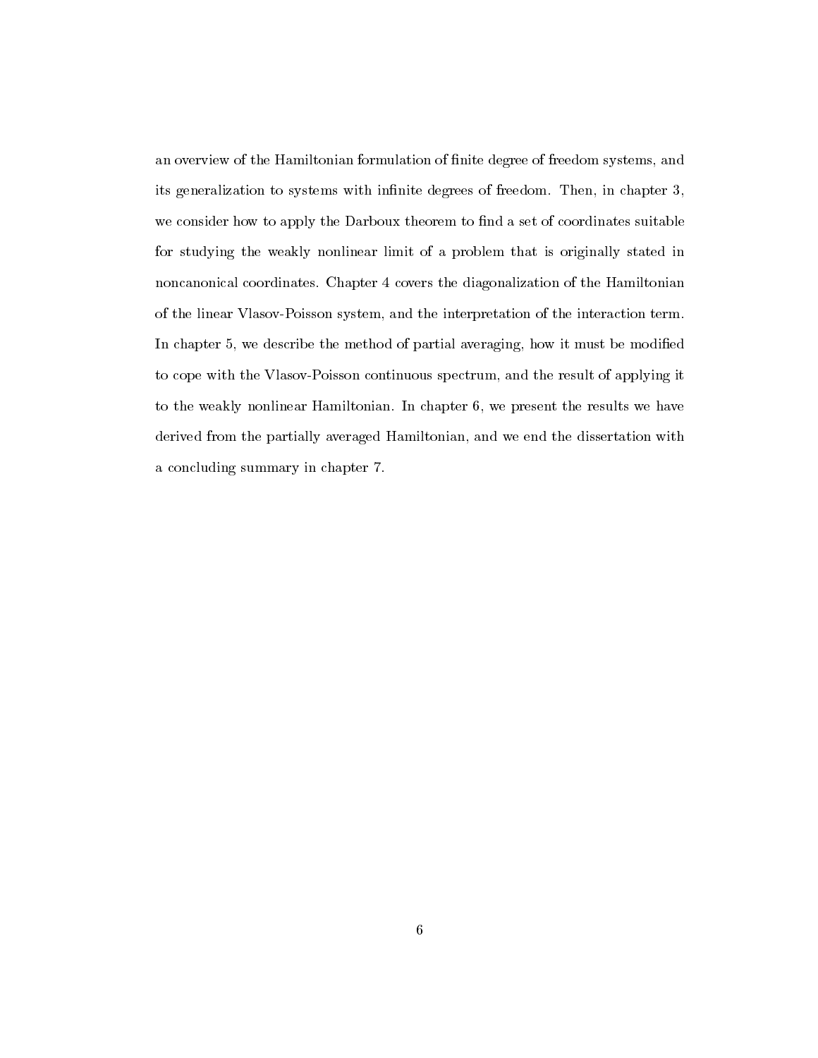an overview of the Hamiltonian formulation of finite degree of freedom systems, and its generalization to systems with infinite degrees of freedom. Then, in chapter 3, we consider how to apply the Darboux theorem to find a set of coordinates suitable for studying the weakly nonlinear limit of a problem that is originally stated in noncanonical coordinates. Chapter 4 covers the diagonalization of the Hamiltonian of the linear Vlasov-Poisson system, and the interpretation of the interaction term. In chapter 5, we describe the method of partial averaging, how it must be modified to cope with the Vlasov-Poisson continuous spectrum, and the result of applying it to the weakly nonlinear Hamiltonian. In chapter 6, we present the results we have derived from the partially averaged Hamiltonian, and we end the dissertation with a concluding summary in chapter 7.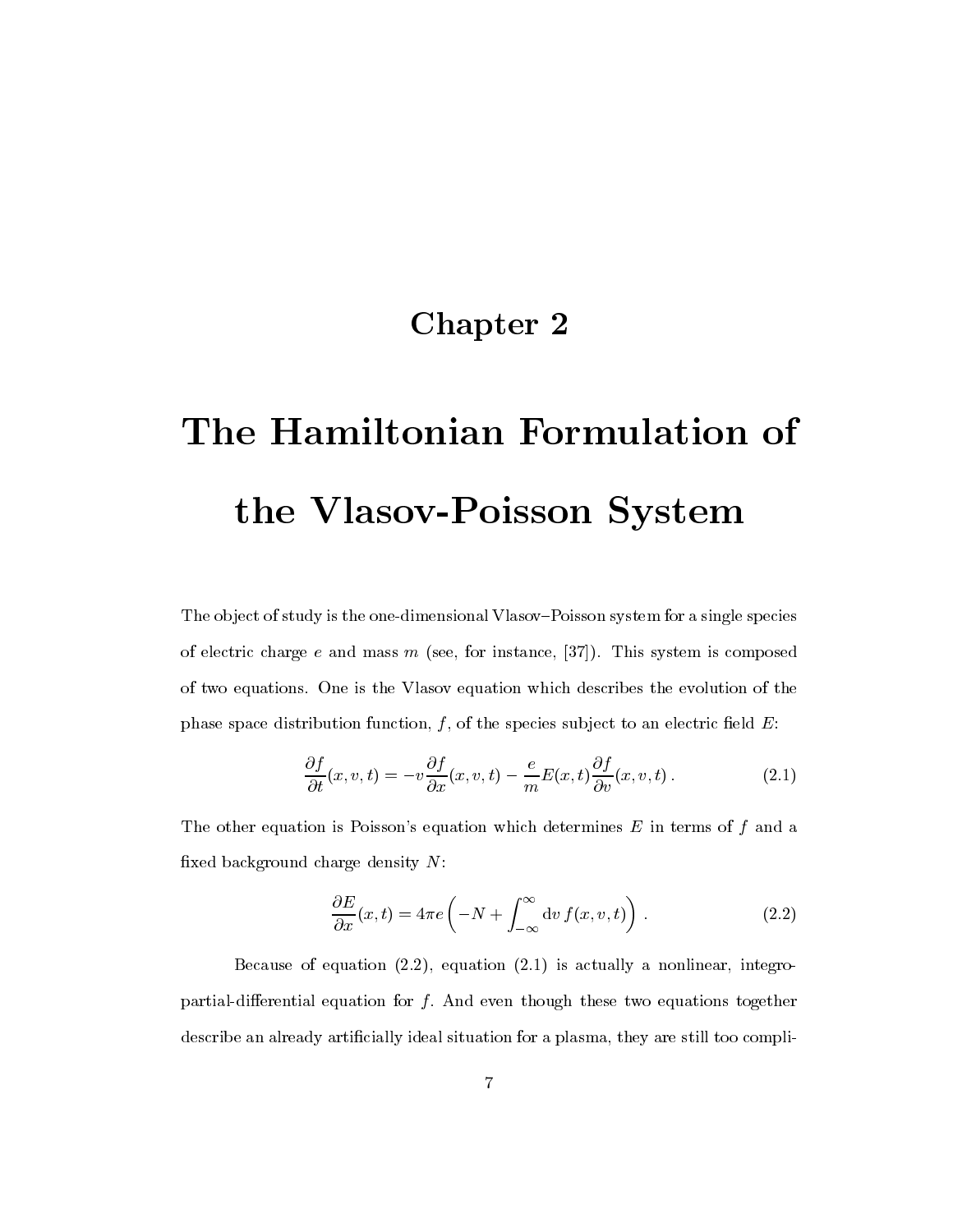# Chapter 2

# The Hamiltonian Formulation of the Vlasov-Poisson System

The object of study is the one-dimensional Vlasov–Poisson system for a single species of electric charge $e$ and mass $m$ (see, for instance, [37]). This system is composed of two equations. One is the Vlasov equation which describes the evolution of the phase space distribution function, $f$, of the species subject to an electric field $E$:

$$\frac{\partial f}{\partial t}(x,v,t) = -v\frac{\partial f}{\partial x}(x,v,t) - \frac{e}{m}E(x,t)\frac{\partial f}{\partial v}(x,v,t)\,. \tag{2.1}$$

The other equation is Poisson's equation which determines $E$ in terms of $f$ and a fixed background charge density $N$:

$$\frac{\partial E}{\partial x}(x,t) = 4\pi e\left(-N + \int_{-\infty}^{\infty} \mathrm{d}v\, f(x,v,t)\right)\,. \tag{2.2}$$

Because of equation (2.2), equation (2.1) is actually a nonlinear, integro-partial-differential equation for $f$. And even though these two equations together describe an already artificially ideal situation for a plasma, they are still too compli-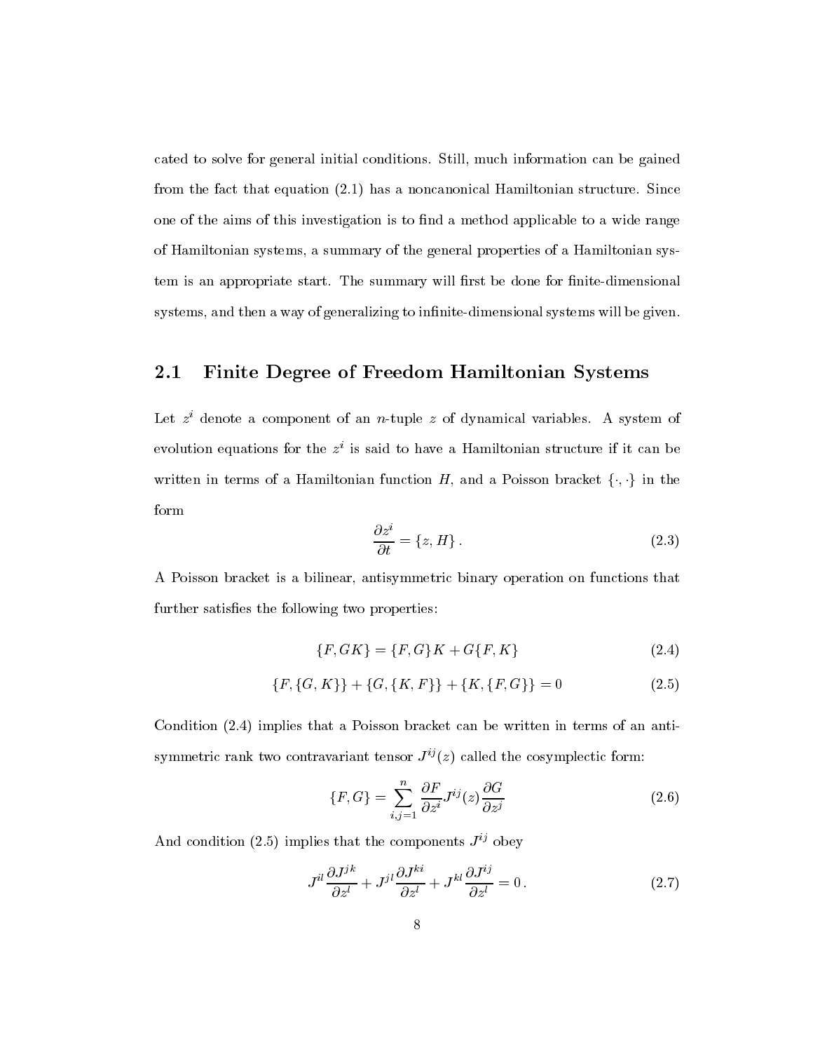cated to solve for general initial conditions. Still, much information can be gained from the fact that equation (2.1) has a noncanonical Hamiltonian structure. Since one of the aims of this investigation is to find a method applicable to a wide range of Hamiltonian systems, a summary of the general properties of a Hamiltonian system is an appropriate start. The summary will first be done for finite-dimensional systems, and then a way of generalizing to infinite-dimensional systems will be given.

## 2.1 Finite Degree of Freedom Hamiltonian Systems

Let $z^i$ denote a component of an $n$-tuple $z$ of dynamical variables. A system of evolution equations for the $z^i$ is said to have a Hamiltonian structure if it can be written in terms of a Hamiltonian function $H$, and a Poisson bracket $\{\cdot, \cdot\}$ in the form

$$\frac{\partial z^i}{\partial t} = \{z, H\} \,. \tag{2.3}$$

A Poisson bracket is a bilinear, antisymmetric binary operation on functions that further satisfies the following two properties:

$$\{F, GK\} = \{F, G\}K + G\{F, K\} \tag{2.4}$$

$$\{F, \{G, K\}\} + \{G, \{K, F\}\} + \{K, \{F, G\}\} = 0 \tag{2.5}$$

Condition (2.4) implies that a Poisson bracket can be written in terms of an antisymmetric rank two contravariant tensor $J^{ij}(z)$ called the cosymplectic form:

$$\{F, G\} = \sum_{i,j=1}^{n} \frac{\partial F}{\partial z^i} J^{ij}(z) \frac{\partial G}{\partial z^j} \tag{2.6}$$

And condition (2.5) implies that the components $J^{ij}$ obey

$$J^{il} \frac{\partial J^{jk}}{\partial z^l} + J^{jl} \frac{\partial J^{ki}}{\partial z^l} + J^{kl} \frac{\partial J^{ij}}{\partial z^l} = 0 \,. \tag{2.7}$$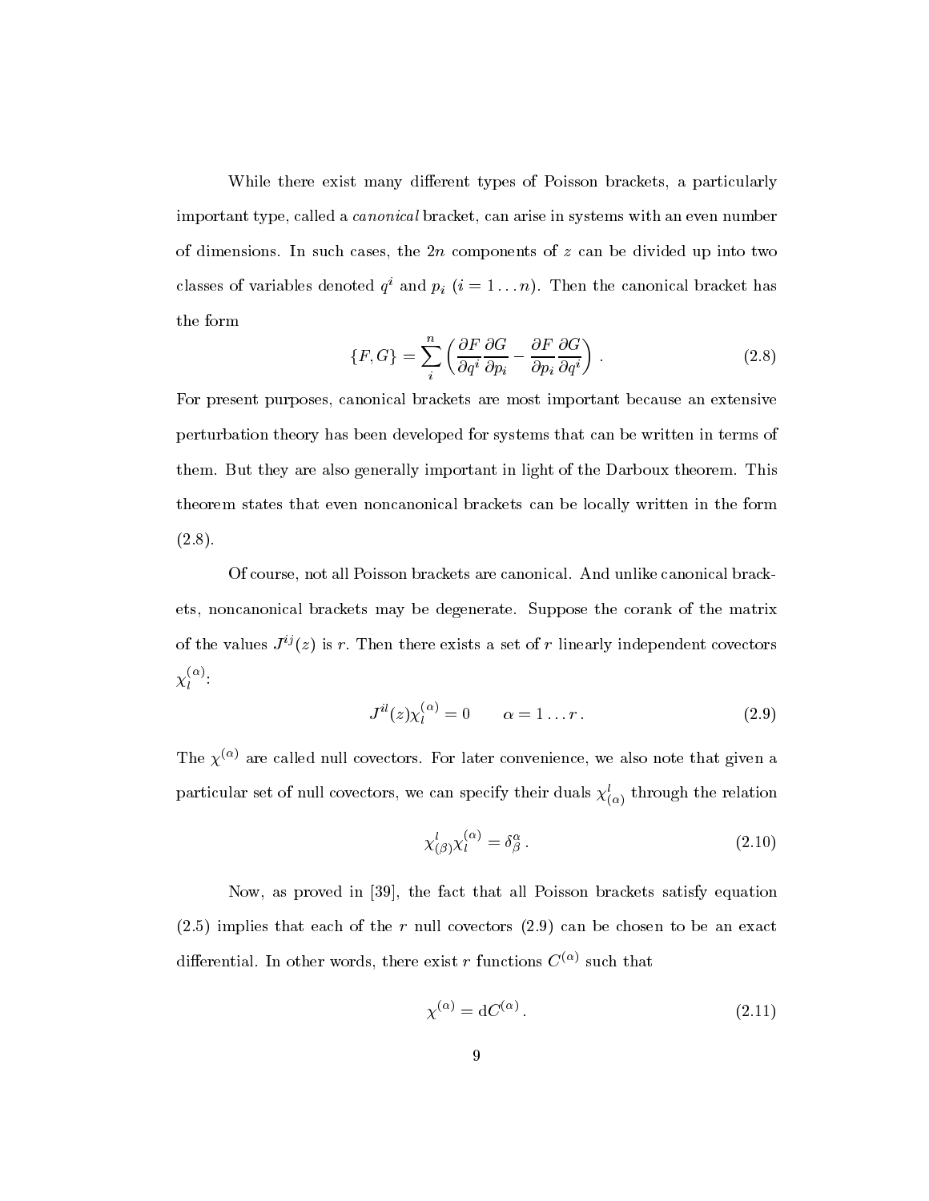While there exist many different types of Poisson brackets, a particularly important type, called a *canonical* bracket, can arise in systems with an even number of dimensions. In such cases, the $2n$ components of $z$ can be divided up into two classes of variables denoted $q^i$ and $p_i$ $(i = 1 \ldots n)$. Then the canonical bracket has the form

$$\{F, G\} = \sum_i^n \left( \frac{\partial F}{\partial q^i} \frac{\partial G}{\partial p_i} - \frac{\partial F}{\partial p_i} \frac{\partial G}{\partial q^i} \right) . \tag{2.8}$$

For present purposes, canonical brackets are most important because an extensive perturbation theory has been developed for systems that can be written in terms of them. But they are also generally important in light of the Darboux theorem. This theorem states that even noncanonical brackets can be locally written in the form (2.8).

Of course, not all Poisson brackets are canonical. And unlike canonical brackets, noncanonical brackets may be degenerate. Suppose the corank of the matrix of the values $J^{ij}(z)$ is $r$. Then there exists a set of $r$ linearly independent covectors $\chi_l^{(\alpha)}$:

$$J^{il}(z)\chi_l^{(\alpha)} = 0 \qquad \alpha = 1 \ldots r . \tag{2.9}$$

The $\chi^{(\alpha)}$ are called null covectors. For later convenience, we also note that given a particular set of null covectors, we can specify their duals $\chi^l_{(\alpha)}$ through the relation

$$\chi^l_{(\beta)}\chi_l^{(\alpha)} = \delta^\alpha_\beta . \tag{2.10}$$

Now, as proved in [39], the fact that all Poisson brackets satisfy equation (2.5) implies that each of the $r$ null covectors (2.9) can be chosen to be an exact differential. In other words, there exist $r$ functions $C^{(\alpha)}$ such that

$$\chi^{(\alpha)} = \mathrm{d}C^{(\alpha)} . \tag{2.11}$$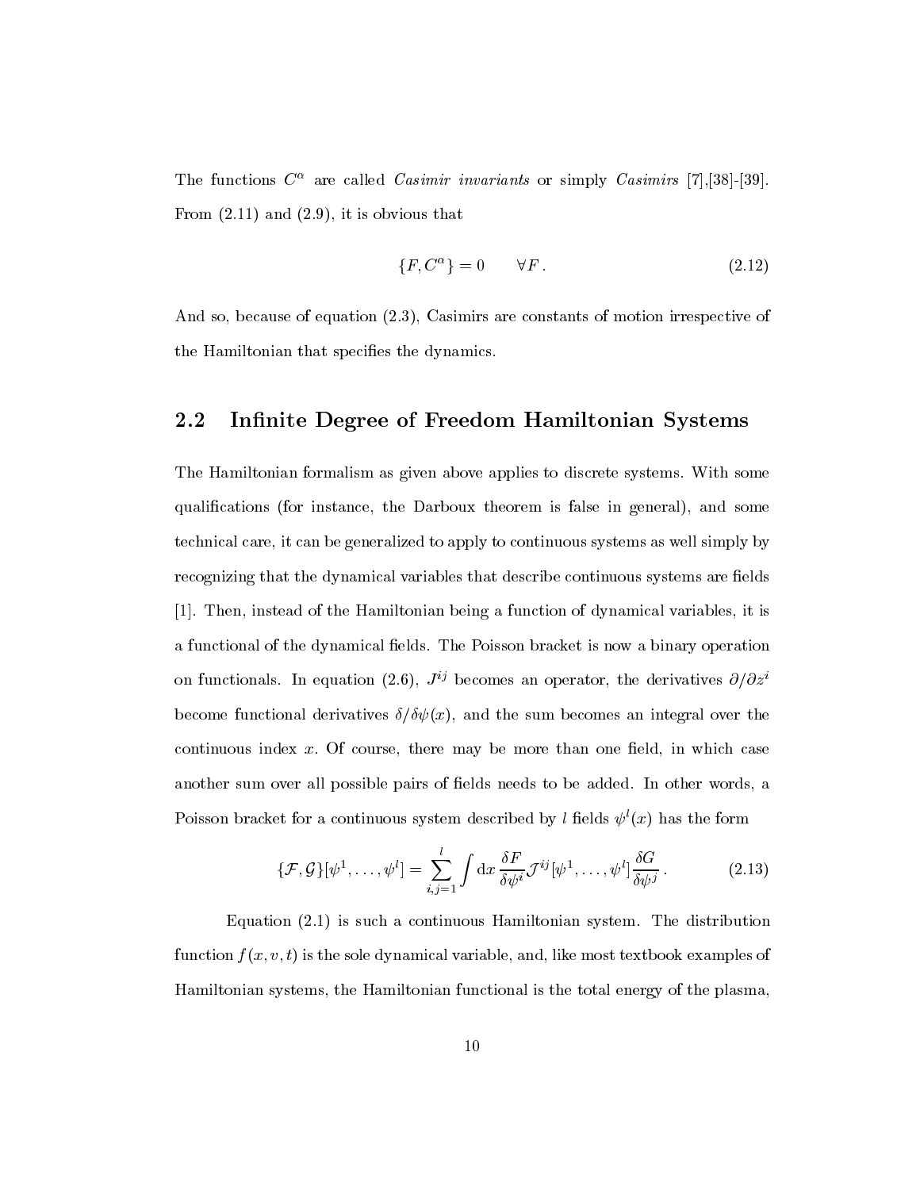The functions $C^\alpha$ are called *Casimir invariants* or simply *Casimirs* [7],[38]-[39]. From (2.11) and (2.9), it is obvious that

$$\{F, C^\alpha\} = 0 \qquad \forall F\,. \tag{2.12}$$

And so, because of equation (2.3), Casimirs are constants of motion irrespective of the Hamiltonian that specifies the dynamics.

## 2.2 Infinite Degree of Freedom Hamiltonian Systems

The Hamiltonian formalism as given above applies to discrete systems. With some qualifications (for instance, the Darboux theorem is false in general), and some technical care, it can be generalized to apply to continuous systems as well simply by recognizing that the dynamical variables that describe continuous systems are fields [1]. Then, instead of the Hamiltonian being a function of dynamical variables, it is a functional of the dynamical fields. The Poisson bracket is now a binary operation on functionals. In equation (2.6), $J^{ij}$ becomes an operator, the derivatives $\partial/\partial z^i$ become functional derivatives $\delta/\delta\psi(x)$, and the sum becomes an integral over the continuous index $x$. Of course, there may be more than one field, in which case another sum over all possible pairs of fields needs to be added. In other words, a Poisson bracket for a continuous system described by $l$ fields $\psi^l(x)$ has the form

$$\{\mathcal{F}, \mathcal{G}\}[\psi^1, \ldots, \psi^l] = \sum_{i,j=1}^{l} \int \mathrm{d}x\, \frac{\delta F}{\delta \psi^i} \mathcal{J}^{ij}[\psi^1, \ldots, \psi^l] \frac{\delta G}{\delta \psi^j}\,. \tag{2.13}$$

Equation (2.1) is such a continuous Hamiltonian system. The distribution function $f(x, v, t)$ is the sole dynamical variable, and, like most textbook examples of Hamiltonian systems, the Hamiltonian functional is the total energy of the plasma,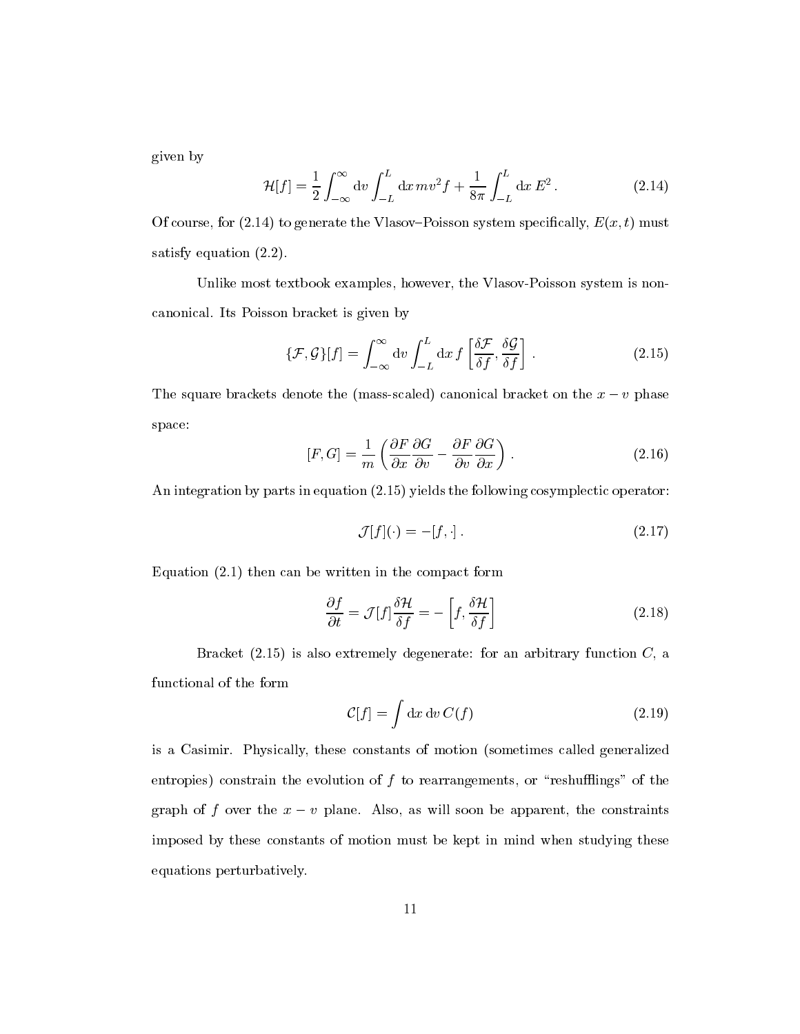given by

$$\mathcal{H}[f] = \frac{1}{2}\int_{-\infty}^{\infty} \mathrm{d}v \int_{-L}^{L} \mathrm{d}x\, m v^2 f + \frac{1}{8\pi}\int_{-L}^{L} \mathrm{d}x\, E^2\,. \tag{2.14}$$

Of course, for (2.14) to generate the Vlasov–Poisson system specifically, $E(x,t)$ must satisfy equation (2.2).

Unlike most textbook examples, however, the Vlasov-Poisson system is non-canonical. Its Poisson bracket is given by

$$\{\mathcal{F},\mathcal{G}\}[f] = \int_{-\infty}^{\infty} \mathrm{d}v \int_{-L}^{L} \mathrm{d}x\, f \left[\frac{\delta \mathcal{F}}{\delta f}, \frac{\delta \mathcal{G}}{\delta f}\right]\,. \tag{2.15}$$

The square brackets denote the (mass-scaled) canonical bracket on the $x-v$ phase space:

$$[F,G] = \frac{1}{m}\left(\frac{\partial F}{\partial x}\frac{\partial G}{\partial v} - \frac{\partial F}{\partial v}\frac{\partial G}{\partial x}\right)\,. \tag{2.16}$$

An integration by parts in equation (2.15) yields the following cosymplectic operator:

$$\mathcal{J}[f](\cdot) = -[f,\cdot]\,. \tag{2.17}$$

Equation (2.1) then can be written in the compact form

$$\frac{\partial f}{\partial t} = \mathcal{J}[f]\frac{\delta \mathcal{H}}{\delta f} = -\left[f, \frac{\delta \mathcal{H}}{\delta f}\right] \tag{2.18}$$

Bracket (2.15) is also extremely degenerate: for an arbitrary function $C$, a functional of the form

$$\mathcal{C}[f] = \int \mathrm{d}x\, \mathrm{d}v\, C(f) \tag{2.19}$$

is a Casimir. Physically, these constants of motion (sometimes called generalized entropies) constrain the evolution of $f$ to rearrangements, or "reshufflings" of the graph of $f$ over the $x-v$ plane. Also, as will soon be apparent, the constraints imposed by these constants of motion must be kept in mind when studying these equations perturbatively.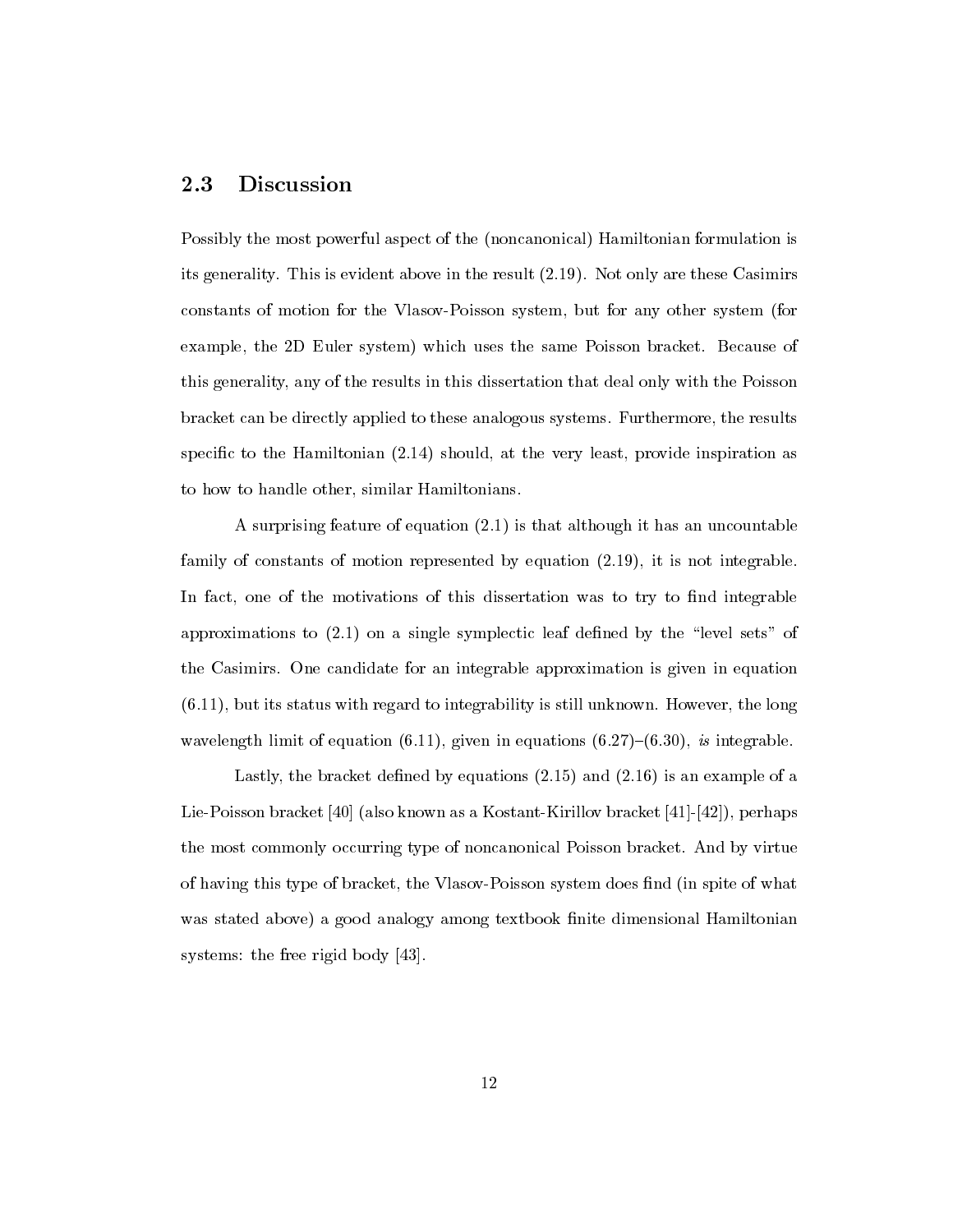## 2.3 Discussion

Possibly the most powerful aspect of the (noncanonical) Hamiltonian formulation is its generality. This is evident above in the result (2.19). Not only are these Casimirs constants of motion for the Vlasov-Poisson system, but for any other system (for example, the 2D Euler system) which uses the same Poisson bracket. Because of this generality, any of the results in this dissertation that deal only with the Poisson bracket can be directly applied to these analogous systems. Furthermore, the results specific to the Hamiltonian (2.14) should, at the very least, provide inspiration as to how to handle other, similar Hamiltonians.

A surprising feature of equation (2.1) is that although it has an uncountable family of constants of motion represented by equation (2.19), it is not integrable. In fact, one of the motivations of this dissertation was to try to find integrable approximations to (2.1) on a single symplectic leaf defined by the "level sets" of the Casimirs. One candidate for an integrable approximation is given in equation (6.11), but its status with regard to integrability is still unknown. However, the long wavelength limit of equation (6.11), given in equations (6.27)–(6.30), *is* integrable.

Lastly, the bracket defined by equations (2.15) and (2.16) is an example of a Lie-Poisson bracket [40] (also known as a Kostant-Kirillov bracket [41]-[42]), perhaps the most commonly occurring type of noncanonical Poisson bracket. And by virtue of having this type of bracket, the Vlasov-Poisson system does find (in spite of what was stated above) a good analogy among textbook finite dimensional Hamiltonian systems: the free rigid body [43].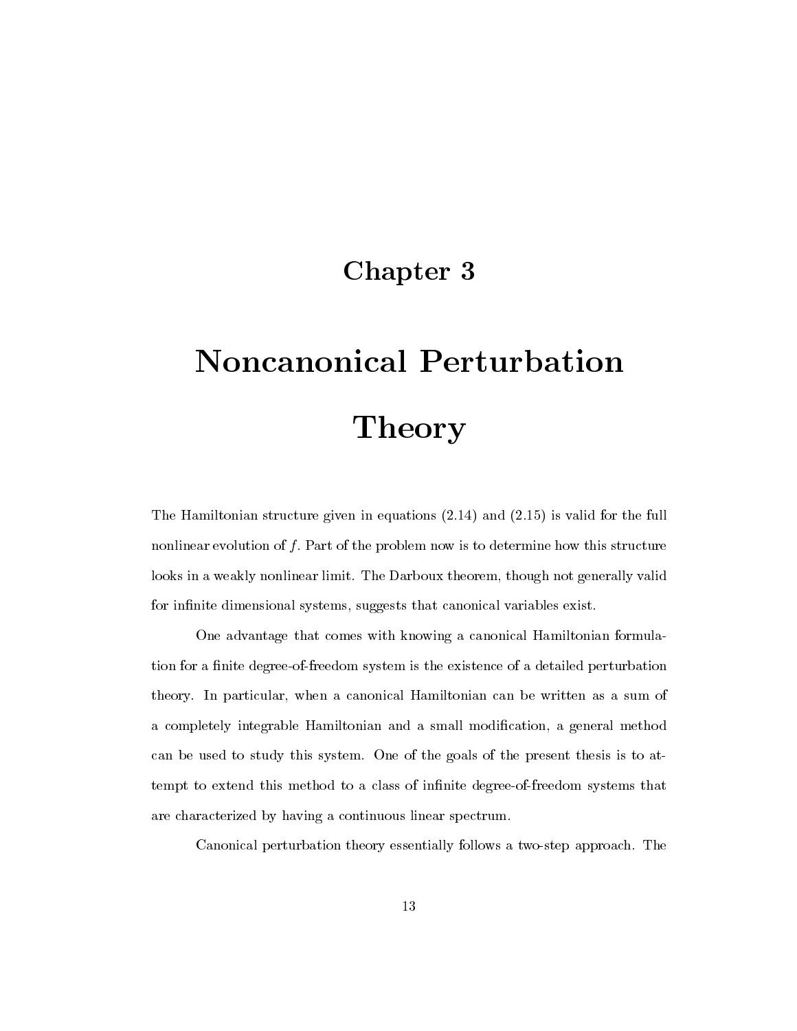# Chapter 3

# Noncanonical Perturbation Theory

The Hamiltonian structure given in equations (2.14) and (2.15) is valid for the full nonlinear evolution of $f$. Part of the problem now is to determine how this structure looks in a weakly nonlinear limit. The Darboux theorem, though not generally valid for infinite dimensional systems, suggests that canonical variables exist.

One advantage that comes with knowing a canonical Hamiltonian formulation for a finite degree-of-freedom system is the existence of a detailed perturbation theory. In particular, when a canonical Hamiltonian can be written as a sum of a completely integrable Hamiltonian and a small modification, a general method can be used to study this system. One of the goals of the present thesis is to attempt to extend this method to a class of infinite degree-of-freedom systems that are characterized by having a continuous linear spectrum.

Canonical perturbation theory essentially follows a two-step approach. The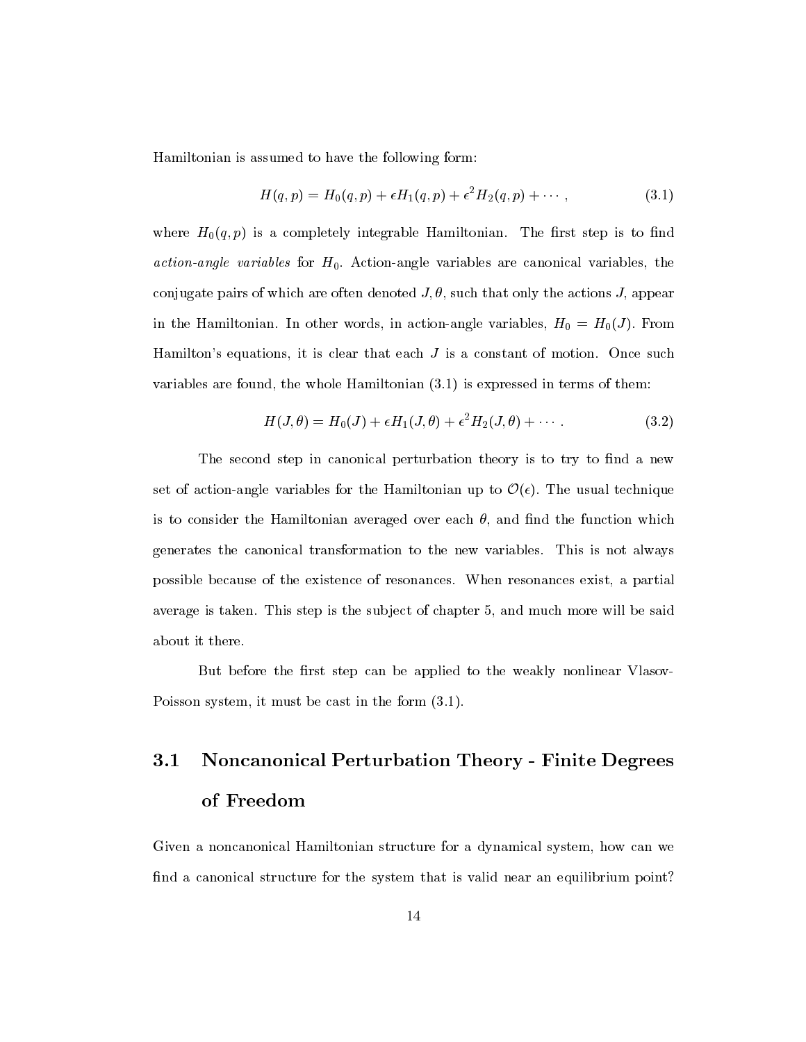Hamiltonian is assumed to have the following form:

$$H(q,p) = H_0(q,p) + \epsilon H_1(q,p) + \epsilon^2 H_2(q,p) + \cdots \,, \tag{3.1}$$

where $H_0(q,p)$ is a completely integrable Hamiltonian. The first step is to find *action-angle variables* for $H_0$. Action-angle variables are canonical variables, the conjugate pairs of which are often denoted $J, \theta$, such that only the actions $J$, appear in the Hamiltonian. In other words, in action-angle variables, $H_0 = H_0(J)$. From Hamilton's equations, it is clear that each $J$ is a constant of motion. Once such variables are found, the whole Hamiltonian (3.1) is expressed in terms of them:

$$H(J,\theta) = H_0(J) + \epsilon H_1(J,\theta) + \epsilon^2 H_2(J,\theta) + \cdots \,. \tag{3.2}$$

The second step in canonical perturbation theory is to try to find a new set of action-angle variables for the Hamiltonian up to $\mathcal{O}(\epsilon)$. The usual technique is to consider the Hamiltonian averaged over each $\theta$, and find the function which generates the canonical transformation to the new variables. This is not always possible because of the existence of resonances. When resonances exist, a partial average is taken. This step is the subject of chapter 5, and much more will be said about it there.

But before the first step can be applied to the weakly nonlinear Vlasov-Poisson system, it must be cast in the form (3.1).

## 3.1 Noncanonical Perturbation Theory - Finite Degrees of Freedom

Given a noncanonical Hamiltonian structure for a dynamical system, how can we find a canonical structure for the system that is valid near an equilibrium point?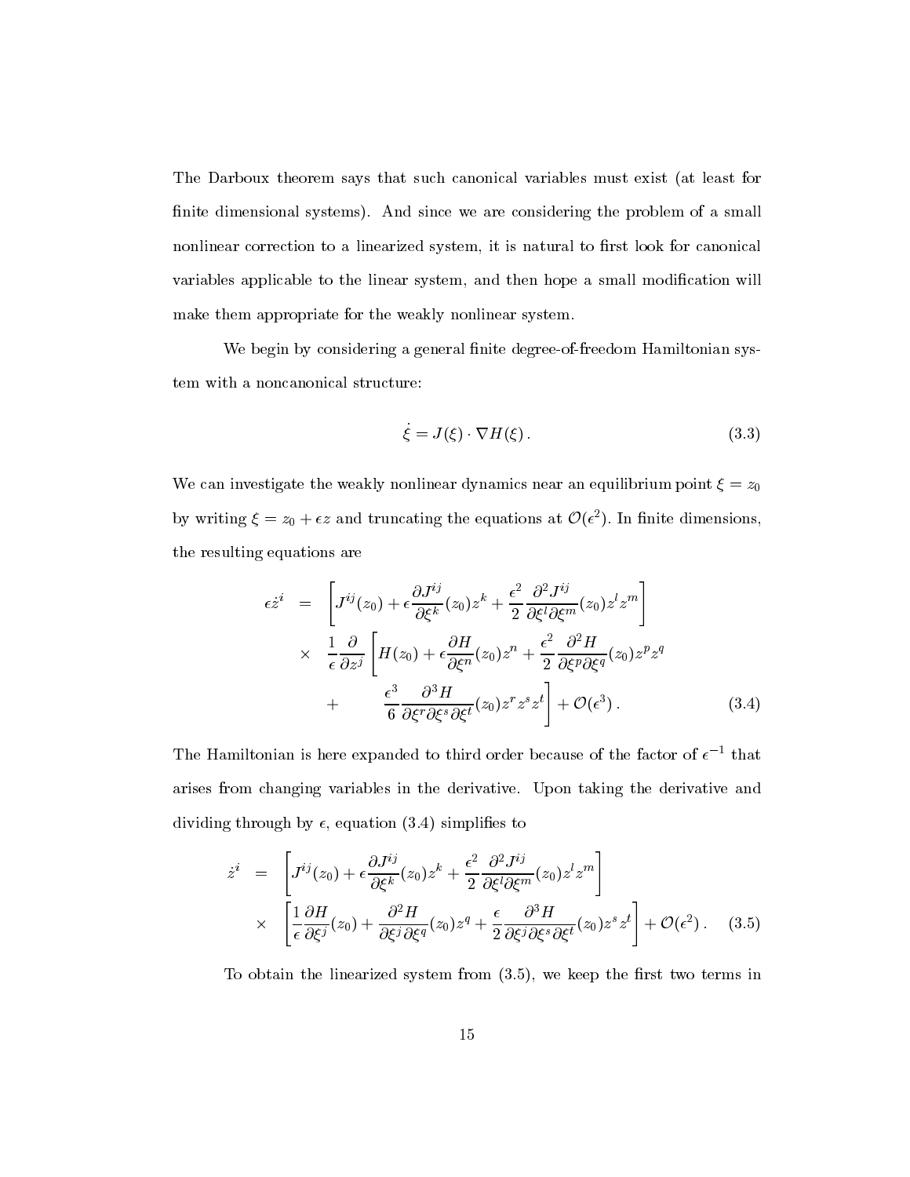The Darboux theorem says that such canonical variables must exist (at least for finite dimensional systems). And since we are considering the problem of a small nonlinear correction to a linearized system, it is natural to first look for canonical variables applicable to the linear system, and then hope a small modification will make them appropriate for the weakly nonlinear system.

We begin by considering a general finite degree-of-freedom Hamiltonian system with a noncanonical structure:

$$\dot{\xi} = J(\xi) \cdot \nabla H(\xi) \,. \tag{3.3}$$

We can investigate the weakly nonlinear dynamics near an equilibrium point $\xi = z_0$ by writing $\xi = z_0 + \epsilon z$ and truncating the equations at $\mathcal{O}(\epsilon^2)$. In finite dimensions, the resulting equations are

$$\begin{aligned}
\epsilon \dot{z}^i &= \left[ J^{ij}(z_0) + \epsilon \frac{\partial J^{ij}}{\partial \xi^k}(z_0) z^k + \frac{\epsilon^2}{2} \frac{\partial^2 J^{ij}}{\partial \xi^l \partial \xi^m}(z_0) z^l z^m \right] \\
&\times \quad \frac{1}{\epsilon} \frac{\partial}{\partial z^j} \left[ H(z_0) + \epsilon \frac{\partial H}{\partial \xi^n}(z_0) z^n + \frac{\epsilon^2}{2} \frac{\partial^2 H}{\partial \xi^p \partial \xi^q}(z_0) z^p z^q \right. \\
&+ \qquad \left. \frac{\epsilon^3}{6} \frac{\partial^3 H}{\partial \xi^r \partial \xi^s \partial \xi^t}(z_0) z^r z^s z^t \right] + \mathcal{O}(\epsilon^3) \,.
\end{aligned} \tag{3.4}$$

The Hamiltonian is here expanded to third order because of the factor of $\epsilon^{-1}$ that arises from changing variables in the derivative. Upon taking the derivative and dividing through by $\epsilon$, equation (3.4) simplifies to

$$\begin{aligned}
\dot{z}^i &= \left[ J^{ij}(z_0) + \epsilon \frac{\partial J^{ij}}{\partial \xi^k}(z_0) z^k + \frac{\epsilon^2}{2} \frac{\partial^2 J^{ij}}{\partial \xi^l \partial \xi^m}(z_0) z^l z^m \right] \\
&\times \quad \left[ \frac{1}{\epsilon} \frac{\partial H}{\partial \xi^j}(z_0) + \frac{\partial^2 H}{\partial \xi^j \partial \xi^q}(z_0) z^q + \frac{\epsilon}{2} \frac{\partial^3 H}{\partial \xi^j \partial \xi^s \partial \xi^t}(z_0) z^s z^t \right] + \mathcal{O}(\epsilon^2) \,.
\end{aligned} \tag{3.5}$$

To obtain the linearized system from (3.5), we keep the first two terms in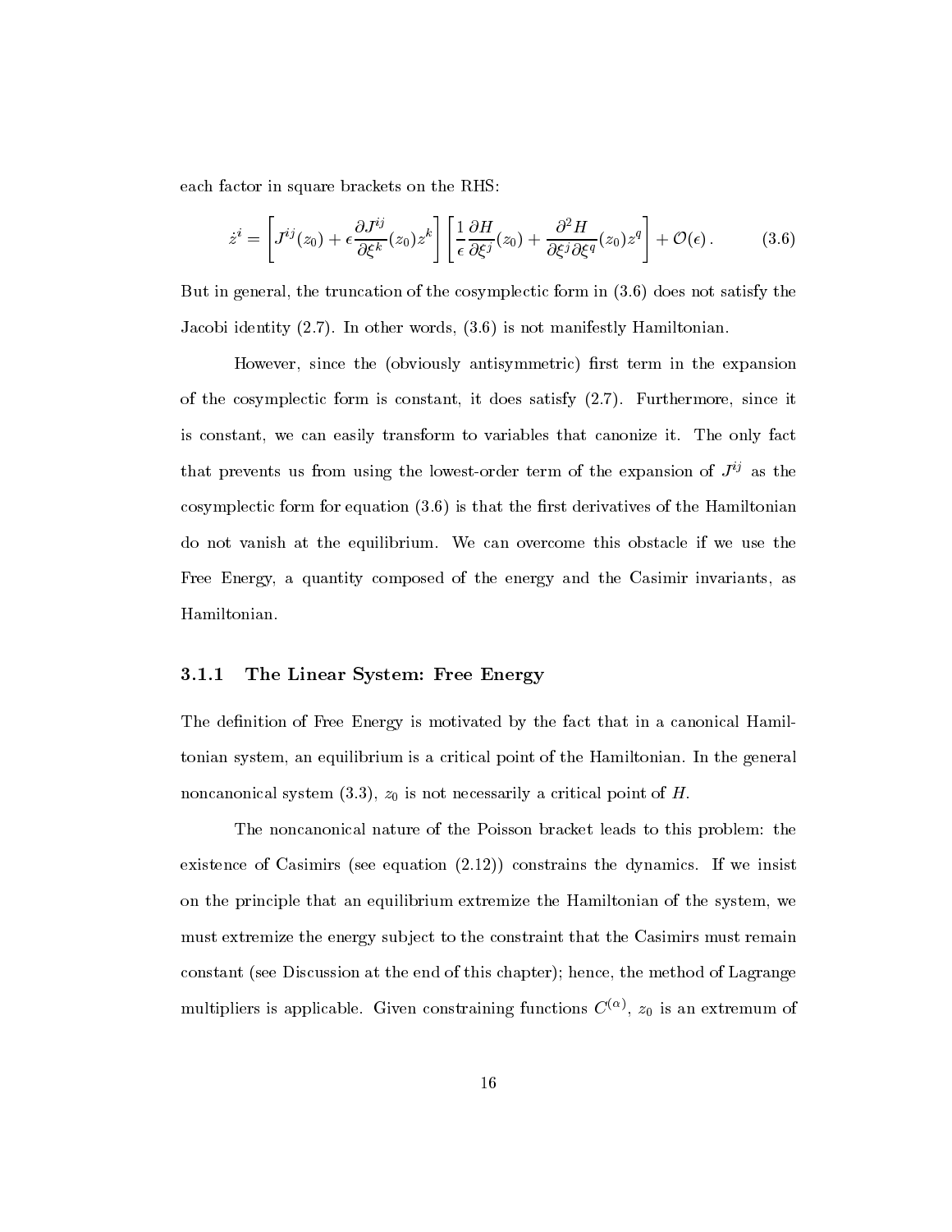each factor in square brackets on the RHS:

$$\dot{z}^i = \left[ J^{ij}(z_0) + \epsilon \frac{\partial J^{ij}}{\partial \xi^k}(z_0) z^k \right] \left[ \frac{1}{\epsilon} \frac{\partial H}{\partial \xi^j}(z_0) + \frac{\partial^2 H}{\partial \xi^j \partial \xi^q}(z_0) z^q \right] + \mathcal{O}(\epsilon) . \tag{3.6}$$

But in general, the truncation of the cosymplectic form in (3.6) does not satisfy the Jacobi identity (2.7). In other words, (3.6) is not manifestly Hamiltonian.

However, since the (obviously antisymmetric) first term in the expansion of the cosymplectic form is constant, it does satisfy (2.7). Furthermore, since it is constant, we can easily transform to variables that canonize it. The only fact that prevents us from using the lowest-order term of the expansion of $J^{ij}$ as the cosymplectic form for equation (3.6) is that the first derivatives of the Hamiltonian do not vanish at the equilibrium. We can overcome this obstacle if we use the Free Energy, a quantity composed of the energy and the Casimir invariants, as Hamiltonian.

### 3.1.1 The Linear System: Free Energy

The definition of Free Energy is motivated by the fact that in a canonical Hamiltonian system, an equilibrium is a critical point of the Hamiltonian. In the general noncanonical system (3.3), $z_0$ is not necessarily a critical point of $H$.

The noncanonical nature of the Poisson bracket leads to this problem: the existence of Casimirs (see equation (2.12)) constrains the dynamics. If we insist on the principle that an equilibrium extremize the Hamiltonian of the system, we must extremize the energy subject to the constraint that the Casimirs must remain constant (see Discussion at the end of this chapter); hence, the method of Lagrange multipliers is applicable. Given constraining functions $C^{(\alpha)}$, $z_0$ is an extremum of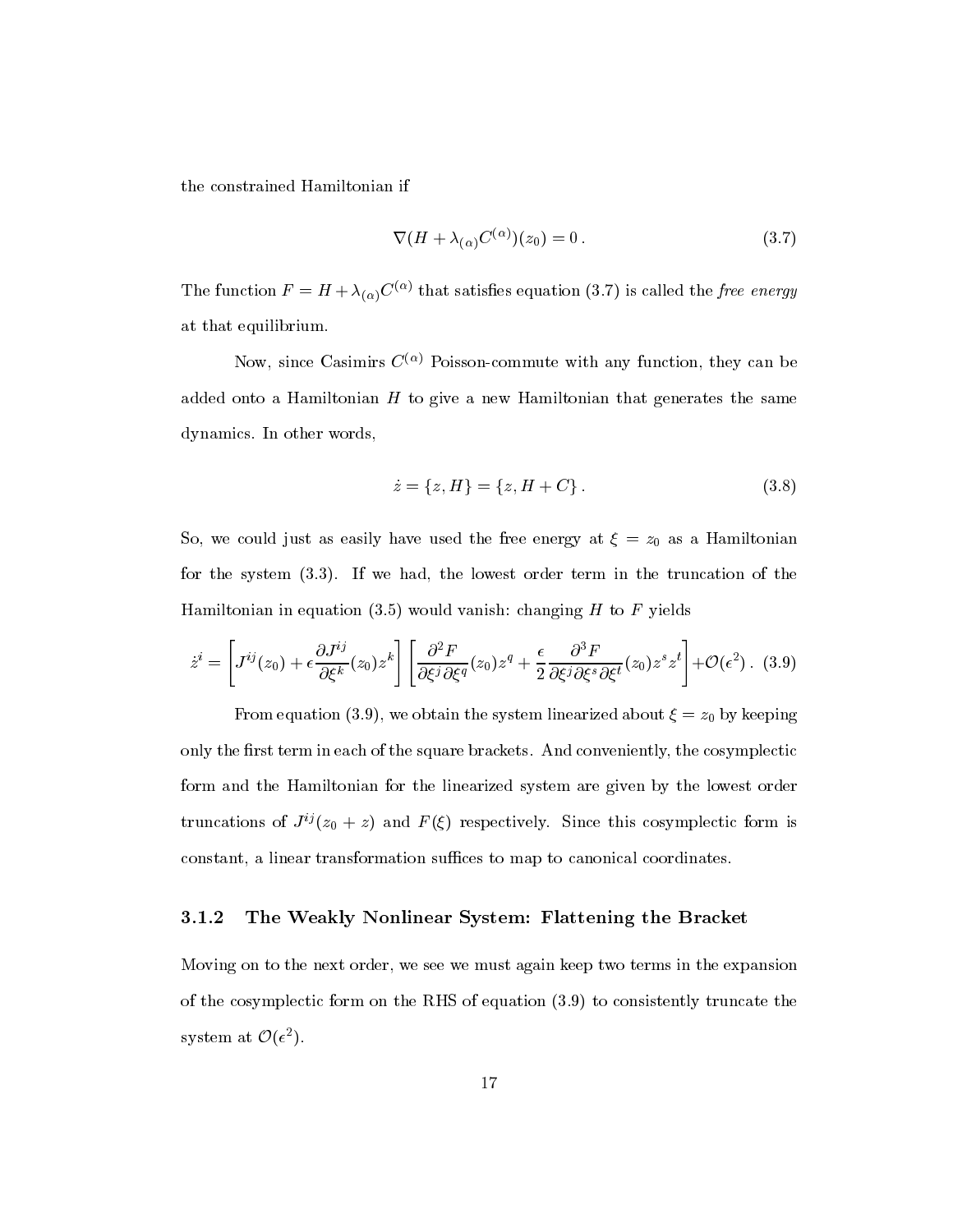the constrained Hamiltonian if

$$\nabla(H + \lambda_{(\alpha)} C^{(\alpha)})(z_0) = 0\,. \tag{3.7}$$

The function $F = H + \lambda_{(\alpha)} C^{(\alpha)}$ that satisfies equation (3.7) is called the *free energy* at that equilibrium.

Now, since Casimirs $C^{(\alpha)}$ Poisson-commute with any function, they can be added onto a Hamiltonian $H$ to give a new Hamiltonian that generates the same dynamics. In other words,

$$\dot{z} = \{z, H\} = \{z, H + C\}\,. \tag{3.8}$$

So, we could just as easily have used the free energy at $\xi = z_0$ as a Hamiltonian for the system (3.3). If we had, the lowest order term in the truncation of the Hamiltonian in equation (3.5) would vanish: changing $H$ to $F$ yields

$$\dot{z}^i = \left[ J^{ij}(z_0) + \epsilon \frac{\partial J^{ij}}{\partial \xi^k}(z_0) z^k \right] \left[ \frac{\partial^2 F}{\partial \xi^j \partial \xi^q}(z_0) z^q + \frac{\epsilon}{2} \frac{\partial^3 F}{\partial \xi^j \partial \xi^s \partial \xi^t}(z_0) z^s z^t \right] + \mathcal{O}(\epsilon^2)\,. \tag{3.9}$$

From equation (3.9), we obtain the system linearized about $\xi = z_0$ by keeping only the first term in each of the square brackets. And conveniently, the cosymplectic form and the Hamiltonian for the linearized system are given by the lowest order truncations of $J^{ij}(z_0 + z)$ and $F(\xi)$ respectively. Since this cosymplectic form is constant, a linear transformation suffices to map to canonical coordinates.

### 3.1.2 The Weakly Nonlinear System: Flattening the Bracket

Moving on to the next order, we see we must again keep two terms in the expansion of the cosymplectic form on the RHS of equation (3.9) to consistently truncate the system at $\mathcal{O}(\epsilon^2)$.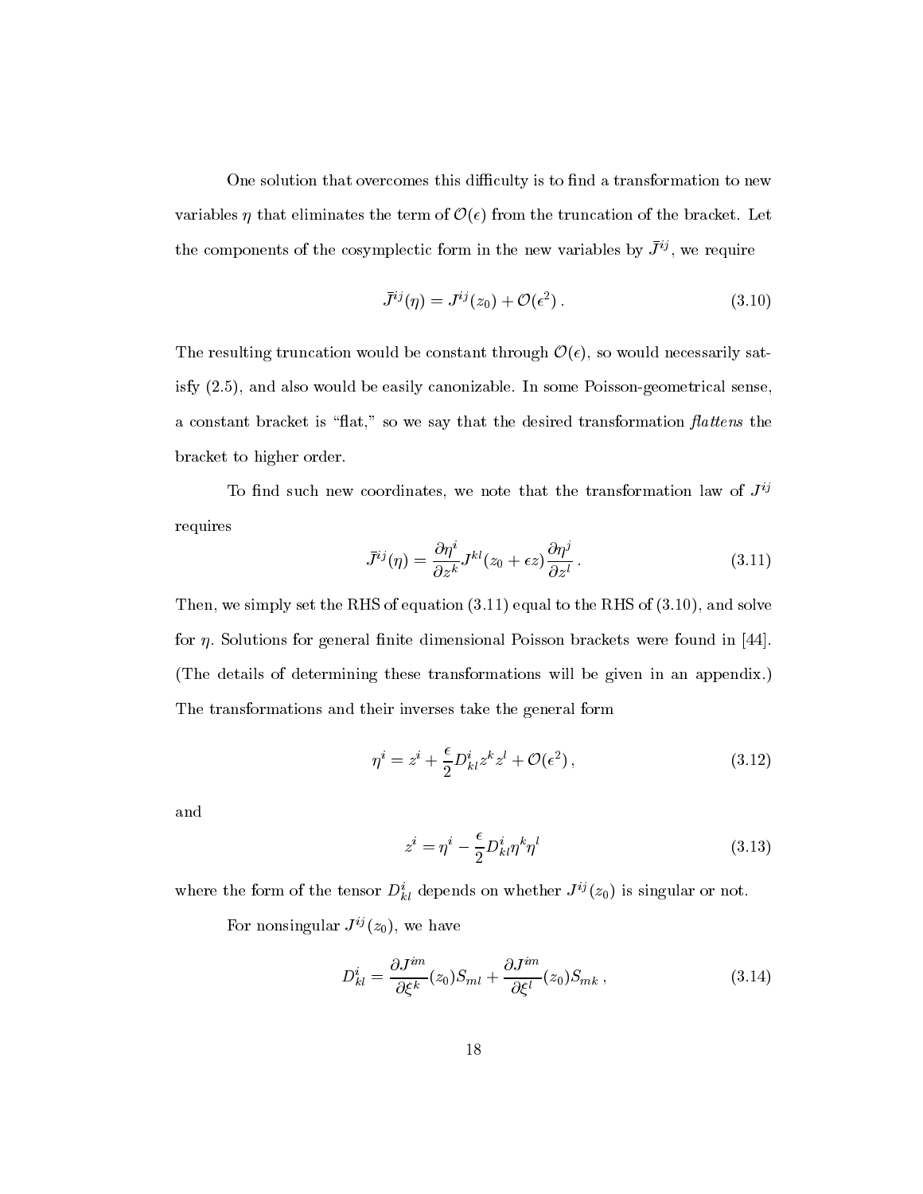One solution that overcomes this difficulty is to find a transformation to new variables $\eta$ that eliminates the term of $\mathcal{O}(\epsilon)$ from the truncation of the bracket. Let the components of the cosymplectic form in the new variables by $\bar{J}^{ij}$, we require

$$\bar{J}^{ij}(\eta) = J^{ij}(z_0) + \mathcal{O}(\epsilon^2)\,. \tag{3.10}$$

The resulting truncation would be constant through $\mathcal{O}(\epsilon)$, so would necessarily satisfy (2.5), and also would be easily canonizable. In some Poisson-geometrical sense, a constant bracket is "flat," so we say that the desired transformation *flattens* the bracket to higher order.

To find such new coordinates, we note that the transformation law of $J^{ij}$ requires

$$\bar{J}^{ij}(\eta) = \frac{\partial \eta^i}{\partial z^k} J^{kl}(z_0 + \epsilon z) \frac{\partial \eta^j}{\partial z^l}\,. \tag{3.11}$$

Then, we simply set the RHS of equation (3.11) equal to the RHS of (3.10), and solve for $\eta$. Solutions for general finite dimensional Poisson brackets were found in [44]. (The details of determining these transformations will be given in an appendix.) The transformations and their inverses take the general form

$$\eta^i = z^i + \frac{\epsilon}{2} D^i_{kl} z^k z^l + \mathcal{O}(\epsilon^2)\,, \tag{3.12}$$

and

$$z^i = \eta^i - \frac{\epsilon}{2} D^i_{kl} \eta^k \eta^l \tag{3.13}$$

where the form of the tensor $D^i_{kl}$ depends on whether $J^{ij}(z_0)$ is singular or not.

For nonsingular $J^{ij}(z_0)$, we have

$$D^i_{kl} = \frac{\partial J^{im}}{\partial \xi^k}(z_0) S_{ml} + \frac{\partial J^{im}}{\partial \xi^l}(z_0) S_{mk}\,, \tag{3.14}$$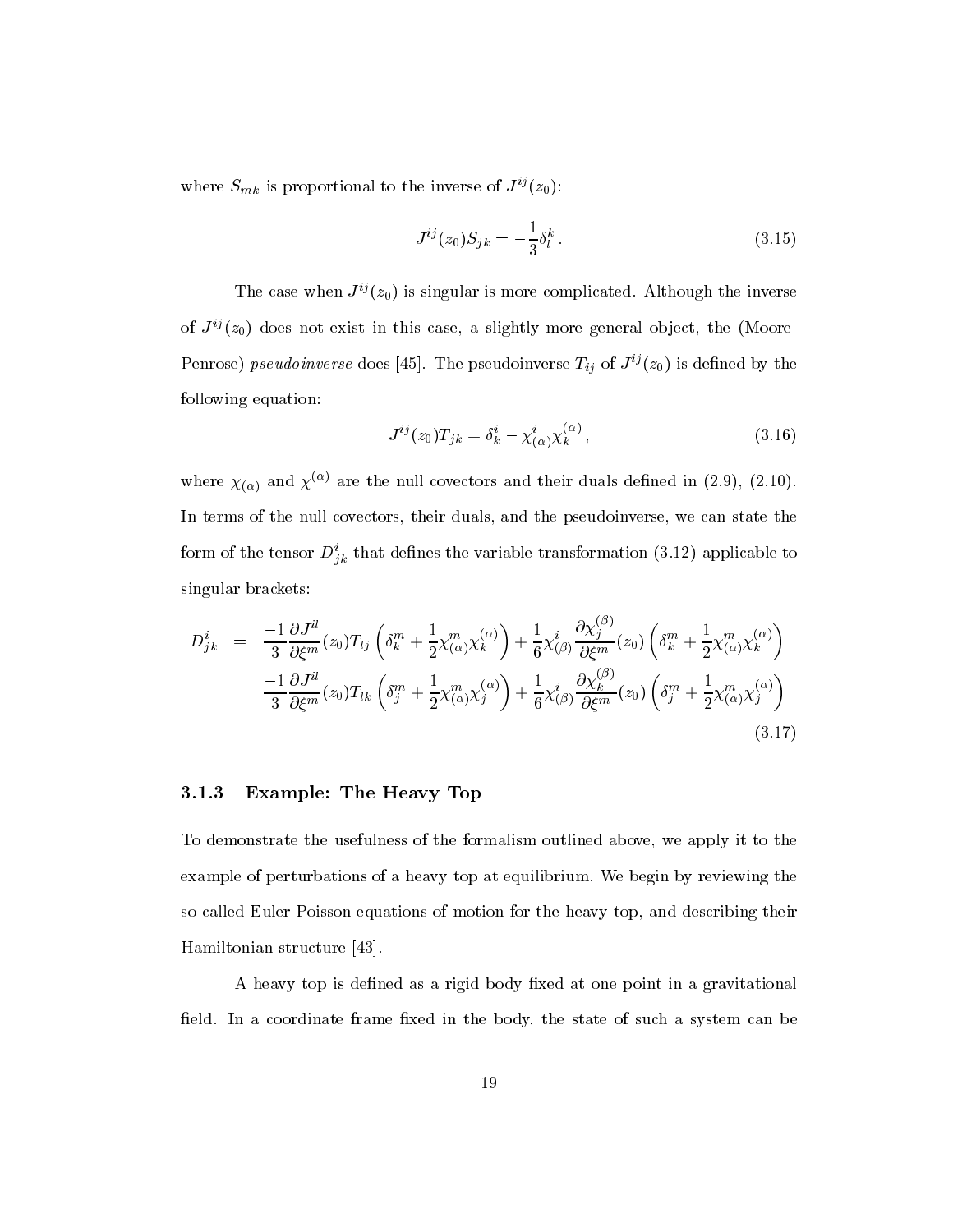where $S_{mk}$ is proportional to the inverse of $J^{ij}(z_0)$:

$$J^{ij}(z_0)S_{jk} = -\frac{1}{3}\delta_l^k \, . \tag{3.15}$$

The case when $J^{ij}(z_0)$ is singular is more complicated. Although the inverse of $J^{ij}(z_0)$ does not exist in this case, a slightly more general object, the (Moore-Penrose) *pseudoinverse* does [45]. The pseudoinverse $T_{ij}$ of $J^{ij}(z_0)$ is defined by the following equation:

$$J^{ij}(z_0)T_{jk} = \delta_k^i - \chi^i_{(\alpha)}\chi_k^{(\alpha)} \, , \tag{3.16}$$

where $\chi_{(\alpha)}$ and $\chi^{(\alpha)}$ are the null covectors and their duals defined in (2.9), (2.10). In terms of the null covectors, their duals, and the pseudoinverse, we can state the form of the tensor $D^i_{jk}$ that defines the variable transformation (3.12) applicable to singular brackets:

$$\begin{aligned}
D^i_{jk} \;=\; & \frac{-1}{3}\frac{\partial J^{il}}{\partial \xi^m}(z_0)T_{lj}\left(\delta_k^m + \frac{1}{2}\chi^m_{(\alpha)}\chi_k^{(\alpha)}\right) + \frac{1}{6}\chi^i_{(\beta)}\frac{\partial \chi_j^{(\beta)}}{\partial \xi^m}(z_0)\left(\delta_k^m + \frac{1}{2}\chi^m_{(\alpha)}\chi_k^{(\alpha)}\right) \\
& \frac{-1}{3}\frac{\partial J^{il}}{\partial \xi^m}(z_0)T_{lk}\left(\delta_j^m + \frac{1}{2}\chi^m_{(\alpha)}\chi_j^{(\alpha)}\right) + \frac{1}{6}\chi^i_{(\beta)}\frac{\partial \chi_k^{(\beta)}}{\partial \xi^m}(z_0)\left(\delta_j^m + \frac{1}{2}\chi^m_{(\alpha)}\chi_j^{(\alpha)}\right)
\end{aligned} \tag{3.17}$$

### 3.1.3 Example: The Heavy Top

To demonstrate the usefulness of the formalism outlined above, we apply it to the example of perturbations of a heavy top at equilibrium. We begin by reviewing the so-called Euler-Poisson equations of motion for the heavy top, and describing their Hamiltonian structure [43].

A heavy top is defined as a rigid body fixed at one point in a gravitational field. In a coordinate frame fixed in the body, the state of such a system can be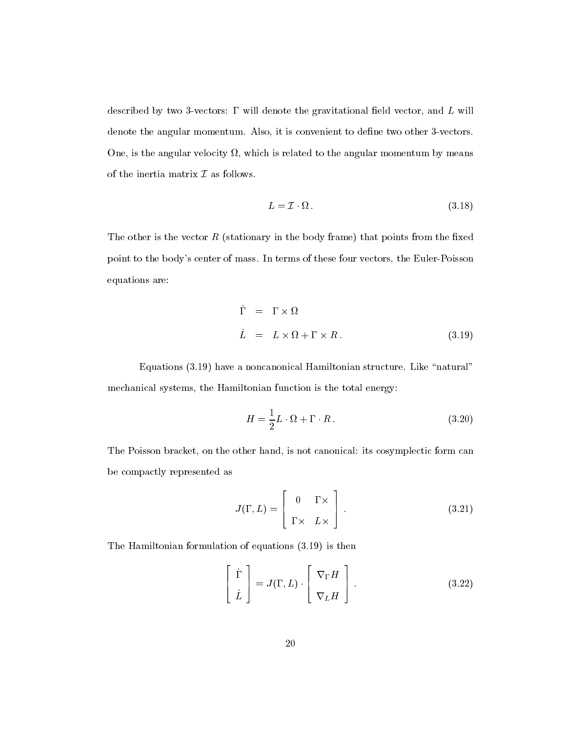described by two 3-vectors: $\Gamma$ will denote the gravitational field vector, and $L$ will denote the angular momentum. Also, it is convenient to define two other 3-vectors. One, is the angular velocity $\Omega$, which is related to the angular momentum by means of the inertia matrix $\mathcal{I}$ as follows.

$$L = \mathcal{I} \cdot \Omega \,. \tag{3.18}$$

The other is the vector $R$ (stationary in the body frame) that points from the fixed point to the body's center of mass. In terms of these four vectors, the Euler-Poisson equations are:

$$\begin{aligned} \dot{\Gamma} &= \Gamma \times \Omega \\ \dot{L} &= L \times \Omega + \Gamma \times R \,. \end{aligned} \tag{3.19}$$

Equations (3.19) have a noncanonical Hamiltonian structure. Like "natural" mechanical systems, the Hamiltonian function is the total energy:

$$H = \frac{1}{2} L \cdot \Omega + \Gamma \cdot R \,. \tag{3.20}$$

The Poisson bracket, on the other hand, is not canonical: its cosymplectic form can be compactly represented as

$$J(\Gamma, L) = \begin{bmatrix} 0 & \Gamma\times \\ \Gamma\times & L\times \end{bmatrix} . \tag{3.21}$$

The Hamiltonian formulation of equations (3.19) is then

$$\begin{bmatrix} \dot{\Gamma} \\ \dot{L} \end{bmatrix} = J(\Gamma, L) \cdot \begin{bmatrix} \nabla_\Gamma H \\ \nabla_L H \end{bmatrix} . \tag{3.22}$$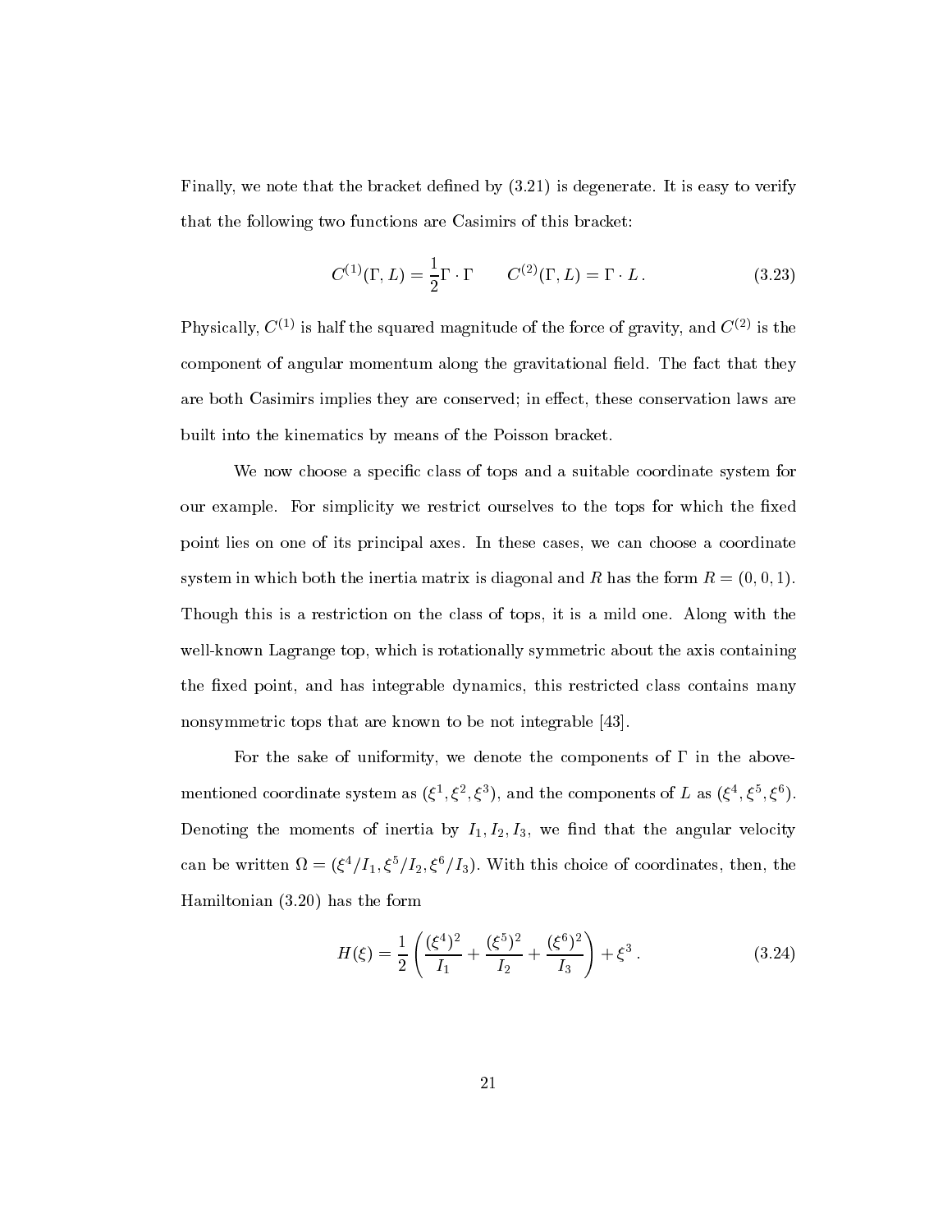Finally, we note that the bracket defined by (3.21) is degenerate. It is easy to verify that the following two functions are Casimirs of this bracket:

$$C^{(1)}(\Gamma, L) = \frac{1}{2}\Gamma \cdot \Gamma \qquad C^{(2)}(\Gamma, L) = \Gamma \cdot L \,. \tag{3.23}$$

Physically, $C^{(1)}$ is half the squared magnitude of the force of gravity, and $C^{(2)}$ is the component of angular momentum along the gravitational field. The fact that they are both Casimirs implies they are conserved; in effect, these conservation laws are built into the kinematics by means of the Poisson bracket.

We now choose a specific class of tops and a suitable coordinate system for our example. For simplicity we restrict ourselves to the tops for which the fixed point lies on one of its principal axes. In these cases, we can choose a coordinate system in which both the inertia matrix is diagonal and $R$ has the form $R = (0, 0, 1)$. Though this is a restriction on the class of tops, it is a mild one. Along with the well-known Lagrange top, which is rotationally symmetric about the axis containing the fixed point, and has integrable dynamics, this restricted class contains many nonsymmetric tops that are known to be not integrable [43].

For the sake of uniformity, we denote the components of $\Gamma$ in the above-mentioned coordinate system as $(\xi^1, \xi^2, \xi^3)$, and the components of $L$ as $(\xi^4, \xi^5, \xi^6)$. Denoting the moments of inertia by $I_1, I_2, I_3$, we find that the angular velocity can be written $\Omega = (\xi^4/I_1, \xi^5/I_2, \xi^6/I_3)$. With this choice of coordinates, then, the Hamiltonian (3.20) has the form

$$H(\xi) = \frac{1}{2}\left(\frac{(\xi^4)^2}{I_1} + \frac{(\xi^5)^2}{I_2} + \frac{(\xi^6)^2}{I_3}\right) + \xi^3 \,. \tag{3.24}$$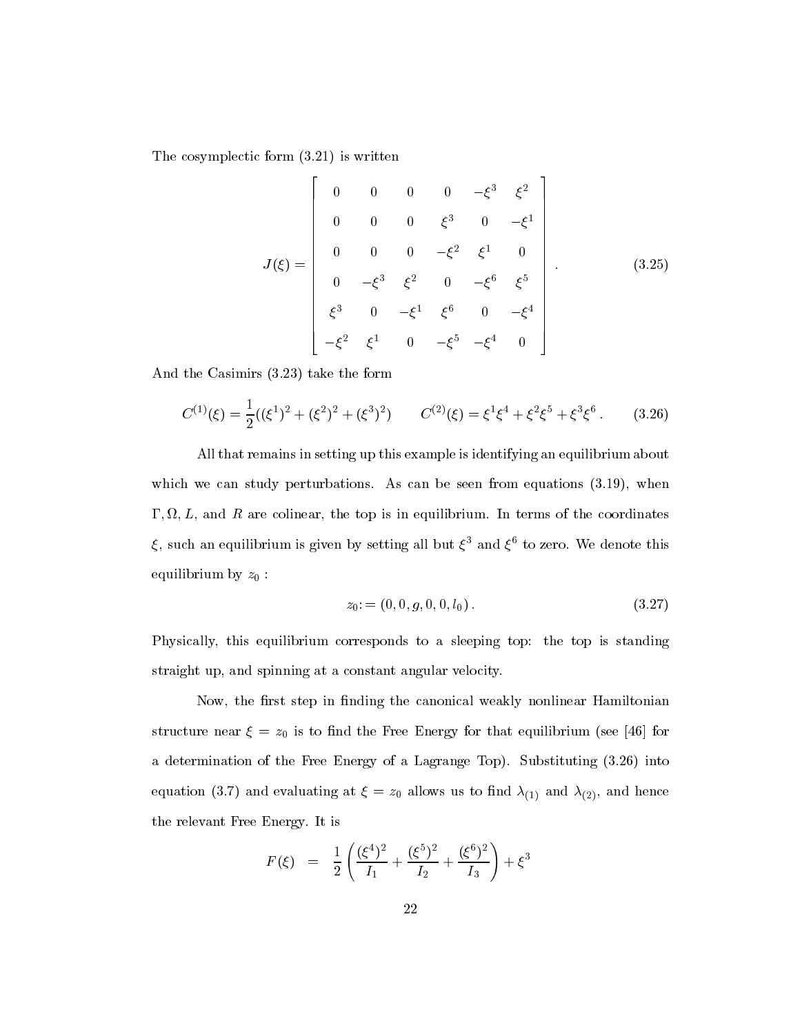The cosymplectic form (3.21) is written

$$
J(\xi) = \begin{bmatrix}
0 & 0 & 0 & 0 & -\xi^3 & \xi^2 \\
0 & 0 & 0 & \xi^3 & 0 & -\xi^1 \\
0 & 0 & 0 & -\xi^2 & \xi^1 & 0 \\
0 & -\xi^3 & \xi^2 & 0 & -\xi^6 & \xi^5 \\
\xi^3 & 0 & -\xi^1 & \xi^6 & 0 & -\xi^4 \\
-\xi^2 & \xi^1 & 0 & -\xi^5 & -\xi^4 & 0
\end{bmatrix} . \tag{3.25}
$$

And the Casimirs (3.23) take the form

$$
C^{(1)}(\xi) = \frac{1}{2}((\xi^1)^2 + (\xi^2)^2 + (\xi^3)^2) \qquad C^{(2)}(\xi) = \xi^1\xi^4 + \xi^2\xi^5 + \xi^3\xi^6 \, . \tag{3.26}
$$

All that remains in setting up this example is identifying an equilibrium about which we can study perturbations. As can be seen from equations (3.19), when $\Gamma, \Omega, L$, and $R$ are colinear, the top is in equilibrium. In terms of the coordinates $\xi$, such an equilibrium is given by setting all but $\xi^3$ and $\xi^6$ to zero. We denote this equilibrium by $z_0$ :

$$
z_0 := (0, 0, g, 0, 0, l_0) \, . \tag{3.27}
$$

Physically, this equilibrium corresponds to a sleeping top: the top is standing straight up, and spinning at a constant angular velocity.

Now, the first step in finding the canonical weakly nonlinear Hamiltonian structure near $\xi = z_0$ is to find the Free Energy for that equilibrium (see [46] for a determination of the Free Energy of a Lagrange Top). Substituting (3.26) into equation (3.7) and evaluating at $\xi = z_0$ allows us to find $\lambda_{(1)}$ and $\lambda_{(2)}$, and hence the relevant Free Energy. It is

$$
F(\xi) \;\; = \;\; \frac{1}{2}\left(\frac{(\xi^4)^2}{I_1} + \frac{(\xi^5)^2}{I_2} + \frac{(\xi^6)^2}{I_3}\right) + \xi^3
$$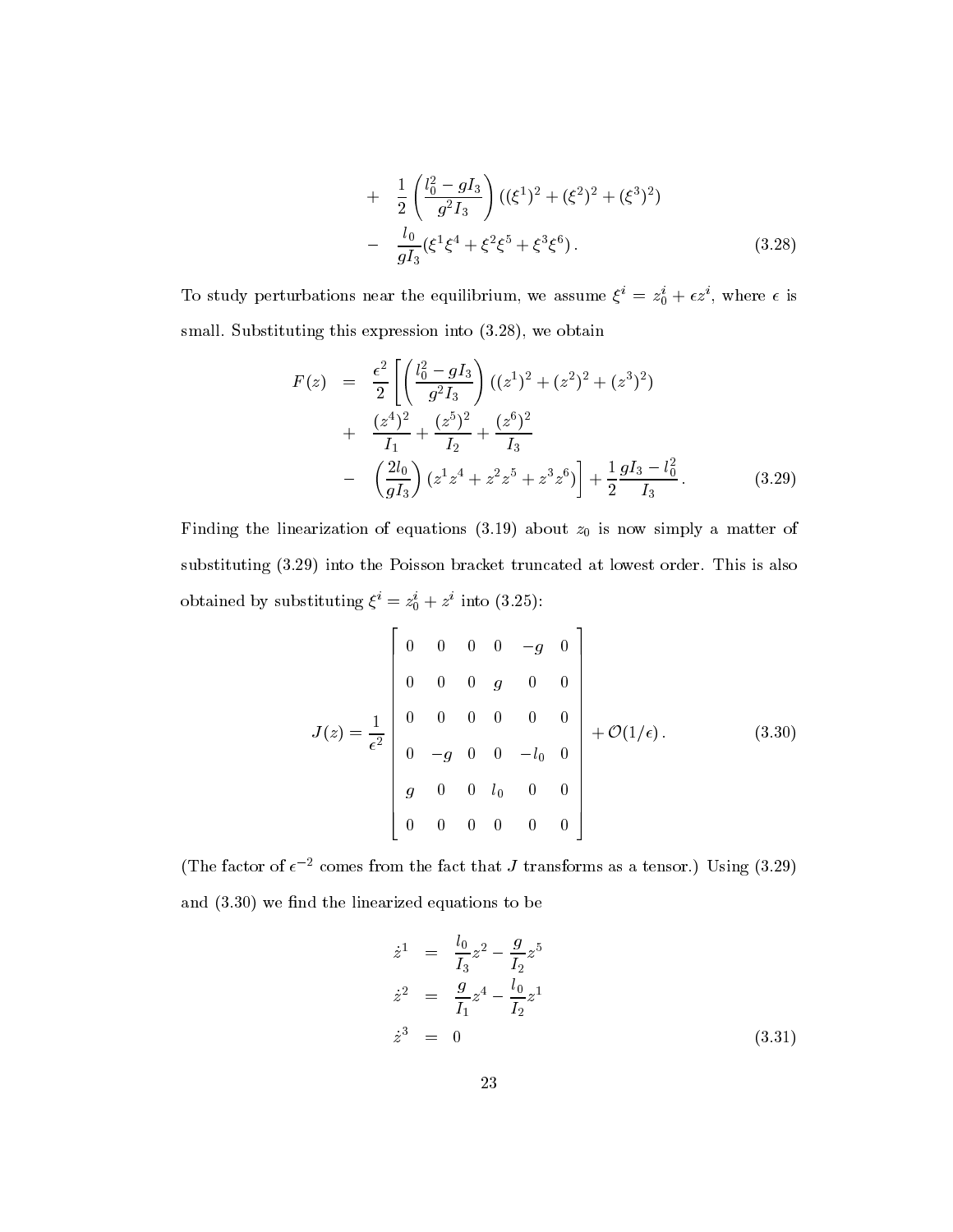$$
\begin{aligned}
&+ \quad \frac{1}{2}\left(\frac{l_0^2 - gI_3}{g^2 I_3}\right)((\xi^1)^2 + (\xi^2)^2 + (\xi^3)^2) \\
&- \quad \frac{l_0}{gI_3}(\xi^1\xi^4 + \xi^2\xi^5 + \xi^3\xi^6)\,. 
\end{aligned} \tag{3.28}
$$

To study perturbations near the equilibrium, we assume $\xi^i = z_0^i + \epsilon z^i$, where $\epsilon$ is small. Substituting this expression into (3.28), we obtain

$$
\begin{aligned}
F(z) &= \frac{\epsilon^2}{2}\left[\left(\frac{l_0^2 - gI_3}{g^2 I_3}\right)((z^1)^2 + (z^2)^2 + (z^3)^2)\right. \\
&+ \quad \frac{(z^4)^2}{I_1} + \frac{(z^5)^2}{I_2} + \frac{(z^6)^2}{I_3} \\
&- \quad \left.\left(\frac{2l_0}{gI_3}\right)(z^1 z^4 + z^2 z^5 + z^3 z^6)\right] + \frac{1}{2}\frac{gI_3 - l_0^2}{I_3}\,.
\end{aligned} \tag{3.29}
$$

Finding the linearization of equations (3.19) about $z_0$ is now simply a matter of substituting (3.29) into the Poisson bracket truncated at lowest order. This is also obtained by substituting $\xi^i = z_0^i + z^i$ into (3.25):

$$
J(z) = \frac{1}{\epsilon^2}\begin{bmatrix}
0 & 0 & 0 & 0 & -g & 0 \\
0 & 0 & 0 & g & 0 & 0 \\
0 & 0 & 0 & 0 & 0 & 0 \\
0 & -g & 0 & 0 & -l_0 & 0 \\
g & 0 & 0 & l_0 & 0 & 0 \\
0 & 0 & 0 & 0 & 0 & 0
\end{bmatrix} + \mathcal{O}(1/\epsilon)\,. \tag{3.30}
$$

(The factor of $\epsilon^{-2}$ comes from the fact that $J$ transforms as a tensor.) Using (3.29) and (3.30) we find the linearized equations to be

$$
\begin{aligned}
\dot{z}^1 &= \frac{l_0}{I_3}z^2 - \frac{g}{I_2}z^5 \\
\dot{z}^2 &= \frac{g}{I_1}z^4 - \frac{l_0}{I_2}z^1 \\
\dot{z}^3 &= 0
\end{aligned} \tag{3.31}
$$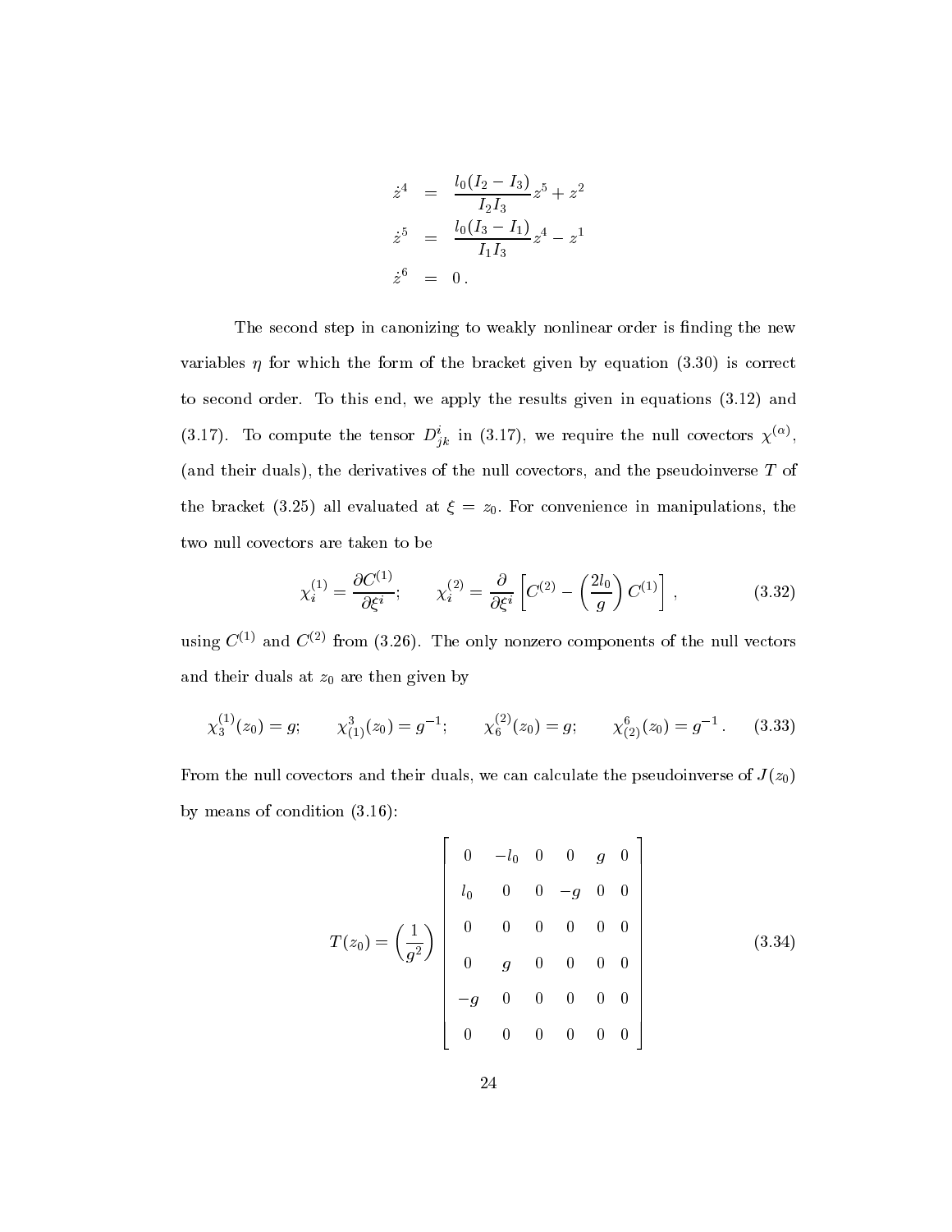$$
\begin{aligned}
\dot{z}^4 &= \frac{l_0(I_2 - I_3)}{I_2 I_3} z^5 + z^2 \\
\dot{z}^5 &= \frac{l_0(I_3 - I_1)}{I_1 I_3} z^4 - z^1 \\
\dot{z}^6 &= 0 \, .
\end{aligned}
$$

The second step in canonizing to weakly nonlinear order is finding the new variables $\eta$ for which the form of the bracket given by equation (3.30) is correct to second order. To this end, we apply the results given in equations (3.12) and (3.17). To compute the tensor $D^i_{jk}$ in (3.17), we require the null covectors $\chi^{(\alpha)}$, (and their duals), the derivatives of the null covectors, and the pseudoinverse $T$ of the bracket (3.25) all evaluated at $\xi = z_0$. For convenience in manipulations, the two null covectors are taken to be

$$
\chi^{(1)}_i = \frac{\partial C^{(1)}}{\partial \xi^i}; \qquad \chi^{(2)}_i = \frac{\partial}{\partial \xi^i} \left[ C^{(2)} - \left( \frac{2l_0}{g} \right) C^{(1)} \right] , \tag{3.32}
$$

using $C^{(1)}$ and $C^{(2)}$ from (3.26). The only nonzero components of the null vectors and their duals at $z_0$ are then given by

$$
\chi^{(1)}_3(z_0) = g; \qquad \chi^3_{(1)}(z_0) = g^{-1}; \qquad \chi^{(2)}_6(z_0) = g; \qquad \chi^6_{(2)}(z_0) = g^{-1} \, . \tag{3.33}
$$

From the null covectors and their duals, we can calculate the pseudoinverse of $J(z_0)$ by means of condition (3.16):

$$
T(z_0) = \left( \frac{1}{g^2} \right) \begin{bmatrix} 0 & -l_0 & 0 & 0 & g & 0 \\ l_0 & 0 & 0 & -g & 0 & 0 \\ 0 & 0 & 0 & 0 & 0 & 0 \\ 0 & g & 0 & 0 & 0 & 0 \\ -g & 0 & 0 & 0 & 0 & 0 \\ 0 & 0 & 0 & 0 & 0 & 0 \end{bmatrix} \tag{3.34}
$$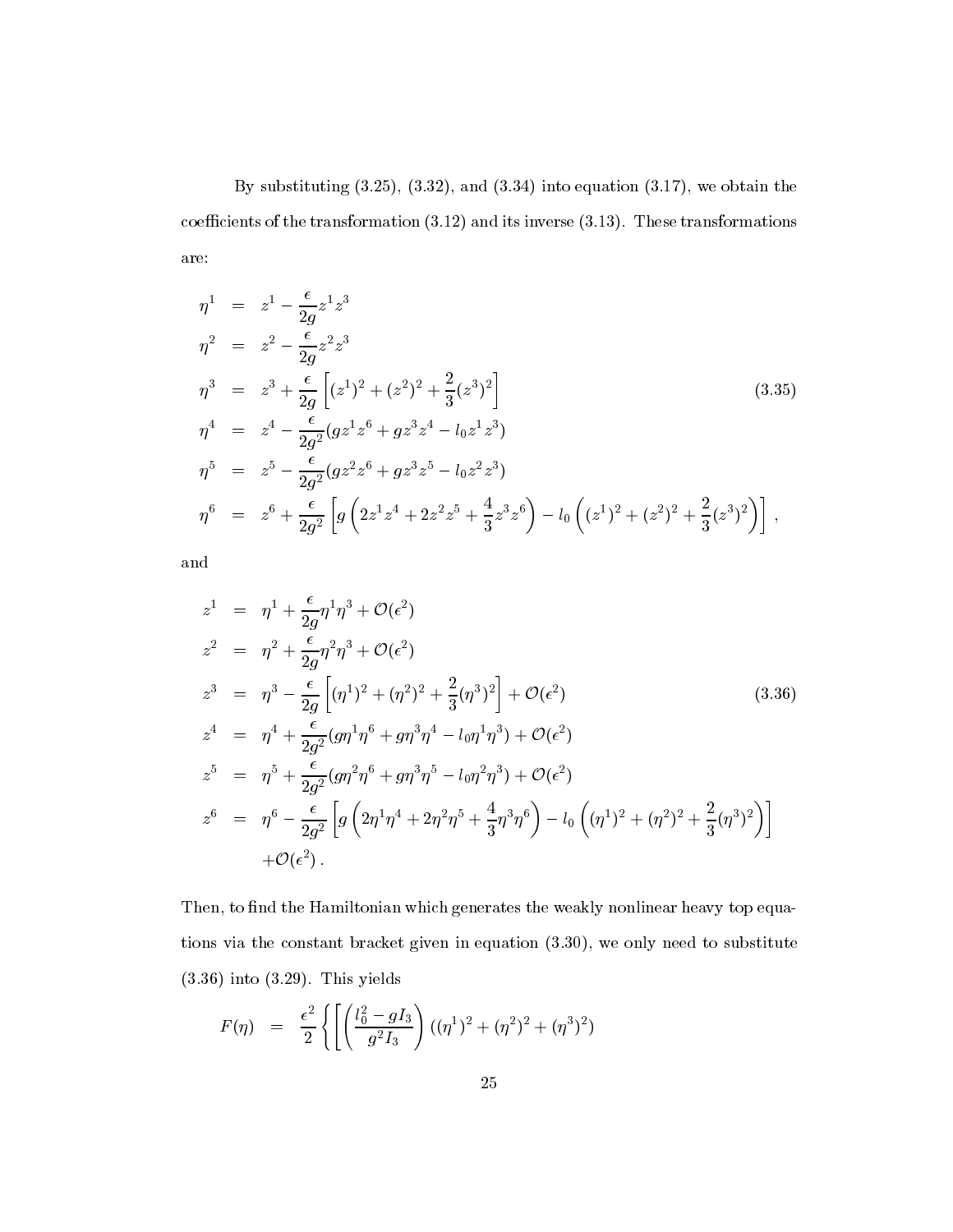By substituting (3.25), (3.32), and (3.34) into equation (3.17), we obtain the coefficients of the transformation (3.12) and its inverse (3.13). These transformations are:

$$
\begin{aligned}
\eta^1 &= z^1 - \frac{\epsilon}{2g} z^1 z^3 \\
\eta^2 &= z^2 - \frac{\epsilon}{2g} z^2 z^3 \\
\eta^3 &= z^3 + \frac{\epsilon}{2g} \left[ (z^1)^2 + (z^2)^2 + \frac{2}{3}(z^3)^2 \right] \\
\eta^4 &= z^4 - \frac{\epsilon}{2g^2} (g z^1 z^6 + g z^3 z^4 - l_0 z^1 z^3) \\
\eta^5 &= z^5 - \frac{\epsilon}{2g^2} (g z^2 z^6 + g z^3 z^5 - l_0 z^2 z^3) \\
\eta^6 &= z^6 + \frac{\epsilon}{2g^2} \left[ g \left( 2 z^1 z^4 + 2 z^2 z^5 + \frac{4}{3} z^3 z^6 \right) - l_0 \left( (z^1)^2 + (z^2)^2 + \frac{2}{3}(z^3)^2 \right) \right] ,
\end{aligned}
\tag{3.35}
$$

and

$$
\begin{aligned}
z^1 &= \eta^1 + \frac{\epsilon}{2g} \eta^1 \eta^3 + \mathcal{O}(\epsilon^2) \\
z^2 &= \eta^2 + \frac{\epsilon}{2g} \eta^2 \eta^3 + \mathcal{O}(\epsilon^2) \\
z^3 &= \eta^3 - \frac{\epsilon}{2g} \left[ (\eta^1)^2 + (\eta^2)^2 + \frac{2}{3}(\eta^3)^2 \right] + \mathcal{O}(\epsilon^2) \\
z^4 &= \eta^4 + \frac{\epsilon}{2g^2} (g \eta^1 \eta^6 + g \eta^3 \eta^4 - l_0 \eta^1 \eta^3) + \mathcal{O}(\epsilon^2) \\
z^5 &= \eta^5 + \frac{\epsilon}{2g^2} (g \eta^2 \eta^6 + g \eta^3 \eta^5 - l_0 \eta^2 \eta^3) + \mathcal{O}(\epsilon^2) \\
z^6 &= \eta^6 - \frac{\epsilon}{2g^2} \left[ g \left( 2 \eta^1 \eta^4 + 2 \eta^2 \eta^5 + \frac{4}{3} \eta^3 \eta^6 \right) - l_0 \left( (\eta^1)^2 + (\eta^2)^2 + \frac{2}{3}(\eta^3)^2 \right) \right] \\
&\quad + \mathcal{O}(\epsilon^2) .
\end{aligned}
\tag{3.36}
$$

Then, to find the Hamiltonian which generates the weakly nonlinear heavy top equations via the constant bracket given in equation (3.30), we only need to substitute (3.36) into (3.29). This yields

$$
F(\eta) = \frac{\epsilon^2}{2} \left\{ \left[ \left( \frac{l_0^2 - g I_3}{g^2 I_3} \right) ((\eta^1)^2 + (\eta^2)^2 + (\eta^3)^2) \right. \right.
$$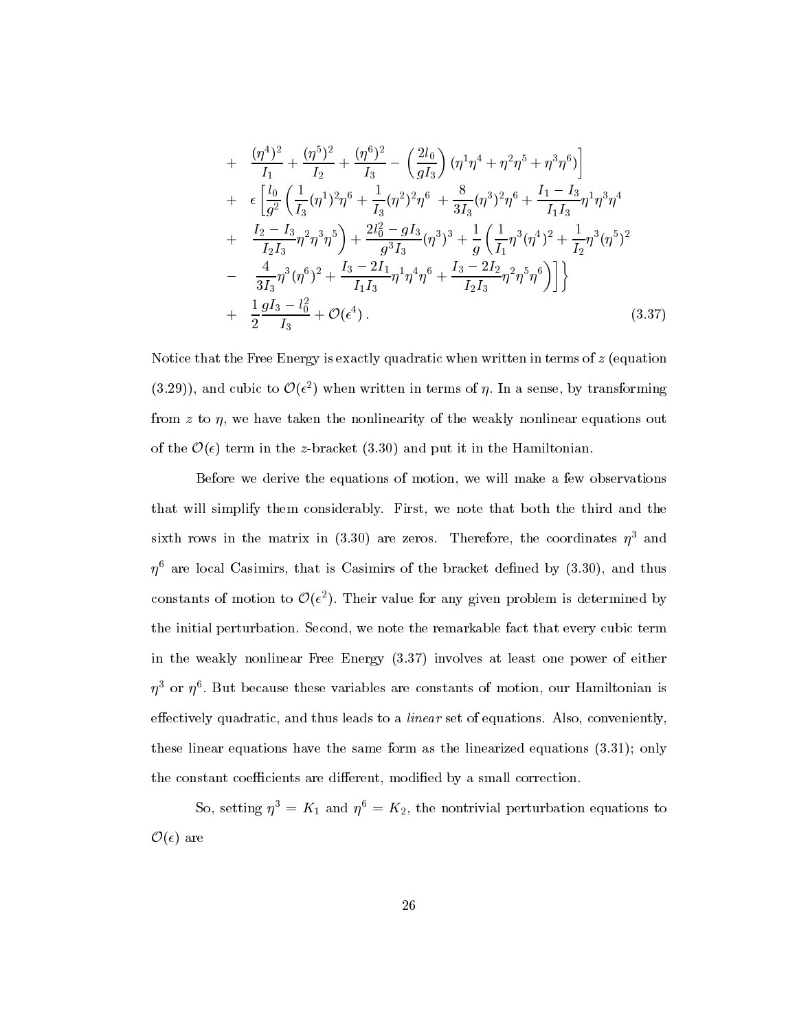$$
\begin{aligned}
&+ \quad \frac{(\eta^4)^2}{I_1} + \frac{(\eta^5)^2}{I_2} + \frac{(\eta^6)^2}{I_3} - \left(\frac{2l_0}{gI_3}\right)(\eta^1\eta^4 + \eta^2\eta^5 + \eta^3\eta^6)\Big] \\
&+ \quad \epsilon\left[\frac{l_0}{g^2}\left(\frac{1}{I_3}(\eta^1)^2\eta^6 + \frac{1}{I_3}(\eta^2)^2\eta^6 + \frac{8}{3I_3}(\eta^3)^2\eta^6 + \frac{I_1 - I_3}{I_1 I_3}\eta^1\eta^3\eta^4\right.\right. \\
&+ \quad \left.\frac{I_2 - I_3}{I_2 I_3}\eta^2\eta^3\eta^5\right) + \frac{2l_0^2 - gI_3}{g^3 I_3}(\eta^3)^3 + \frac{1}{g}\left(\frac{1}{I_1}\eta^3(\eta^4)^2 + \frac{1}{I_2}\eta^3(\eta^5)^2\right. \\
&- \quad \left.\left.\frac{4}{3I_3}\eta^3(\eta^6)^2 + \frac{I_3 - 2I_1}{I_1 I_3}\eta^1\eta^4\eta^6 + \frac{I_3 - 2I_2}{I_2 I_3}\eta^2\eta^5\eta^6\right)\right]\Big\} \\
&+ \quad \frac{1}{2}\frac{gI_3 - l_0^2}{I_3} + \mathcal{O}(\epsilon^4)\,. \qquad (3.37)
\end{aligned}
$$

Notice that the Free Energy is exactly quadratic when written in terms of $z$ (equation (3.29)), and cubic to $\mathcal{O}(\epsilon^2)$ when written in terms of $\eta$. In a sense, by transforming from $z$ to $\eta$, we have taken the nonlinearity of the weakly nonlinear equations out of the $\mathcal{O}(\epsilon)$ term in the $z$-bracket (3.30) and put it in the Hamiltonian.

Before we derive the equations of motion, we will make a few observations that will simplify them considerably. First, we note that both the third and the sixth rows in the matrix in (3.30) are zeros. Therefore, the coordinates $\eta^3$ and $\eta^6$ are local Casimirs, that is Casimirs of the bracket defined by (3.30), and thus constants of motion to $\mathcal{O}(\epsilon^2)$. Their value for any given problem is determined by the initial perturbation. Second, we note the remarkable fact that every cubic term in the weakly nonlinear Free Energy (3.37) involves at least one power of either $\eta^3$ or $\eta^6$. But because these variables are constants of motion, our Hamiltonian is effectively quadratic, and thus leads to a *linear* set of equations. Also, conveniently, these linear equations have the same form as the linearized equations (3.31); only the constant coefficients are different, modified by a small correction.

So, setting $\eta^3 = K_1$ and $\eta^6 = K_2$, the nontrivial perturbation equations to $\mathcal{O}(\epsilon)$ are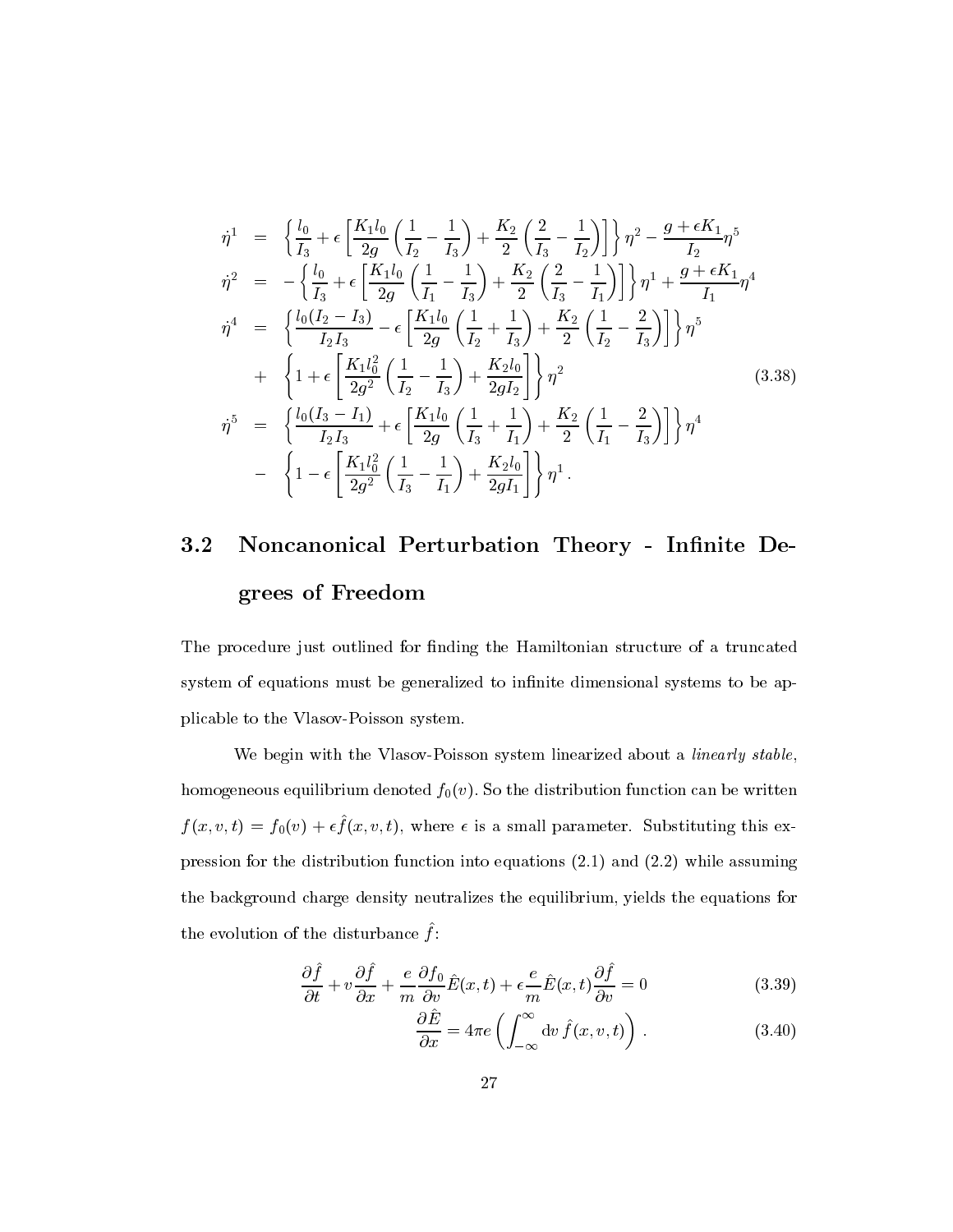$$
\begin{aligned}
\dot{\eta}^1 &= \left\{\frac{l_0}{I_3} + \epsilon\left[\frac{K_1 l_0}{2g}\left(\frac{1}{I_2} - \frac{1}{I_3}\right) + \frac{K_2}{2}\left(\frac{2}{I_3} - \frac{1}{I_2}\right)\right]\right\}\eta^2 - \frac{g + \epsilon K_1}{I_2}\eta^5 \\
\dot{\eta}^2 &= -\left\{\frac{l_0}{I_3} + \epsilon\left[\frac{K_1 l_0}{2g}\left(\frac{1}{I_1} - \frac{1}{I_3}\right) + \frac{K_2}{2}\left(\frac{2}{I_3} - \frac{1}{I_1}\right)\right]\right\}\eta^1 + \frac{g + \epsilon K_1}{I_1}\eta^4 \\
\dot{\eta}^4 &= \left\{\frac{l_0(I_2 - I_3)}{I_2 I_3} - \epsilon\left[\frac{K_1 l_0}{2g}\left(\frac{1}{I_2} + \frac{1}{I_3}\right) + \frac{K_2}{2}\left(\frac{1}{I_2} - \frac{2}{I_3}\right)\right]\right\}\eta^5 \\
&+ \left\{1 + \epsilon\left[\frac{K_1 l_0^2}{2g^2}\left(\frac{1}{I_2} - \frac{1}{I_3}\right) + \frac{K_2 l_0}{2gI_2}\right]\right\}\eta^2 \\
\dot{\eta}^5 &= \left\{\frac{l_0(I_3 - I_1)}{I_2 I_3} + \epsilon\left[\frac{K_1 l_0}{2g}\left(\frac{1}{I_3} + \frac{1}{I_1}\right) + \frac{K_2}{2}\left(\frac{1}{I_1} - \frac{2}{I_3}\right)\right]\right\}\eta^4 \\
&- \left\{1 - \epsilon\left[\frac{K_1 l_0^2}{2g^2}\left(\frac{1}{I_3} - \frac{1}{I_1}\right) + \frac{K_2 l_0}{2gI_1}\right]\right\}\eta^1 .
\end{aligned}
\tag{3.38}
$$

## 3.2 Noncanonical Perturbation Theory - Infinite Degrees of Freedom

The procedure just outlined for finding the Hamiltonian structure of a truncated system of equations must be generalized to infinite dimensional systems to be applicable to the Vlasov-Poisson system.

We begin with the Vlasov-Poisson system linearized about a *linearly stable*, homogeneous equilibrium denoted $f_0(v)$. So the distribution function can be written $f(x, v, t) = f_0(v) + \epsilon \hat{f}(x, v, t)$, where $\epsilon$ is a small parameter. Substituting this expression for the distribution function into equations (2.1) and (2.2) while assuming the background charge density neutralizes the equilibrium, yields the equations for the evolution of the disturbance $\hat{f}$:

$$
\frac{\partial \hat{f}}{\partial t} + v\frac{\partial \hat{f}}{\partial x} + \frac{e}{m}\frac{\partial f_0}{\partial v}\hat{E}(x,t) + \epsilon\frac{e}{m}\hat{E}(x,t)\frac{\partial \hat{f}}{\partial v} = 0 \tag{3.39}
$$

$$
\frac{\partial \hat{E}}{\partial x} = 4\pi e\left(\int_{-\infty}^{\infty} \mathrm{d}v\, \hat{f}(x, v, t)\right) . \tag{3.40}
$$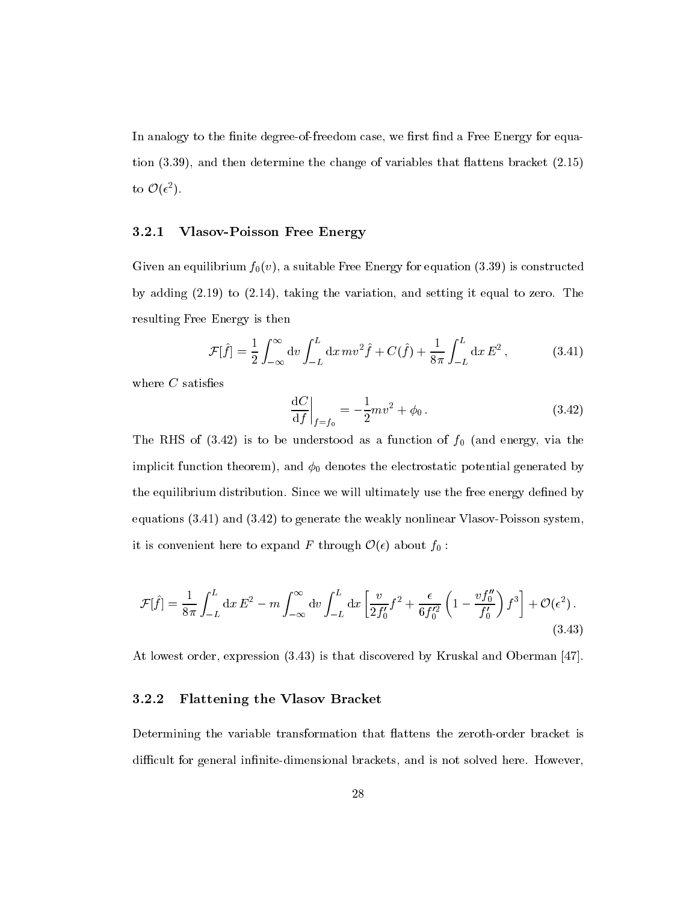In analogy to the finite degree-of-freedom case, we first find a Free Energy for equation (3.39), and then determine the change of variables that flattens bracket (2.15) to $\mathcal{O}(\epsilon^2)$.

### 3.2.1 Vlasov-Poisson Free Energy

Given an equilibrium $f_0(v)$, a suitable Free Energy for equation (3.39) is constructed by adding (2.19) to (2.14), taking the variation, and setting it equal to zero. The resulting Free Energy is then

$$\mathcal{F}[\hat{f}] = \frac{1}{2}\int_{-\infty}^{\infty} \mathrm{d}v \int_{-L}^{L} \mathrm{d}x \, mv^2 \hat{f} + C(\hat{f}) + \frac{1}{8\pi}\int_{-L}^{L} \mathrm{d}x \, E^2 \,, \tag{3.41}$$

where $C$ satisfies

$$\left.\frac{\mathrm{d}C}{\mathrm{d}f}\right|_{f=f_0} = -\frac{1}{2}mv^2 + \phi_0 \,. \tag{3.42}$$

The RHS of (3.42) is to be understood as a function of $f_0$ (and energy, via the implicit function theorem), and $\phi_0$ denotes the electrostatic potential generated by the equilibrium distribution. Since we will ultimately use the free energy defined by equations (3.41) and (3.42) to generate the weakly nonlinear Vlasov-Poisson system, it is convenient here to expand $F$ through $\mathcal{O}(\epsilon)$ about $f_0$ :

$$\mathcal{F}[\hat{f}] = \frac{1}{8\pi}\int_{-L}^{L} \mathrm{d}x \, E^2 - m\int_{-\infty}^{\infty} \mathrm{d}v \int_{-L}^{L} \mathrm{d}x \left[\frac{v}{2f_0'}f^2 + \frac{\epsilon}{6f_0'^2}\left(1 - \frac{vf_0''}{f_0'}\right)f^3\right] + \mathcal{O}(\epsilon^2) \,. \tag{3.43}$$

At lowest order, expression (3.43) is that discovered by Kruskal and Oberman [47].

### 3.2.2 Flattening the Vlasov Bracket

Determining the variable transformation that flattens the zeroth-order bracket is difficult for general infinite-dimensional brackets, and is not solved here. However,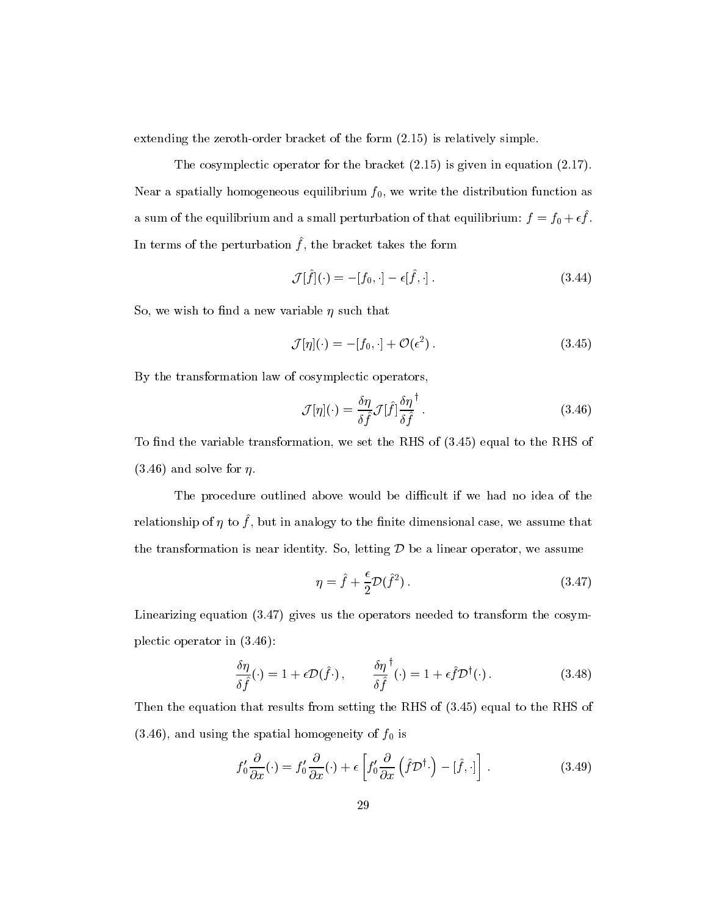extending the zeroth-order bracket of the form (2.15) is relatively simple.

The cosymplectic operator for the bracket (2.15) is given in equation (2.17). Near a spatially homogeneous equilibrium $f_0$, we write the distribution function as a sum of the equilibrium and a small perturbation of that equilibrium: $f = f_0 + \epsilon \hat{f}$. In terms of the perturbation $\hat{f}$, the bracket takes the form

$$\mathcal{J}[\hat{f}](\cdot) = -[f_0, \cdot] - \epsilon[\hat{f}, \cdot] \,. \tag{3.44}$$

So, we wish to find a new variable $\eta$ such that

$$\mathcal{J}[\eta](\cdot) = -[f_0, \cdot] + \mathcal{O}(\epsilon^2) \,. \tag{3.45}$$

By the transformation law of cosymplectic operators,

$$\mathcal{J}[\eta](\cdot) = \frac{\delta \eta}{\delta \hat{f}} \mathcal{J}[\hat{f}] \frac{\delta \eta}{\delta \hat{f}}^{\dagger} \,. \tag{3.46}$$

To find the variable transformation, we set the RHS of (3.45) equal to the RHS of (3.46) and solve for $\eta$.

The procedure outlined above would be difficult if we had no idea of the relationship of $\eta$ to $\hat{f}$, but in analogy to the finite dimensional case, we assume that the transformation is near identity. So, letting $\mathcal{D}$ be a linear operator, we assume

$$\eta = \hat{f} + \frac{\epsilon}{2} \mathcal{D}(\hat{f}^2) \,. \tag{3.47}$$

Linearizing equation (3.47) gives us the operators needed to transform the cosymplectic operator in (3.46):

$$\frac{\delta \eta}{\delta \hat{f}}(\cdot) = 1 + \epsilon \mathcal{D}(\hat{f} \cdot) \,, \qquad \frac{\delta \eta}{\delta \hat{f}}^{\dagger}(\cdot) = 1 + \epsilon \hat{f} \mathcal{D}^{\dagger}(\cdot) \,. \tag{3.48}$$

Then the equation that results from setting the RHS of (3.45) equal to the RHS of (3.46), and using the spatial homogeneity of $f_0$ is

$$f_0' \frac{\partial}{\partial x}(\cdot) = f_0' \frac{\partial}{\partial x}(\cdot) + \epsilon \left[ f_0' \frac{\partial}{\partial x} \left( \hat{f} \mathcal{D}^{\dagger} \cdot \right) - [\hat{f}, \cdot] \right] \,. \tag{3.49}$$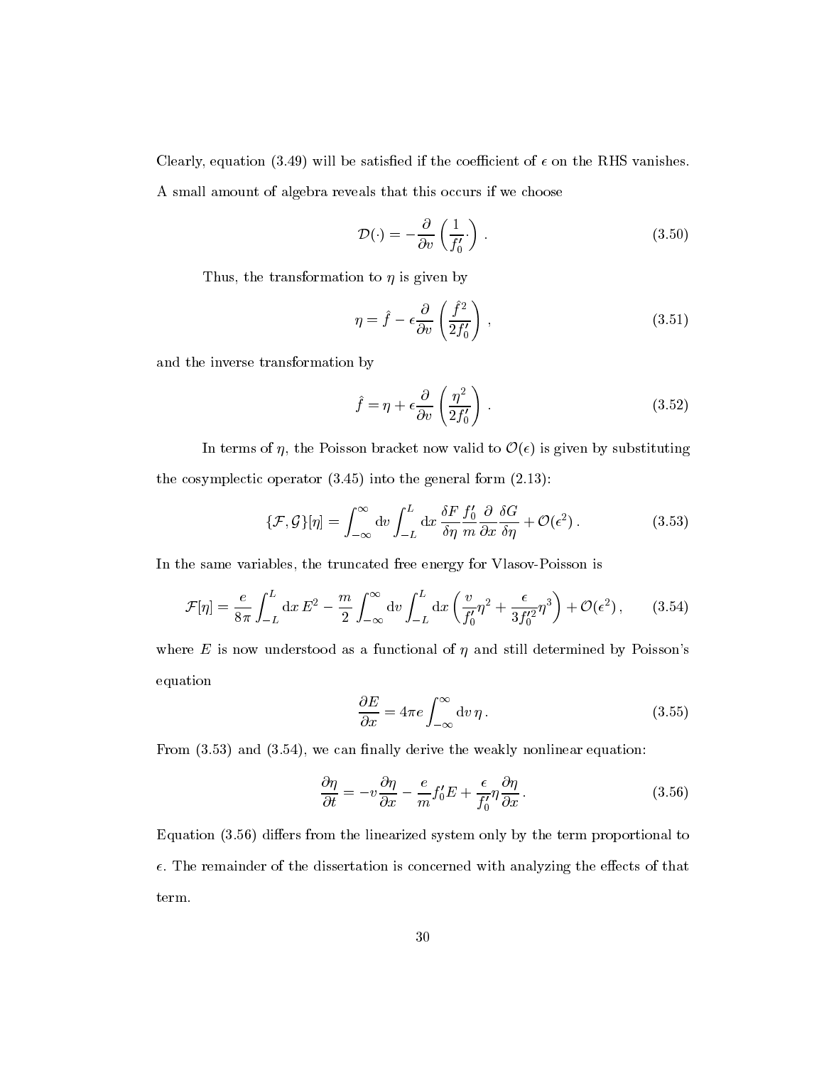Clearly, equation (3.49) will be satisfied if the coefficient of $\epsilon$ on the RHS vanishes. A small amount of algebra reveals that this occurs if we choose

$$\mathcal{D}(\cdot) = -\frac{\partial}{\partial v}\left(\frac{1}{f_0'}\cdot\right). \tag{3.50}$$

Thus, the transformation to $\eta$ is given by

$$\eta = \hat{f} - \epsilon\frac{\partial}{\partial v}\left(\frac{\hat{f}^2}{2f_0'}\right), \tag{3.51}$$

and the inverse transformation by

$$\hat{f} = \eta + \epsilon\frac{\partial}{\partial v}\left(\frac{\eta^2}{2f_0'}\right). \tag{3.52}$$

In terms of $\eta$, the Poisson bracket now valid to $\mathcal{O}(\epsilon)$ is given by substituting the cosymplectic operator (3.45) into the general form (2.13):

$$\{\mathcal{F},\mathcal{G}\}[\eta] = \int_{-\infty}^{\infty} \mathrm{d}v \int_{-L}^{L} \mathrm{d}x \, \frac{\delta F}{\delta \eta}\frac{f_0'}{m}\frac{\partial}{\partial x}\frac{\delta G}{\delta \eta} + \mathcal{O}(\epsilon^2). \tag{3.53}$$

In the same variables, the truncated free energy for Vlasov-Poisson is

$$\mathcal{F}[\eta] = \frac{e}{8\pi}\int_{-L}^{L}\mathrm{d}x\, E^2 - \frac{m}{2}\int_{-\infty}^{\infty}\mathrm{d}v\int_{-L}^{L}\mathrm{d}x\left(\frac{v}{f_0'}\eta^2 + \frac{\epsilon}{3f_0'^2}\eta^3\right) + \mathcal{O}(\epsilon^2), \tag{3.54}$$

where $E$ is now understood as a functional of $\eta$ and still determined by Poisson's equation

$$\frac{\partial E}{\partial x} = 4\pi e\int_{-\infty}^{\infty}\mathrm{d}v\, \eta. \tag{3.55}$$

From (3.53) and (3.54), we can finally derive the weakly nonlinear equation:

$$\frac{\partial \eta}{\partial t} = -v\frac{\partial \eta}{\partial x} - \frac{e}{m}f_0'E + \frac{\epsilon}{f_0'}\eta\frac{\partial \eta}{\partial x}. \tag{3.56}$$

Equation (3.56) differs from the linearized system only by the term proportional to $\epsilon$. The remainder of the dissertation is concerned with analyzing the effects of that term.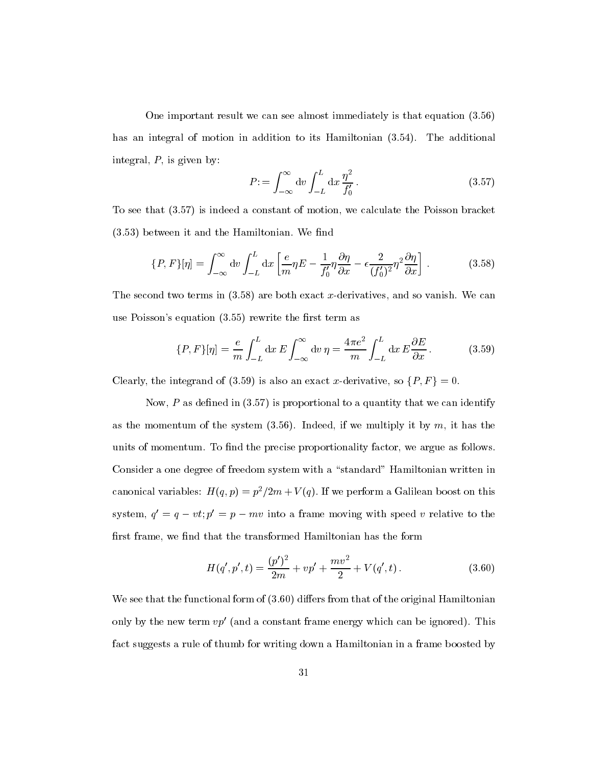One important result we can see almost immediately is that equation (3.56) has an integral of motion in addition to its Hamiltonian (3.54). The additional integral, $P$, is given by:

$$P := \int_{-\infty}^{\infty} \mathrm{d}v \int_{-L}^{L} \mathrm{d}x \, \frac{\eta^2}{f_0'} \, . \tag{3.57}$$

To see that (3.57) is indeed a constant of motion, we calculate the Poisson bracket (3.53) between it and the Hamiltonian. We find

$$\{P, F\}[\eta] = \int_{-\infty}^{\infty} \mathrm{d}v \int_{-L}^{L} \mathrm{d}x \left[ \frac{e}{m} \eta E - \frac{1}{f_0'} \eta \frac{\partial \eta}{\partial x} - \epsilon \frac{2}{(f_0')^2} \eta^2 \frac{\partial \eta}{\partial x} \right] . \tag{3.58}$$

The second two terms in (3.58) are both exact $x$-derivatives, and so vanish. We can use Poisson's equation (3.55) rewrite the first term as

$$\{P, F\}[\eta] = \frac{e}{m} \int_{-L}^{L} \mathrm{d}x \, E \int_{-\infty}^{\infty} \mathrm{d}v \, \eta = \frac{4\pi e^2}{m} \int_{-L}^{L} \mathrm{d}x \, E \frac{\partial E}{\partial x} \, . \tag{3.59}$$

Clearly, the integrand of (3.59) is also an exact $x$-derivative, so $\{P, F\} = 0$.

Now, $P$ as defined in (3.57) is proportional to a quantity that we can identify as the momentum of the system (3.56). Indeed, if we multiply it by $m$, it has the units of momentum. To find the precise proportionality factor, we argue as follows. Consider a one degree of freedom system with a "standard" Hamiltonian written in canonical variables: $H(q,p) = p^2/2m + V(q)$. If we perform a Galilean boost on this system, $q' = q - vt; p' = p - mv$ into a frame moving with speed $v$ relative to the first frame, we find that the transformed Hamiltonian has the form

$$H(q', p', t) = \frac{(p')^2}{2m} + vp' + \frac{mv^2}{2} + V(q', t) \, . \tag{3.60}$$

We see that the functional form of (3.60) differs from that of the original Hamiltonian only by the new term $vp'$ (and a constant frame energy which can be ignored). This fact suggests a rule of thumb for writing down a Hamiltonian in a frame boosted by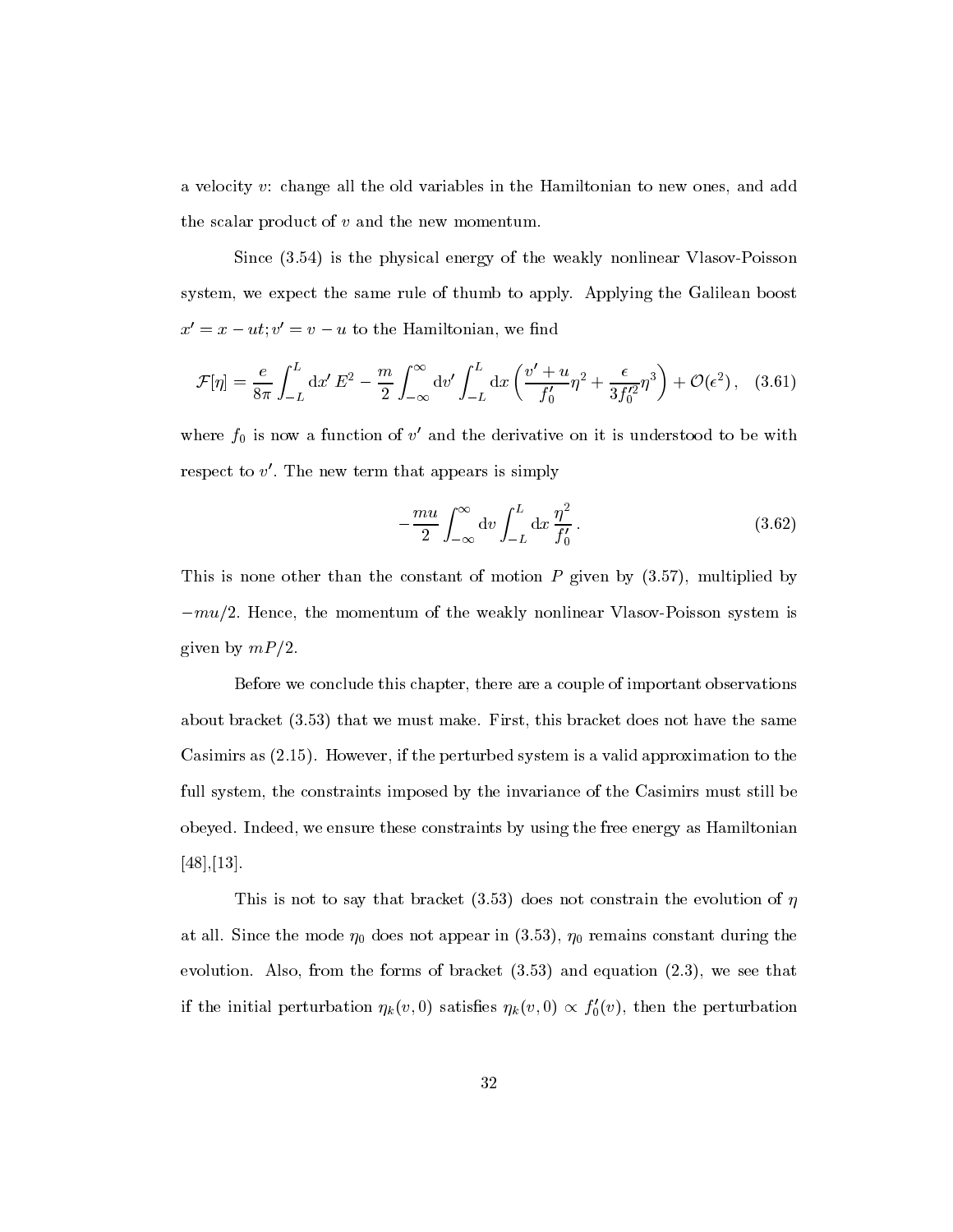a velocity $v$: change all the old variables in the Hamiltonian to new ones, and add the scalar product of $v$ and the new momentum.

Since (3.54) is the physical energy of the weakly nonlinear Vlasov-Poisson system, we expect the same rule of thumb to apply. Applying the Galilean boost $x' = x - ut; v' = v - u$ to the Hamiltonian, we find

$$\mathcal{F}[\eta] = \frac{e}{8\pi}\int_{-L}^{L} \mathrm{d}x'\, E^2 - \frac{m}{2}\int_{-\infty}^{\infty} \mathrm{d}v' \int_{-L}^{L} \mathrm{d}x \left( \frac{v'+u}{f_0'}\eta^2 + \frac{\epsilon}{3 f_0'^2}\eta^3 \right) + \mathcal{O}(\epsilon^2)\,, \quad (3.61)$$

where $f_0$ is now a function of $v'$ and the derivative on it is understood to be with respect to $v'$. The new term that appears is simply

$$-\frac{mu}{2}\int_{-\infty}^{\infty} \mathrm{d}v \int_{-L}^{L} \mathrm{d}x\, \frac{\eta^2}{f_0'}\,. \quad (3.62)$$

This is none other than the constant of motion $P$ given by (3.57), multiplied by $-mu/2$. Hence, the momentum of the weakly nonlinear Vlasov-Poisson system is given by $mP/2$.

Before we conclude this chapter, there are a couple of important observations about bracket (3.53) that we must make. First, this bracket does not have the same Casimirs as (2.15). However, if the perturbed system is a valid approximation to the full system, the constraints imposed by the invariance of the Casimirs must still be obeyed. Indeed, we ensure these constraints by using the free energy as Hamiltonian [48],[13].

This is not to say that bracket (3.53) does not constrain the evolution of $\eta$ at all. Since the mode $\eta_0$ does not appear in (3.53), $\eta_0$ remains constant during the evolution. Also, from the forms of bracket (3.53) and equation (2.3), we see that if the initial perturbation $\eta_k(v,0)$ satisfies $\eta_k(v,0) \propto f_0'(v)$, then the perturbation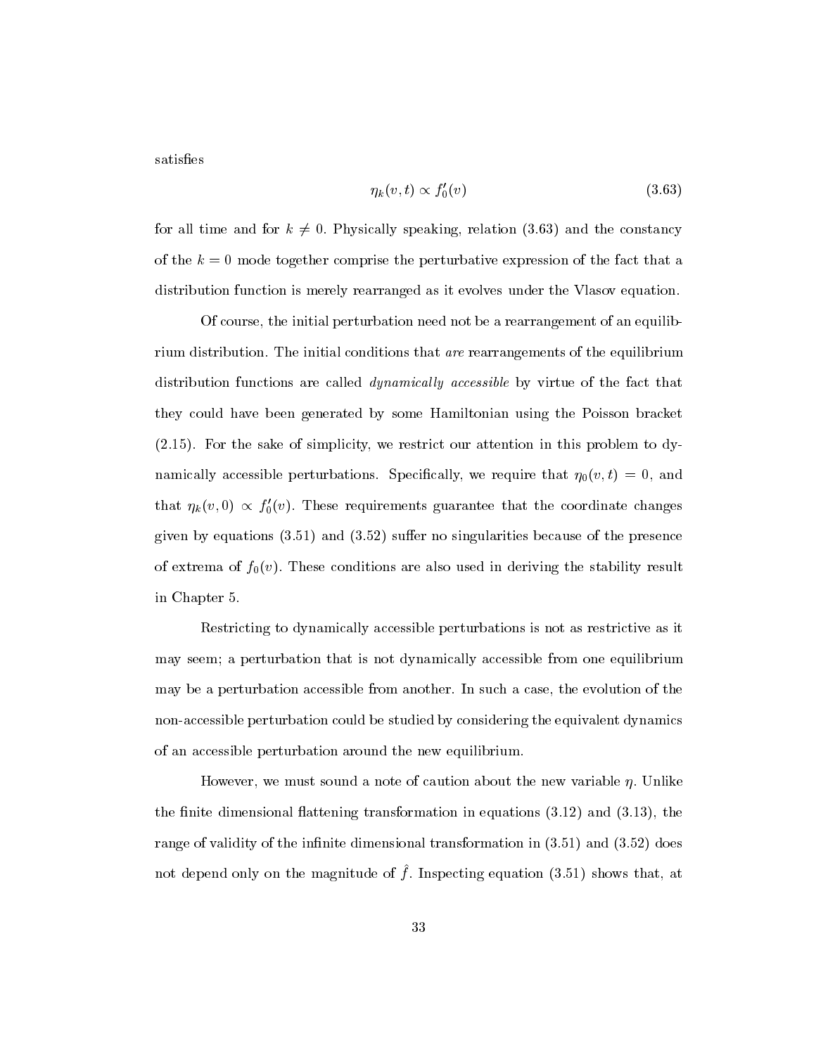satisfies

$$\eta_k(v,t) \propto f_0'(v) \tag{3.63}$$

for all time and for $k \neq 0$. Physically speaking, relation (3.63) and the constancy of the $k = 0$ mode together comprise the perturbative expression of the fact that a distribution function is merely rearranged as it evolves under the Vlasov equation.

Of course, the initial perturbation need not be a rearrangement of an equilibrium distribution. The initial conditions that *are* rearrangements of the equilibrium distribution functions are called *dynamically accessible* by virtue of the fact that they could have been generated by some Hamiltonian using the Poisson bracket (2.15). For the sake of simplicity, we restrict our attention in this problem to dynamically accessible perturbations. Specifically, we require that $\eta_0(v,t) = 0$, and that $\eta_k(v,0) \propto f_0'(v)$. These requirements guarantee that the coordinate changes given by equations (3.51) and (3.52) suffer no singularities because of the presence of extrema of $f_0(v)$. These conditions are also used in deriving the stability result in Chapter 5.

Restricting to dynamically accessible perturbations is not as restrictive as it may seem; a perturbation that is not dynamically accessible from one equilibrium may be a perturbation accessible from another. In such a case, the evolution of the non-accessible perturbation could be studied by considering the equivalent dynamics of an accessible perturbation around the new equilibrium.

However, we must sound a note of caution about the new variable $\eta$. Unlike the finite dimensional flattening transformation in equations (3.12) and (3.13), the range of validity of the infinite dimensional transformation in (3.51) and (3.52) does not depend only on the magnitude of $\hat{f}$. Inspecting equation (3.51) shows that, at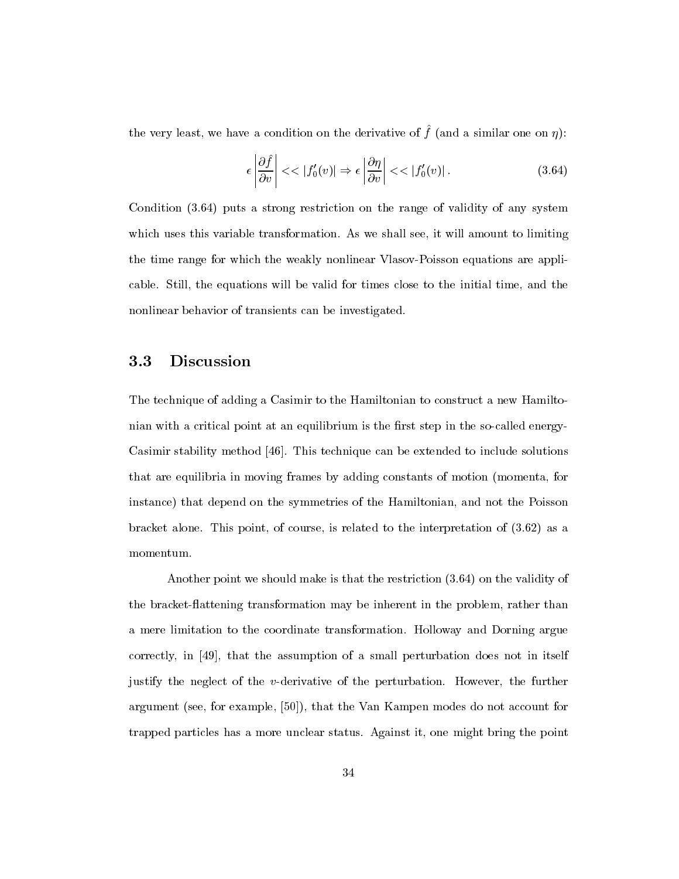the very least, we have a condition on the derivative of $\hat{f}$ (and a similar one on $\eta$):

$$\epsilon \left| \frac{\partial \hat{f}}{\partial v} \right| << |f_0'(v)| \Rightarrow \epsilon \left| \frac{\partial \eta}{\partial v} \right| << |f_0'(v)| \,. \tag{3.64}$$

Condition (3.64) puts a strong restriction on the range of validity of any system which uses this variable transformation. As we shall see, it will amount to limiting the time range for which the weakly nonlinear Vlasov-Poisson equations are applicable. Still, the equations will be valid for times close to the initial time, and the nonlinear behavior of transients can be investigated.

## 3.3 Discussion

The technique of adding a Casimir to the Hamiltonian to construct a new Hamiltonian with a critical point at an equilibrium is the first step in the so-called energy-Casimir stability method [46]. This technique can be extended to include solutions that are equilibria in moving frames by adding constants of motion (momenta, for instance) that depend on the symmetries of the Hamiltonian, and not the Poisson bracket alone. This point, of course, is related to the interpretation of (3.62) as a momentum.

Another point we should make is that the restriction (3.64) on the validity of the bracket-flattening transformation may be inherent in the problem, rather than a mere limitation to the coordinate transformation. Holloway and Dorning argue correctly, in [49], that the assumption of a small perturbation does not in itself justify the neglect of the $v$-derivative of the perturbation. However, the further argument (see, for example, [50]), that the Van Kampen modes do not account for trapped particles has a more unclear status. Against it, one might bring the point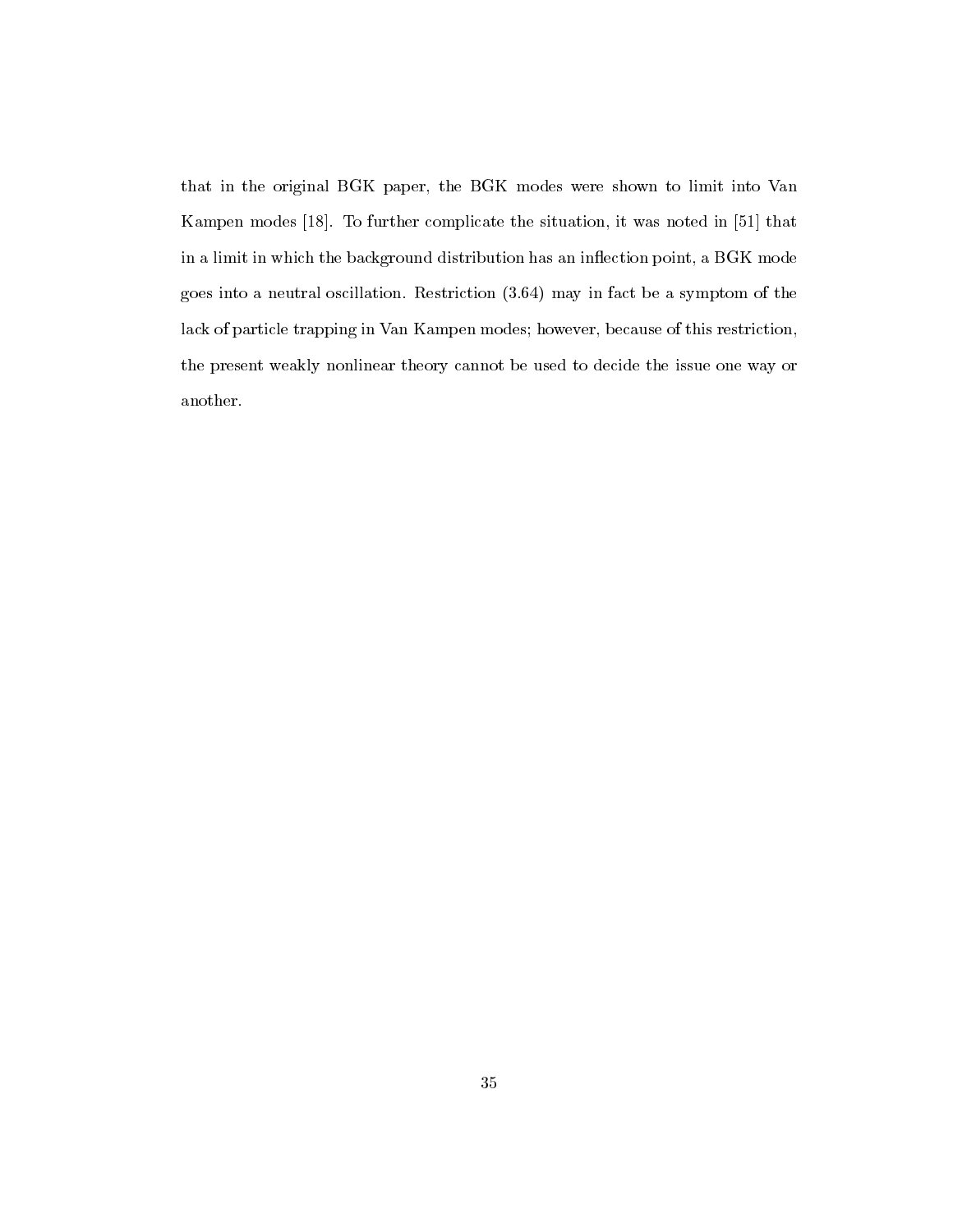that in the original BGK paper, the BGK modes were shown to limit into Van Kampen modes [18]. To further complicate the situation, it was noted in [51] that in a limit in which the background distribution has an inflection point, a BGK mode goes into a neutral oscillation. Restriction (3.64) may in fact be a symptom of the lack of particle trapping in Van Kampen modes; however, because of this restriction, the present weakly nonlinear theory cannot be used to decide the issue one way or another.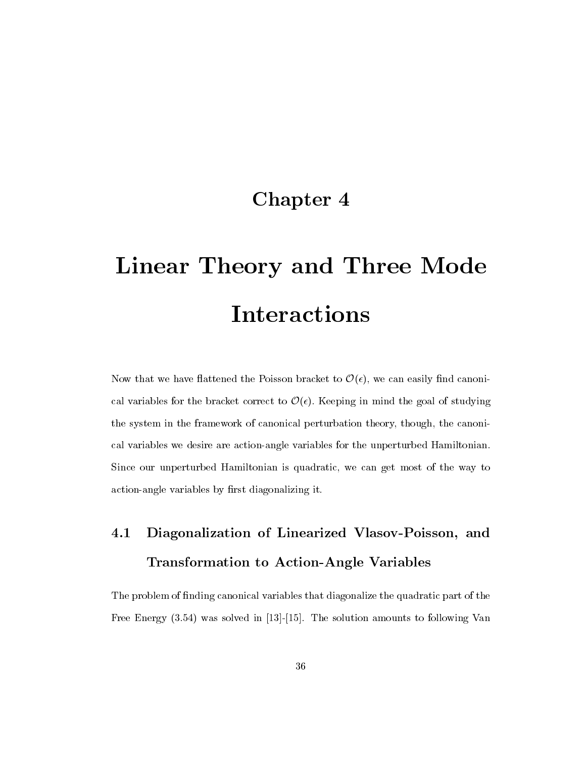# Chapter 4

# Linear Theory and Three Mode Interactions

Now that we have flattened the Poisson bracket to $\mathcal{O}(\epsilon)$, we can easily find canonical variables for the bracket correct to $\mathcal{O}(\epsilon)$. Keeping in mind the goal of studying the system in the framework of canonical perturbation theory, though, the canonical variables we desire are action-angle variables for the unperturbed Hamiltonian. Since our unperturbed Hamiltonian is quadratic, we can get most of the way to action-angle variables by first diagonalizing it.

## 4.1 Diagonalization of Linearized Vlasov-Poisson, and Transformation to Action-Angle Variables

The problem of finding canonical variables that diagonalize the quadratic part of the Free Energy (3.54) was solved in [13]-[15]. The solution amounts to following Van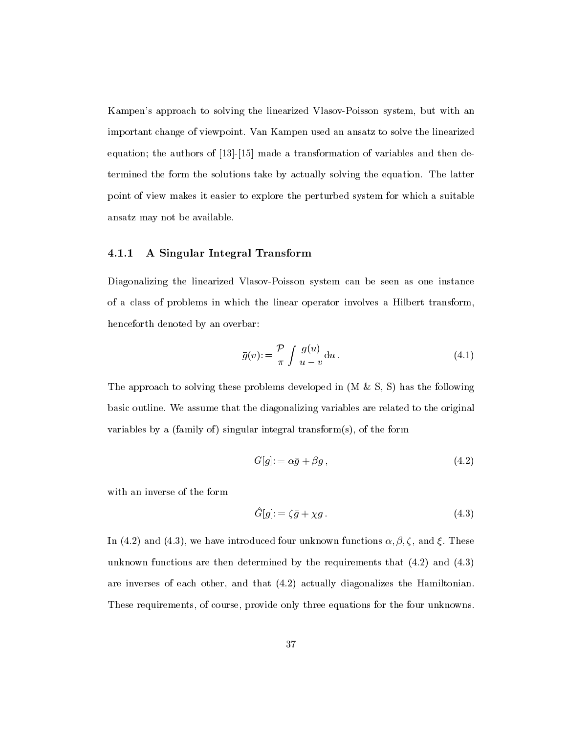Kampen's approach to solving the linearized Vlasov-Poisson system, but with an important change of viewpoint. Van Kampen used an ansatz to solve the linearized equation; the authors of [13]-[15] made a transformation of variables and then determined the form the solutions take by actually solving the equation. The latter point of view makes it easier to explore the perturbed system for which a suitable ansatz may not be available.

### 4.1.1 A Singular Integral Transform

Diagonalizing the linearized Vlasov-Poisson system can be seen as one instance of a class of problems in which the linear operator involves a Hilbert transform, henceforth denoted by an overbar:

$$\bar{g}(v) := \frac{\mathcal{P}}{\pi} \int \frac{g(u)}{u - v} \mathrm{d}u \,. \tag{4.1}$$

The approach to solving these problems developed in (M & S, S) has the following basic outline. We assume that the diagonalizing variables are related to the original variables by a (family of) singular integral transform(s), of the form

$$G[g] := \alpha \bar{g} + \beta g \,, \tag{4.2}$$

with an inverse of the form

$$\hat{G}[g] := \zeta \bar{g} + \chi g \,. \tag{4.3}$$

In (4.2) and (4.3), we have introduced four unknown functions $\alpha, \beta, \zeta$, and $\xi$. These unknown functions are then determined by the requirements that (4.2) and (4.3) are inverses of each other, and that (4.2) actually diagonalizes the Hamiltonian. These requirements, of course, provide only three equations for the four unknowns.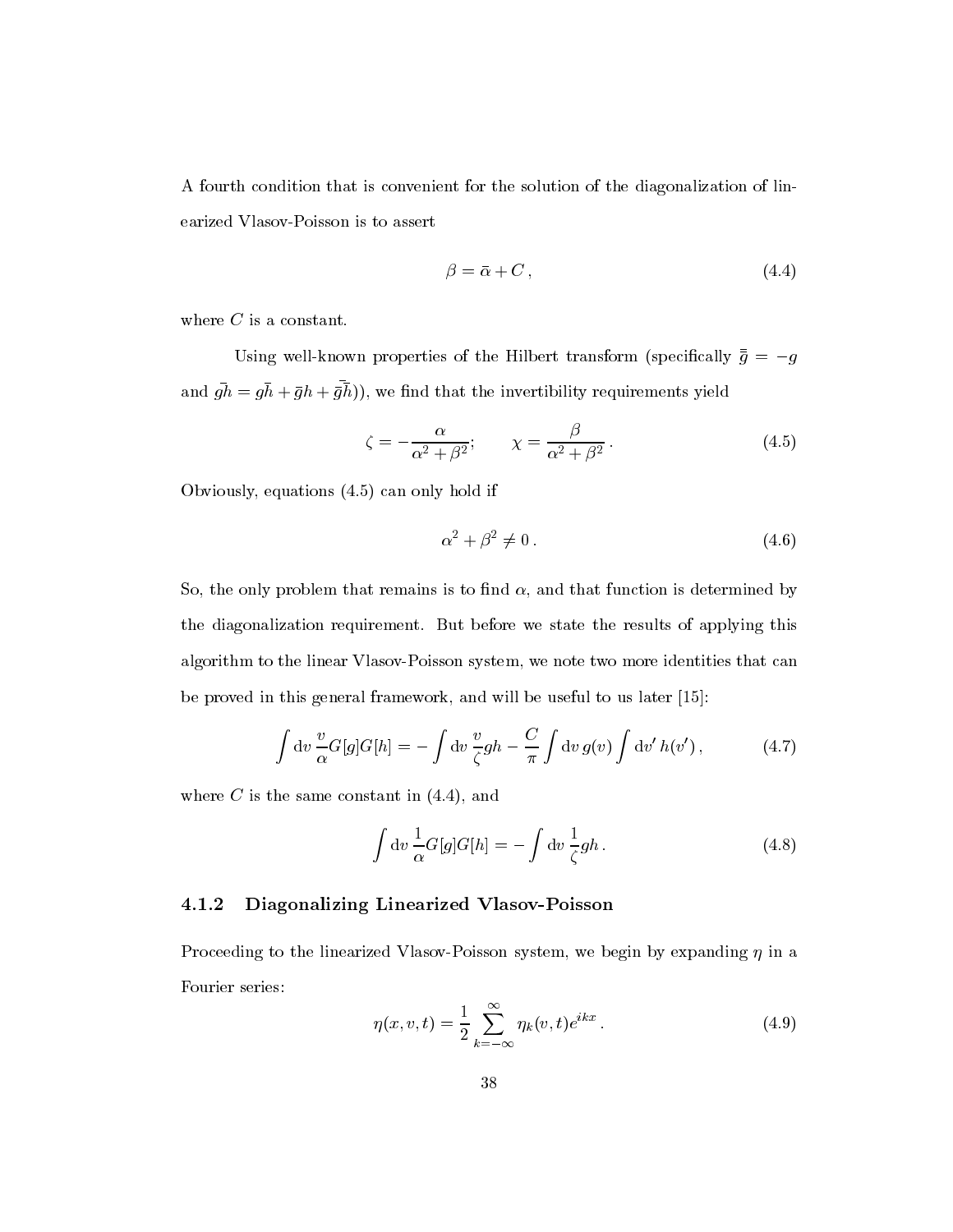A fourth condition that is convenient for the solution of the diagonalization of linearized Vlasov-Poisson is to assert

$$\beta = \bar{\alpha} + C\,, \tag{4.4}$$

where $C$ is a constant.

Using well-known properties of the Hilbert transform (specifically $\bar{\bar{g}} = -g$ and $\overline{gh} = g\bar{h} + \bar{g}h + \overline{\bar{g}\bar{h}}$)), we find that the invertibility requirements yield

$$\zeta = -\frac{\alpha}{\alpha^2 + \beta^2}; \qquad \chi = \frac{\beta}{\alpha^2 + \beta^2}\,. \tag{4.5}$$

Obviously, equations (4.5) can only hold if

$$\alpha^2 + \beta^2 \neq 0\,. \tag{4.6}$$

So, the only problem that remains is to find $\alpha$, and that function is determined by the diagonalization requirement. But before we state the results of applying this algorithm to the linear Vlasov-Poisson system, we note two more identities that can be proved in this general framework, and will be useful to us later [15]:

$$\int \mathrm{d}v\, \frac{v}{\alpha} G[g]G[h] = -\int \mathrm{d}v\, \frac{v}{\zeta} gh - \frac{C}{\pi} \int \mathrm{d}v\, g(v) \int \mathrm{d}v'\, h(v')\,, \tag{4.7}$$

where $C$ is the same constant in (4.4), and

$$\int \mathrm{d}v\, \frac{1}{\alpha} G[g]G[h] = -\int \mathrm{d}v\, \frac{1}{\zeta} gh\,. \tag{4.8}$$

### 4.1.2 Diagonalizing Linearized Vlasov-Poisson

Proceeding to the linearized Vlasov-Poisson system, we begin by expanding $\eta$ in a Fourier series:

$$\eta(x,v,t) = \frac{1}{2} \sum_{k=-\infty}^{\infty} \eta_k(v,t) e^{ikx}\,. \tag{4.9}$$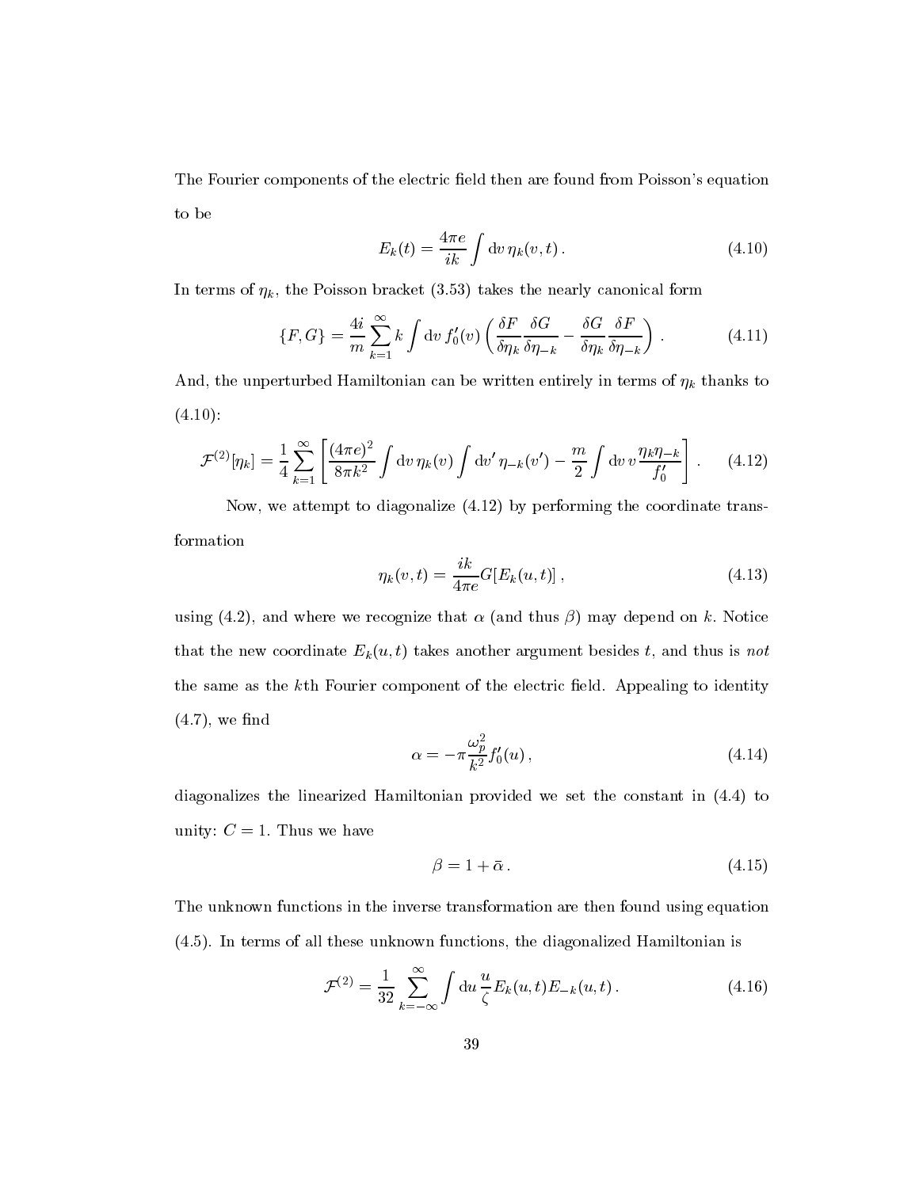The Fourier components of the electric field then are found from Poisson's equation to be

$$E_k(t) = \frac{4\pi e}{ik} \int \mathrm{d}v \, \eta_k(v,t) \,. \tag{4.10}$$

In terms of $\eta_k$, the Poisson bracket (3.53) takes the nearly canonical form

$$\{F, G\} = \frac{4i}{m} \sum_{k=1}^{\infty} k \int \mathrm{d}v \, f_0'(v) \left( \frac{\delta F}{\delta \eta_k} \frac{\delta G}{\delta \eta_{-k}} - \frac{\delta G}{\delta \eta_k} \frac{\delta F}{\delta \eta_{-k}} \right) \,. \tag{4.11}$$

And, the unperturbed Hamiltonian can be written entirely in terms of $\eta_k$ thanks to (4.10):

$$\mathcal{F}^{(2)}[\eta_k] = \frac{1}{4} \sum_{k=1}^{\infty} \left[ \frac{(4\pi e)^2}{8\pi k^2} \int \mathrm{d}v \, \eta_k(v) \int \mathrm{d}v' \, \eta_{-k}(v') - \frac{m}{2} \int \mathrm{d}v \, v \frac{\eta_k \eta_{-k}}{f_0'} \right] \,. \tag{4.12}$$

Now, we attempt to diagonalize (4.12) by performing the coordinate transformation

$$\eta_k(v,t) = \frac{ik}{4\pi e} G[E_k(u,t)] \,, \tag{4.13}$$

using (4.2), and where we recognize that $\alpha$ (and thus $\beta$) may depend on $k$. Notice that the new coordinate $E_k(u,t)$ takes another argument besides $t$, and thus is *not* the same as the $k$th Fourier component of the electric field. Appealing to identity (4.7), we find

$$\alpha = -\pi \frac{\omega_p^2}{k^2} f_0'(u) \,, \tag{4.14}$$

diagonalizes the linearized Hamiltonian provided we set the constant in (4.4) to unity: $C = 1$. Thus we have

$$\beta = 1 + \bar{\alpha} \,. \tag{4.15}$$

The unknown functions in the inverse transformation are then found using equation (4.5). In terms of all these unknown functions, the diagonalized Hamiltonian is

$$\mathcal{F}^{(2)} = \frac{1}{32} \sum_{k=-\infty}^{\infty} \int \mathrm{d}u \, \frac{u}{\zeta} E_k(u,t) E_{-k}(u,t) \,. \tag{4.16}$$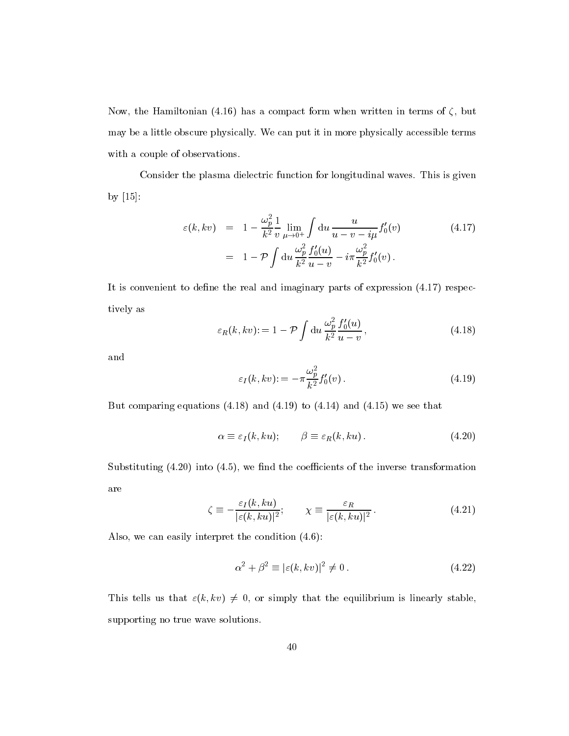Now, the Hamiltonian (4.16) has a compact form when written in terms of $\zeta$, but may be a little obscure physically. We can put it in more physically accessible terms with a couple of observations.

Consider the plasma dielectric function for longitudinal waves. This is given by [15]:

$$
\begin{aligned}
\varepsilon(k, kv) &= 1 - \frac{\omega_p^2}{k^2} \frac{1}{v} \lim_{\mu \to 0^+} \int \mathrm{d}u \, \frac{u}{u - v - i\mu} f_0'(v) \\
&= 1 - \mathcal{P} \int \mathrm{d}u \, \frac{\omega_p^2}{k^2} \frac{f_0'(u)}{u - v} - i\pi \frac{\omega_p^2}{k^2} f_0'(v) \, .
\end{aligned}
\tag{4.17}
$$

It is convenient to define the real and imaginary parts of expression (4.17) respectively as

$$
\varepsilon_R(k, kv) := 1 - \mathcal{P} \int \mathrm{d}u \, \frac{\omega_p^2}{k^2} \frac{f_0'(u)}{u - v} \, , \tag{4.18}
$$

and

$$
\varepsilon_I(k, kv) := -\pi \frac{\omega_p^2}{k^2} f_0'(v) \, . \tag{4.19}
$$

But comparing equations (4.18) and (4.19) to (4.14) and (4.15) we see that

$$
\alpha \equiv \varepsilon_I(k, ku); \qquad \beta \equiv \varepsilon_R(k, ku) \, . \tag{4.20}
$$

Substituting (4.20) into (4.5), we find the coefficients of the inverse transformation are

$$
\zeta \equiv -\frac{\varepsilon_I(k, ku)}{|\varepsilon(k, ku)|^2}; \qquad \chi \equiv \frac{\varepsilon_R}{|\varepsilon(k, ku)|^2} \, . \tag{4.21}
$$

Also, we can easily interpret the condition (4.6):

$$
\alpha^2 + \beta^2 \equiv |\varepsilon(k, kv)|^2 \neq 0 \, . \tag{4.22}
$$

This tells us that $\varepsilon(k, kv) \neq 0$, or simply that the equilibrium is linearly stable, supporting no true wave solutions.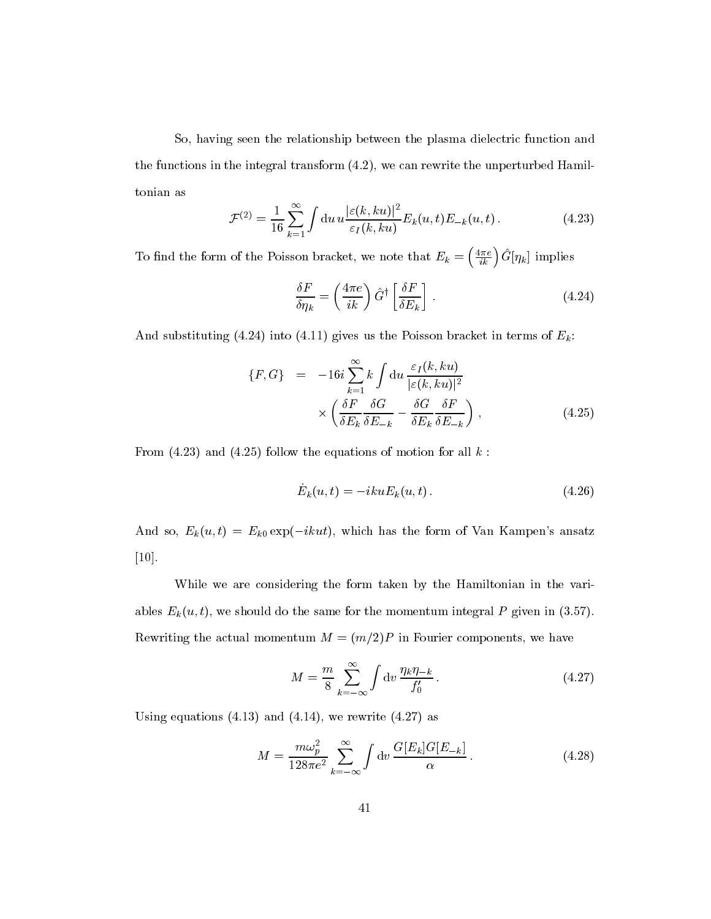So, having seen the relationship between the plasma dielectric function and the functions in the integral transform (4.2), we can rewrite the unperturbed Hamiltonian as

$$\mathcal{F}^{(2)} = \frac{1}{16}\sum_{k=1}^{\infty}\int \mathrm{d}u\, u\frac{|\varepsilon(k,ku)|^2}{\varepsilon_I(k,ku)}E_k(u,t)E_{-k}(u,t)\,. \tag{4.23}$$

To find the form of the Poisson bracket, we note that $E_k = \left(\frac{4\pi e}{ik}\right)\hat{G}[\eta_k]$ implies

$$\frac{\delta F}{\delta \eta_k} = \left(\frac{4\pi e}{ik}\right)\hat{G}^{\dagger}\left[\frac{\delta F}{\delta E_k}\right]\,. \tag{4.24}$$

And substituting (4.24) into (4.11) gives us the Poisson bracket in terms of $E_k$:

$$\begin{aligned}\{F,G\} &= -16i\sum_{k=1}^{\infty}k\int \mathrm{d}u\,\frac{\varepsilon_I(k,ku)}{|\varepsilon(k,ku)|^2}\\ &\qquad\times\left(\frac{\delta F}{\delta E_k}\frac{\delta G}{\delta E_{-k}} - \frac{\delta G}{\delta E_k}\frac{\delta F}{\delta E_{-k}}\right)\,,\end{aligned} \tag{4.25}$$

From (4.23) and (4.25) follow the equations of motion for all $k$ :

$$\dot{E}_k(u,t) = -ikuE_k(u,t)\,. \tag{4.26}$$

And so, $E_k(u,t) = E_{k0}\exp(-ikut)$, which has the form of Van Kampen's ansatz [10].

While we are considering the form taken by the Hamiltonian in the variables $E_k(u,t)$, we should do the same for the momentum integral $P$ given in (3.57). Rewriting the actual momentum $M = (m/2)P$ in Fourier components, we have

$$M = \frac{m}{8}\sum_{k=-\infty}^{\infty}\int \mathrm{d}v\,\frac{\eta_k\eta_{-k}}{f_0'}\,. \tag{4.27}$$

Using equations (4.13) and (4.14), we rewrite (4.27) as

$$M = \frac{m\omega_p^2}{128\pi e^2}\sum_{k=-\infty}^{\infty}\int \mathrm{d}v\,\frac{G[E_k]G[E_{-k}]}{\alpha}\,. \tag{4.28}$$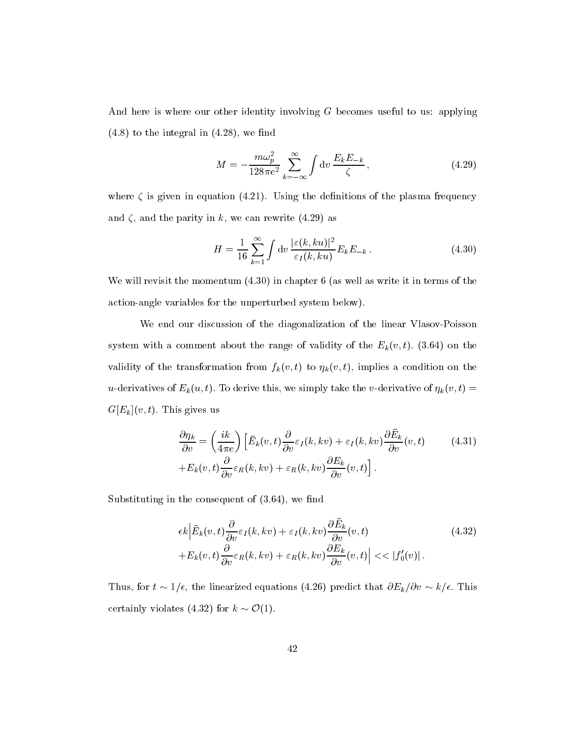And here is where our other identity involving $G$ becomes useful to us: applying (4.8) to the integral in (4.28), we find

$$M = -\frac{m\omega_p^2}{128\pi e^2} \sum_{k=-\infty}^{\infty} \int \mathrm{d}v \, \frac{E_k E_{-k}}{\zeta} \,, \tag{4.29}$$

where $\zeta$ is given in equation (4.21). Using the definitions of the plasma frequency and $\zeta$, and the parity in $k$, we can rewrite (4.29) as

$$H = \frac{1}{16} \sum_{k=1}^{\infty} \int \mathrm{d}v \, \frac{|\varepsilon(k, ku)|^2}{\varepsilon_I(k, ku)} E_k E_{-k} \,. \tag{4.30}$$

We will revisit the momentum (4.30) in chapter 6 (as well as write it in terms of the action-angle variables for the unperturbed system below).

We end our discussion of the diagonalization of the linear Vlasov-Poisson system with a comment about the range of validity of the $E_k(v,t)$. (3.64) on the validity of the transformation from $f_k(v,t)$ to $\eta_k(v,t)$, implies a condition on the $u$-derivatives of $E_k(u,t)$. To derive this, we simply take the $v$-derivative of $\eta_k(v,t) = G[E_k](v,t)$. This gives us

$$\begin{aligned} \frac{\partial \eta_k}{\partial v} = \left(\frac{ik}{4\pi e}\right) \Big[ & \bar{E}_k(v,t) \frac{\partial}{\partial v} \varepsilon_I(k, kv) + \varepsilon_I(k, kv) \frac{\partial \bar{E}_k}{\partial v}(v,t) \\ & + E_k(v,t) \frac{\partial}{\partial v} \varepsilon_R(k, kv) + \varepsilon_R(k, kv) \frac{\partial E_k}{\partial v}(v,t) \Big] \,. \end{aligned} \tag{4.31}$$

Substituting in the consequent of (3.64), we find

$$\begin{aligned} \epsilon k \Big| & \bar{E}_k(v,t) \frac{\partial}{\partial v} \varepsilon_I(k, kv) + \varepsilon_I(k, kv) \frac{\partial \bar{E}_k}{\partial v}(v,t) \\ & + E_k(v,t) \frac{\partial}{\partial v} \varepsilon_R(k, kv) + \varepsilon_R(k, kv) \frac{\partial E_k}{\partial v}(v,t) \Big| << |f_0'(v)| \,. \end{aligned} \tag{4.32}$$

Thus, for $t \sim 1/\epsilon$, the linearized equations (4.26) predict that $\partial E_k / \partial v \sim k/\epsilon$. This certainly violates (4.32) for $k \sim \mathcal{O}(1)$.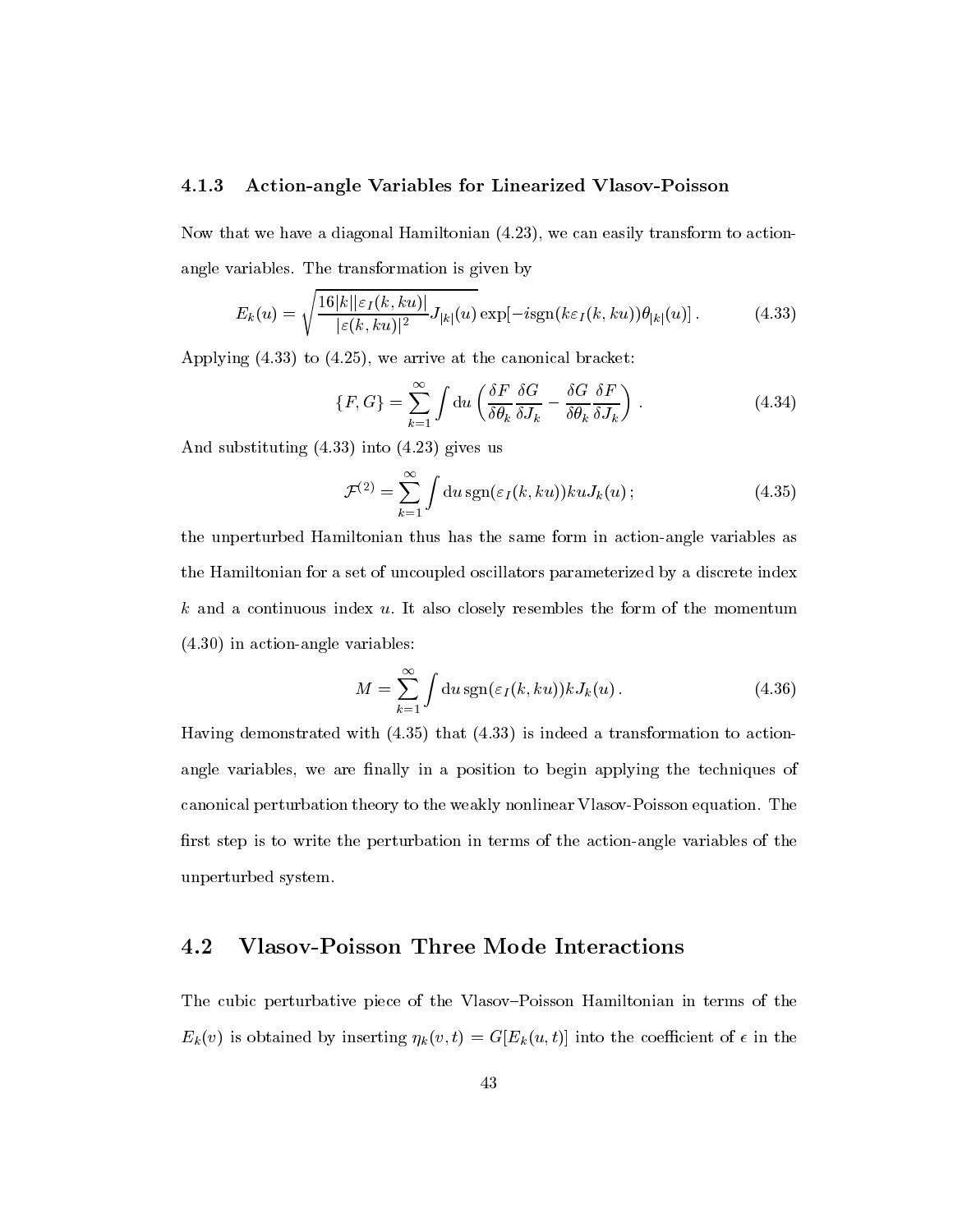### 4.1.3 Action-angle Variables for Linearized Vlasov-Poisson

Now that we have a diagonal Hamiltonian (4.23), we can easily transform to action-angle variables. The transformation is given by

$$E_k(u) = \sqrt{\frac{16|k||\varepsilon_I(k, ku)|}{|\varepsilon(k, ku)|^2}} J_{|k|}(u) \exp[-i \operatorname{sgn}(k\varepsilon_I(k, ku))\theta_{|k|}(u)] \,. \tag{4.33}$$

Applying (4.33) to (4.25), we arrive at the canonical bracket:

$$\{F, G\} = \sum_{k=1}^{\infty} \int \mathrm{d}u \left( \frac{\delta F}{\delta \theta_k} \frac{\delta G}{\delta J_k} - \frac{\delta G}{\delta \theta_k} \frac{\delta F}{\delta J_k} \right) \,. \tag{4.34}$$

And substituting (4.33) into (4.23) gives us

$$\mathcal{F}^{(2)} = \sum_{k=1}^{\infty} \int \mathrm{d}u \, \operatorname{sgn}(\varepsilon_I(k, ku)) ku J_k(u) \,; \tag{4.35}$$

the unperturbed Hamiltonian thus has the same form in action-angle variables as the Hamiltonian for a set of uncoupled oscillators parameterized by a discrete index $k$ and a continuous index $u$. It also closely resembles the form of the momentum (4.30) in action-angle variables:

$$M = \sum_{k=1}^{\infty} \int \mathrm{d}u \, \operatorname{sgn}(\varepsilon_I(k, ku)) k J_k(u) \,. \tag{4.36}$$

Having demonstrated with (4.35) that (4.33) is indeed a transformation to action-angle variables, we are finally in a position to begin applying the techniques of canonical perturbation theory to the weakly nonlinear Vlasov-Poisson equation. The first step is to write the perturbation in terms of the action-angle variables of the unperturbed system.

## 4.2 Vlasov-Poisson Three Mode Interactions

The cubic perturbative piece of the Vlasov–Poisson Hamiltonian in terms of the $E_k(v)$ is obtained by inserting $\eta_k(v, t) = G[E_k(u, t)]$ into the coefficient of $\epsilon$ in the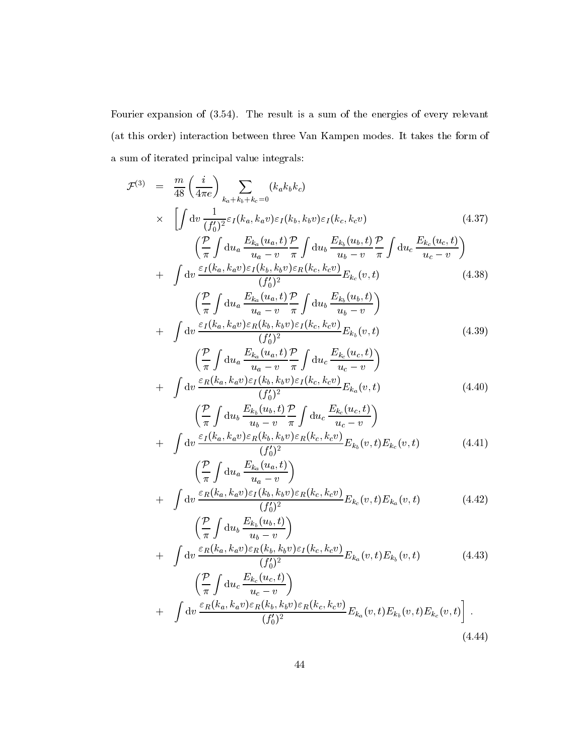Fourier expansion of (3.54). The result is a sum of the energies of every relevant (at this order) interaction between three Van Kampen modes. It takes the form of a sum of iterated principal value integrals:

$$
\begin{aligned}
\mathcal{F}^{(3)} \;=\;& \frac{m}{48}\left(\frac{i}{4\pi e}\right) \sum_{k_a+k_b+k_c=0} (k_a k_b k_c) \\
\times\;& \Bigg[ \int \mathrm{d}v \, \frac{1}{(f_0')^2} \varepsilon_I(k_a, k_a v)\varepsilon_I(k_b, k_b v)\varepsilon_I(k_c, k_c v) && (4.37)\\
& \left( \frac{\mathcal{P}}{\pi}\int \mathrm{d}u_a \, \frac{E_{k_a}(u_a,t)}{u_a - v} \frac{\mathcal{P}}{\pi}\int \mathrm{d}u_b \, \frac{E_{k_b}(u_b,t)}{u_b - v} \frac{\mathcal{P}}{\pi}\int \mathrm{d}u_c \, \frac{E_{k_c}(u_c,t)}{u_c - v} \right) \\
+\;& \int \mathrm{d}v \, \frac{\varepsilon_I(k_a, k_a v)\varepsilon_I(k_b, k_b v)\varepsilon_R(k_c, k_c v)}{(f_0')^2} E_{k_c}(v,t) && (4.38)\\
& \left( \frac{\mathcal{P}}{\pi}\int \mathrm{d}u_a \, \frac{E_{k_a}(u_a,t)}{u_a - v} \frac{\mathcal{P}}{\pi}\int \mathrm{d}u_b \, \frac{E_{k_b}(u_b,t)}{u_b - v} \right) \\
+\;& \int \mathrm{d}v \, \frac{\varepsilon_I(k_a, k_a v)\varepsilon_R(k_b, k_b v)\varepsilon_I(k_c, k_c v)}{(f_0')^2} E_{k_b}(v,t) && (4.39)\\
& \left( \frac{\mathcal{P}}{\pi}\int \mathrm{d}u_a \, \frac{E_{k_a}(u_a,t)}{u_a - v} \frac{\mathcal{P}}{\pi}\int \mathrm{d}u_c \, \frac{E_{k_c}(u_c,t)}{u_c - v} \right) \\
+\;& \int \mathrm{d}v \, \frac{\varepsilon_R(k_a, k_a v)\varepsilon_I(k_b, k_b v)\varepsilon_I(k_c, k_c v)}{(f_0')^2} E_{k_a}(v,t) && (4.40)\\
& \left( \frac{\mathcal{P}}{\pi}\int \mathrm{d}u_b \, \frac{E_{k_b}(u_b,t)}{u_b - v} \frac{\mathcal{P}}{\pi}\int \mathrm{d}u_c \, \frac{E_{k_c}(u_c,t)}{u_c - v} \right) \\
+\;& \int \mathrm{d}v \, \frac{\varepsilon_I(k_a, k_a v)\varepsilon_R(k_b, k_b v)\varepsilon_R(k_c, k_c v)}{(f_0')^2} E_{k_b}(v,t)E_{k_c}(v,t) && (4.41)\\
& \left( \frac{\mathcal{P}}{\pi}\int \mathrm{d}u_a \, \frac{E_{k_a}(u_a,t)}{u_a - v} \right) \\
+\;& \int \mathrm{d}v \, \frac{\varepsilon_R(k_a, k_a v)\varepsilon_I(k_b, k_b v)\varepsilon_R(k_c, k_c v)}{(f_0')^2} E_{k_c}(v,t)E_{k_a}(v,t) && (4.42)\\
& \left( \frac{\mathcal{P}}{\pi}\int \mathrm{d}u_b \, \frac{E_{k_b}(u_b,t)}{u_b - v} \right) \\
+\;& \int \mathrm{d}v \, \frac{\varepsilon_R(k_a, k_a v)\varepsilon_R(k_b, k_b v)\varepsilon_I(k_c, k_c v)}{(f_0')^2} E_{k_a}(v,t)E_{k_b}(v,t) && (4.43)\\
& \left( \frac{\mathcal{P}}{\pi}\int \mathrm{d}u_c \, \frac{E_{k_c}(u_c,t)}{u_c - v} \right) \\
+\;& \int \mathrm{d}v \, \frac{\varepsilon_R(k_a, k_a v)\varepsilon_R(k_b, k_b v)\varepsilon_R(k_c, k_c v)}{(f_0')^2} E_{k_a}(v,t)E_{k_b}(v,t)E_{k_c}(v,t) \Bigg] \, . && (4.44)
\end{aligned}
$$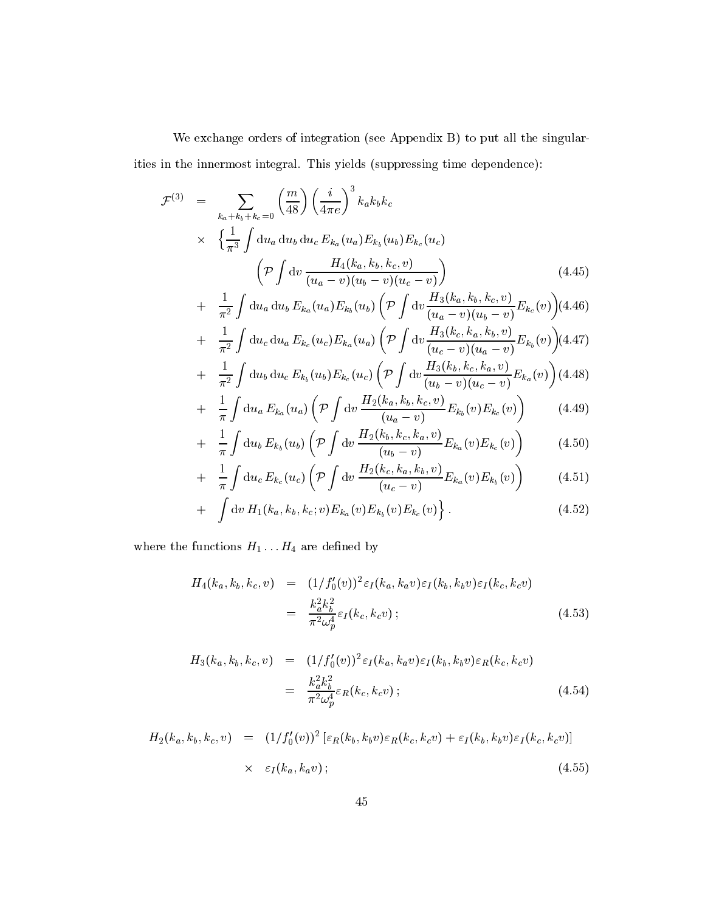We exchange orders of integration (see Appendix B) to put all the singularities in the innermost integral. This yields (suppressing time dependence):

$$
\begin{aligned}
\mathcal{F}^{(3)} \;=\; & \sum_{k_a+k_b+k_c=0} \left(\frac{m}{48}\right)\left(\frac{i}{4\pi e}\right)^3 k_a k_b k_c \\
\times \; & \Bigg\{ \frac{1}{\pi^3}\int \mathrm{d}u_a\,\mathrm{d}u_b\,\mathrm{d}u_c\, E_{k_a}(u_a)E_{k_b}(u_b)E_{k_c}(u_c) \\
& \left(\mathcal{P}\int \mathrm{d}v\, \frac{H_4(k_a,k_b,k_c,v)}{(u_a-v)(u_b-v)(u_c-v)}\right) && (4.45)\\
+ \; & \frac{1}{\pi^2}\int \mathrm{d}u_a\,\mathrm{d}u_b\, E_{k_a}(u_a)E_{k_b}(u_b)\left(\mathcal{P}\int \mathrm{d}v \frac{H_3(k_a,k_b,k_c,v)}{(u_a-v)(u_b-v)}E_{k_c}(v)\right) && (4.46)\\
+ \; & \frac{1}{\pi^2}\int \mathrm{d}u_c\,\mathrm{d}u_a\, E_{k_c}(u_c)E_{k_a}(u_a)\left(\mathcal{P}\int \mathrm{d}v \frac{H_3(k_c,k_a,k_b,v)}{(u_c-v)(u_a-v)}E_{k_b}(v)\right) && (4.47)\\
+ \; & \frac{1}{\pi^2}\int \mathrm{d}u_b\,\mathrm{d}u_c\, E_{k_b}(u_b)E_{k_c}(u_c)\left(\mathcal{P}\int \mathrm{d}v \frac{H_3(k_b,k_c,k_a,v)}{(u_b-v)(u_c-v)}E_{k_a}(v)\right) && (4.48)\\
+ \; & \frac{1}{\pi}\int \mathrm{d}u_a\, E_{k_a}(u_a)\left(\mathcal{P}\int \mathrm{d}v\, \frac{H_2(k_a,k_b,k_c,v)}{(u_a-v)}E_{k_b}(v)E_{k_c}(v)\right) && (4.49)\\
+ \; & \frac{1}{\pi}\int \mathrm{d}u_b\, E_{k_b}(u_b)\left(\mathcal{P}\int \mathrm{d}v\, \frac{H_2(k_b,k_c,k_a,v)}{(u_b-v)}E_{k_a}(v)E_{k_c}(v)\right) && (4.50)\\
+ \; & \frac{1}{\pi}\int \mathrm{d}u_c\, E_{k_c}(u_c)\left(\mathcal{P}\int \mathrm{d}v\, \frac{H_2(k_c,k_a,k_b,v)}{(u_c-v)}E_{k_a}(v)E_{k_b}(v)\right) && (4.51)\\
+ \; & \int \mathrm{d}v\, H_1(k_a,k_b,k_c;v)E_{k_a}(v)E_{k_b}(v)E_{k_c}(v)\Bigg\}\,. && (4.52)
\end{aligned}
$$

where the functions $H_1 \ldots H_4$ are defined by

$$
\begin{aligned}
H_4(k_a,k_b,k_c,v) &= (1/f_0'(v))^2\varepsilon_I(k_a,k_a v)\varepsilon_I(k_b,k_b v)\varepsilon_I(k_c,k_c v) \\
&= \frac{k_a^2k_b^2}{\pi^2\omega_p^4}\varepsilon_I(k_c,k_c v)\,; && (4.53)
\end{aligned}
$$

$$
\begin{aligned}
H_3(k_a,k_b,k_c,v) &= (1/f_0'(v))^2\varepsilon_I(k_a,k_a v)\varepsilon_I(k_b,k_b v)\varepsilon_R(k_c,k_c v) \\
&= \frac{k_a^2k_b^2}{\pi^2\omega_p^4}\varepsilon_R(k_c,k_c v)\,; && (4.54)
\end{aligned}
$$

$$
\begin{aligned}
H_2(k_a,k_b,k_c,v) &= (1/f_0'(v))^2\left[\varepsilon_R(k_b,k_b v)\varepsilon_R(k_c,k_c v)+\varepsilon_I(k_b,k_b v)\varepsilon_I(k_c,k_c v)\right] \\
&\times \;\; \varepsilon_I(k_a,k_a v)\,; && (4.55)
\end{aligned}
$$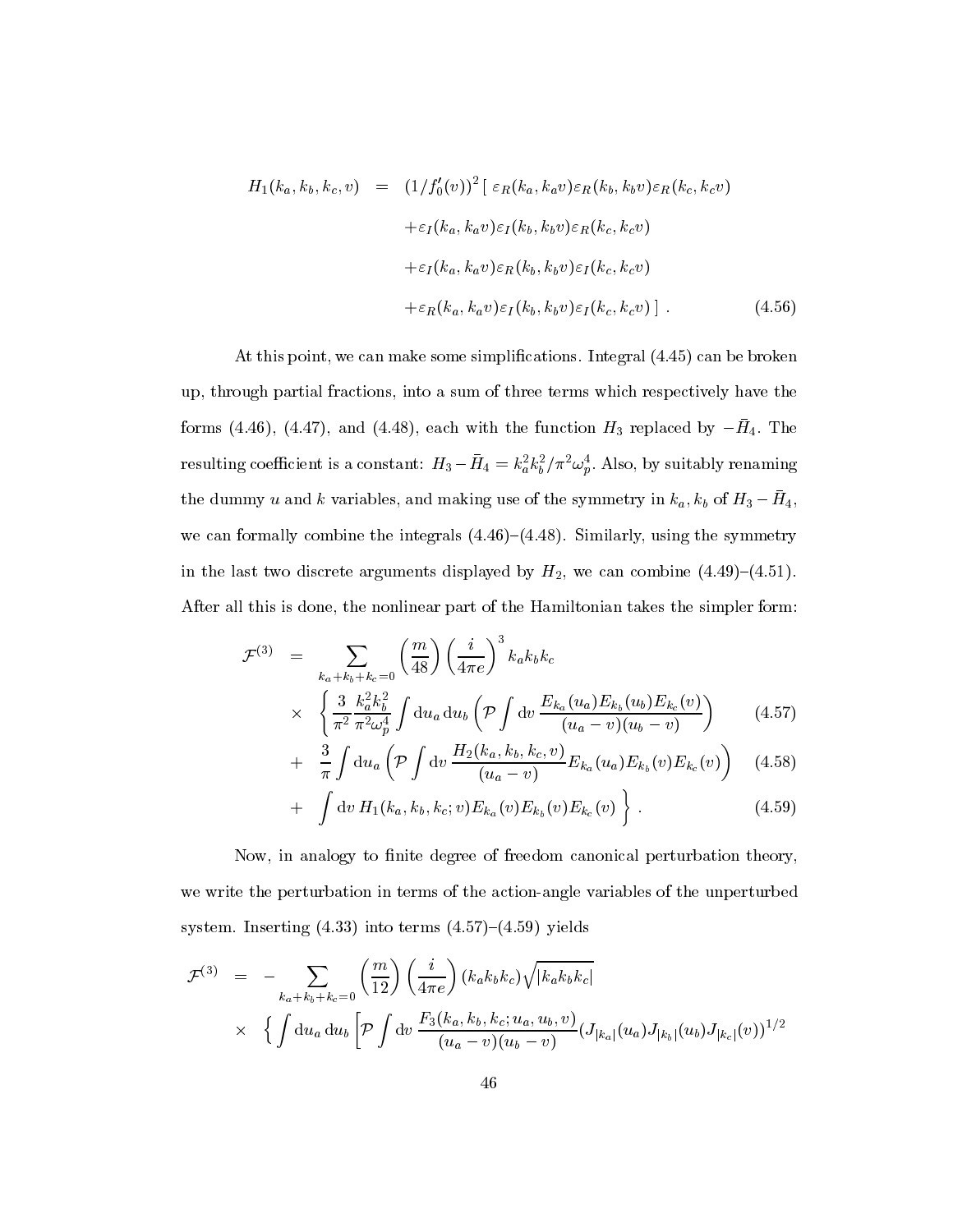$$
\begin{aligned}
H_1(k_a, k_b, k_c, v) \;=\; & (1/f_0'(v))^2 \,[\, \varepsilon_R(k_a, k_a v)\varepsilon_R(k_b, k_b v)\varepsilon_R(k_c, k_c v) \\
& + \varepsilon_I(k_a, k_a v)\varepsilon_I(k_b, k_b v)\varepsilon_R(k_c, k_c v) \\
& + \varepsilon_I(k_a, k_a v)\varepsilon_R(k_b, k_b v)\varepsilon_I(k_c, k_c v) \\
& + \varepsilon_R(k_a, k_a v)\varepsilon_I(k_b, k_b v)\varepsilon_I(k_c, k_c v) \,] \,. \qquad (4.56)
\end{aligned}
$$

At this point, we can make some simplifications. Integral (4.45) can be broken up, through partial fractions, into a sum of three terms which respectively have the forms (4.46), (4.47), and (4.48), each with the function $H_3$ replaced by $-\bar{H}_4$. The resulting coefficient is a constant: $H_3 - \bar{H}_4 = k_a^2 k_b^2/\pi^2\omega_p^4$. Also, by suitably renaming the dummy $u$ and $k$ variables, and making use of the symmetry in $k_a, k_b$ of $H_3 - \bar{H}_4$, we can formally combine the integrals (4.46)–(4.48). Similarly, using the symmetry in the last two discrete arguments displayed by $H_2$, we can combine (4.49)–(4.51). After all this is done, the nonlinear part of the Hamiltonian takes the simpler form:

$$
\begin{aligned}
\mathcal{F}^{(3)} \;=\; & \sum_{k_a+k_b+k_c=0} \left(\frac{m}{48}\right)\left(\frac{i}{4\pi e}\right)^3 k_a k_b k_c \\
\times \; & \left\{ \frac{3}{\pi^2}\frac{k_a^2 k_b^2}{\pi^2\omega_p^4} \int \mathrm{d}u_a\, \mathrm{d}u_b \left( \mathcal{P}\int \mathrm{d}v\, \frac{E_{k_a}(u_a)E_{k_b}(u_b)E_{k_c}(v)}{(u_a - v)(u_b - v)} \right) \right. \qquad (4.57) \\
+ \; & \frac{3}{\pi}\int \mathrm{d}u_a \left( \mathcal{P}\int \mathrm{d}v\, \frac{H_2(k_a, k_b, k_c, v)}{(u_a - v)} E_{k_a}(u_a)E_{k_b}(v)E_{k_c}(v) \right) \qquad (4.58) \\
+ \; & \left. \int \mathrm{d}v\, H_1(k_a, k_b, k_c; v)E_{k_a}(v)E_{k_b}(v)E_{k_c}(v) \right\} . \qquad (4.59)
\end{aligned}
$$

Now, in analogy to finite degree of freedom canonical perturbation theory, we write the perturbation in terms of the action-angle variables of the unperturbed system. Inserting (4.33) into terms (4.57)–(4.59) yields

$$
\begin{aligned}
\mathcal{F}^{(3)} \;=\; & -\sum_{k_a+k_b+k_c=0} \left(\frac{m}{12}\right)\left(\frac{i}{4\pi e}\right)(k_a k_b k_c)\sqrt{|k_a k_b k_c|} \\
\times \; & \left\{ \int \mathrm{d}u_a\, \mathrm{d}u_b \left[ \mathcal{P}\int \mathrm{d}v\, \frac{F_3(k_a, k_b, k_c; u_a, u_b, v)}{(u_a - v)(u_b - v)} (J_{|k_a|}(u_a)J_{|k_b|}(u_b)J_{|k_c|}(v))^{1/2} \right. \right.
\end{aligned}
$$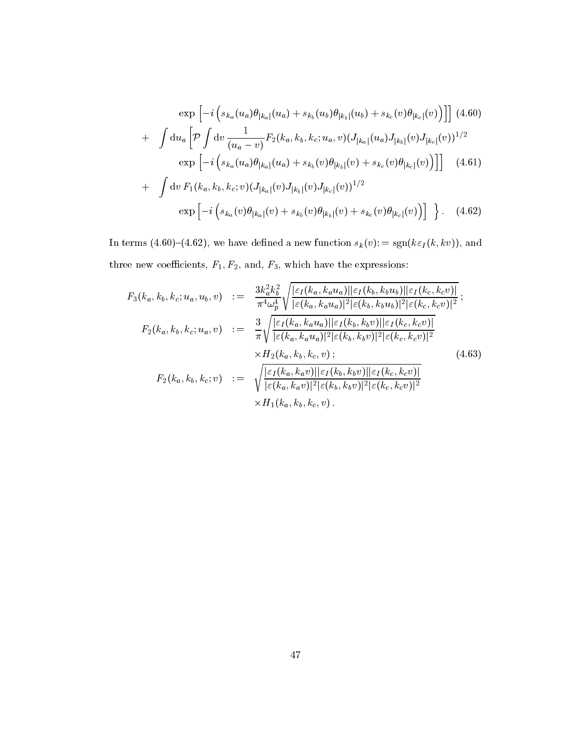$$\exp\left[-i\left(s_{k_a}(u_a)\theta_{|k_a|}(u_a) + s_{k_b}(u_b)\theta_{|k_b|}(u_b) + s_{k_c}(v)\theta_{|k_c|}(v)\right)\right]\Big] \quad (4.60)$$

$$+ \quad \int \mathrm{d}u_a \left[\mathcal{P}\int \mathrm{d}v \, \frac{1}{(u_a - v)} F_2(k_a, k_b, k_c; u_a, v)(J_{|k_a|}(u_a)J_{|k_b|}(v)J_{|k_c|}(v))^{1/2}\right.$$
$$\left.\exp\left[-i\left(s_{k_a}(u_a)\theta_{|k_a|}(u_a) + s_{k_b}(v)\theta_{|k_b|}(v) + s_{k_c}(v)\theta_{|k_c|}(v)\right)\right]\right] \quad (4.61)$$

$$+ \quad \int \mathrm{d}v \, F_1(k_a, k_b, k_c; v)(J_{|k_a|}(v)J_{|k_b|}(v)J_{|k_c|}(v))^{1/2}$$
$$\exp\left[-i\left(s_{k_a}(v)\theta_{|k_a|}(v) + s_{k_b}(v)\theta_{|k_b|}(v) + s_{k_c}(v)\theta_{|k_c|}(v)\right)\right] \;\Big\}. \quad (4.62)$$

In terms (4.60)–(4.62), we have defined a new function $s_k(v) := \mathrm{sgn}(k\varepsilon_I(k, kv))$, and three new coefficients, $F_1, F_2$, and, $F_3$, which have the expressions:

$$\begin{aligned}
F_3(k_a, k_b, k_c; u_a, u_b, v) &:= \frac{3k_a^2 k_b^2}{\pi^4 \omega_p^4}\sqrt{\frac{|\varepsilon_I(k_a, k_a u_a)||\varepsilon_I(k_b, k_b u_b)||\varepsilon_I(k_c, k_c v)|}{|\varepsilon(k_a, k_a u_a)|^2|\varepsilon(k_b, k_b u_b)|^2|\varepsilon(k_c, k_c v)|^2}}\,; \\
F_2(k_a, k_b, k_c; u_a, v) &:= \frac{3}{\pi}\sqrt{\frac{|\varepsilon_I(k_a, k_a u_a)||\varepsilon_I(k_b, k_b v)||\varepsilon_I(k_c, k_c v)|}{|\varepsilon(k_a, k_a u_a)|^2|\varepsilon(k_b, k_b v)|^2|\varepsilon(k_c, k_c v)|^2}} \\
&\quad \times H_2(k_a, k_b, k_c, v)\,; \\
F_2(k_a, k_b, k_c; v) &:= \sqrt{\frac{|\varepsilon_I(k_a, k_a v)||\varepsilon_I(k_b, k_b v)||\varepsilon_I(k_c, k_c v)|}{|\varepsilon(k_a, k_a v)|^2|\varepsilon(k_b, k_b v)|^2|\varepsilon(k_c, k_c v)|^2}} \\
&\quad \times H_1(k_a, k_b, k_c, v)\,.
\end{aligned} \quad (4.63)$$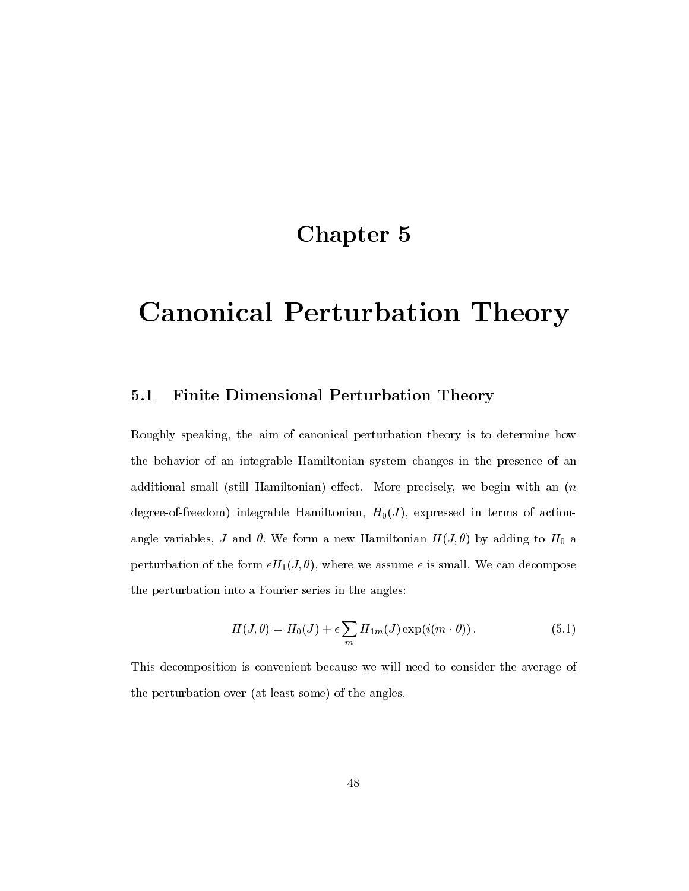# Chapter 5

# Canonical Perturbation Theory

## 5.1 Finite Dimensional Perturbation Theory

Roughly speaking, the aim of canonical perturbation theory is to determine how the behavior of an integrable Hamiltonian system changes in the presence of an additional small (still Hamiltonian) effect. More precisely, we begin with an ($n$ degree-of-freedom) integrable Hamiltonian, $H_0(J)$, expressed in terms of action-angle variables, $J$ and $\theta$. We form a new Hamiltonian $H(J, \theta)$ by adding to $H_0$ a perturbation of the form $\epsilon H_1(J, \theta)$, where we assume $\epsilon$ is small. We can decompose the perturbation into a Fourier series in the angles:

$$H(J, \theta) = H_0(J) + \epsilon \sum_m H_{1m}(J) \exp(i(m \cdot \theta)) . \tag{5.1}$$

This decomposition is convenient because we will need to consider the average of the perturbation over (at least some) of the angles.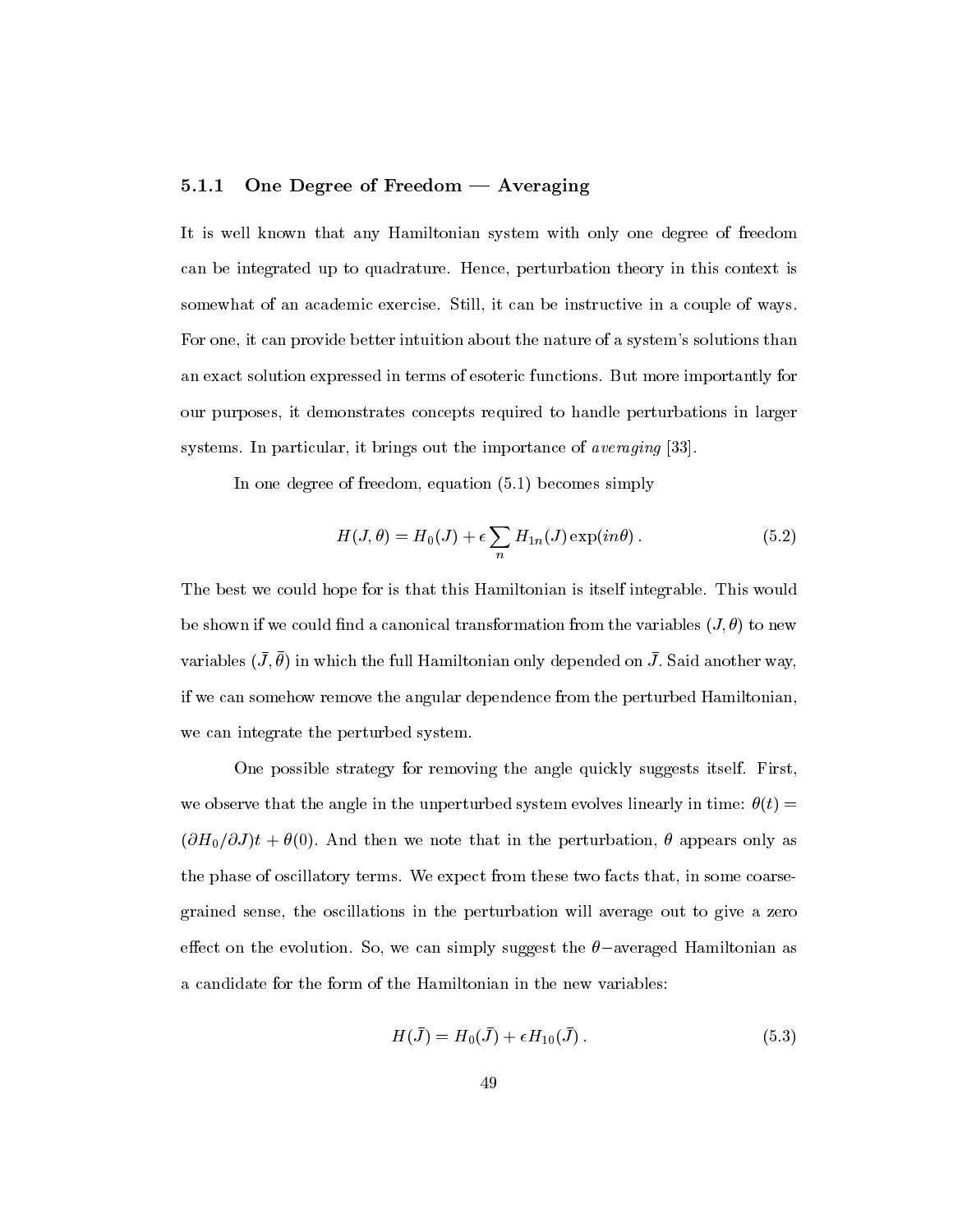### 5.1.1 One Degree of Freedom — Averaging

It is well known that any Hamiltonian system with only one degree of freedom can be integrated up to quadrature. Hence, perturbation theory in this context is somewhat of an academic exercise. Still, it can be instructive in a couple of ways. For one, it can provide better intuition about the nature of a system's solutions than an exact solution expressed in terms of esoteric functions. But more importantly for our purposes, it demonstrates concepts required to handle perturbations in larger systems. In particular, it brings out the importance of *averaging* [33].

In one degree of freedom, equation (5.1) becomes simply

$$H(J, \theta) = H_0(J) + \epsilon \sum_n H_{1n}(J) \exp(in\theta) . \tag{5.2}$$

The best we could hope for is that this Hamiltonian is itself integrable. This would be shown if we could find a canonical transformation from the variables $(J, \theta)$ to new variables $(\bar{J}, \bar{\theta})$ in which the full Hamiltonian only depended on $\bar{J}$. Said another way, if we can somehow remove the angular dependence from the perturbed Hamiltonian, we can integrate the perturbed system.

One possible strategy for removing the angle quickly suggests itself. First, we observe that the angle in the unperturbed system evolves linearly in time: $\theta(t) = (\partial H_0/\partial J)t + \theta(0)$. And then we note that in the perturbation, $\theta$ appears only as the phase of oscillatory terms. We expect from these two facts that, in some coarse-grained sense, the oscillations in the perturbation will average out to give a zero effect on the evolution. So, we can simply suggest the $\theta-$averaged Hamiltonian as a candidate for the form of the Hamiltonian in the new variables:

$$H(\bar{J}) = H_0(\bar{J}) + \epsilon H_{10}(\bar{J}) . \tag{5.3}$$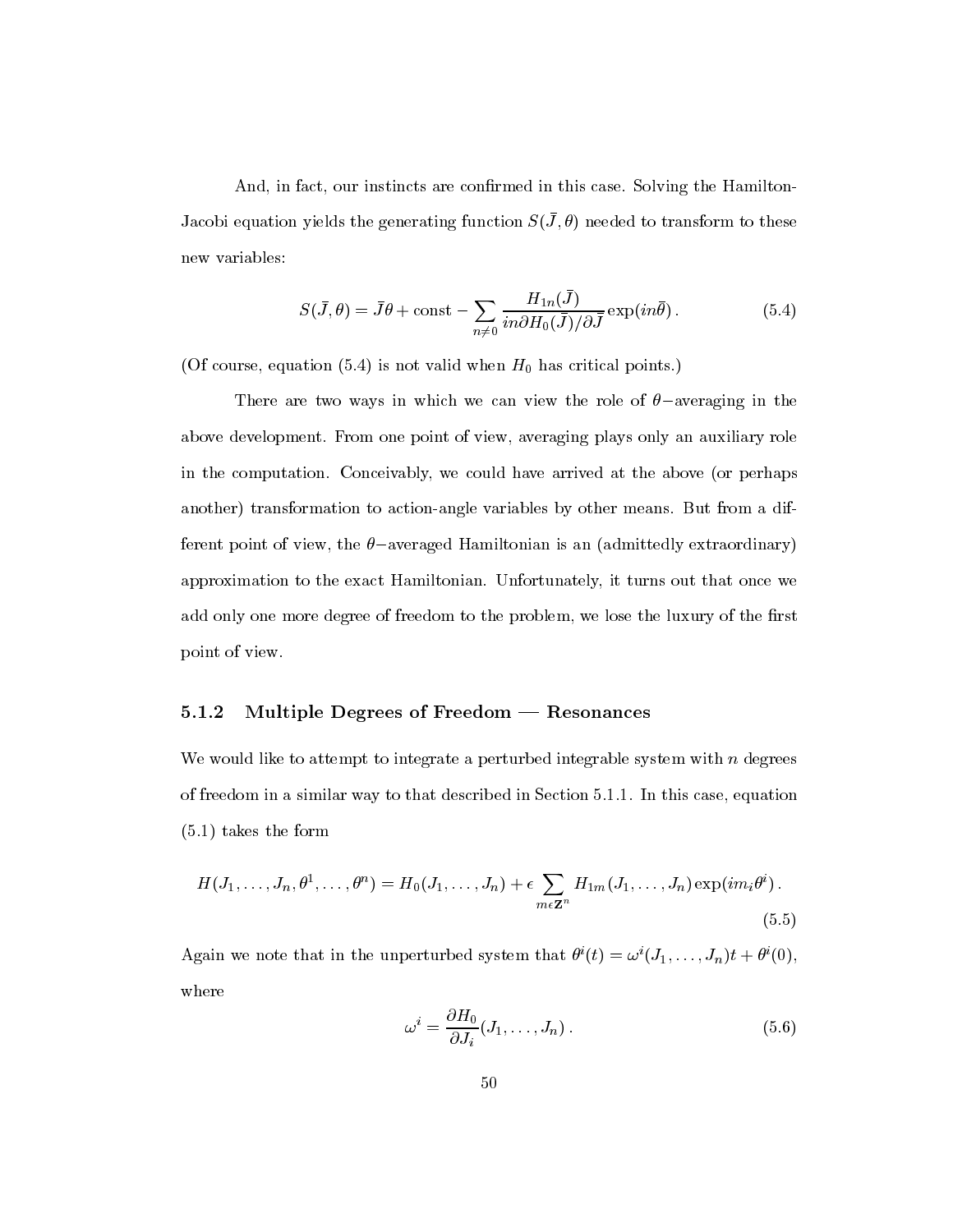And, in fact, our instincts are confirmed in this case. Solving the Hamilton-Jacobi equation yields the generating function $S(\bar{J}, \theta)$ needed to transform to these new variables:

$$S(\bar{J}, \theta) = \bar{J}\theta + \text{const} - \sum_{n \neq 0} \frac{H_{1n}(\bar{J})}{in\partial H_0(\bar{J})/\partial \bar{J}} \exp(in\bar{\theta}) \,. \tag{5.4}$$

(Of course, equation (5.4) is not valid when $H_0$ has critical points.)

There are two ways in which we can view the role of $\theta-$averaging in the above development. From one point of view, averaging plays only an auxiliary role in the computation. Conceivably, we could have arrived at the above (or perhaps another) transformation to action-angle variables by other means. But from a different point of view, the $\theta-$averaged Hamiltonian is an (admittedly extraordinary) approximation to the exact Hamiltonian. Unfortunately, it turns out that once we add only one more degree of freedom to the problem, we lose the luxury of the first point of view.

### 5.1.2 Multiple Degrees of Freedom — Resonances

We would like to attempt to integrate a perturbed integrable system with $n$ degrees of freedom in a similar way to that described in Section 5.1.1. In this case, equation (5.1) takes the form

$$H(J_1, \ldots, J_n, \theta^1, \ldots, \theta^n) = H_0(J_1, \ldots, J_n) + \epsilon \sum_{m \epsilon \mathbf{Z}^n} H_{1m}(J_1, \ldots, J_n) \exp(i m_i \theta^i) \,. \tag{5.5}$$

Again we note that in the unperturbed system that $\theta^i(t) = \omega^i(J_1, \ldots, J_n)t + \theta^i(0)$, where

$$\omega^i = \frac{\partial H_0}{\partial J_i}(J_1, \ldots, J_n) \,. \tag{5.6}$$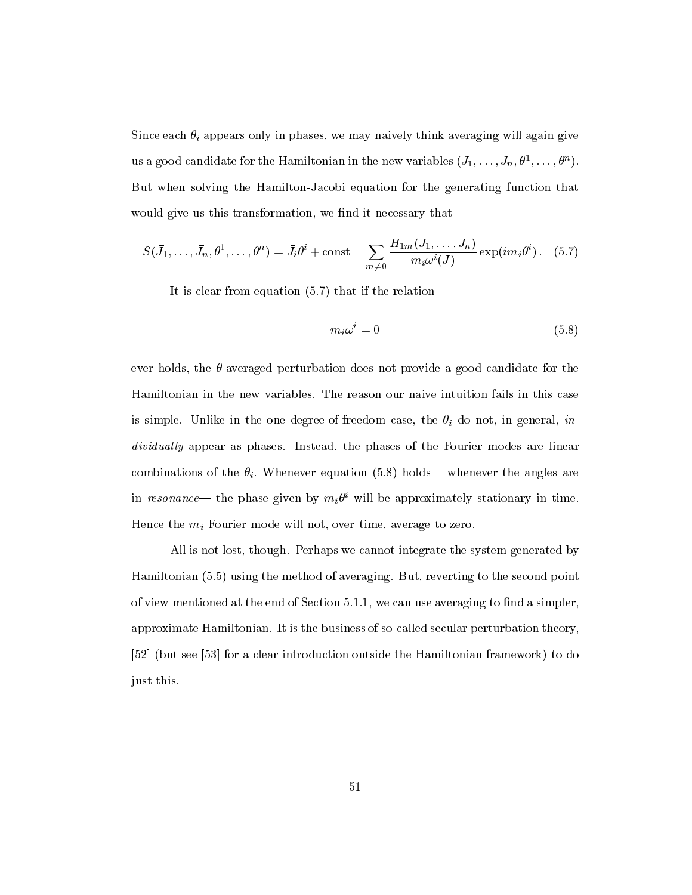Since each $\theta_i$ appears only in phases, we may naively think averaging will again give us a good candidate for the Hamiltonian in the new variables $(\bar{J}_1, \ldots, \bar{J}_n, \bar{\theta}^1, \ldots, \bar{\theta}^n)$. But when solving the Hamilton-Jacobi equation for the generating function that would give us this transformation, we find it necessary that

$$S(\bar{J}_1, \ldots, \bar{J}_n, \theta^1, \ldots, \theta^n) = \bar{J}_i \theta^i + \text{const} - \sum_{m \neq 0} \frac{H_{1m}(\bar{J}_1, \ldots, \bar{J}_n)}{m_i \omega^i(\bar{J})} \exp(i m_i \theta^i) \,. \quad (5.7)$$

It is clear from equation (5.7) that if the relation

$$m_i \omega^i = 0 \quad (5.8)$$

ever holds, the $\theta$-averaged perturbation does not provide a good candidate for the Hamiltonian in the new variables. The reason our naive intuition fails in this case is simple. Unlike in the one degree-of-freedom case, the $\theta_i$ do not, in general, *individually* appear as phases. Instead, the phases of the Fourier modes are linear combinations of the $\theta_i$. Whenever equation (5.8) holds— whenever the angles are in *resonance*— the phase given by $m_i \theta^i$ will be approximately stationary in time. Hence the $m_i$ Fourier mode will not, over time, average to zero.

All is not lost, though. Perhaps we cannot integrate the system generated by Hamiltonian (5.5) using the method of averaging. But, reverting to the second point of view mentioned at the end of Section 5.1.1, we can use averaging to find a simpler, approximate Hamiltonian. It is the business of so-called secular perturbation theory, [52] (but see [53] for a clear introduction outside the Hamiltonian framework) to do just this.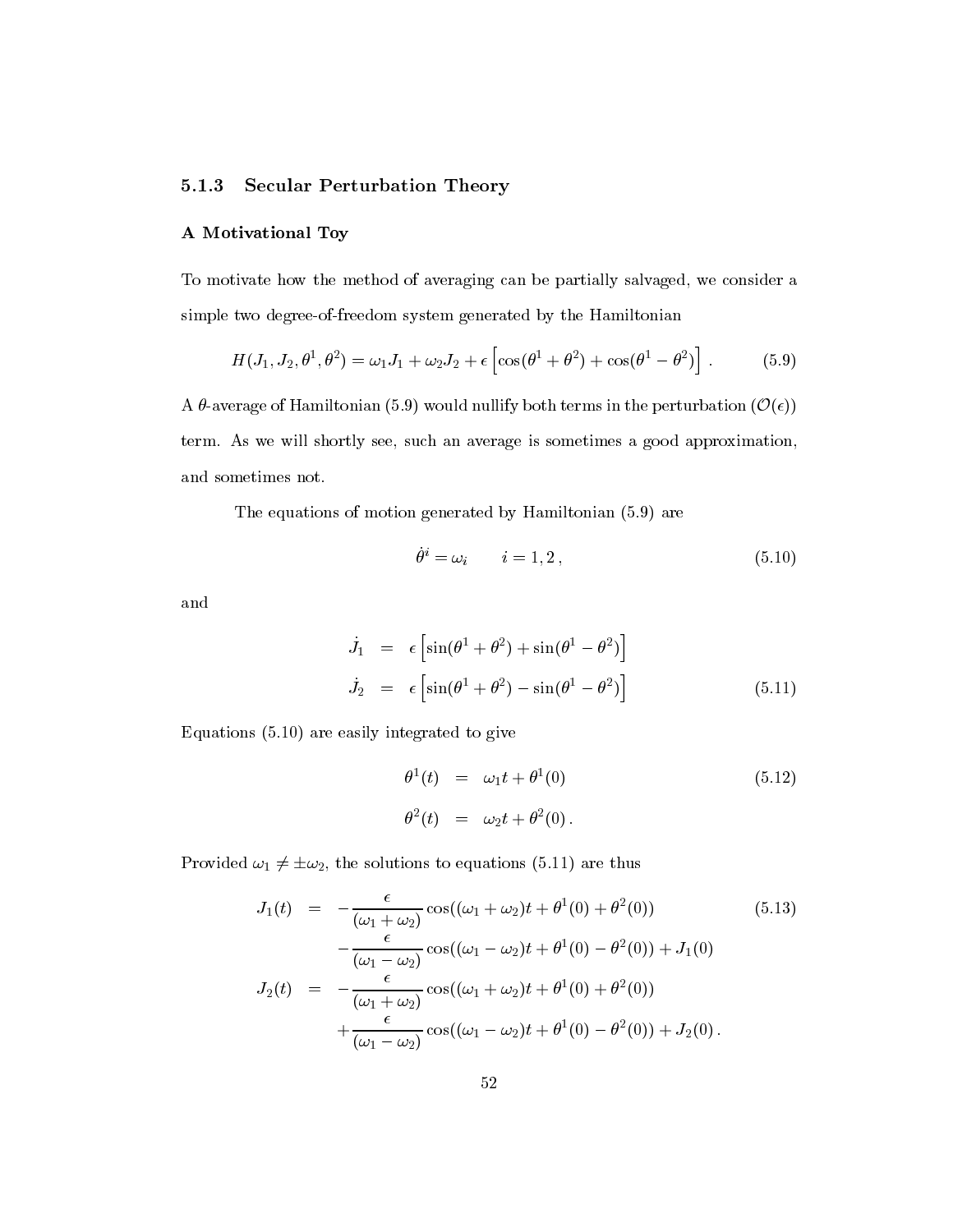### 5.1.3 Secular Perturbation Theory

#### A Motivational Toy

To motivate how the method of averaging can be partially salvaged, we consider a simple two degree-of-freedom system generated by the Hamiltonian

$$H(J_1, J_2, \theta^1, \theta^2) = \omega_1 J_1 + \omega_2 J_2 + \epsilon \left[\cos(\theta^1 + \theta^2) + \cos(\theta^1 - \theta^2)\right] . \tag{5.9}$$

A $\theta$-average of Hamiltonian (5.9) would nullify both terms in the perturbation ($\mathcal{O}(\epsilon)$) term. As we will shortly see, such an average is sometimes a good approximation, and sometimes not.

The equations of motion generated by Hamiltonian (5.9) are

$$\dot{\theta}^i = \omega_i \qquad i = 1, 2 \,, \tag{5.10}$$

and

$$\begin{aligned} \dot{J}_1 &= \epsilon \left[\sin(\theta^1 + \theta^2) + \sin(\theta^1 - \theta^2)\right] \\ \dot{J}_2 &= \epsilon \left[\sin(\theta^1 + \theta^2) - \sin(\theta^1 - \theta^2)\right] \end{aligned} \tag{5.11}$$

Equations (5.10) are easily integrated to give

$$\begin{aligned} \theta^1(t) &= \omega_1 t + \theta^1(0) \\ \theta^2(t) &= \omega_2 t + \theta^2(0) \,. \end{aligned} \tag{5.12}$$

Provided $\omega_1 \neq \pm\omega_2$, the solutions to equations (5.11) are thus

$$\begin{aligned} J_1(t) &= -\frac{\epsilon}{(\omega_1 + \omega_2)} \cos((\omega_1 + \omega_2)t + \theta^1(0) + \theta^2(0)) \\ &\quad - \frac{\epsilon}{(\omega_1 - \omega_2)} \cos((\omega_1 - \omega_2)t + \theta^1(0) - \theta^2(0)) + J_1(0) \\ J_2(t) &= -\frac{\epsilon}{(\omega_1 + \omega_2)} \cos((\omega_1 + \omega_2)t + \theta^1(0) + \theta^2(0)) \\ &\quad + \frac{\epsilon}{(\omega_1 - \omega_2)} \cos((\omega_1 - \omega_2)t + \theta^1(0) - \theta^2(0)) + J_2(0) \,. \end{aligned} \tag{5.13}$$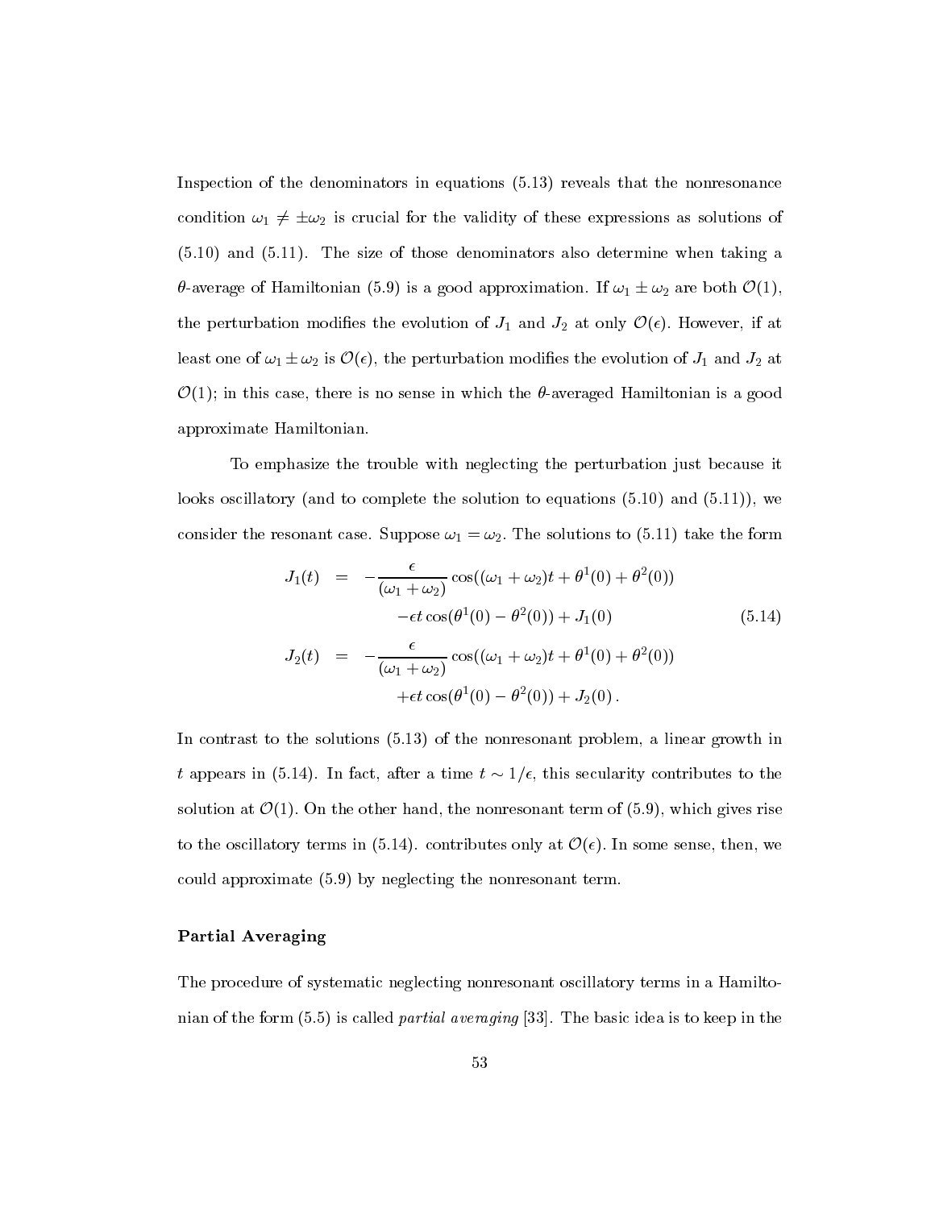Inspection of the denominators in equations (5.13) reveals that the nonresonance condition $\omega_1 \neq \pm\omega_2$ is crucial for the validity of these expressions as solutions of (5.10) and (5.11). The size of those denominators also determine when taking a $\theta$-average of Hamiltonian (5.9) is a good approximation. If $\omega_1 \pm \omega_2$ are both $\mathcal{O}(1)$, the perturbation modifies the evolution of $J_1$ and $J_2$ at only $\mathcal{O}(\epsilon)$. However, if at least one of $\omega_1 \pm \omega_2$ is $\mathcal{O}(\epsilon)$, the perturbation modifies the evolution of $J_1$ and $J_2$ at $\mathcal{O}(1)$; in this case, there is no sense in which the $\theta$-averaged Hamiltonian is a good approximate Hamiltonian.

To emphasize the trouble with neglecting the perturbation just because it looks oscillatory (and to complete the solution to equations (5.10) and (5.11)), we consider the resonant case. Suppose $\omega_1 = \omega_2$. The solutions to (5.11) take the form

$$
\begin{aligned}
J_1(t) &= -\frac{\epsilon}{(\omega_1+\omega_2)}\cos((\omega_1+\omega_2)t + \theta^1(0) + \theta^2(0)) \\
&\qquad -\epsilon t \cos(\theta^1(0) - \theta^2(0)) + J_1(0) \\
J_2(t) &= -\frac{\epsilon}{(\omega_1+\omega_2)}\cos((\omega_1+\omega_2)t + \theta^1(0) + \theta^2(0)) \\
&\qquad +\epsilon t \cos(\theta^1(0) - \theta^2(0)) + J_2(0)\,.
\end{aligned}
\tag{5.14}
$$

In contrast to the solutions (5.13) of the nonresonant problem, a linear growth in $t$ appears in (5.14). In fact, after a time $t \sim 1/\epsilon$, this secularity contributes to the solution at $\mathcal{O}(1)$. On the other hand, the nonresonant term of (5.9), which gives rise to the oscillatory terms in (5.14). contributes only at $\mathcal{O}(\epsilon)$. In some sense, then, we could approximate (5.9) by neglecting the nonresonant term.

### Partial Averaging

The procedure of systematic neglecting nonresonant oscillatory terms in a Hamiltonian of the form (5.5) is called *partial averaging* [33]. The basic idea is to keep in the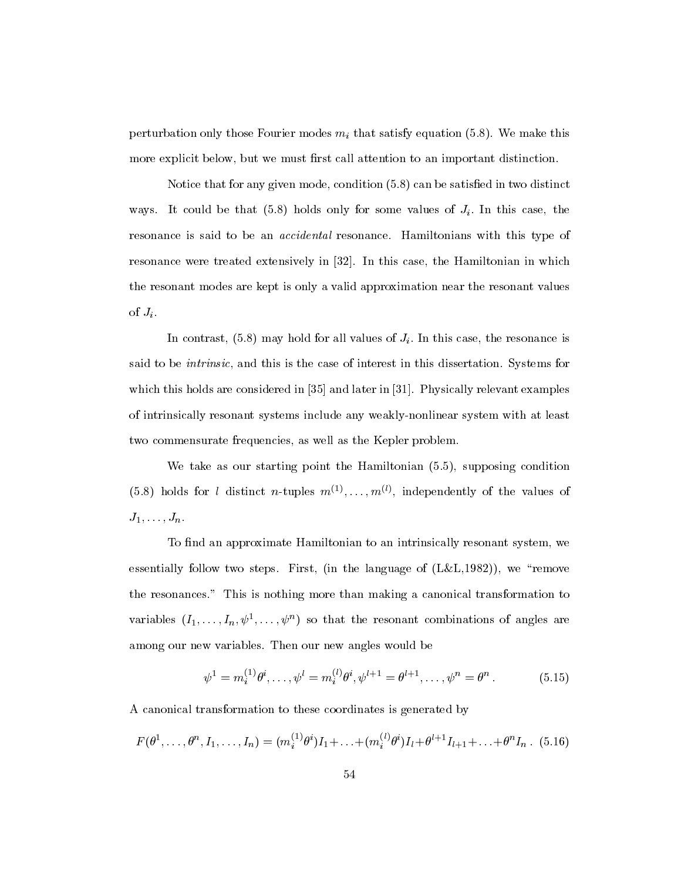perturbation only those Fourier modes $m_i$ that satisfy equation (5.8). We make this more explicit below, but we must first call attention to an important distinction.

Notice that for any given mode, condition (5.8) can be satisfied in two distinct ways. It could be that (5.8) holds only for some values of $J_i$. In this case, the resonance is said to be an *accidental* resonance. Hamiltonians with this type of resonance were treated extensively in [32]. In this case, the Hamiltonian in which the resonant modes are kept is only a valid approximation near the resonant values of $J_i$.

In contrast, (5.8) may hold for all values of $J_i$. In this case, the resonance is said to be *intrinsic*, and this is the case of interest in this dissertation. Systems for which this holds are considered in [35] and later in [31]. Physically relevant examples of intrinsically resonant systems include any weakly-nonlinear system with at least two commensurate frequencies, as well as the Kepler problem.

We take as our starting point the Hamiltonian (5.5), supposing condition (5.8) holds for $l$ distinct $n$-tuples $m^{(1)}, \ldots, m^{(l)}$, independently of the values of $J_1, \ldots, J_n$.

To find an approximate Hamiltonian to an intrinsically resonant system, we essentially follow two steps. First, (in the language of (L&L,1982)), we "remove the resonances." This is nothing more than making a canonical transformation to variables $(I_1, \ldots, I_n, \psi^1, \ldots, \psi^n)$ so that the resonant combinations of angles are among our new variables. Then our new angles would be

$$\psi^1 = m_i^{(1)} \theta^i, \ldots, \psi^l = m_i^{(l)} \theta^i, \psi^{l+1} = \theta^{l+1}, \ldots, \psi^n = \theta^n . \tag{5.15}$$

A canonical transformation to these coordinates is generated by

$$F(\theta^1, \ldots, \theta^n, I_1, \ldots, I_n) = (m_i^{(1)} \theta^i) I_1 + \ldots + (m_i^{(l)} \theta^i) I_l + \theta^{l+1} I_{l+1} + \ldots + \theta^n I_n . \tag{5.16}$$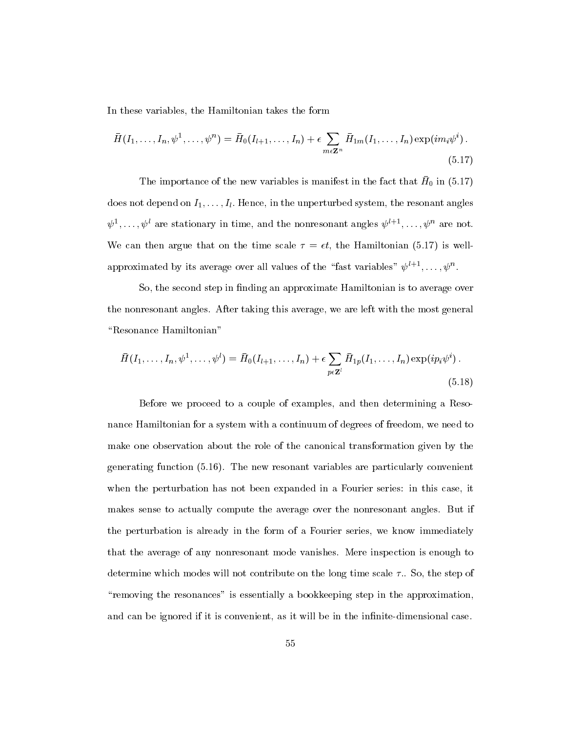In these variables, the Hamiltonian takes the form

$$\bar{H}(I_1, \ldots, I_n, \psi^1, \ldots, \psi^n) = \bar{H}_0(I_{l+1}, \ldots, I_n) + \epsilon \sum_{m \epsilon \mathbf{Z}^n} \bar{H}_{1m}(I_1, \ldots, I_n) \exp(i m_i \psi^i) \,. \tag{5.17}$$

The importance of the new variables is manifest in the fact that $\bar{H}_0$ in (5.17) does not depend on $I_1, \ldots, I_l$. Hence, in the unperturbed system, the resonant angles $\psi^1, \ldots, \psi^l$ are stationary in time, and the nonresonant angles $\psi^{l+1}, \ldots, \psi^n$ are not. We can then argue that on the time scale $\tau = \epsilon t$, the Hamiltonian (5.17) is well-approximated by its average over all values of the "fast variables" $\psi^{l+1}, \ldots, \psi^n$.

So, the second step in finding an approximate Hamiltonian is to average over the nonresonant angles. After taking this average, we are left with the most general "Resonance Hamiltonian"

$$\bar{H}(I_1, \ldots, I_n, \psi^1, \ldots, \psi^l) = \bar{H}_0(I_{l+1}, \ldots, I_n) + \epsilon \sum_{p \epsilon \mathbf{Z}^l} \bar{H}_{1p}(I_1, \ldots, I_n) \exp(i p_i \psi^i) \,. \tag{5.18}$$

Before we proceed to a couple of examples, and then determining a Resonance Hamiltonian for a system with a continuum of degrees of freedom, we need to make one observation about the role of the canonical transformation given by the generating function (5.16). The new resonant variables are particularly convenient when the perturbation has not been expanded in a Fourier series: in this case, it makes sense to actually compute the average over the nonresonant angles. But if the perturbation is already in the form of a Fourier series, we know immediately that the average of any nonresonant mode vanishes. Mere inspection is enough to determine which modes will not contribute on the long time scale $\tau$.. So, the step of "removing the resonances" is essentially a bookkeeping step in the approximation, and can be ignored if it is convenient, as it will be in the infinite-dimensional case.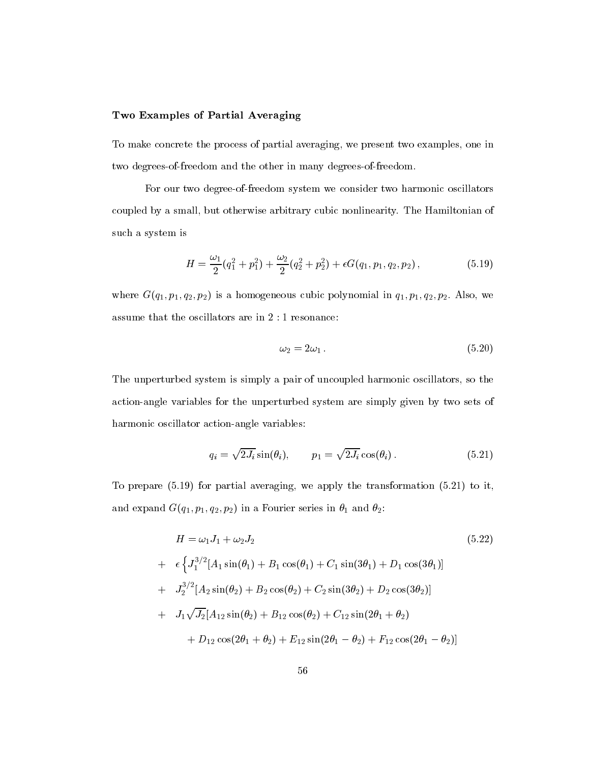**Two Examples of Partial Averaging**

To make concrete the process of partial averaging, we present two examples, one in two degrees-of-freedom and the other in many degrees-of-freedom.

For our two degree-of-freedom system we consider two harmonic oscillators coupled by a small, but otherwise arbitrary cubic nonlinearity. The Hamiltonian of such a system is

$$H = \frac{\omega_1}{2}(q_1^2 + p_1^2) + \frac{\omega_2}{2}(q_2^2 + p_2^2) + \epsilon G(q_1, p_1, q_2, p_2)\,, \tag{5.19}$$

where $G(q_1, p_1, q_2, p_2)$ is a homogeneous cubic polynomial in $q_1, p_1, q_2, p_2$. Also, we assume that the oscillators are in $2:1$ resonance:

$$\omega_2 = 2\omega_1\,. \tag{5.20}$$

The unperturbed system is simply a pair of uncoupled harmonic oscillators, so the action-angle variables for the unperturbed system are simply given by two sets of harmonic oscillator action-angle variables:

$$q_i = \sqrt{2J_i}\sin(\theta_i), \qquad p_1 = \sqrt{2J_i}\cos(\theta_i)\,. \tag{5.21}$$

To prepare (5.19) for partial averaging, we apply the transformation (5.21) to it, and expand $G(q_1, p_1, q_2, p_2)$ in a Fourier series in $\theta_1$ and $\theta_2$:

$$\begin{aligned}
H &= \omega_1 J_1 + \omega_2 J_2 \qquad\qquad\qquad\qquad\qquad\qquad\qquad\qquad (5.22)\\
&+ \epsilon\Big\{J_1^{3/2}[A_1\sin(\theta_1) + B_1\cos(\theta_1) + C_1\sin(3\theta_1) + D_1\cos(3\theta_1)]\\
&+ J_2^{3/2}[A_2\sin(\theta_2) + B_2\cos(\theta_2) + C_2\sin(3\theta_2) + D_2\cos(3\theta_2)]\\
&+ J_1\sqrt{J_2}[A_{12}\sin(\theta_2) + B_{12}\cos(\theta_2) + C_{12}\sin(2\theta_1 + \theta_2)\\
&\quad + D_{12}\cos(2\theta_1 + \theta_2) + E_{12}\sin(2\theta_1 - \theta_2) + F_{12}\cos(2\theta_1 - \theta_2)]
\end{aligned}$$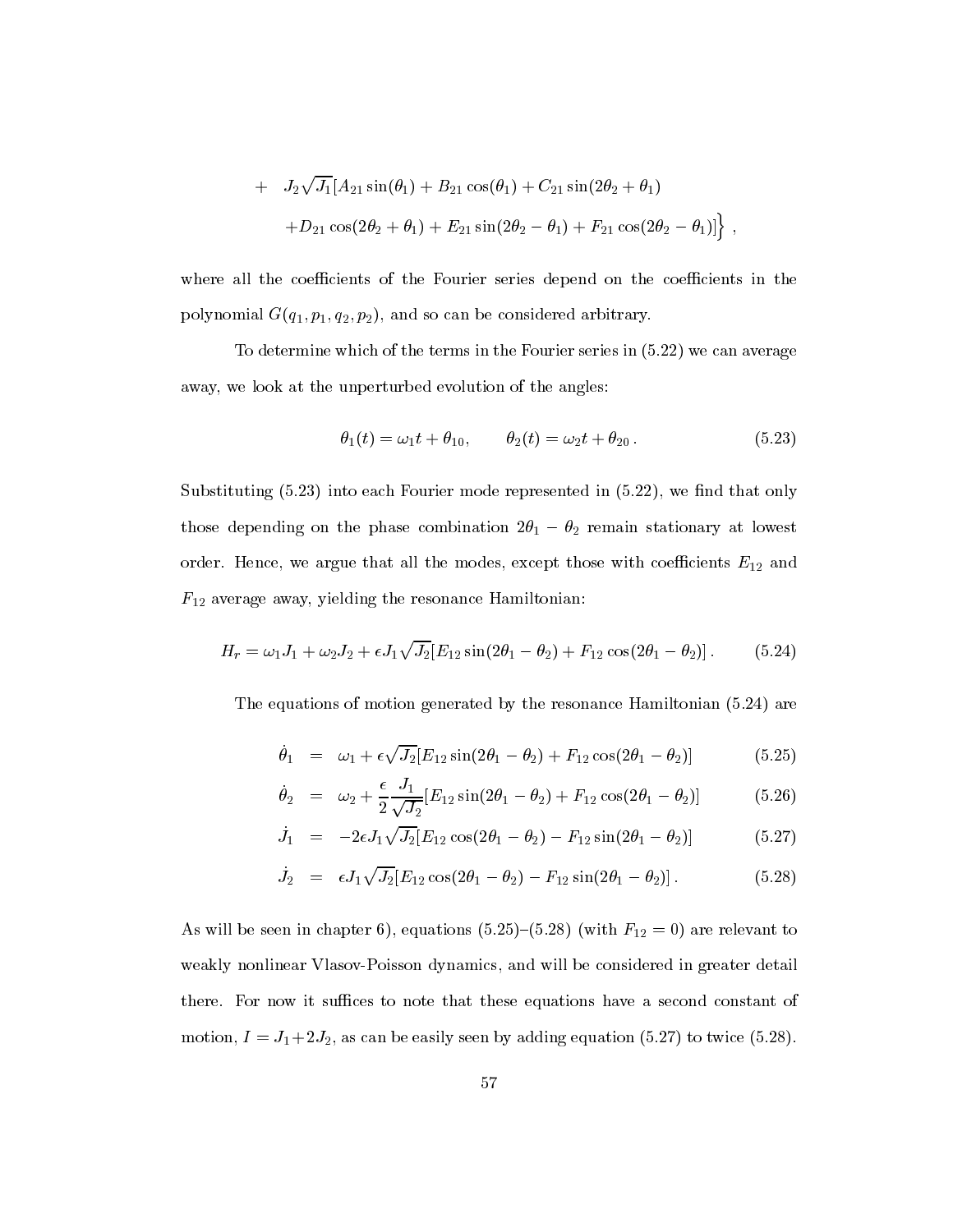$$
\begin{aligned}
+ \quad & J_2\sqrt{J_1}[A_{21}\sin(\theta_1) + B_{21}\cos(\theta_1) + C_{21}\sin(2\theta_2+\theta_1) \\
& + D_{21}\cos(2\theta_2+\theta_1) + E_{21}\sin(2\theta_2-\theta_1) + F_{21}\cos(2\theta_2-\theta_1)]\Big\} \,,
\end{aligned}
$$

where all the coefficients of the Fourier series depend on the coefficients in the polynomial $G(q_1, p_1, q_2, p_2)$, and so can be considered arbitrary.

To determine which of the terms in the Fourier series in (5.22) we can average away, we look at the unperturbed evolution of the angles:

$$
\theta_1(t) = \omega_1 t + \theta_{10}, \qquad \theta_2(t) = \omega_2 t + \theta_{20} \,. \tag{5.23}
$$

Substituting (5.23) into each Fourier mode represented in (5.22), we find that only those depending on the phase combination $2\theta_1 - \theta_2$ remain stationary at lowest order. Hence, we argue that all the modes, except those with coefficients $E_{12}$ and $F_{12}$ average away, yielding the resonance Hamiltonian:

$$
H_r = \omega_1 J_1 + \omega_2 J_2 + \epsilon J_1\sqrt{J_2}[E_{12}\sin(2\theta_1-\theta_2) + F_{12}\cos(2\theta_1-\theta_2)] \,. \tag{5.24}
$$

The equations of motion generated by the resonance Hamiltonian (5.24) are

$$
\dot{\theta}_1 = \omega_1 + \epsilon\sqrt{J_2}[E_{12}\sin(2\theta_1-\theta_2) + F_{12}\cos(2\theta_1-\theta_2)] \tag{5.25}
$$

$$
\dot{\theta}_2 = \omega_2 + \frac{\epsilon}{2}\frac{J_1}{\sqrt{J_2}}[E_{12}\sin(2\theta_1-\theta_2) + F_{12}\cos(2\theta_1-\theta_2)] \tag{5.26}
$$

$$
\dot{J}_1 = -2\epsilon J_1\sqrt{J_2}[E_{12}\cos(2\theta_1-\theta_2) - F_{12}\sin(2\theta_1-\theta_2)] \tag{5.27}
$$

$$
\dot{J}_2 = \epsilon J_1\sqrt{J_2}[E_{12}\cos(2\theta_1-\theta_2) - F_{12}\sin(2\theta_1-\theta_2)] \,. \tag{5.28}
$$

As will be seen in chapter 6), equations (5.25)–(5.28) (with $F_{12} = 0$) are relevant to weakly nonlinear Vlasov-Poisson dynamics, and will be considered in greater detail there. For now it suffices to note that these equations have a second constant of motion, $I = J_1 + 2J_2$, as can be easily seen by adding equation (5.27) to twice (5.28).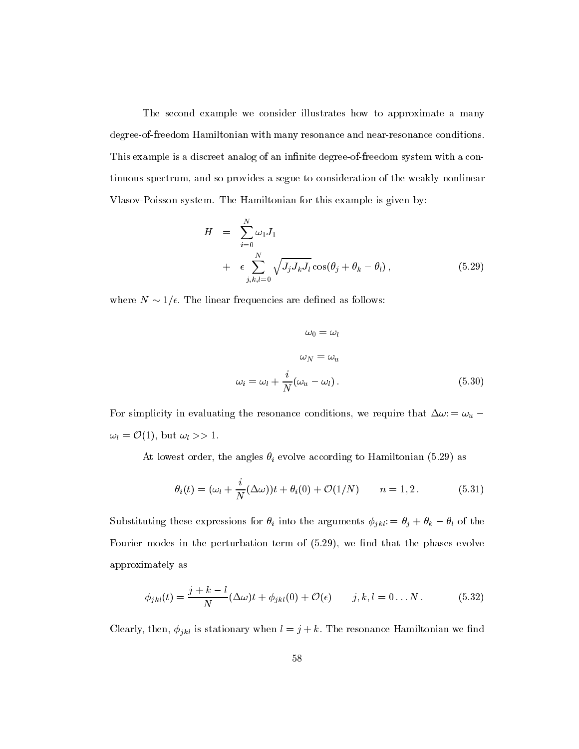The second example we consider illustrates how to approximate a many degree-of-freedom Hamiltonian with many resonance and near-resonance conditions. This example is a discreet analog of an infinite degree-of-freedom system with a continuous spectrum, and so provides a segue to consideration of the weakly nonlinear Vlasov-Poisson system. The Hamiltonian for this example is given by:

$$
\begin{aligned}
H &= \sum_{i=0}^{N} \omega_1 J_1 \\
&+ \epsilon \sum_{j,k,l=0}^{N} \sqrt{J_j J_k J_l} \cos(\theta_j + \theta_k - \theta_l)\,, \qquad (5.29)
\end{aligned}
$$

where $N \sim 1/\epsilon$. The linear frequencies are defined as follows:

$$
\begin{aligned}
\omega_0 &= \omega_l \\
\omega_N &= \omega_u \\
\omega_i &= \omega_l + \frac{i}{N}(\omega_u - \omega_l)\,. \qquad (5.30)
\end{aligned}
$$

For simplicity in evaluating the resonance conditions, we require that $\Delta\omega := \omega_u - \omega_l = \mathcal{O}(1)$, but $\omega_l >> 1$.

At lowest order, the angles $\theta_i$ evolve according to Hamiltonian (5.29) as

$$
\theta_i(t) = (\omega_l + \frac{i}{N}(\Delta\omega))t + \theta_i(0) + \mathcal{O}(1/N) \qquad n = 1, 2\,. \qquad (5.31)
$$

Substituting these expressions for $\theta_i$ into the arguments $\phi_{jkl} := \theta_j + \theta_k - \theta_l$ of the Fourier modes in the perturbation term of (5.29), we find that the phases evolve approximately as

$$
\phi_{jkl}(t) = \frac{j + k - l}{N}(\Delta\omega)t + \phi_{jkl}(0) + \mathcal{O}(\epsilon) \qquad j, k, l = 0 \ldots N\,. \qquad (5.32)
$$

Clearly, then, $\phi_{jkl}$ is stationary when $l = j + k$. The resonance Hamiltonian we find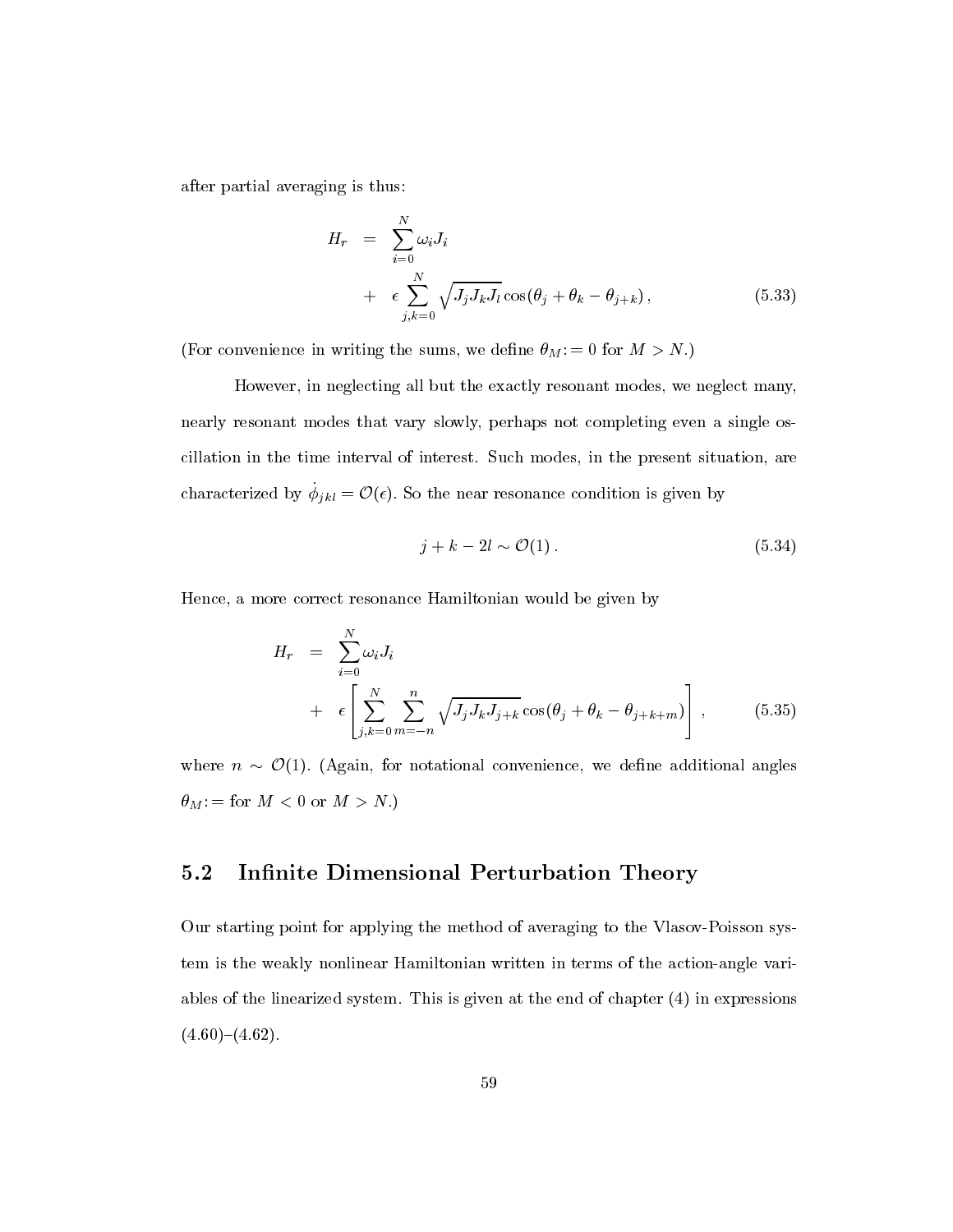after partial averaging is thus:

$$
\begin{aligned}
H_r &= \sum_{i=0}^{N} \omega_i J_i \\
&+ \epsilon \sum_{j,k=0}^{N} \sqrt{J_j J_k J_l} \cos(\theta_j + \theta_k - \theta_{j+k}) \,,
\end{aligned} \tag{5.33}
$$

(For convenience in writing the sums, we define $\theta_M := 0$ for $M > N$.)

However, in neglecting all but the exactly resonant modes, we neglect many, nearly resonant modes that vary slowly, perhaps not completing even a single oscillation in the time interval of interest. Such modes, in the present situation, are characterized by $\dot{\phi}_{jkl} = \mathcal{O}(\epsilon)$. So the near resonance condition is given by

$$
j + k - 2l \sim \mathcal{O}(1) \,. \tag{5.34}
$$

Hence, a more correct resonance Hamiltonian would be given by

$$
\begin{aligned}
H_r &= \sum_{i=0}^{N} \omega_i J_i \\
&+ \epsilon \left[ \sum_{j,k=0}^{N} \sum_{m=-n}^{n} \sqrt{J_j J_k J_{j+k}} \cos(\theta_j + \theta_k - \theta_{j+k+m}) \right] ,
\end{aligned} \tag{5.35}
$$

where $n \sim \mathcal{O}(1)$. (Again, for notational convenience, we define additional angles $\theta_M :=$ for $M < 0$ or $M > N$.)

## 5.2 Infinite Dimensional Perturbation Theory

Our starting point for applying the method of averaging to the Vlasov-Poisson system is the weakly nonlinear Hamiltonian written in terms of the action-angle variables of the linearized system. This is given at the end of chapter (4) in expressions (4.60)–(4.62).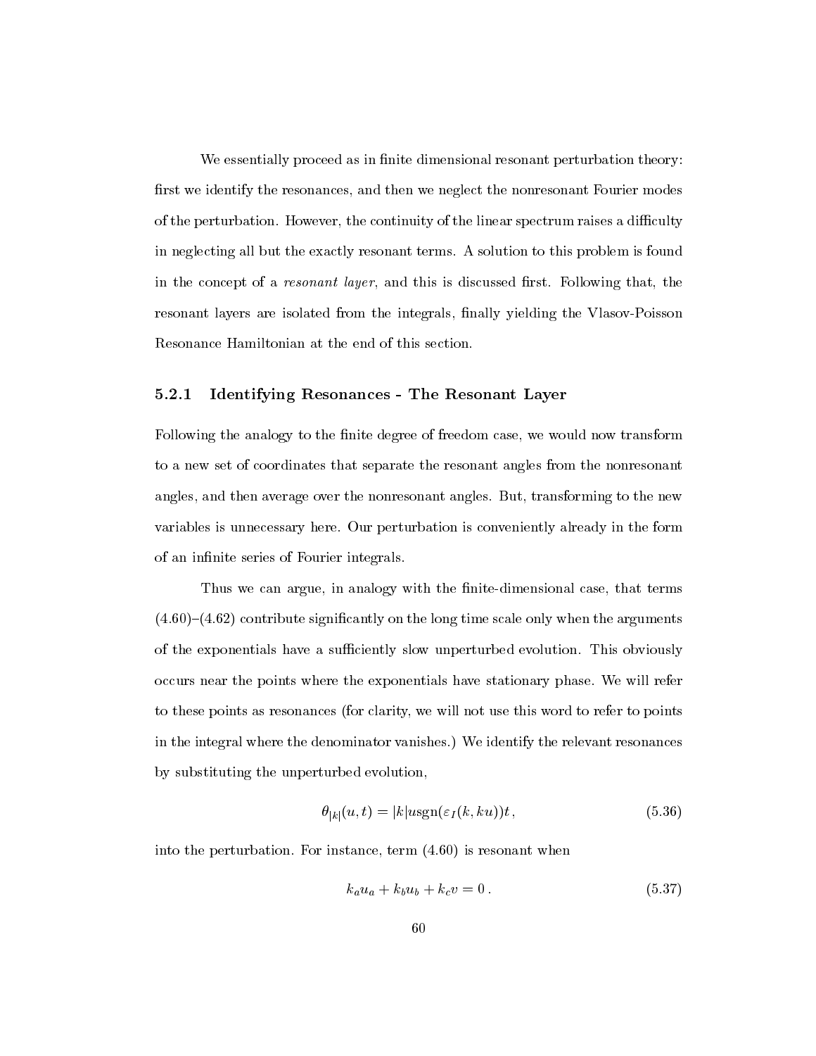We essentially proceed as in finite dimensional resonant perturbation theory: first we identify the resonances, and then we neglect the nonresonant Fourier modes of the perturbation. However, the continuity of the linear spectrum raises a difficulty in neglecting all but the exactly resonant terms. A solution to this problem is found in the concept of a *resonant layer*, and this is discussed first. Following that, the resonant layers are isolated from the integrals, finally yielding the Vlasov-Poisson Resonance Hamiltonian at the end of this section.

### 5.2.1 Identifying Resonances - The Resonant Layer

Following the analogy to the finite degree of freedom case, we would now transform to a new set of coordinates that separate the resonant angles from the nonresonant angles, and then average over the nonresonant angles. But, transforming to the new variables is unnecessary here. Our perturbation is conveniently already in the form of an infinite series of Fourier integrals.

Thus we can argue, in analogy with the finite-dimensional case, that terms (4.60)–(4.62) contribute significantly on the long time scale only when the arguments of the exponentials have a sufficiently slow unperturbed evolution. This obviously occurs near the points where the exponentials have stationary phase. We will refer to these points as resonances (for clarity, we will not use this word to refer to points in the integral where the denominator vanishes.) We identify the relevant resonances by substituting the unperturbed evolution,

$$\theta_{|k|}(u,t) = |k|u\,\mathrm{sgn}(\varepsilon_I(k,ku))t\,, \tag{5.36}$$

into the perturbation. For instance, term (4.60) is resonant when

$$k_a u_a + k_b u_b + k_c v = 0\,. \tag{5.37}$$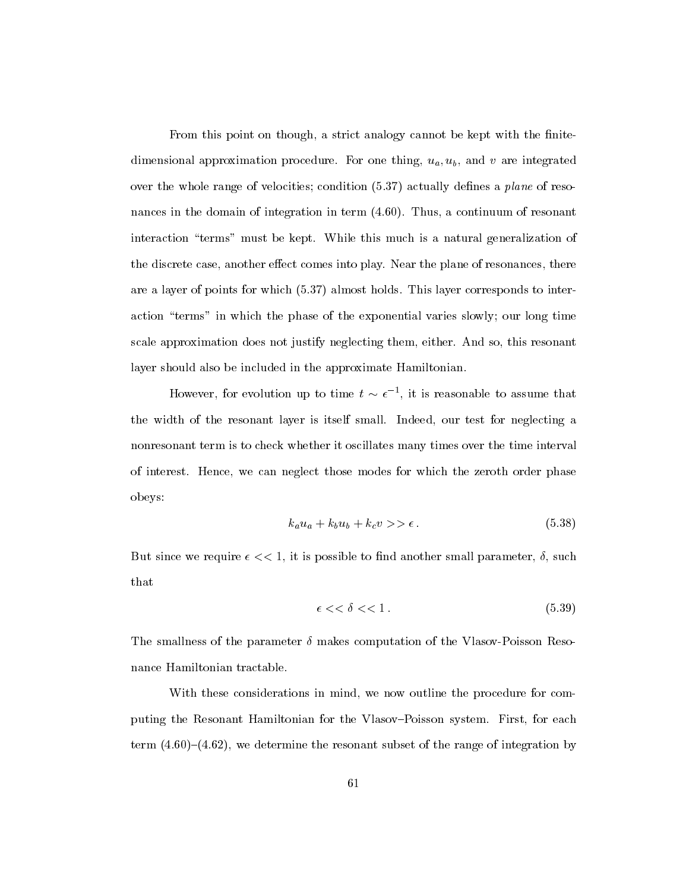From this point on though, a strict analogy cannot be kept with the finite-dimensional approximation procedure. For one thing, $u_a, u_b$, and $v$ are integrated over the whole range of velocities; condition (5.37) actually defines a *plane* of resonances in the domain of integration in term (4.60). Thus, a continuum of resonant interaction "terms" must be kept. While this much is a natural generalization of the discrete case, another effect comes into play. Near the plane of resonances, there are a layer of points for which (5.37) almost holds. This layer corresponds to interaction "terms" in which the phase of the exponential varies slowly; our long time scale approximation does not justify neglecting them, either. And so, this resonant layer should also be included in the approximate Hamiltonian.

However, for evolution up to time $t \sim \epsilon^{-1}$, it is reasonable to assume that the width of the resonant layer is itself small. Indeed, our test for neglecting a nonresonant term is to check whether it oscillates many times over the time interval of interest. Hence, we can neglect those modes for which the zeroth order phase obeys:

$$k_a u_a + k_b u_b + k_c v >> \epsilon \,. \tag{5.38}$$

But since we require $\epsilon << 1$, it is possible to find another small parameter, $\delta$, such that

$$\epsilon << \delta << 1 \,. \tag{5.39}$$

The smallness of the parameter $\delta$ makes computation of the Vlasov-Poisson Resonance Hamiltonian tractable.

With these considerations in mind, we now outline the procedure for computing the Resonant Hamiltonian for the Vlasov–Poisson system. First, for each term (4.60)–(4.62), we determine the resonant subset of the range of integration by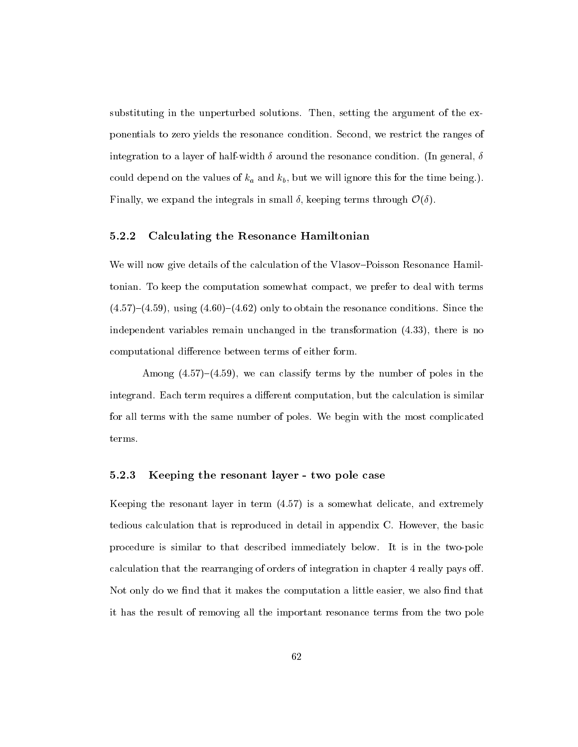substituting in the unperturbed solutions. Then, setting the argument of the exponentials to zero yields the resonance condition. Second, we restrict the ranges of integration to a layer of half-width $\delta$ around the resonance condition. (In general, $\delta$ could depend on the values of $k_a$ and $k_b$, but we will ignore this for the time being.). Finally, we expand the integrals in small $\delta$, keeping terms through $\mathcal{O}(\delta)$.

### 5.2.2 Calculating the Resonance Hamiltonian

We will now give details of the calculation of the Vlasov–Poisson Resonance Hamiltonian. To keep the computation somewhat compact, we prefer to deal with terms (4.57)–(4.59), using (4.60)–(4.62) only to obtain the resonance conditions. Since the independent variables remain unchanged in the transformation (4.33), there is no computational difference between terms of either form.

Among (4.57)–(4.59), we can classify terms by the number of poles in the integrand. Each term requires a different computation, but the calculation is similar for all terms with the same number of poles. We begin with the most complicated terms.

### 5.2.3 Keeping the resonant layer - two pole case

Keeping the resonant layer in term (4.57) is a somewhat delicate, and extremely tedious calculation that is reproduced in detail in appendix C. However, the basic procedure is similar to that described immediately below. It is in the two-pole calculation that the rearranging of orders of integration in chapter 4 really pays off. Not only do we find that it makes the computation a little easier, we also find that it has the result of removing all the important resonance terms from the two pole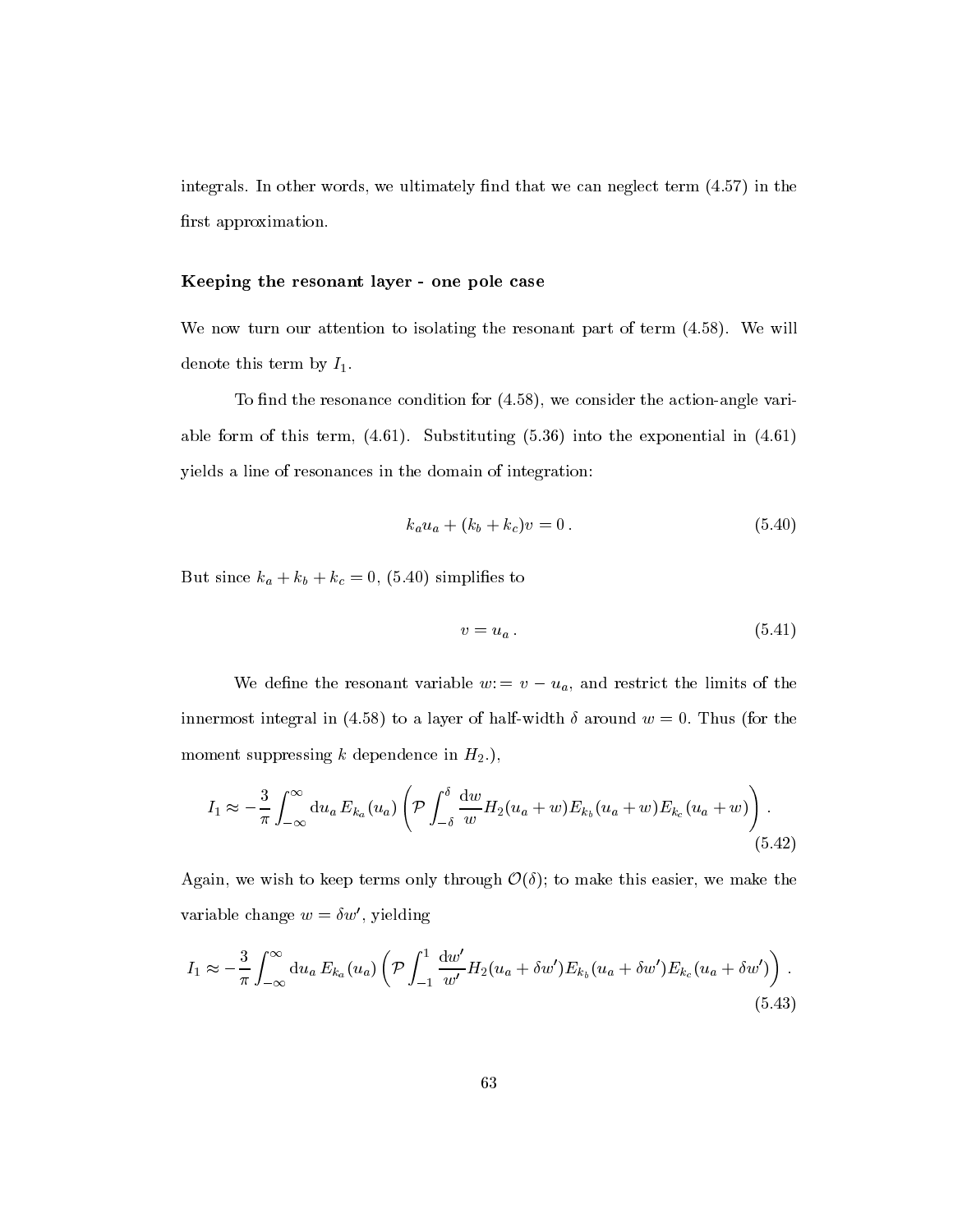integrals. In other words, we ultimately find that we can neglect term (4.57) in the first approximation.

### Keeping the resonant layer - one pole case

We now turn our attention to isolating the resonant part of term (4.58). We will denote this term by $I_1$.

To find the resonance condition for (4.58), we consider the action-angle variable form of this term, (4.61). Substituting (5.36) into the exponential in (4.61) yields a line of resonances in the domain of integration:

$$k_a u_a + (k_b + k_c) v = 0 \,. \tag{5.40}$$

But since $k_a + k_b + k_c = 0$, (5.40) simplifies to

$$v = u_a \,. \tag{5.41}$$

We define the resonant variable $w := v - u_a$, and restrict the limits of the innermost integral in (4.58) to a layer of half-width $\delta$ around $w = 0$. Thus (for the moment suppressing $k$ dependence in $H_2$.),

$$I_1 \approx -\frac{3}{\pi} \int_{-\infty}^{\infty} \mathrm{d}u_a \, E_{k_a}(u_a) \left( \mathcal{P} \int_{-\delta}^{\delta} \frac{\mathrm{d}w}{w} H_2(u_a + w) E_{k_b}(u_a + w) E_{k_c}(u_a + w) \right) . \tag{5.42}$$

Again, we wish to keep terms only through $\mathcal{O}(\delta)$; to make this easier, we make the variable change $w = \delta w'$, yielding

$$I_1 \approx -\frac{3}{\pi} \int_{-\infty}^{\infty} \mathrm{d}u_a \, E_{k_a}(u_a) \left( \mathcal{P} \int_{-1}^{1} \frac{\mathrm{d}w'}{w'} H_2(u_a + \delta w') E_{k_b}(u_a + \delta w') E_{k_c}(u_a + \delta w') \right) . \tag{5.43}$$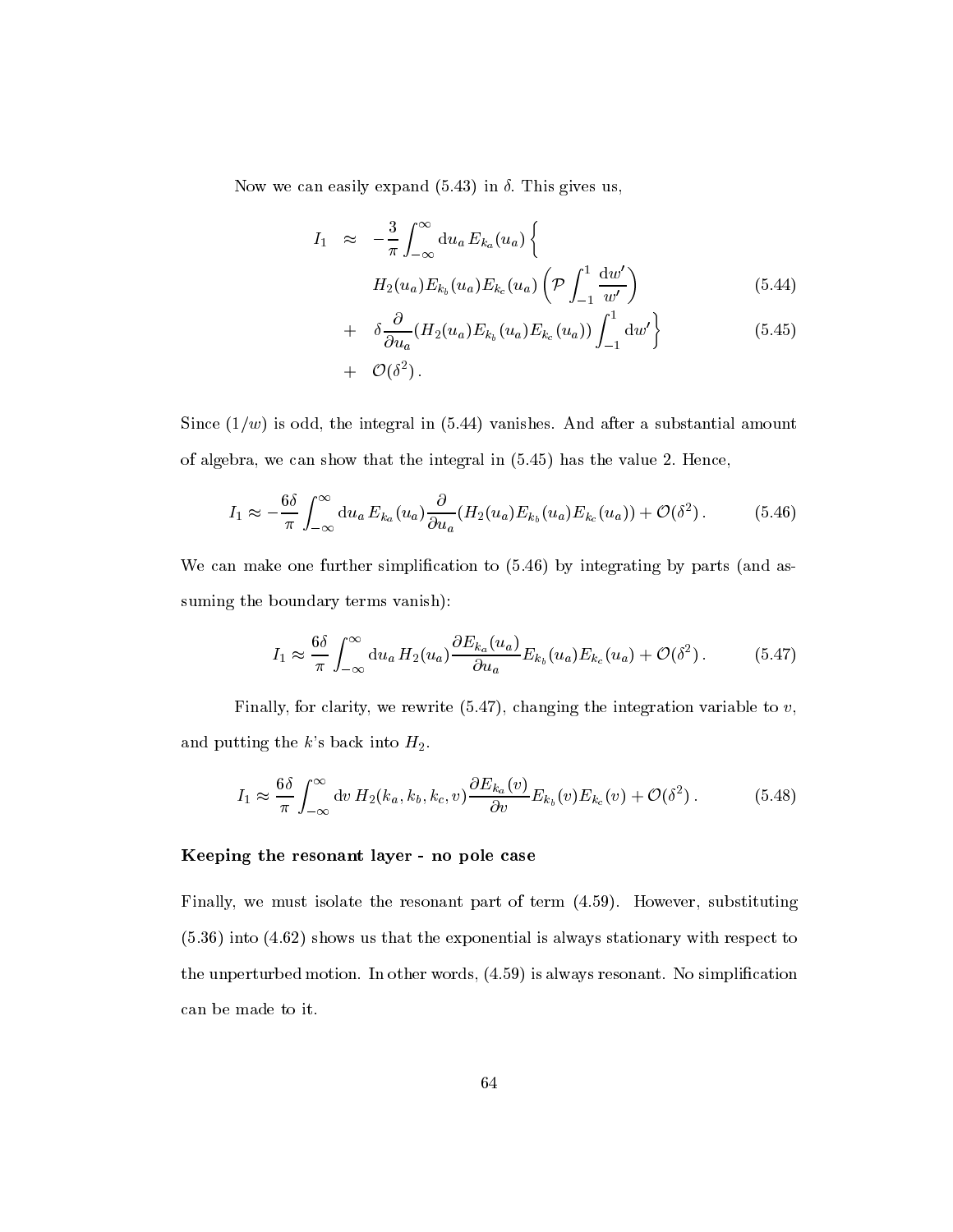Now we can easily expand (5.43) in $\delta$. This gives us,

$$
\begin{aligned}
I_1 \;\approx\; & -\frac{3}{\pi}\int_{-\infty}^{\infty} \mathrm{d}u_a\, E_{k_a}(u_a) \Bigg\{ \\
& \quad H_2(u_a) E_{k_b}(u_a) E_{k_c}(u_a) \left( \mathcal{P} \int_{-1}^{1} \frac{\mathrm{d}w'}{w'} \right) && (5.44) \\
& + \;\; \delta \frac{\partial}{\partial u_a} (H_2(u_a) E_{k_b}(u_a) E_{k_c}(u_a)) \int_{-1}^{1} \mathrm{d}w' \Bigg\} && (5.45) \\
& + \;\; \mathcal{O}(\delta^2)\,.
\end{aligned}
$$

Since $(1/w)$ is odd, the integral in (5.44) vanishes. And after a substantial amount of algebra, we can show that the integral in (5.45) has the value 2. Hence,

$$
I_1 \approx -\frac{6\delta}{\pi} \int_{-\infty}^{\infty} \mathrm{d}u_a\, E_{k_a}(u_a) \frac{\partial}{\partial u_a} (H_2(u_a) E_{k_b}(u_a) E_{k_c}(u_a)) + \mathcal{O}(\delta^2)\,. \tag{5.46}
$$

We can make one further simplification to (5.46) by integrating by parts (and assuming the boundary terms vanish):

$$
I_1 \approx \frac{6\delta}{\pi} \int_{-\infty}^{\infty} \mathrm{d}u_a\, H_2(u_a) \frac{\partial E_{k_a}(u_a)}{\partial u_a} E_{k_b}(u_a) E_{k_c}(u_a) + \mathcal{O}(\delta^2)\,. \tag{5.47}
$$

Finally, for clarity, we rewrite (5.47), changing the integration variable to $v$, and putting the $k$'s back into $H_2$.

$$
I_1 \approx \frac{6\delta}{\pi} \int_{-\infty}^{\infty} \mathrm{d}v\, H_2(k_a, k_b, k_c, v) \frac{\partial E_{k_a}(v)}{\partial v} E_{k_b}(v) E_{k_c}(v) + \mathcal{O}(\delta^2)\,. \tag{5.48}
$$

**Keeping the resonant layer - no pole case**

Finally, we must isolate the resonant part of term (4.59). However, substituting (5.36) into (4.62) shows us that the exponential is always stationary with respect to the unperturbed motion. In other words, (4.59) is always resonant. No simplification can be made to it.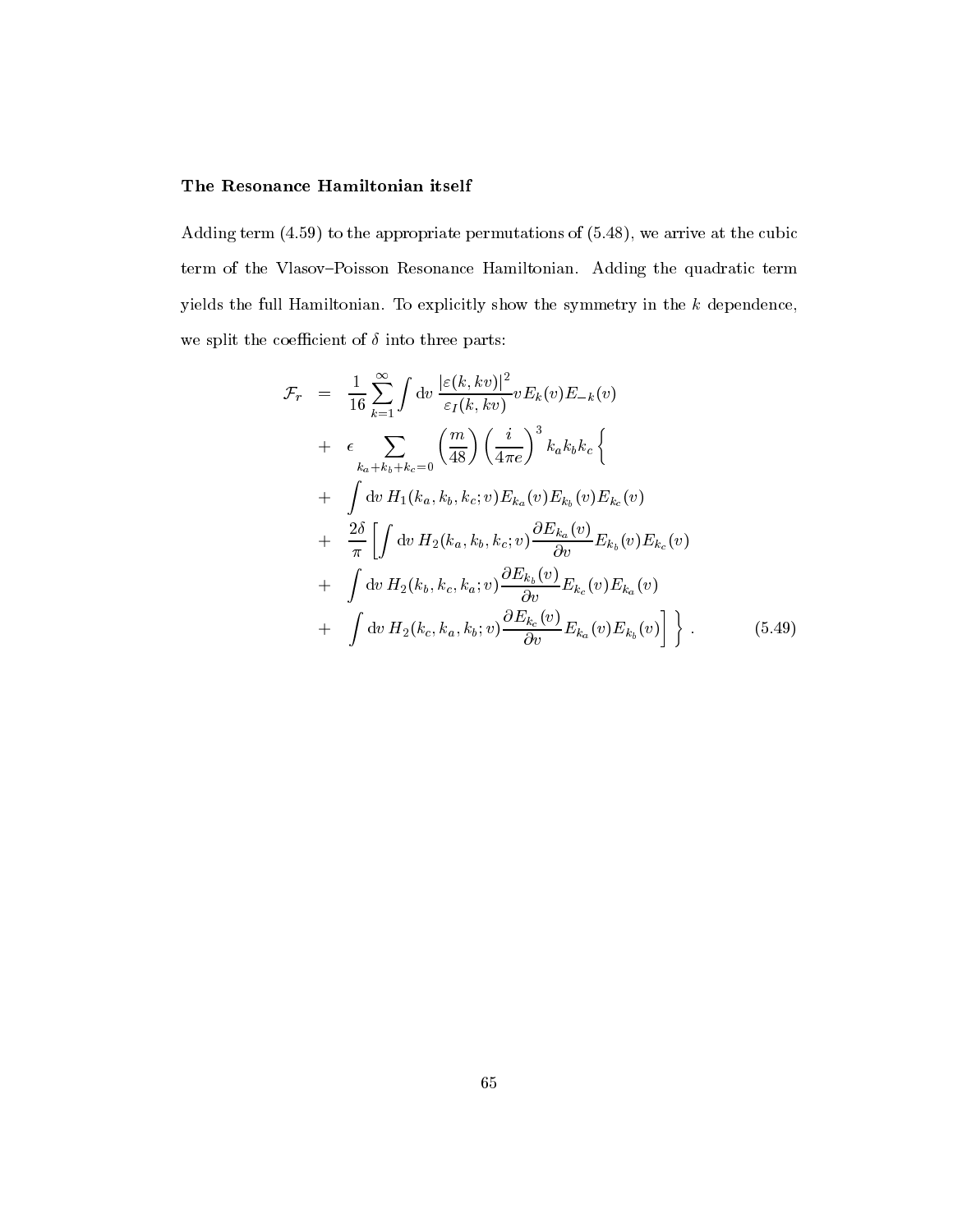**The Resonance Hamiltonian itself**

Adding term (4.59) to the appropriate permutations of (5.48), we arrive at the cubic term of the Vlasov–Poisson Resonance Hamiltonian. Adding the quadratic term yields the full Hamiltonian. To explicitly show the symmetry in the $k$ dependence, we split the coefficient of $\delta$ into three parts:

$$
\begin{aligned}
\mathcal{F}_r &= \frac{1}{16}\sum_{k=1}^{\infty}\int \mathrm{d}v\,\frac{|\varepsilon(k,kv)|^2}{\varepsilon_I(k,kv)} v E_k(v)E_{-k}(v) \\
&+ \epsilon \sum_{k_a+k_b+k_c=0}\left(\frac{m}{48}\right)\left(\frac{i}{4\pi e}\right)^3 k_a k_b k_c \Bigg\{ \\
&+ \int \mathrm{d}v\, H_1(k_a,k_b,k_c;v)E_{k_a}(v)E_{k_b}(v)E_{k_c}(v) \\
&+ \frac{2\delta}{\pi}\left[\int \mathrm{d}v\, H_2(k_a,k_b,k_c;v)\frac{\partial E_{k_a}(v)}{\partial v}E_{k_b}(v)E_{k_c}(v)\right. \\
&+ \int \mathrm{d}v\, H_2(k_b,k_c,k_a;v)\frac{\partial E_{k_b}(v)}{\partial v}E_{k_c}(v)E_{k_a}(v) \\
&+ \left.\int \mathrm{d}v\, H_2(k_c,k_a,k_b;v)\frac{\partial E_{k_c}(v)}{\partial v}E_{k_a}(v)E_{k_b}(v)\right]\Bigg\}\,. \qquad (5.49)
\end{aligned}
$$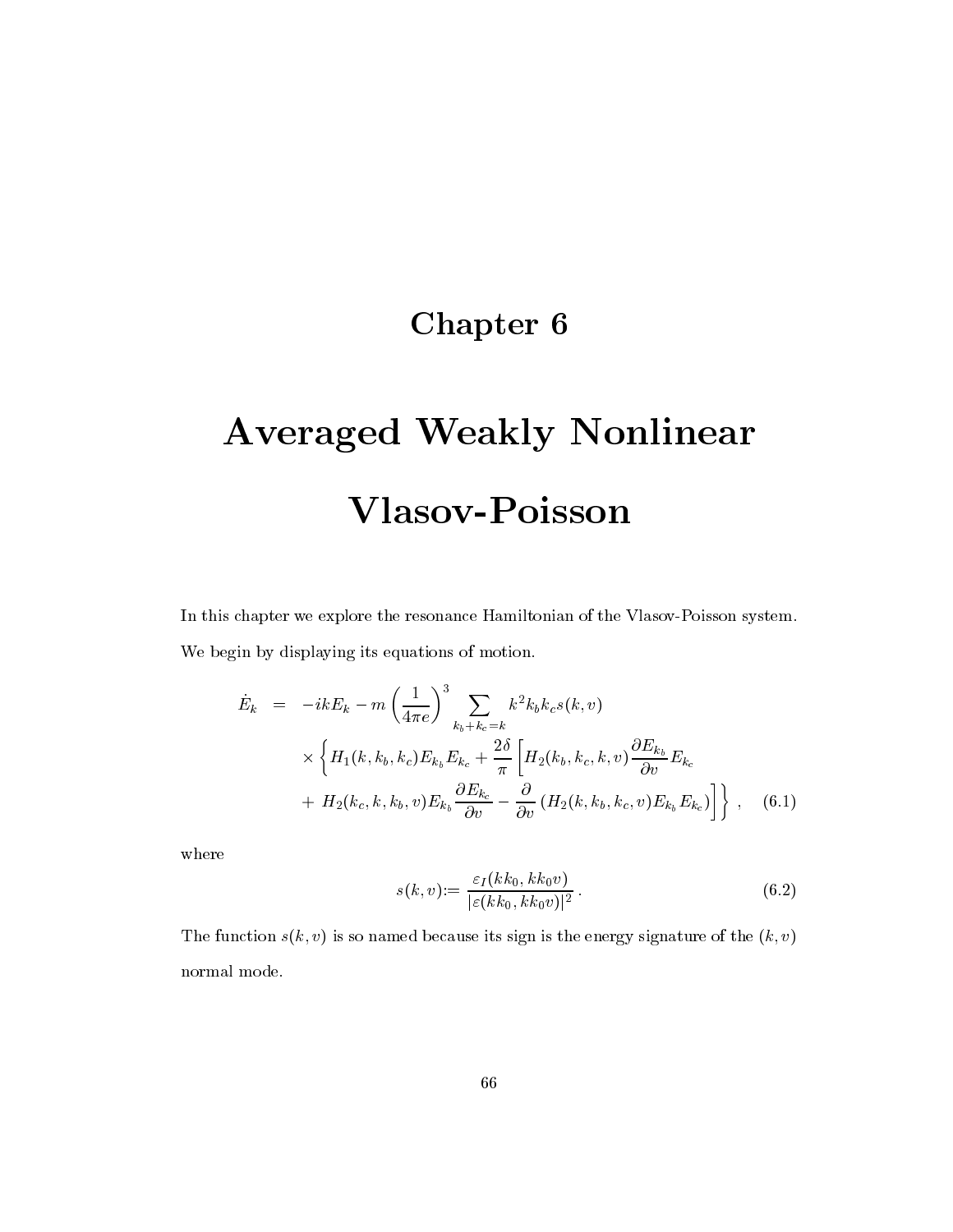# Chapter 6

# Averaged Weakly Nonlinear Vlasov-Poisson

In this chapter we explore the resonance Hamiltonian of the Vlasov-Poisson system. We begin by displaying its equations of motion.

$$
\begin{aligned}
\dot{E}_k &= -ikE_k - m\left(\frac{1}{4\pi e}\right)^3 \sum_{k_b+k_c=k} k^2 k_b k_c s(k,v) \\
&\quad \times \left\{ H_1(k,k_b,k_c)E_{k_b}E_{k_c} + \frac{2\delta}{\pi}\left[ H_2(k_b,k_c,k,v)\frac{\partial E_{k_b}}{\partial v}E_{k_c} \right.\right. \\
&\quad \left.\left. + \; H_2(k_c,k,k_b,v)E_{k_b}\frac{\partial E_{k_c}}{\partial v} - \frac{\partial}{\partial v}\left(H_2(k,k_b,k_c,v)E_{k_b}E_{k_c}\right)\right]\right\}, \qquad (6.1)
\end{aligned}
$$

where

$$
s(k,v) := \frac{\varepsilon_I(kk_0, kk_0 v)}{|\varepsilon(kk_0, kk_0 v)|^2}. \qquad (6.2)
$$

The function $s(k,v)$ is so named because its sign is the energy signature of the $(k,v)$ normal mode.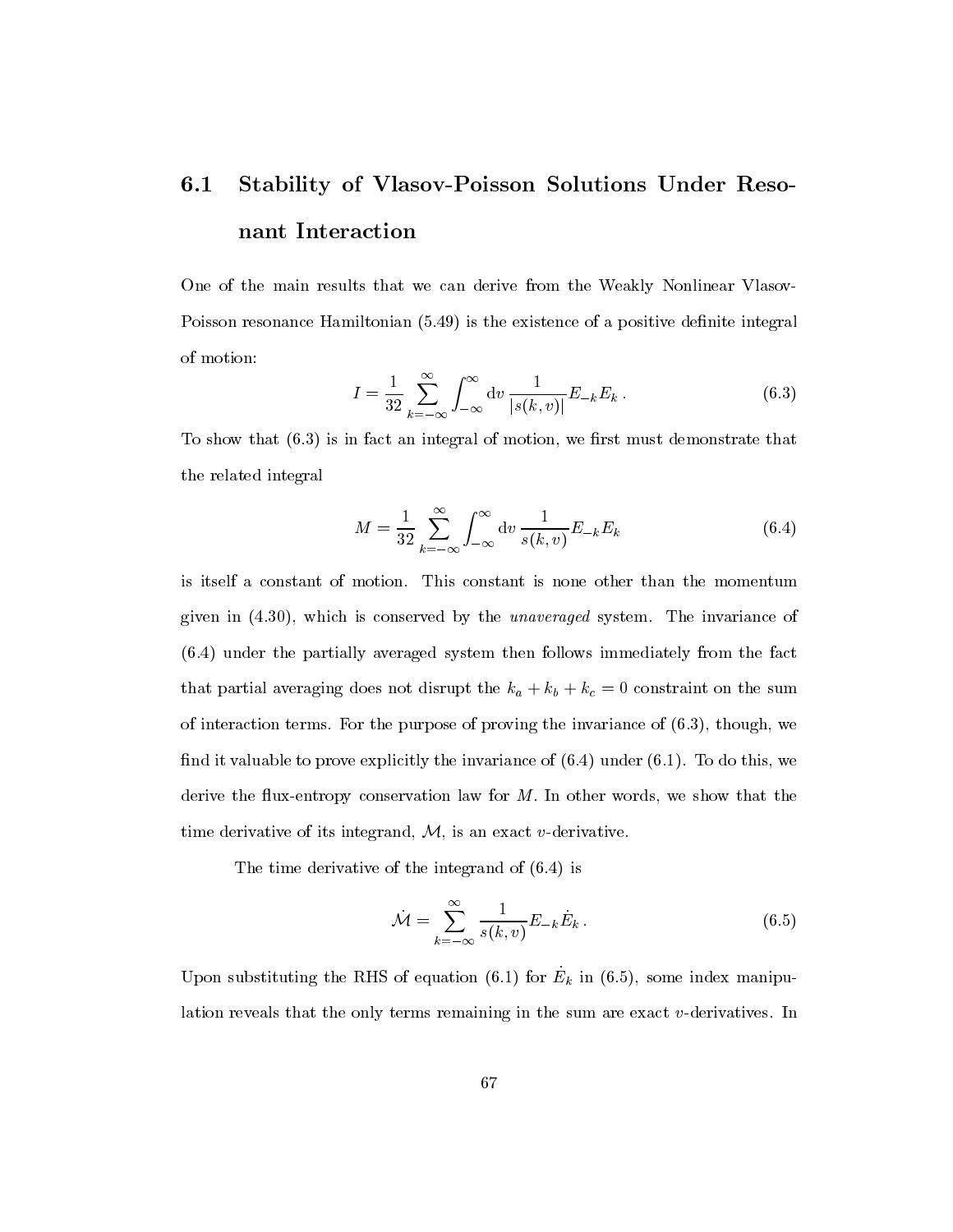## 6.1 Stability of Vlasov-Poisson Solutions Under Resonant Interaction

One of the main results that we can derive from the Weakly Nonlinear Vlasov-Poisson resonance Hamiltonian (5.49) is the existence of a positive definite integral of motion:

$$I = \frac{1}{32} \sum_{k=-\infty}^{\infty} \int_{-\infty}^{\infty} \mathrm{d}v \, \frac{1}{|s(k,v)|} E_{-k} E_k \,. \tag{6.3}$$

To show that (6.3) is in fact an integral of motion, we first must demonstrate that the related integral

$$M = \frac{1}{32} \sum_{k=-\infty}^{\infty} \int_{-\infty}^{\infty} \mathrm{d}v \, \frac{1}{s(k,v)} E_{-k} E_k \tag{6.4}$$

is itself a constant of motion. This constant is none other than the momentum given in (4.30), which is conserved by the *unaveraged* system. The invariance of (6.4) under the partially averaged system then follows immediately from the fact that partial averaging does not disrupt the $k_a + k_b + k_c = 0$ constraint on the sum of interaction terms. For the purpose of proving the invariance of (6.3), though, we find it valuable to prove explicitly the invariance of (6.4) under (6.1). To do this, we derive the flux-entropy conservation law for $M$. In other words, we show that the time derivative of its integrand, $\mathcal{M}$, is an exact $v$-derivative.

The time derivative of the integrand of (6.4) is

$$\dot{\mathcal{M}} = \sum_{k=-\infty}^{\infty} \frac{1}{s(k,v)} E_{-k} \dot{E}_k \,. \tag{6.5}$$

Upon substituting the RHS of equation (6.1) for $\dot{E}_k$ in (6.5), some index manipulation reveals that the only terms remaining in the sum are exact $v$-derivatives. In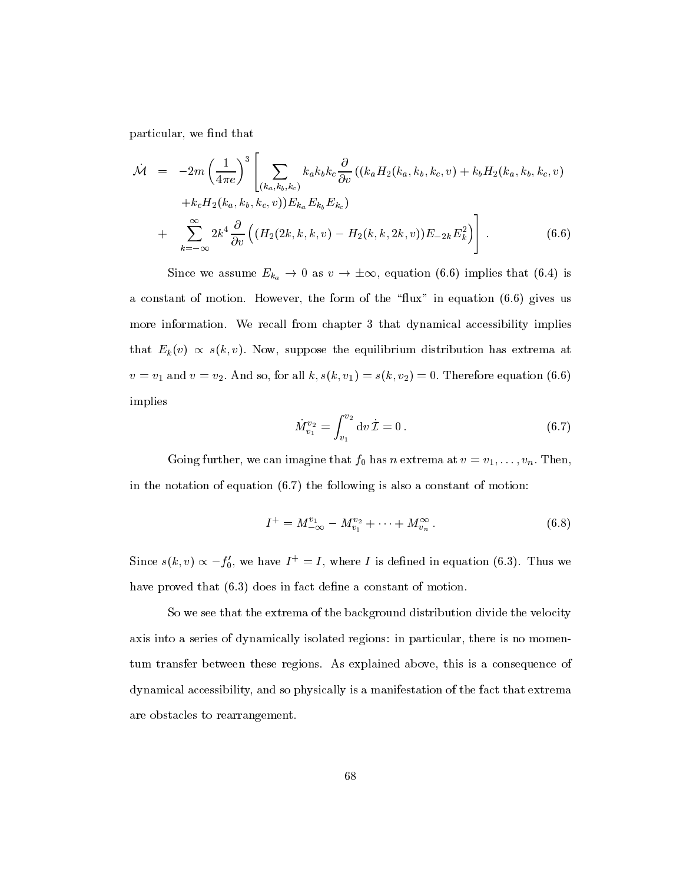particular, we find that

$$
\begin{aligned}
\dot{\mathcal{M}} &= -2m\left(\frac{1}{4\pi e}\right)^3 \Bigg[ \sum_{(k_a,k_b,k_c)} k_a k_b k_c \frac{\partial}{\partial v}\left((k_a H_2(k_a,k_b,k_c,v) + k_b H_2(k_a,k_b,k_c,v)\right. \\
&\quad \left. + k_c H_2(k_a,k_b,k_c,v))E_{k_a}E_{k_b}E_{k_c}\right) \\
&+ \sum_{k=-\infty}^{\infty} 2k^4 \frac{\partial}{\partial v}\left((H_2(2k,k,k,v) - H_2(k,k,2k,v))E_{-2k}E_k^2\right)\Bigg] . \qquad (6.6)
\end{aligned}
$$

Since we assume $E_{k_a} \to 0$ as $v \to \pm\infty$, equation (6.6) implies that (6.4) is a constant of motion. However, the form of the "flux" in equation (6.6) gives us more information. We recall from chapter 3 that dynamical accessibility implies that $E_k(v) \propto s(k,v)$. Now, suppose the equilibrium distribution has extrema at $v = v_1$ and $v = v_2$. And so, for all $k$, $s(k,v_1) = s(k,v_2) = 0$. Therefore equation (6.6) implies

$$
\dot{M}_{v_1}^{v_2} = \int_{v_1}^{v_2} \mathrm{d}v\, \dot{\mathcal{I}} = 0 \, . \qquad (6.7)
$$

Going further, we can imagine that $f_0$ has $n$ extrema at $v = v_1, \ldots, v_n$. Then, in the notation of equation (6.7) the following is also a constant of motion:

$$
I^+ = M_{-\infty}^{v_1} - M_{v_1}^{v_2} + \cdots + M_{v_n}^{\infty} \, . \qquad (6.8)
$$

Since $s(k,v) \propto -f_0'$, we have $I^+ = I$, where $I$ is defined in equation (6.3). Thus we have proved that (6.3) does in fact define a constant of motion.

So we see that the extrema of the background distribution divide the velocity axis into a series of dynamically isolated regions: in particular, there is no momentum transfer between these regions. As explained above, this is a consequence of dynamical accessibility, and so physically is a manifestation of the fact that extrema are obstacles to rearrangement.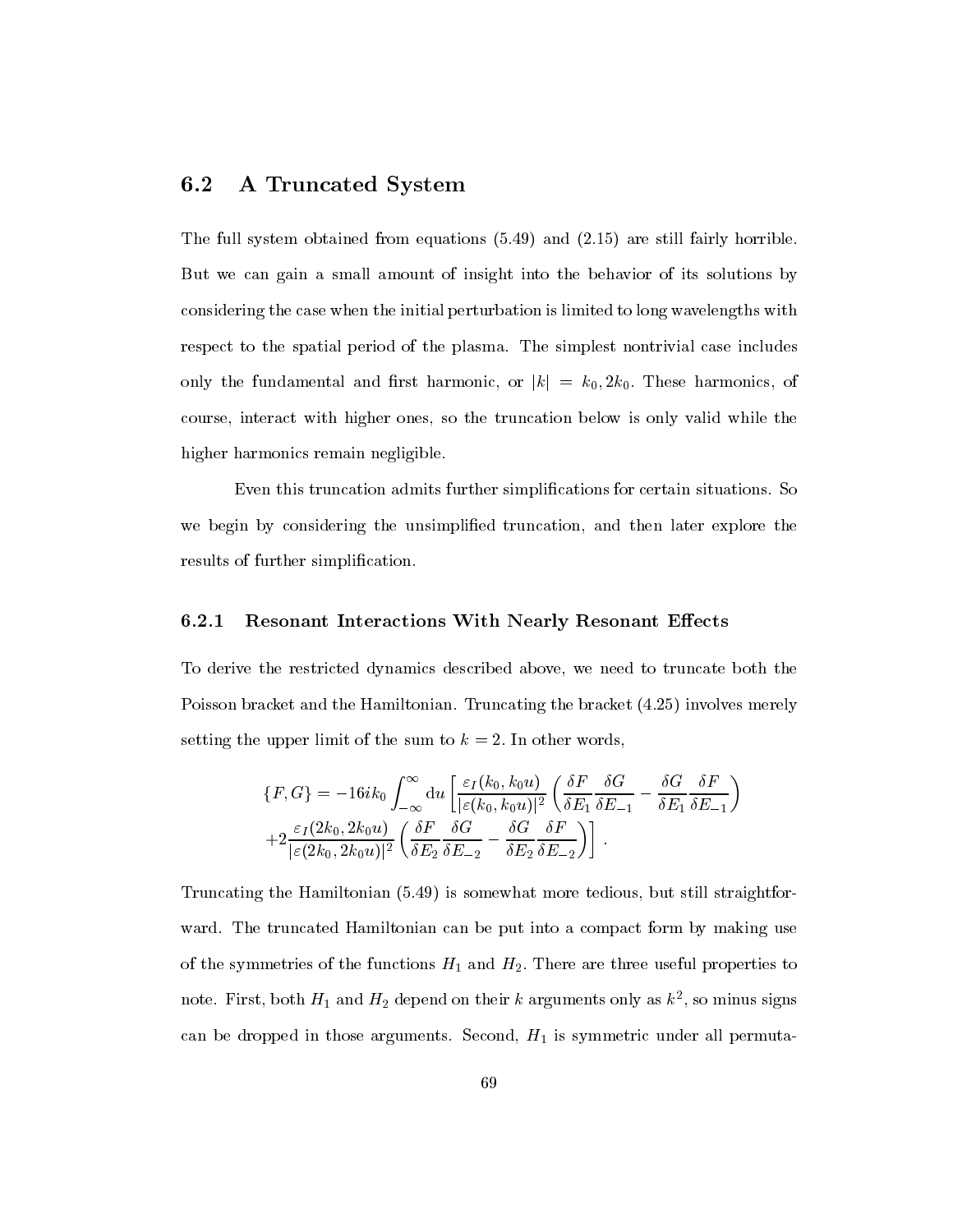## 6.2 A Truncated System

The full system obtained from equations (5.49) and (2.15) are still fairly horrible. But we can gain a small amount of insight into the behavior of its solutions by considering the case when the initial perturbation is limited to long wavelengths with respect to the spatial period of the plasma. The simplest nontrivial case includes only the fundamental and first harmonic, or $|k| = k_0, 2k_0$. These harmonics, of course, interact with higher ones, so the truncation below is only valid while the higher harmonics remain negligible.

Even this truncation admits further simplifications for certain situations. So we begin by considering the unsimplified truncation, and then later explore the results of further simplification.

### 6.2.1 Resonant Interactions With Nearly Resonant Effects

To derive the restricted dynamics described above, we need to truncate both the Poisson bracket and the Hamiltonian. Truncating the bracket (4.25) involves merely setting the upper limit of the sum to $k = 2$. In other words,

$$
\begin{aligned}
\{F, G\} = -16ik_0 \int_{-\infty}^{\infty} \mathrm{d}u \, \Bigg[ & \frac{\varepsilon_I(k_0, k_0 u)}{|\varepsilon(k_0, k_0 u)|^2} \left( \frac{\delta F}{\delta E_1} \frac{\delta G}{\delta E_{-1}} - \frac{\delta G}{\delta E_1} \frac{\delta F}{\delta E_{-1}} \right) \\
& + 2 \frac{\varepsilon_I(2k_0, 2k_0 u)}{|\varepsilon(2k_0, 2k_0 u)|^2} \left( \frac{\delta F}{\delta E_2} \frac{\delta G}{\delta E_{-2}} - \frac{\delta G}{\delta E_2} \frac{\delta F}{\delta E_{-2}} \right) \Bigg] .
\end{aligned}
$$

Truncating the Hamiltonian (5.49) is somewhat more tedious, but still straightforward. The truncated Hamiltonian can be put into a compact form by making use of the symmetries of the functions $H_1$ and $H_2$. There are three useful properties to note. First, both $H_1$ and $H_2$ depend on their $k$ arguments only as $k^2$, so minus signs can be dropped in those arguments. Second, $H_1$ is symmetric under all permuta-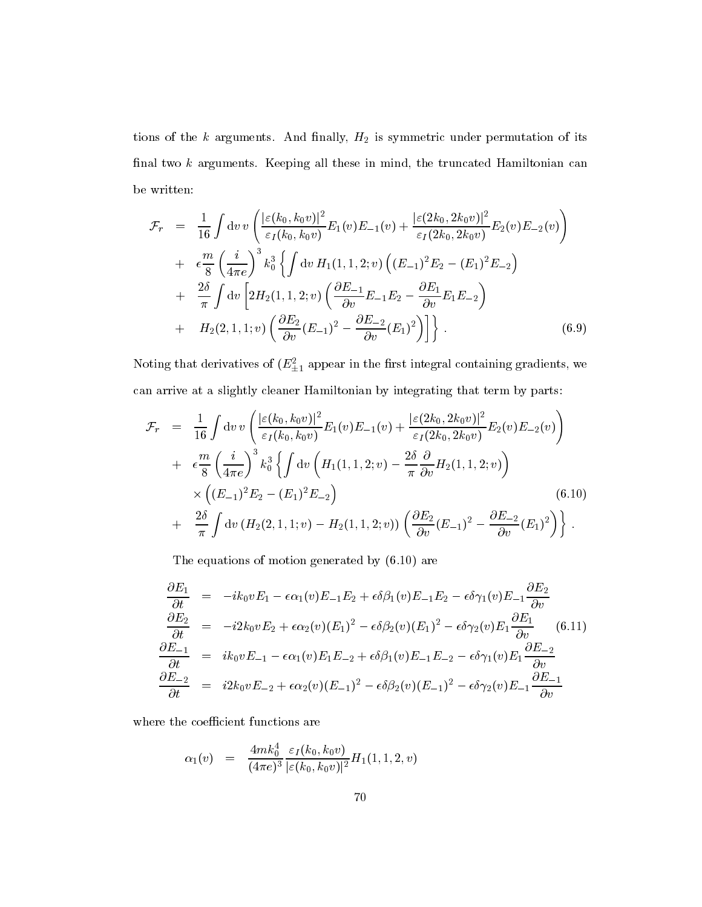tions of the $k$ arguments. And finally, $H_2$ is symmetric under permutation of its final two $k$ arguments. Keeping all these in mind, the truncated Hamiltonian can be written:

$$
\begin{aligned}
\mathcal{F}_r &= \frac{1}{16}\int \mathrm{d}v\, v \left( \frac{|\varepsilon(k_0, k_0 v)|^2}{\varepsilon_I(k_0, k_0 v)} E_1(v) E_{-1}(v) + \frac{|\varepsilon(2k_0, 2k_0 v)|^2}{\varepsilon_I(2k_0, 2k_0 v)} E_2(v) E_{-2}(v) \right) \\
&+ \epsilon \frac{m}{8} \left( \frac{i}{4\pi e} \right)^3 k_0^3 \left\{ \int \mathrm{d}v\, H_1(1,1,2;v) \left( (E_{-1})^2 E_2 - (E_1)^2 E_{-2} \right) \right. \\
&+ \frac{2\delta}{\pi} \int \mathrm{d}v \left[ 2H_2(1,1,2;v) \left( \frac{\partial E_{-1}}{\partial v} E_{-1} E_2 - \frac{\partial E_1}{\partial v} E_1 E_{-2} \right) \right. \\
&+ \left. \left. H_2(2,1,1;v) \left( \frac{\partial E_2}{\partial v} (E_{-1})^2 - \frac{\partial E_{-2}}{\partial v} (E_1)^2 \right) \right] \right\} . \qquad (6.9)
\end{aligned}
$$

Noting that derivatives of $(E_{\pm 1}^2$ appear in the first integral containing gradients, we can arrive at a slightly cleaner Hamiltonian by integrating that term by parts:

$$
\begin{aligned}
\mathcal{F}_r &= \frac{1}{16}\int \mathrm{d}v\, v \left( \frac{|\varepsilon(k_0, k_0 v)|^2}{\varepsilon_I(k_0, k_0 v)} E_1(v) E_{-1}(v) + \frac{|\varepsilon(2k_0, 2k_0 v)|^2}{\varepsilon_I(2k_0, 2k_0 v)} E_2(v) E_{-2}(v) \right) \\
&+ \epsilon \frac{m}{8} \left( \frac{i}{4\pi e} \right)^3 k_0^3 \left\{ \int \mathrm{d}v \left( H_1(1,1,2;v) - \frac{2\delta}{\pi} \frac{\partial}{\partial v} H_2(1,1,2;v) \right) \right. \\
&\quad \times \left( (E_{-1})^2 E_2 - (E_1)^2 E_{-2} \right) \qquad (6.10) \\
&+ \left. \frac{2\delta}{\pi} \int \mathrm{d}v \left( H_2(2,1,1;v) - H_2(1,1,2;v) \right) \left( \frac{\partial E_2}{\partial v} (E_{-1})^2 - \frac{\partial E_{-2}}{\partial v} (E_1)^2 \right) \right\} .
\end{aligned}
$$

The equations of motion generated by (6.10) are

$$
\begin{aligned}
\frac{\partial E_1}{\partial t} &= -ik_0 v E_1 - \epsilon \alpha_1(v) E_{-1} E_2 + \epsilon \delta \beta_1(v) E_{-1} E_2 - \epsilon \delta \gamma_1(v) E_{-1} \frac{\partial E_2}{\partial v} \\
\frac{\partial E_2}{\partial t} &= -i2k_0 v E_2 + \epsilon \alpha_2(v) (E_1)^2 - \epsilon \delta \beta_2(v) (E_1)^2 - \epsilon \delta \gamma_2(v) E_1 \frac{\partial E_1}{\partial v} \qquad (6.11) \\
\frac{\partial E_{-1}}{\partial t} &= ik_0 v E_{-1} - \epsilon \alpha_1(v) E_1 E_{-2} + \epsilon \delta \beta_1(v) E_{-1} E_{-2} - \epsilon \delta \gamma_1(v) E_1 \frac{\partial E_{-2}}{\partial v} \\
\frac{\partial E_{-2}}{\partial t} &= i2k_0 v E_{-2} + \epsilon \alpha_2(v) (E_{-1})^2 - \epsilon \delta \beta_2(v) (E_{-1})^2 - \epsilon \delta \gamma_2(v) E_{-1} \frac{\partial E_{-1}}{\partial v}
\end{aligned}
$$

where the coefficient functions are

$$
\alpha_1(v) = \frac{4mk_0^4}{(4\pi e)^3} \frac{\varepsilon_I(k_0, k_0 v)}{|\varepsilon(k_0, k_0 v)|^2} H_1(1,1,2,v)
$$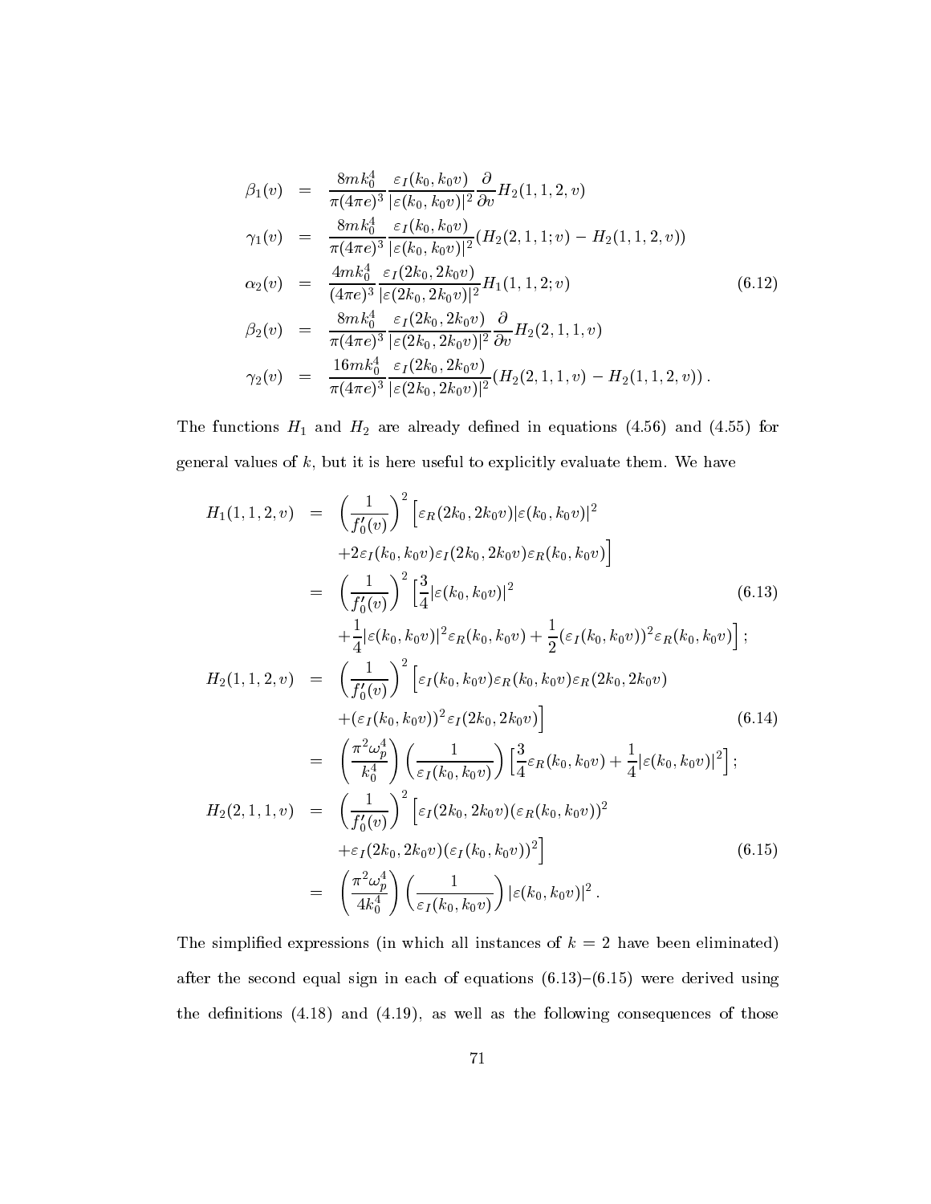$$
\begin{aligned}
\beta_1(v) &= \frac{8mk_0^4}{\pi(4\pi e)^3}\frac{\varepsilon_I(k_0,k_0v)}{|\varepsilon(k_0,k_0v)|^2}\frac{\partial}{\partial v}H_2(1,1,2,v) \\
\gamma_1(v) &= \frac{8mk_0^4}{\pi(4\pi e)^3}\frac{\varepsilon_I(k_0,k_0v)}{|\varepsilon(k_0,k_0v)|^2}(H_2(2,1,1;v) - H_2(1,1,2,v)) \\
\alpha_2(v) &= \frac{4mk_0^4}{(4\pi e)^3}\frac{\varepsilon_I(2k_0,2k_0v)}{|\varepsilon(2k_0,2k_0v)|^2}H_1(1,1,2;v) \\
\beta_2(v) &= \frac{8mk_0^4}{\pi(4\pi e)^3}\frac{\varepsilon_I(2k_0,2k_0v)}{|\varepsilon(2k_0,2k_0v)|^2}\frac{\partial}{\partial v}H_2(2,1,1,v) \\
\gamma_2(v) &= \frac{16mk_0^4}{\pi(4\pi e)^3}\frac{\varepsilon_I(2k_0,2k_0v)}{|\varepsilon(2k_0,2k_0v)|^2}(H_2(2,1,1,v) - H_2(1,1,2,v))\,.
\end{aligned}
\tag{6.12}
$$

The functions $H_1$ and $H_2$ are already defined in equations (4.56) and (4.55) for general values of $k$, but it is here useful to explicitly evaluate them. We have

$$
\begin{aligned}
H_1(1,1,2,v) &= \left(\frac{1}{f_0'(v)}\right)^2 \Big[\varepsilon_R(2k_0,2k_0v)|\varepsilon(k_0,k_0v)|^2 \\
&\quad +2\varepsilon_I(k_0,k_0v)\varepsilon_I(2k_0,2k_0v)\varepsilon_R(k_0,k_0v)\Big] \\
&= \left(\frac{1}{f_0'(v)}\right)^2 \Big[\frac{3}{4}|\varepsilon(k_0,k_0v)|^2 \\
&\quad +\frac{1}{4}|\varepsilon(k_0,k_0v)|^2\varepsilon_R(k_0,k_0v) + \frac{1}{2}(\varepsilon_I(k_0,k_0v))^2\varepsilon_R(k_0,k_0v)\Big]\,;
\end{aligned}
\tag{6.13}
$$

$$
\begin{aligned}
H_2(1,1,2,v) &= \left(\frac{1}{f_0'(v)}\right)^2 \Big[\varepsilon_I(k_0,k_0v)\varepsilon_R(k_0,k_0v)\varepsilon_R(2k_0,2k_0v) \\
&\quad +(\varepsilon_I(k_0,k_0v))^2\varepsilon_I(2k_0,2k_0v)\Big] \\
&= \left(\frac{\pi^2\omega_p^4}{k_0^4}\right)\left(\frac{1}{\varepsilon_I(k_0,k_0v)}\right)\Big[\frac{3}{4}\varepsilon_R(k_0,k_0v) + \frac{1}{4}|\varepsilon(k_0,k_0v)|^2\Big]\,;
\end{aligned}
\tag{6.14}
$$

$$
\begin{aligned}
H_2(2,1,1,v) &= \left(\frac{1}{f_0'(v)}\right)^2 \Big[\varepsilon_I(2k_0,2k_0v)(\varepsilon_R(k_0,k_0v))^2 \\
&\quad +\varepsilon_I(2k_0,2k_0v)(\varepsilon_I(k_0,k_0v))^2\Big] \\
&= \left(\frac{\pi^2\omega_p^4}{4k_0^4}\right)\left(\frac{1}{\varepsilon_I(k_0,k_0v)}\right)|\varepsilon(k_0,k_0v)|^2\,.
\end{aligned}
\tag{6.15}
$$

The simplified expressions (in which all instances of $k = 2$ have been eliminated) after the second equal sign in each of equations (6.13)–(6.15) were derived using the definitions (4.18) and (4.19), as well as the following consequences of those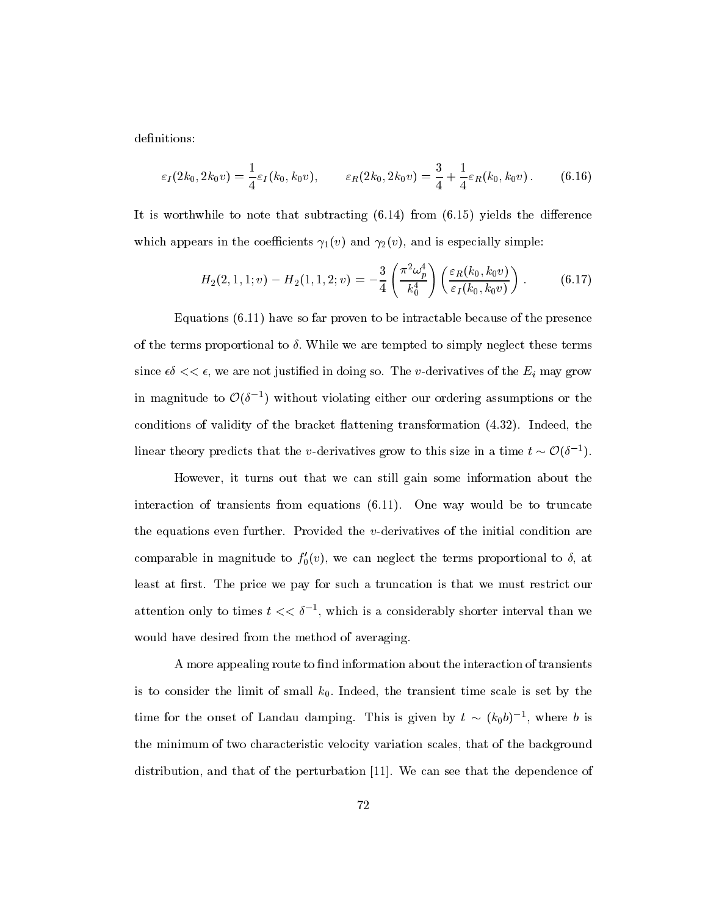definitions:

$$\varepsilon_I(2k_0, 2k_0 v) = \frac{1}{4}\varepsilon_I(k_0, k_0 v), \qquad \varepsilon_R(2k_0, 2k_0 v) = \frac{3}{4} + \frac{1}{4}\varepsilon_R(k_0, k_0 v)\,. \tag{6.16}$$

It is worthwhile to note that subtracting (6.14) from (6.15) yields the difference which appears in the coefficients $\gamma_1(v)$ and $\gamma_2(v)$, and is especially simple:

$$H_2(2,1,1;v) - H_2(1,1,2;v) = -\frac{3}{4}\left(\frac{\pi^2\omega_p^4}{k_0^4}\right)\left(\frac{\varepsilon_R(k_0,k_0 v)}{\varepsilon_I(k_0,k_0 v)}\right). \tag{6.17}$$

Equations (6.11) have so far proven to be intractable because of the presence of the terms proportional to $\delta$. While we are tempted to simply neglect these terms since $\epsilon\delta << \epsilon$, we are not justified in doing so. The $v$-derivatives of the $E_i$ may grow in magnitude to $\mathcal{O}(\delta^{-1})$ without violating either our ordering assumptions or the conditions of validity of the bracket flattening transformation (4.32). Indeed, the linear theory predicts that the $v$-derivatives grow to this size in a time $t \sim \mathcal{O}(\delta^{-1})$.

However, it turns out that we can still gain some information about the interaction of transients from equations (6.11). One way would be to truncate the equations even further. Provided the $v$-derivatives of the initial condition are comparable in magnitude to $f_0'(v)$, we can neglect the terms proportional to $\delta$, at least at first. The price we pay for such a truncation is that we must restrict our attention only to times $t << \delta^{-1}$, which is a considerably shorter interval than we would have desired from the method of averaging.

A more appealing route to find information about the interaction of transients is to consider the limit of small $k_0$. Indeed, the transient time scale is set by the time for the onset of Landau damping. This is given by $t \sim (k_0 b)^{-1}$, where $b$ is the minimum of two characteristic velocity variation scales, that of the background distribution, and that of the perturbation [11]. We can see that the dependence of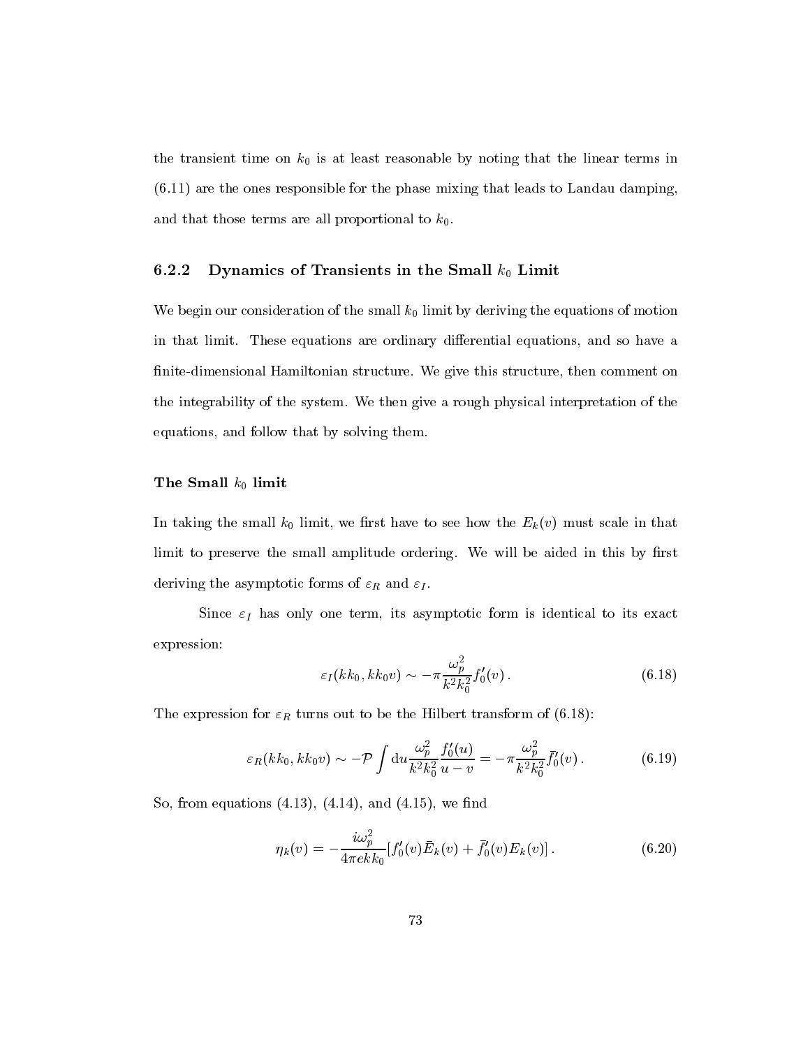the transient time on $k_0$ is at least reasonable by noting that the linear terms in (6.11) are the ones responsible for the phase mixing that leads to Landau damping, and that those terms are all proportional to $k_0$.

### 6.2.2 Dynamics of Transients in the Small $k_0$ Limit

We begin our consideration of the small $k_0$ limit by deriving the equations of motion in that limit. These equations are ordinary differential equations, and so have a finite-dimensional Hamiltonian structure. We give this structure, then comment on the integrability of the system. We then give a rough physical interpretation of the equations, and follow that by solving them.

#### The Small $k_0$ limit

In taking the small $k_0$ limit, we first have to see how the $E_k(v)$ must scale in that limit to preserve the small amplitude ordering. We will be aided in this by first deriving the asymptotic forms of $\varepsilon_R$ and $\varepsilon_I$.

Since $\varepsilon_I$ has only one term, its asymptotic form is identical to its exact expression:

$$\varepsilon_I(kk_0, kk_0 v) \sim -\pi \frac{\omega_p^2}{k^2 k_0^2} f_0'(v) \, . \tag{6.18}$$

The expression for $\varepsilon_R$ turns out to be the Hilbert transform of (6.18):

$$\varepsilon_R(kk_0, kk_0 v) \sim -\mathcal{P} \int \mathrm{d}u \frac{\omega_p^2}{k^2 k_0^2} \frac{f_0'(u)}{u - v} = -\pi \frac{\omega_p^2}{k^2 k_0^2} \bar{f}_0'(v) \, . \tag{6.19}$$

So, from equations (4.13), (4.14), and (4.15), we find

$$\eta_k(v) = -\frac{i\omega_p^2}{4\pi e k k_0} [f_0'(v) \bar{E}_k(v) + \bar{f}_0'(v) E_k(v)] \, . \tag{6.20}$$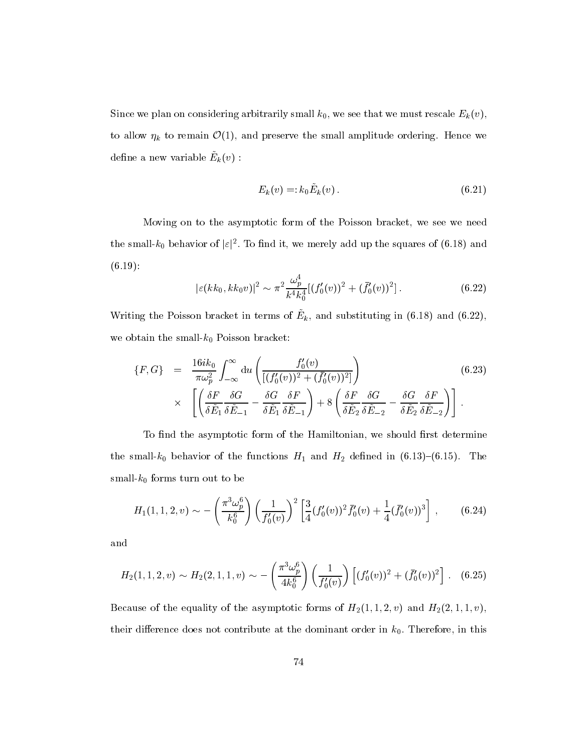Since we plan on considering arbitrarily small $k_0$, we see that we must rescale $E_k(v)$, to allow $\eta_k$ to remain $\mathcal{O}(1)$, and preserve the small amplitude ordering. Hence we define a new variable $\tilde{E}_k(v)$ :

$$E_k(v) =: k_0 \tilde{E}_k(v) \,. \tag{6.21}$$

Moving on to the asymptotic form of the Poisson bracket, we see we need the small-$k_0$ behavior of $|\varepsilon|^2$. To find it, we merely add up the squares of (6.18) and (6.19):

$$|\varepsilon(kk_0, kk_0 v)|^2 \sim \pi^2 \frac{\omega_p^4}{k^4 k_0^4} [(f_0'(v))^2 + (\bar{f}_0'(v))^2] \,. \tag{6.22}$$

Writing the Poisson bracket in terms of $\tilde{E}_k$, and substituting in (6.18) and (6.22), we obtain the small-$k_0$ Poisson bracket:

$$\begin{aligned}\{F,G\} \;&=\; \frac{16 i k_0}{\pi \omega_p^2} \int_{-\infty}^{\infty} \mathrm{d}u \left( \frac{f_0'(v)}{[(f_0'(v))^2 + (\bar{f}_0'(v))^2]} \right) \\ &\times \;\left[ \left( \frac{\delta F}{\delta \tilde{E}_1} \frac{\delta G}{\delta \tilde{E}_{-1}} - \frac{\delta G}{\delta \tilde{E}_1} \frac{\delta F}{\delta \tilde{E}_{-1}} \right) + 8 \left( \frac{\delta F}{\delta \tilde{E}_2} \frac{\delta G}{\delta \tilde{E}_{-2}} - \frac{\delta G}{\delta \tilde{E}_2} \frac{\delta F}{\delta \tilde{E}_{-2}} \right) \right] .\end{aligned} \tag{6.23}$$

To find the asymptotic form of the Hamiltonian, we should first determine the small-$k_0$ behavior of the functions $H_1$ and $H_2$ defined in (6.13)–(6.15). The small-$k_0$ forms turn out to be

$$H_1(1,1,2,v) \sim -\left( \frac{\pi^3 \omega_p^6}{k_0^6} \right) \left( \frac{1}{f_0'(v)} \right)^2 \left[ \frac{3}{4} (f_0'(v))^2 \bar{f}_0'(v) + \frac{1}{4} (\bar{f}_0'(v))^3 \right] , \tag{6.24}$$

and

$$H_2(1,1,2,v) \sim H_2(2,1,1,v) \sim -\left( \frac{\pi^3 \omega_p^6}{4 k_0^6} \right) \left( \frac{1}{f_0'(v)} \right) \left[ (f_0'(v))^2 + (\bar{f}_0'(v))^2 \right] . \tag{6.25}$$

Because of the equality of the asymptotic forms of $H_2(1,1,2,v)$ and $H_2(2,1,1,v)$, their difference does not contribute at the dominant order in $k_0$. Therefore, in this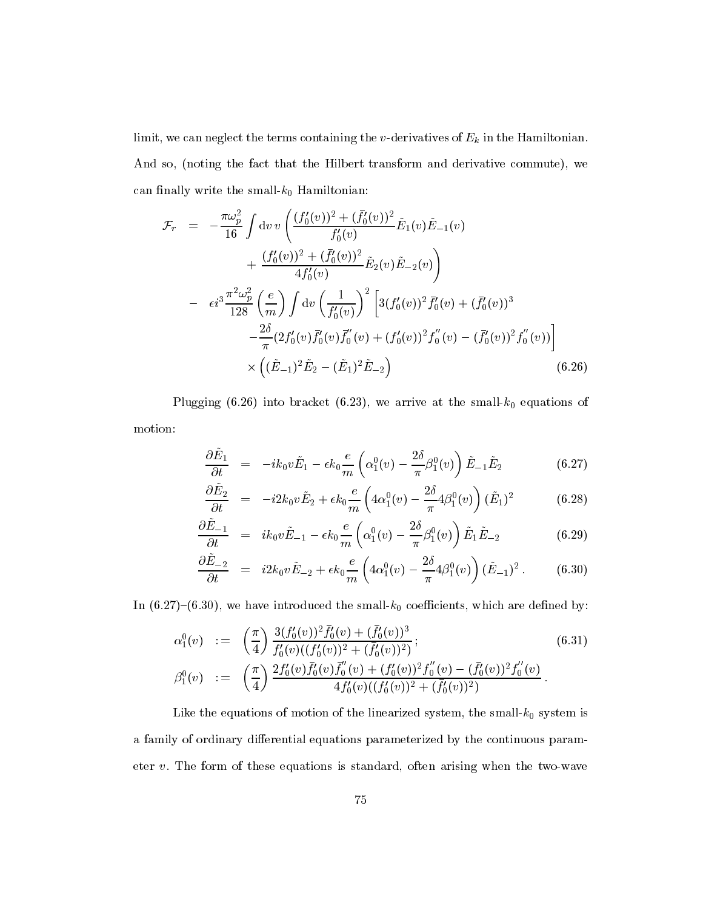limit, we can neglect the terms containing the $v$-derivatives of $E_k$ in the Hamiltonian. And so, (noting the fact that the Hilbert transform and derivative commute), we can finally write the small-$k_0$ Hamiltonian:

$$
\begin{aligned}
\mathcal{F}_r \;=\;& -\frac{\pi\omega_p^2}{16}\int \mathrm{d}v\, v\left(\frac{(f_0'(v))^2+(\bar{f}_0'(v))^2}{f_0'(v)}\tilde{E}_1(v)\tilde{E}_{-1}(v)\right. \\
&\left. +\;\frac{(f_0'(v))^2+(\bar{f}_0'(v))^2}{4f_0'(v)}\tilde{E}_2(v)\tilde{E}_{-2}(v)\right) \\
&-\;\epsilon i^3\frac{\pi^2\omega_p^2}{128}\left(\frac{e}{m}\right)\int \mathrm{d}v\left(\frac{1}{f_0'(v)}\right)^2\Big[3(f_0'(v))^2\bar{f}_0'(v)+(\bar{f}_0'(v))^3 \\
&-\frac{2\delta}{\pi}(2f_0'(v)\bar{f}_0'(v)\bar{f}_0''(v)+(f_0'(v))^2 f_0''(v)-(\bar{f}_0'(v))^2 f_0''(v))\Big] \\
&\times\left((\tilde{E}_{-1})^2\tilde{E}_2-(\tilde{E}_1)^2\tilde{E}_{-2}\right) \qquad (6.26)
\end{aligned}
$$

Plugging (6.26) into bracket (6.23), we arrive at the small-$k_0$ equations of motion:

$$
\frac{\partial \tilde{E}_1}{\partial t} = -ik_0 v\tilde{E}_1-\epsilon k_0\frac{e}{m}\left(\alpha_1^0(v)-\frac{2\delta}{\pi}\beta_1^0(v)\right)\tilde{E}_{-1}\tilde{E}_2 \qquad (6.27)
$$

$$
\frac{\partial \tilde{E}_2}{\partial t} = -i2k_0 v\tilde{E}_2+\epsilon k_0\frac{e}{m}\left(4\alpha_1^0(v)-\frac{2\delta}{\pi}4\beta_1^0(v)\right)(\tilde{E}_1)^2 \qquad (6.28)
$$

$$
\frac{\partial \tilde{E}_{-1}}{\partial t} = ik_0 v\tilde{E}_{-1}-\epsilon k_0\frac{e}{m}\left(\alpha_1^0(v)-\frac{2\delta}{\pi}\beta_1^0(v)\right)\tilde{E}_1\tilde{E}_{-2} \qquad (6.29)
$$

$$
\frac{\partial \tilde{E}_{-2}}{\partial t} = i2k_0 v\tilde{E}_{-2}+\epsilon k_0\frac{e}{m}\left(4\alpha_1^0(v)-\frac{2\delta}{\pi}4\beta_1^0(v)\right)(\tilde{E}_{-1})^2\,. \qquad (6.30)
$$

In (6.27)–(6.30), we have introduced the small-$k_0$ coefficients, which are defined by:

$$
\begin{aligned}
\alpha_1^0(v) \;&:=\; \left(\frac{\pi}{4}\right)\frac{3(f_0'(v))^2\bar{f}_0'(v)+(\bar{f}_0'(v))^3}{f_0'(v)((f_0'(v))^2+(\bar{f}_0'(v))^2)}\,; \qquad (6.31)\\
\beta_1^0(v) \;&:=\; \left(\frac{\pi}{4}\right)\frac{2f_0'(v)\bar{f}_0'(v)\bar{f}_0''(v)+(f_0'(v))^2 f_0''(v)-(\bar{f}_0'(v))^2 f_0''(v)}{4f_0'(v)((f_0'(v))^2+(\bar{f}_0'(v))^2)}\,.
\end{aligned}
$$

Like the equations of motion of the linearized system, the small-$k_0$ system is a family of ordinary differential equations parameterized by the continuous parameter $v$. The form of these equations is standard, often arising when the two-wave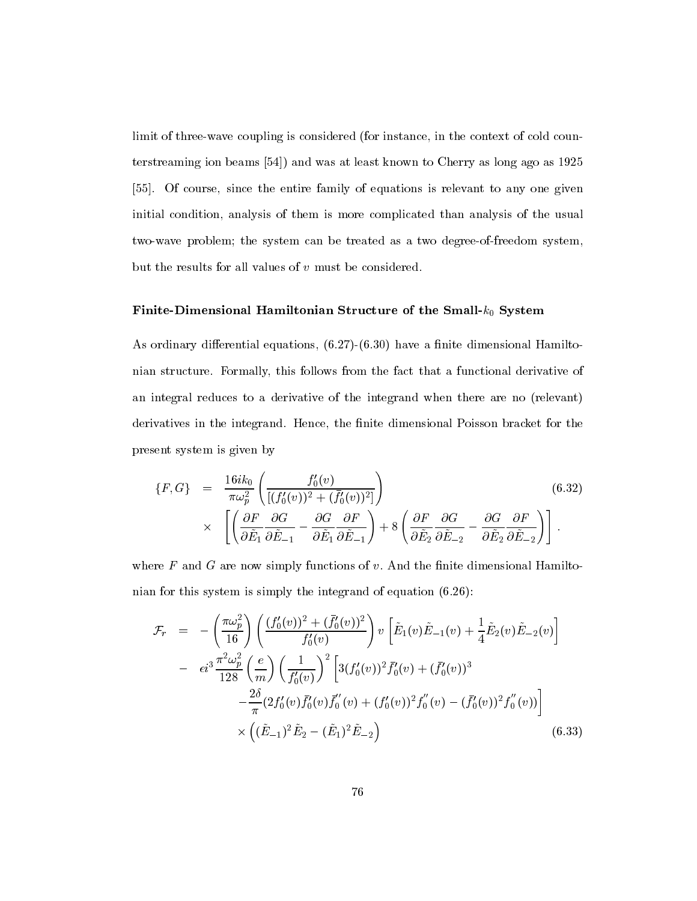limit of three-wave coupling is considered (for instance, in the context of cold counterstreaming ion beams [54]) and was at least known to Cherry as long ago as 1925 [55]. Of course, since the entire family of equations is relevant to any one given initial condition, analysis of them is more complicated than analysis of the usual two-wave problem; the system can be treated as a two degree-of-freedom system, but the results for all values of $v$ must be considered.

### Finite-Dimensional Hamiltonian Structure of the Small-$k_0$ System

As ordinary differential equations, (6.27)-(6.30) have a finite dimensional Hamiltonian structure. Formally, this follows from the fact that a functional derivative of an integral reduces to a derivative of the integrand when there are no (relevant) derivatives in the integrand. Hence, the finite dimensional Poisson bracket for the present system is given by

$$
\begin{aligned}
\{F, G\} &= \frac{16 i k_0}{\pi \omega_p^2} \left( \frac{f_0'(v)}{[(f_0'(v))^2 + (\bar{f}_0'(v))^2]} \right) \\
&\times \left[ \left( \frac{\partial F}{\partial \tilde{E}_1} \frac{\partial G}{\partial \tilde{E}_{-1}} - \frac{\partial G}{\partial \tilde{E}_1} \frac{\partial F}{\partial \tilde{E}_{-1}} \right) + 8 \left( \frac{\partial F}{\partial \tilde{E}_2} \frac{\partial G}{\partial \tilde{E}_{-2}} - \frac{\partial G}{\partial \tilde{E}_2} \frac{\partial F}{\partial \tilde{E}_{-2}} \right) \right].
\end{aligned}
\tag{6.32}
$$

where $F$ and $G$ are now simply functions of $v$. And the finite dimensional Hamiltonian for this system is simply the integrand of equation (6.26):

$$
\begin{aligned}
\mathcal{F}_r &= -\left( \frac{\pi \omega_p^2}{16} \right) \left( \frac{(f_0'(v))^2 + (\bar{f}_0'(v))^2}{f_0'(v)} \right) v \left[ \tilde{E}_1(v) \tilde{E}_{-1}(v) + \frac{1}{4} \tilde{E}_2(v) \tilde{E}_{-2}(v) \right] \\
&- \epsilon i^3 \frac{\pi^2 \omega_p^2}{128} \left( \frac{e}{m} \right) \left( \frac{1}{f_0'(v)} \right)^2 \Big[ 3(f_0'(v))^2 \bar{f}_0'(v) + (\bar{f}_0'(v))^3 \\
&\qquad - \frac{2\delta}{\pi} (2 f_0'(v) \bar{f}_0'(v) \bar{f}_0''(v) + (f_0'(v))^2 f_0''(v) - (\bar{f}_0'(v))^2 f_0''(v)) \Big] \\
&\qquad \times \left( (\tilde{E}_{-1})^2 \tilde{E}_2 - (\tilde{E}_1)^2 \tilde{E}_{-2} \right)
\end{aligned}
\tag{6.33}
$$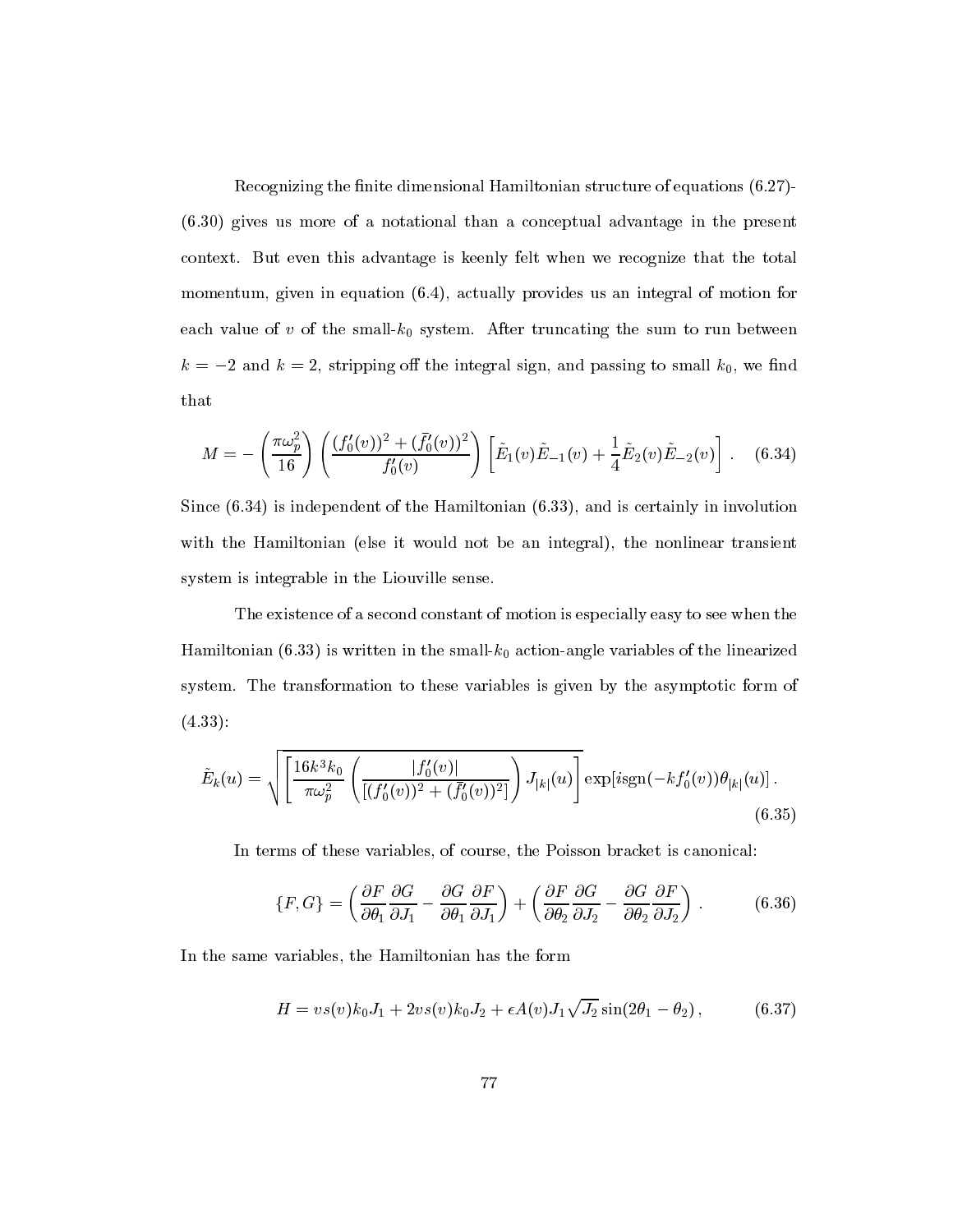Recognizing the finite dimensional Hamiltonian structure of equations (6.27)-(6.30) gives us more of a notational than a conceptual advantage in the present context. But even this advantage is keenly felt when we recognize that the total momentum, given in equation (6.4), actually provides us an integral of motion for each value of $v$ of the small-$k_0$ system. After truncating the sum to run between $k = -2$ and $k = 2$, stripping off the integral sign, and passing to small $k_0$, we find that

$$M = -\left(\frac{\pi\omega_p^2}{16}\right)\left(\frac{(f_0'(v))^2 + (\bar{f}_0'(v))^2}{f_0'(v)}\right)\left[\tilde{E}_1(v)\tilde{E}_{-1}(v) + \frac{1}{4}\tilde{E}_2(v)\tilde{E}_{-2}(v)\right]. \quad (6.34)$$

Since (6.34) is independent of the Hamiltonian (6.33), and is certainly in involution with the Hamiltonian (else it would not be an integral), the nonlinear transient system is integrable in the Liouville sense.

The existence of a second constant of motion is especially easy to see when the Hamiltonian (6.33) is written in the small-$k_0$ action-angle variables of the linearized system. The transformation to these variables is given by the asymptotic form of (4.33):

$$\tilde{E}_k(u) = \sqrt{\left[\frac{16k^3k_0}{\pi\omega_p^2}\left(\frac{|f_0'(v)|}{[(f_0'(v))^2 + (\bar{f}_0'(v))^2]}\right)J_{|k|}(u)\right]}\exp[i\text{sgn}(-kf_0'(v))\theta_{|k|}(u)]. \quad (6.35)$$

In terms of these variables, of course, the Poisson bracket is canonical:

$$\{F, G\} = \left(\frac{\partial F}{\partial \theta_1}\frac{\partial G}{\partial J_1} - \frac{\partial G}{\partial \theta_1}\frac{\partial F}{\partial J_1}\right) + \left(\frac{\partial F}{\partial \theta_2}\frac{\partial G}{\partial J_2} - \frac{\partial G}{\partial \theta_2}\frac{\partial F}{\partial J_2}\right). \quad (6.36)$$

In the same variables, the Hamiltonian has the form

$$H = vs(v)k_0J_1 + 2vs(v)k_0J_2 + \epsilon A(v)J_1\sqrt{J_2}\sin(2\theta_1 - \theta_2), \quad (6.37)$$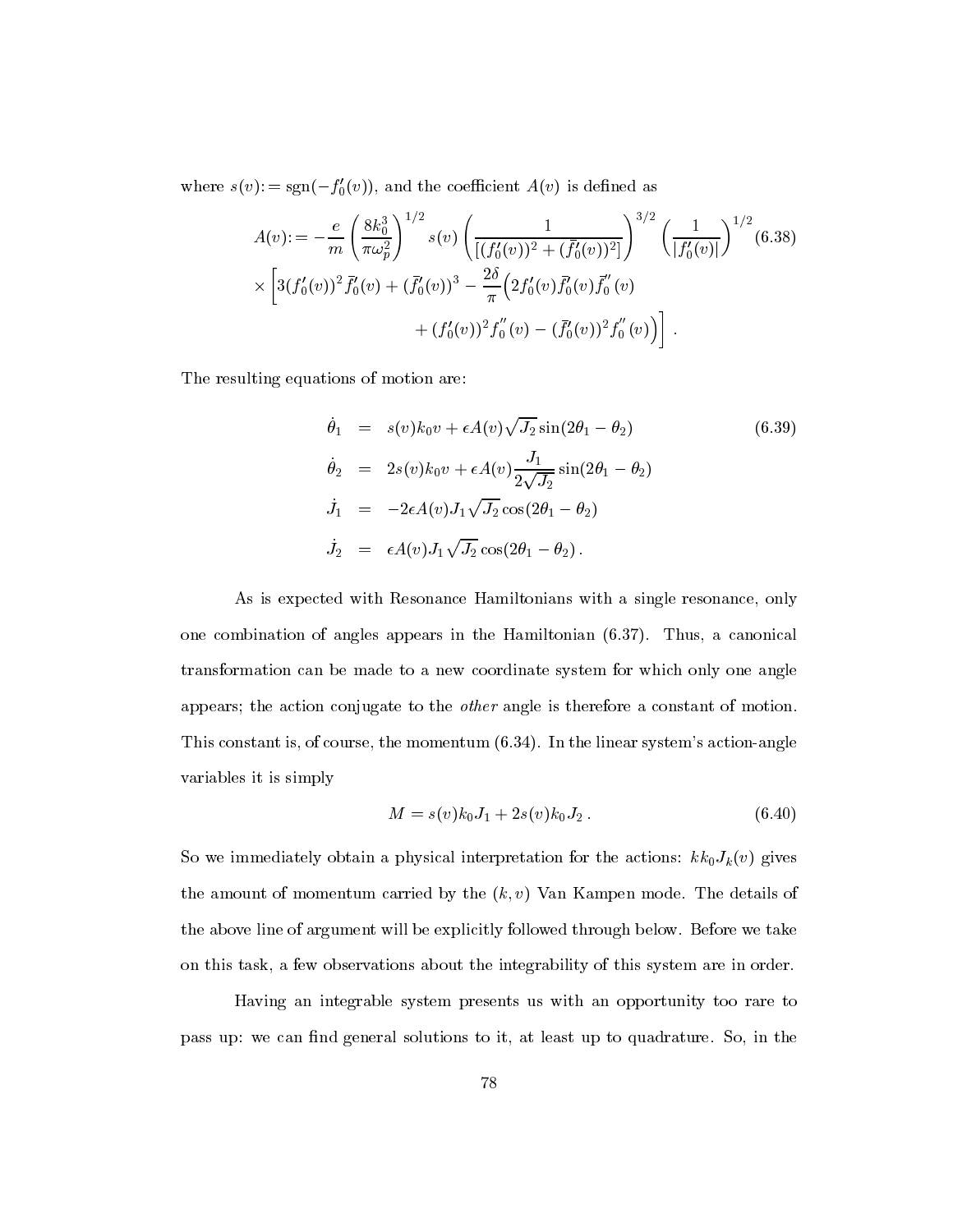where $s(v) := \text{sgn}(-f_0'(v))$, and the coefficient $A(v)$ is defined as

$$A(v) := -\frac{e}{m}\left(\frac{8k_0^3}{\pi\omega_p^2}\right)^{1/2} s(v)\left(\frac{1}{[(f_0'(v))^2 + (\bar{f}_0'(v))^2]}\right)^{3/2}\left(\frac{1}{|f_0'(v)|}\right)^{1/2} \tag{6.38}$$
$$\times\left[3(f_0'(v))^2\bar{f}_0'(v) + (\bar{f}_0'(v))^3 - \frac{2\delta}{\pi}\Big(2f_0'(v)\bar{f}_0'(v)\bar{f}_0''(v) + (f_0'(v))^2 f_0''(v) - (\bar{f}_0'(v))^2 f_0''(v)\Big)\right] .$$

The resulting equations of motion are:

$$\begin{aligned}
\dot{\theta}_1 &= s(v)k_0 v + \epsilon A(v)\sqrt{J_2}\sin(2\theta_1 - \theta_2) \\
\dot{\theta}_2 &= 2s(v)k_0 v + \epsilon A(v)\frac{J_1}{2\sqrt{J_2}}\sin(2\theta_1 - \theta_2) \\
\dot{J}_1 &= -2\epsilon A(v)J_1\sqrt{J_2}\cos(2\theta_1 - \theta_2) \\
\dot{J}_2 &= \epsilon A(v)J_1\sqrt{J_2}\cos(2\theta_1 - \theta_2)\,.
\end{aligned} \tag{6.39}$$

As is expected with Resonance Hamiltonians with a single resonance, only one combination of angles appears in the Hamiltonian (6.37). Thus, a canonical transformation can be made to a new coordinate system for which only one angle appears; the action conjugate to the *other* angle is therefore a constant of motion. This constant is, of course, the momentum (6.34). In the linear system's action-angle variables it is simply

$$M = s(v)k_0 J_1 + 2s(v)k_0 J_2\,. \tag{6.40}$$

So we immediately obtain a physical interpretation for the actions: $kk_0J_k(v)$ gives the amount of momentum carried by the $(k, v)$ Van Kampen mode. The details of the above line of argument will be explicitly followed through below. Before we take on this task, a few observations about the integrability of this system are in order.

Having an integrable system presents us with an opportunity too rare to pass up: we can find general solutions to it, at least up to quadrature. So, in the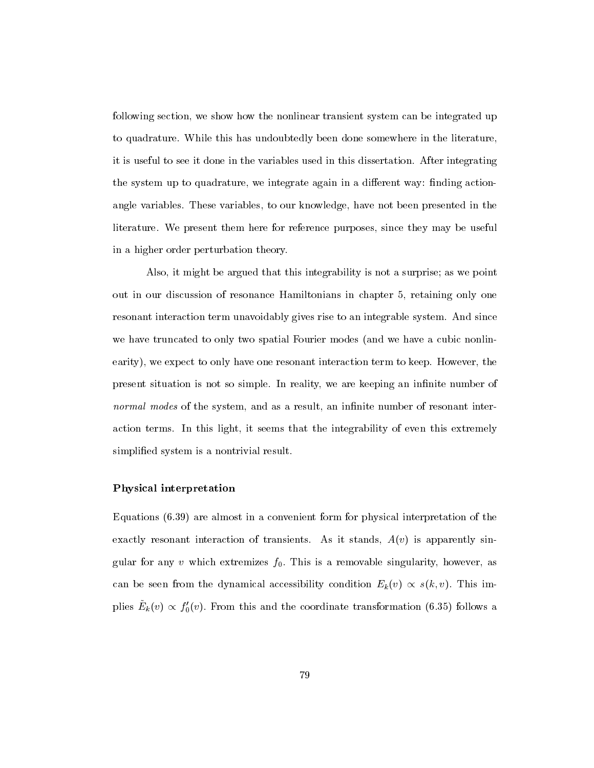following section, we show how the nonlinear transient system can be integrated up to quadrature. While this has undoubtedly been done somewhere in the literature, it is useful to see it done in the variables used in this dissertation. After integrating the system up to quadrature, we integrate again in a different way: finding action-angle variables. These variables, to our knowledge, have not been presented in the literature. We present them here for reference purposes, since they may be useful in a higher order perturbation theory.

Also, it might be argued that this integrability is not a surprise; as we point out in our discussion of resonance Hamiltonians in chapter 5, retaining only one resonant interaction term unavoidably gives rise to an integrable system. And since we have truncated to only two spatial Fourier modes (and we have a cubic nonlinearity), we expect to only have one resonant interaction term to keep. However, the present situation is not so simple. In reality, we are keeping an infinite number of *normal modes* of the system, and as a result, an infinite number of resonant interaction terms. In this light, it seems that the integrability of even this extremely simplified system is a nontrivial result.

### Physical interpretation

Equations (6.39) are almost in a convenient form for physical interpretation of the exactly resonant interaction of transients. As it stands, $A(v)$ is apparently singular for any $v$ which extremizes $f_0$. This is a removable singularity, however, as can be seen from the dynamical accessibility condition $E_k(v) \propto s(k, v)$. This implies $\tilde{E}_k(v) \propto f_0'(v)$. From this and the coordinate transformation (6.35) follows a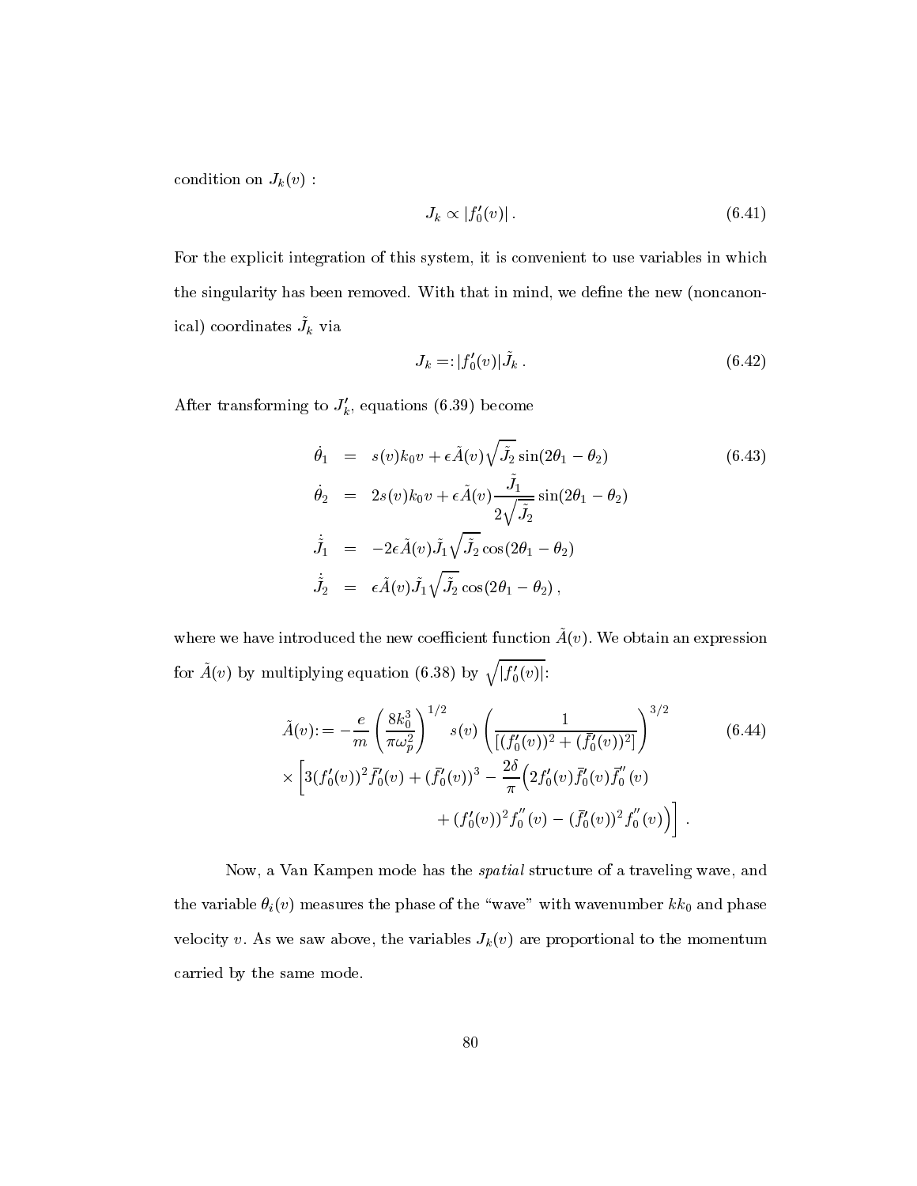condition on $J_k(v)$ :

$$J_k \propto |f_0'(v)| \,. \tag{6.41}$$

For the explicit integration of this system, it is convenient to use variables in which the singularity has been removed. With that in mind, we define the new (noncanonical) coordinates $\tilde{J}_k$ via

$$J_k =: |f_0'(v)|\tilde{J}_k \,. \tag{6.42}$$

After transforming to $J_k'$, equations (6.39) become

$$\begin{aligned}
\dot{\theta}_1 &= s(v)k_0 v + \epsilon \tilde{A}(v)\sqrt{\tilde{J}_2}\sin(2\theta_1 - \theta_2) \\
\dot{\theta}_2 &= 2s(v)k_0 v + \epsilon \tilde{A}(v)\frac{\tilde{J}_1}{2\sqrt{\tilde{J}_2}}\sin(2\theta_1 - \theta_2) \\
\dot{\tilde{J}}_1 &= -2\epsilon \tilde{A}(v)\tilde{J}_1\sqrt{\tilde{J}_2}\cos(2\theta_1 - \theta_2) \\
\dot{\tilde{J}}_2 &= \epsilon \tilde{A}(v)\tilde{J}_1\sqrt{\tilde{J}_2}\cos(2\theta_1 - \theta_2)\,,
\end{aligned} \tag{6.43}$$

where we have introduced the new coefficient function $\tilde{A}(v)$. We obtain an expression for $\tilde{A}(v)$ by multiplying equation (6.38) by $\sqrt{|f_0'(v)|}$:

$$\begin{aligned}
\tilde{A}(v) :=& -\frac{e}{m}\left(\frac{8k_0^3}{\pi\omega_p^2}\right)^{1/2} s(v)\left(\frac{1}{[(f_0'(v))^2 + (\bar{f}_0'(v))^2]}\right)^{3/2} \\
&\times \Big[3(f_0'(v))^2\bar{f}_0'(v) + (\bar{f}_0'(v))^3 - \frac{2\delta}{\pi}\Big(2f_0'(v)\bar{f}_0'(v)\bar{f}_0''(v) \\
&\qquad + (f_0'(v))^2 f_0''(v) - (\bar{f}_0'(v))^2 f_0''(v)\Big)\Big] \,.
\end{aligned} \tag{6.44}$$

Now, a Van Kampen mode has the *spatial* structure of a traveling wave, and the variable $\theta_i(v)$ measures the phase of the "wave" with wavenumber $kk_0$ and phase velocity $v$. As we saw above, the variables $J_k(v)$ are proportional to the momentum carried by the same mode.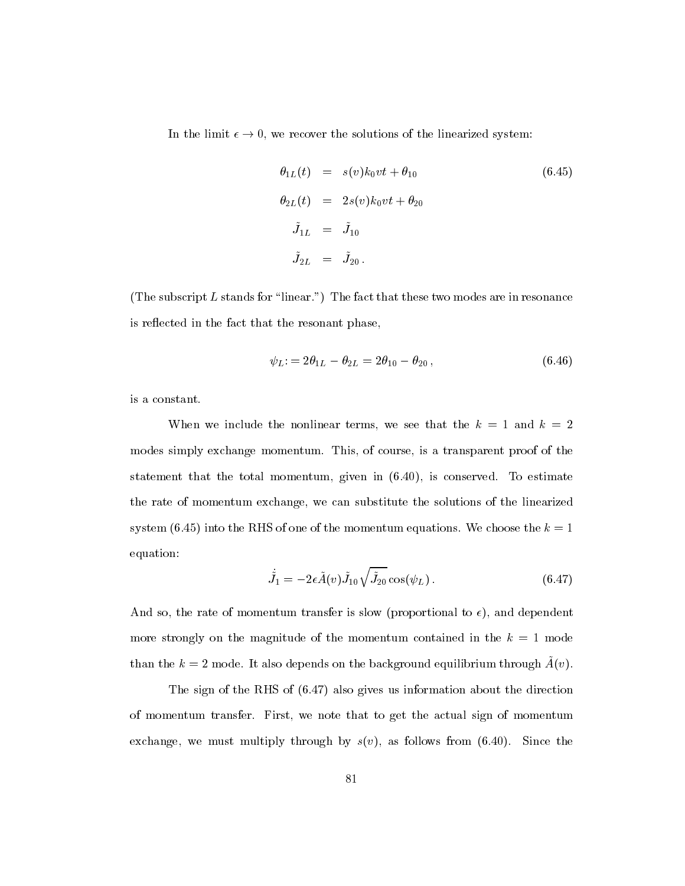In the limit $\epsilon \to 0$, we recover the solutions of the linearized system:

$$
\begin{aligned}
\theta_{1L}(t) &= s(v)k_0 vt + \theta_{10} \\
\theta_{2L}(t) &= 2s(v)k_0 vt + \theta_{20} \\
\tilde{J}_{1L} &= \tilde{J}_{10} \\
\tilde{J}_{2L} &= \tilde{J}_{20} \,.
\end{aligned}
\tag{6.45}
$$

(The subscript $L$ stands for "linear.") The fact that these two modes are in resonance is reflected in the fact that the resonant phase,

$$
\psi_L := 2\theta_{1L} - \theta_{2L} = 2\theta_{10} - \theta_{20} \,, \tag{6.46}
$$

is a constant.

When we include the nonlinear terms, we see that the $k = 1$ and $k = 2$ modes simply exchange momentum. This, of course, is a transparent proof of the statement that the total momentum, given in (6.40), is conserved. To estimate the rate of momentum exchange, we can substitute the solutions of the linearized system (6.45) into the RHS of one of the momentum equations. We choose the $k = 1$ equation:

$$
\dot{\tilde{J}}_1 = -2\epsilon \tilde{A}(v) \tilde{J}_{10} \sqrt{\tilde{J}_{20}} \cos(\psi_L) \,. \tag{6.47}
$$

And so, the rate of momentum transfer is slow (proportional to $\epsilon$), and dependent more strongly on the magnitude of the momentum contained in the $k = 1$ mode than the $k = 2$ mode. It also depends on the background equilibrium through $\tilde{A}(v)$.

The sign of the RHS of (6.47) also gives us information about the direction of momentum transfer. First, we note that to get the actual sign of momentum exchange, we must multiply through by $s(v)$, as follows from (6.40). Since the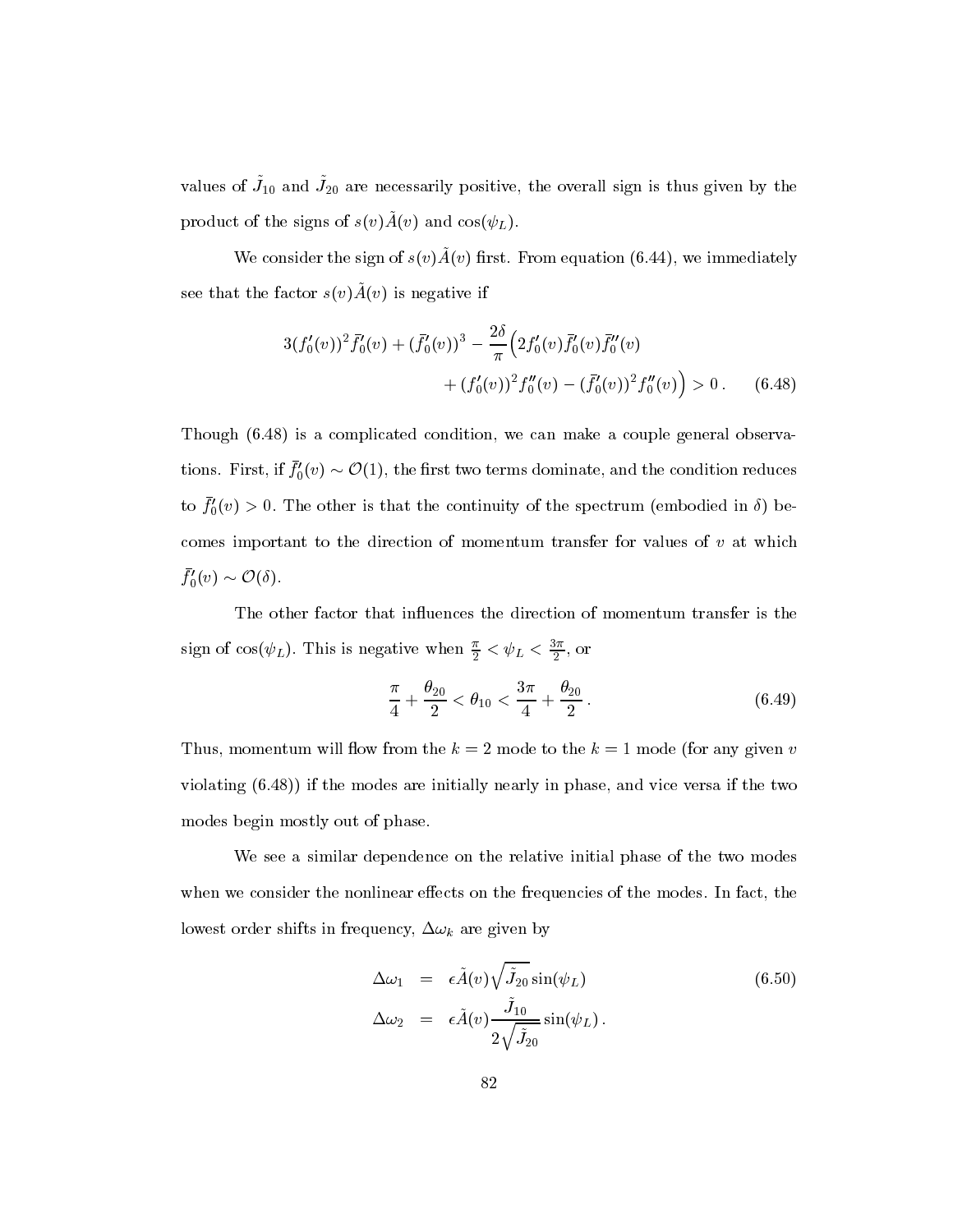values of $\tilde{J}_{10}$ and $\tilde{J}_{20}$ are necessarily positive, the overall sign is thus given by the product of the signs of $s(v)\tilde{A}(v)$ and $\cos(\psi_L)$.

We consider the sign of $s(v)\tilde{A}(v)$ first. From equation (6.44), we immediately see that the factor $s(v)\tilde{A}(v)$ is negative if

$$
\begin{aligned}
3(f_0'(v))^2\bar{f}_0'(v) + (\bar{f}_0'(v))^3 - \frac{2\delta}{\pi}\Big(&2f_0'(v)\bar{f}_0'(v)\bar{f}_0''(v) \\
&+ (f_0'(v))^2 f_0''(v) - (\bar{f}_0'(v))^2 f_0''(v)\Big) > 0\,. \qquad (6.48)
\end{aligned}
$$

Though (6.48) is a complicated condition, we can make a couple general observations. First, if $\bar{f}_0'(v) \sim \mathcal{O}(1)$, the first two terms dominate, and the condition reduces to $\bar{f}_0'(v) > 0$. The other is that the continuity of the spectrum (embodied in $\delta$) becomes important to the direction of momentum transfer for values of $v$ at which $\bar{f}_0'(v) \sim \mathcal{O}(\delta)$.

The other factor that influences the direction of momentum transfer is the sign of $\cos(\psi_L)$. This is negative when $\frac{\pi}{2} < \psi_L < \frac{3\pi}{2}$, or

$$
\frac{\pi}{4} + \frac{\theta_{20}}{2} < \theta_{10} < \frac{3\pi}{4} + \frac{\theta_{20}}{2}\,. \qquad (6.49)
$$

Thus, momentum will flow from the $k = 2$ mode to the $k = 1$ mode (for any given $v$ violating (6.48)) if the modes are initially nearly in phase, and vice versa if the two modes begin mostly out of phase.

We see a similar dependence on the relative initial phase of the two modes when we consider the nonlinear effects on the frequencies of the modes. In fact, the lowest order shifts in frequency, $\Delta\omega_k$ are given by

$$
\begin{aligned}
\Delta\omega_1 &= \epsilon\tilde{A}(v)\sqrt{\tilde{J}_{20}}\sin(\psi_L) \qquad (6.50)\\
\Delta\omega_2 &= \epsilon\tilde{A}(v)\frac{\tilde{J}_{10}}{2\sqrt{\tilde{J}_{20}}}\sin(\psi_L)\,.
\end{aligned}
$$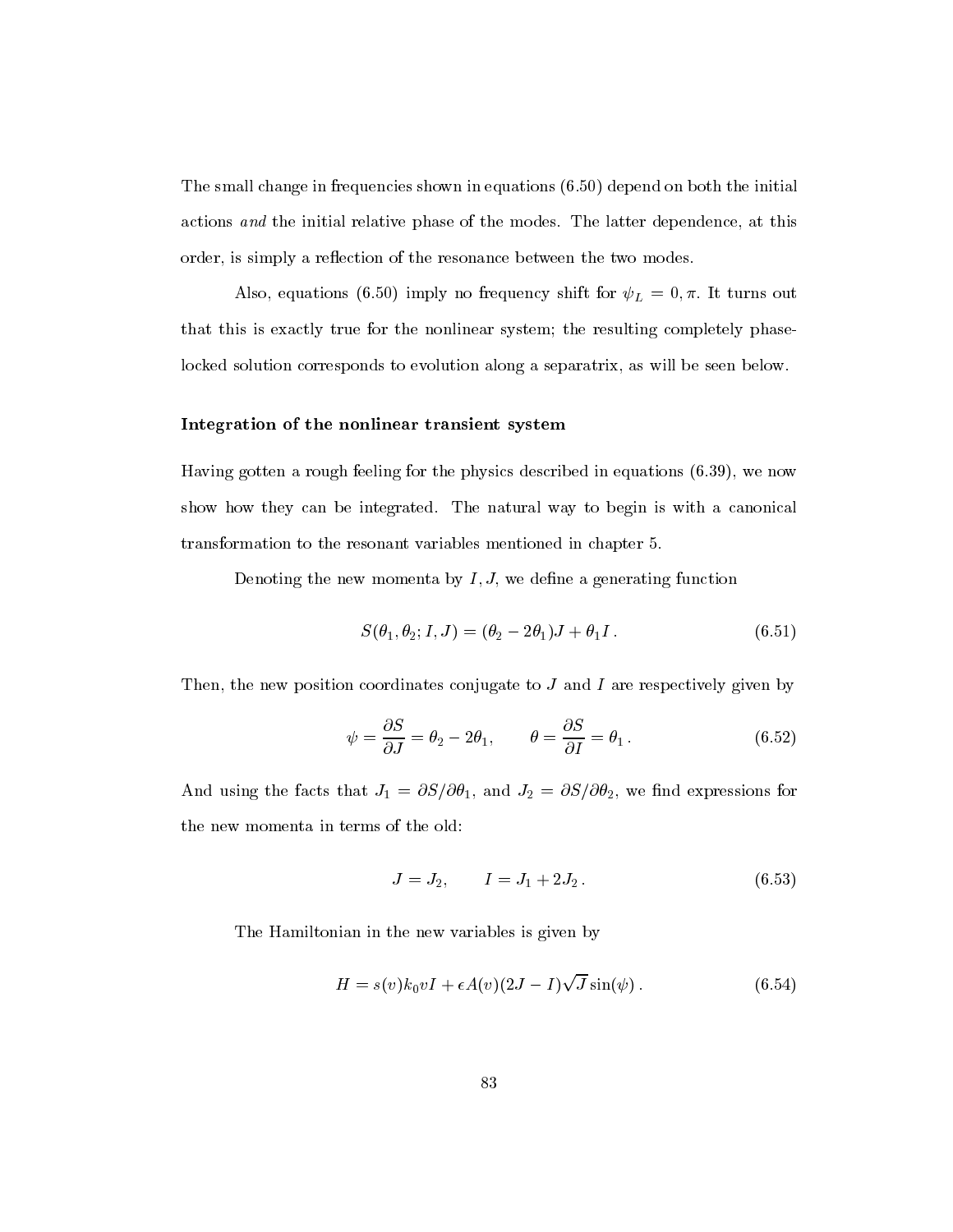The small change in frequencies shown in equations (6.50) depend on both the initial actions *and* the initial relative phase of the modes. The latter dependence, at this order, is simply a reflection of the resonance between the two modes.

Also, equations (6.50) imply no frequency shift for $\psi_L = 0, \pi$. It turns out that this is exactly true for the nonlinear system; the resulting completely phase-locked solution corresponds to evolution along a separatrix, as will be seen below.

**Integration of the nonlinear transient system**

Having gotten a rough feeling for the physics described in equations (6.39), we now show how they can be integrated. The natural way to begin is with a canonical transformation to the resonant variables mentioned in chapter 5.

Denoting the new momenta by $I, J$, we define a generating function

$$S(\theta_1, \theta_2; I, J) = (\theta_2 - 2\theta_1)J + \theta_1 I \,. \tag{6.51}$$

Then, the new position coordinates conjugate to $J$ and $I$ are respectively given by

$$\psi = \frac{\partial S}{\partial J} = \theta_2 - 2\theta_1, \qquad \theta = \frac{\partial S}{\partial I} = \theta_1 \,. \tag{6.52}$$

And using the facts that $J_1 = \partial S / \partial \theta_1$, and $J_2 = \partial S / \partial \theta_2$, we find expressions for the new momenta in terms of the old:

$$J = J_2, \qquad I = J_1 + 2J_2 \,. \tag{6.53}$$

The Hamiltonian in the new variables is given by

$$H = s(v) k_0 v I + \epsilon A(v)(2J - I)\sqrt{J}\sin(\psi) \,. \tag{6.54}$$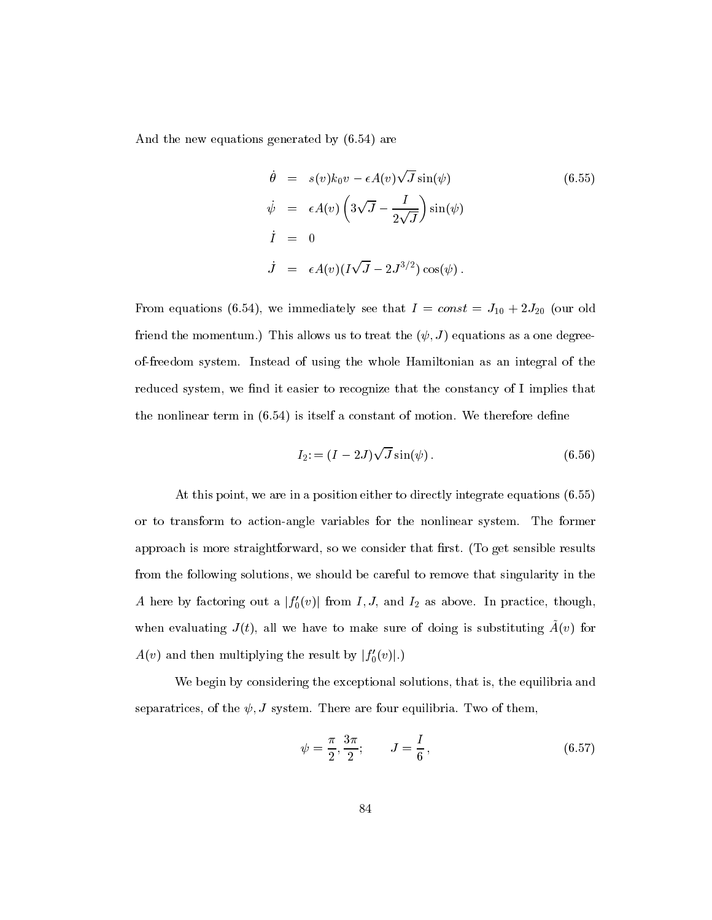And the new equations generated by (6.54) are

$$
\begin{aligned}
\dot{\theta} &= s(v)k_0 v - \epsilon A(v)\sqrt{J}\sin(\psi) \\
\dot{\psi} &= \epsilon A(v)\left(3\sqrt{J} - \frac{I}{2\sqrt{J}}\right)\sin(\psi) \\
\dot{I} &= 0 \\
\dot{J} &= \epsilon A(v)(I\sqrt{J} - 2J^{3/2})\cos(\psi)\,.
\end{aligned}
\tag{6.55}
$$

From equations (6.54), we immediately see that $I = const = J_{10} + 2J_{20}$ (our old friend the momentum.) This allows us to treat the $(\psi, J)$ equations as a one degree-of-freedom system. Instead of using the whole Hamiltonian as an integral of the reduced system, we find it easier to recognize that the constancy of I implies that the nonlinear term in (6.54) is itself a constant of motion. We therefore define

$$
I_2 := (I - 2J)\sqrt{J}\sin(\psi)\,. \tag{6.56}
$$

At this point, we are in a position either to directly integrate equations (6.55) or to transform to action-angle variables for the nonlinear system. The former approach is more straightforward, so we consider that first. (To get sensible results from the following solutions, we should be careful to remove that singularity in the $A$ here by factoring out a $|f_0'(v)|$ from $I, J$, and $I_2$ as above. In practice, though, when evaluating $J(t)$, all we have to make sure of doing is substituting $\tilde{A}(v)$ for $A(v)$ and then multiplying the result by $|f_0'(v)|$.)

We begin by considering the exceptional solutions, that is, the equilibria and separatrices, of the $\psi, J$ system. There are four equilibria. Two of them,

$$
\psi = \frac{\pi}{2}, \frac{3\pi}{2}; \qquad J = \frac{I}{6}\,, \tag{6.57}
$$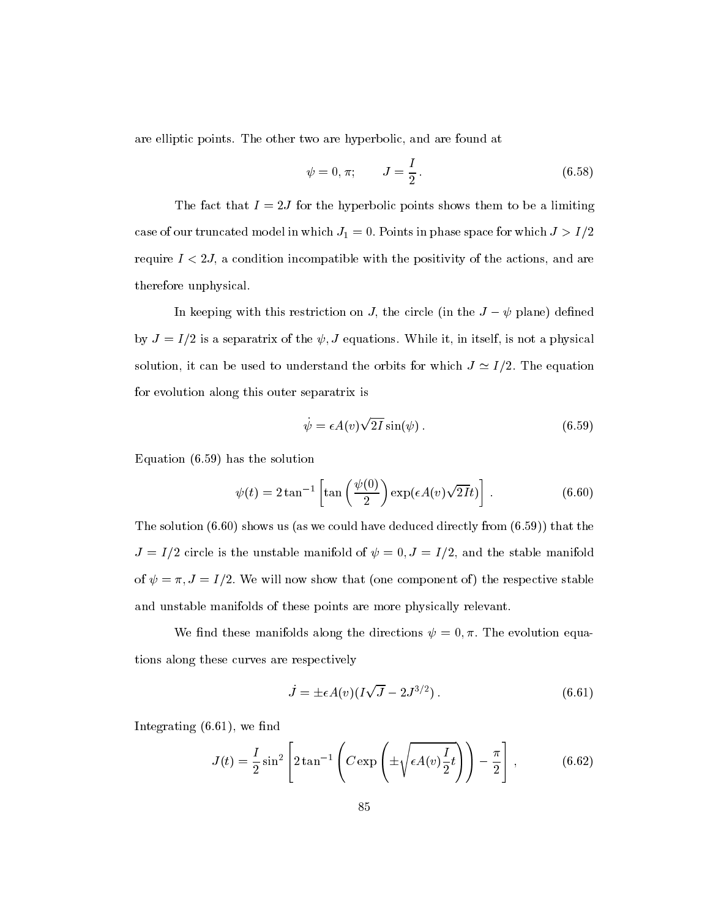are elliptic points. The other two are hyperbolic, and are found at

$$\psi = 0, \pi; \qquad J = \frac{I}{2}\,. \tag{6.58}$$

The fact that $I = 2J$ for the hyperbolic points shows them to be a limiting case of our truncated model in which $J_1 = 0$. Points in phase space for which $J > I/2$ require $I < 2J$, a condition incompatible with the positivity of the actions, and are therefore unphysical.

In keeping with this restriction on $J$, the circle (in the $J - \psi$ plane) defined by $J = I/2$ is a separatrix of the $\psi, J$ equations. While it, in itself, is not a physical solution, it can be used to understand the orbits for which $J \simeq I/2$. The equation for evolution along this outer separatrix is

$$\dot{\psi} = \epsilon A(v)\sqrt{2I}\sin(\psi)\,. \tag{6.59}$$

Equation (6.59) has the solution

$$\psi(t) = 2\tan^{-1}\left[\tan\left(\frac{\psi(0)}{2}\right)\exp(\epsilon A(v)\sqrt{2I}t)\right]\,. \tag{6.60}$$

The solution (6.60) shows us (as we could have deduced directly from (6.59)) that the $J = I/2$ circle is the unstable manifold of $\psi = 0, J = I/2$, and the stable manifold of $\psi = \pi, J = I/2$. We will now show that (one component of) the respective stable and unstable manifolds of these points are more physically relevant.

We find these manifolds along the directions $\psi = 0, \pi$. The evolution equations along these curves are respectively

$$\dot{J} = \pm\epsilon A(v)(I\sqrt{J} - 2J^{3/2})\,. \tag{6.61}$$

Integrating (6.61), we find

$$J(t) = \frac{I}{2}\sin^2\left[2\tan^{-1}\left(C\exp\left(\pm\sqrt{\epsilon A(v)\frac{I}{2}t}\right)\right) - \frac{\pi}{2}\right]\,, \tag{6.62}$$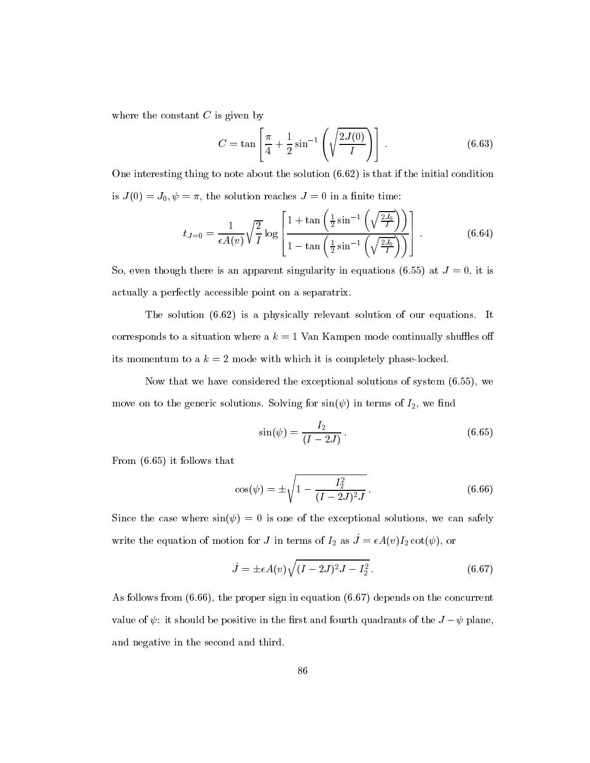where the constant $C$ is given by

$$C = \tan\left[\frac{\pi}{4} + \frac{1}{2}\sin^{-1}\left(\sqrt{\frac{2J(0)}{I}}\right)\right] . \tag{6.63}$$

One interesting thing to note about the solution (6.62) is that if the initial condition is $J(0) = J_0, \psi = \pi$, the solution reaches $J = 0$ in a finite time:

$$t_{J=0} = \frac{1}{\epsilon A(v)}\sqrt{\frac{2}{I}}\log\left[\frac{1 + \tan\left(\frac{1}{2}\sin^{-1}\left(\sqrt{\frac{2J_0}{I}}\right)\right)}{1 - \tan\left(\frac{1}{2}\sin^{-1}\left(\sqrt{\frac{2J_0}{I}}\right)\right)}\right] . \tag{6.64}$$

So, even though there is an apparent singularity in equations (6.55) at $J = 0$, it is actually a perfectly accessible point on a separatrix.

The solution (6.62) is a physically relevant solution of our equations. It corresponds to a situation where a $k = 1$ Van Kampen mode continually shuffles off its momentum to a $k = 2$ mode with which it is completely phase-locked.

Now that we have considered the exceptional solutions of system (6.55), we move on to the generic solutions. Solving for $\sin(\psi)$ in terms of $I_2$, we find

$$\sin(\psi) = \frac{I_2}{(I - 2J)} . \tag{6.65}$$

From (6.65) it follows that

$$\cos(\psi) = \pm\sqrt{1 - \frac{I_2^2}{(I - 2J)^2 J}} . \tag{6.66}$$

Since the case where $\sin(\psi) = 0$ is one of the exceptional solutions, we can safely write the equation of motion for $J$ in terms of $I_2$ as $\dot{J} = \epsilon A(v) I_2 \cot(\psi)$, or

$$\dot{J} = \pm\epsilon A(v)\sqrt{(I - 2J)^2 J - I_2^2} . \tag{6.67}$$

As follows from (6.66), the proper sign in equation (6.67) depends on the concurrent value of $\psi$: it should be positive in the first and fourth quadrants of the $J - \psi$ plane, and negative in the second and third.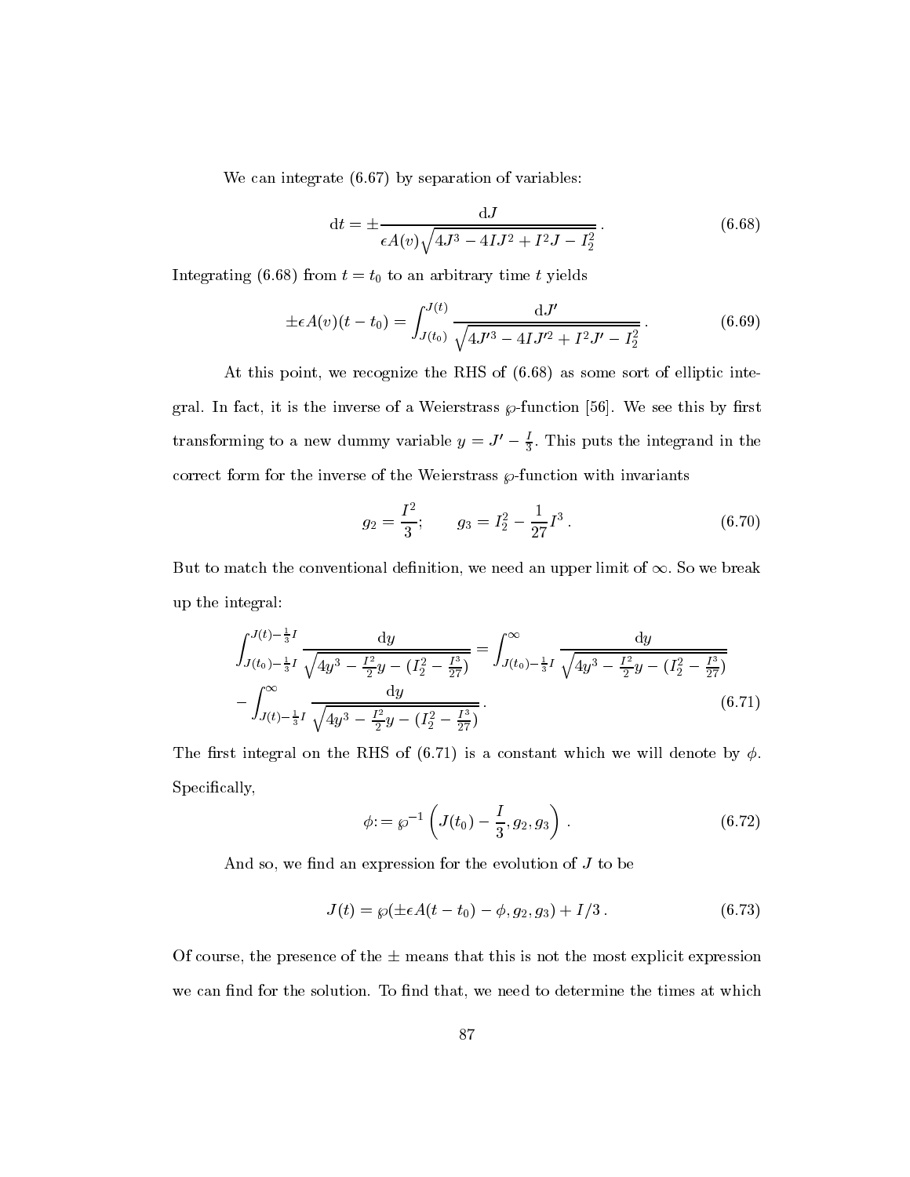We can integrate (6.67) by separation of variables:

$$\mathrm{d}t = \pm \frac{\mathrm{d}J}{\epsilon A(v)\sqrt{4J^3 - 4IJ^2 + I^2 J - I_2^2}}\,. \tag{6.68}$$

Integrating (6.68) from $t = t_0$ to an arbitrary time $t$ yields

$$\pm\epsilon A(v)(t - t_0) = \int_{J(t_0)}^{J(t)} \frac{\mathrm{d}J'}{\sqrt{4J'^3 - 4IJ'^2 + I^2 J' - I_2^2}}\,. \tag{6.69}$$

At this point, we recognize the RHS of (6.68) as some sort of elliptic integral. In fact, it is the inverse of a Weierstrass $\wp$-function [56]. We see this by first transforming to a new dummy variable $y = J' - \frac{I}{3}$. This puts the integrand in the correct form for the inverse of the Weierstrass $\wp$-function with invariants

$$g_2 = \frac{I^2}{3}; \qquad g_3 = I_2^2 - \frac{1}{27}I^3\,. \tag{6.70}$$

But to match the conventional definition, we need an upper limit of $\infty$. So we break up the integral:

$$\begin{aligned}\int_{J(t_0)-\frac{1}{3}I}^{J(t)-\frac{1}{3}I} \frac{\mathrm{d}y}{\sqrt{4y^3 - \frac{I^2}{2}y - (I_2^2 - \frac{I^3}{27})}} &= \int_{J(t_0)-\frac{1}{3}I}^{\infty} \frac{\mathrm{d}y}{\sqrt{4y^3 - \frac{I^2}{2}y - (I_2^2 - \frac{I^3}{27})}} \\ &- \int_{J(t)-\frac{1}{3}I}^{\infty} \frac{\mathrm{d}y}{\sqrt{4y^3 - \frac{I^2}{2}y - (I_2^2 - \frac{I^3}{27})}}\,.\end{aligned} \tag{6.71}$$

The first integral on the RHS of (6.71) is a constant which we will denote by $\phi$. Specifically,

$$\phi := \wp^{-1}\left(J(t_0) - \frac{I}{3}, g_2, g_3\right)\,. \tag{6.72}$$

And so, we find an expression for the evolution of $J$ to be

$$J(t) = \wp(\pm\epsilon A(t - t_0) - \phi, g_2, g_3) + I/3\,. \tag{6.73}$$

Of course, the presence of the $\pm$ means that this is not the most explicit expression we can find for the solution. To find that, we need to determine the times at which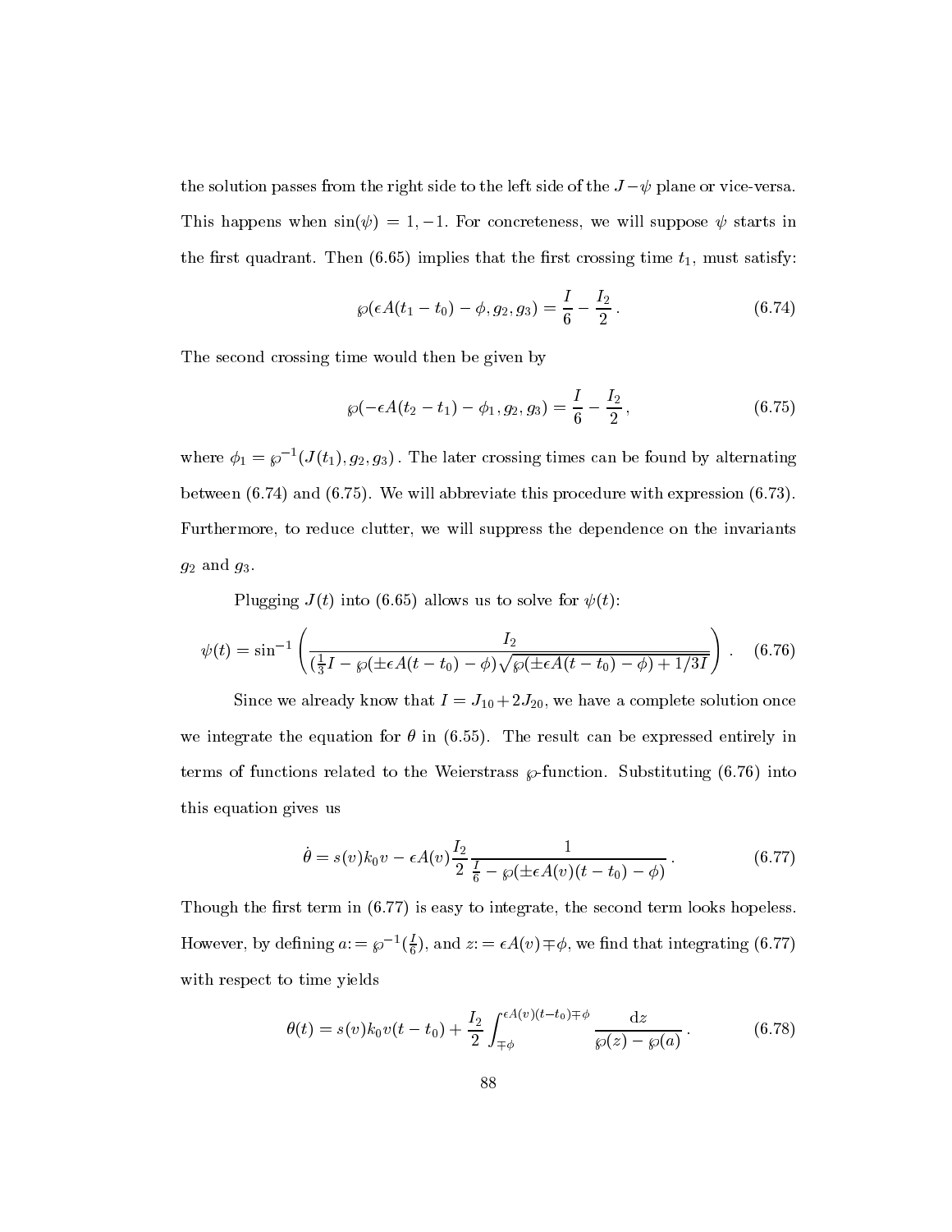the solution passes from the right side to the left side of the $J-\psi$ plane or vice-versa. This happens when $\sin(\psi) = 1, -1$. For concreteness, we will suppose $\psi$ starts in the first quadrant. Then (6.65) implies that the first crossing time $t_1$, must satisfy:

$$\wp(\epsilon A(t_1 - t_0) - \phi, g_2, g_3) = \frac{I}{6} - \frac{I_2}{2} \,. \tag{6.74}$$

The second crossing time would then be given by

$$\wp(-\epsilon A(t_2 - t_1) - \phi_1, g_2, g_3) = \frac{I}{6} - \frac{I_2}{2} \,, \tag{6.75}$$

where $\phi_1 = \wp^{-1}(J(t_1), g_2, g_3)$. The later crossing times can be found by alternating between (6.74) and (6.75). We will abbreviate this procedure with expression (6.73). Furthermore, to reduce clutter, we will suppress the dependence on the invariants $g_2$ and $g_3$.

Plugging $J(t)$ into (6.65) allows us to solve for $\psi(t)$:

$$\psi(t) = \sin^{-1}\left(\frac{I_2}{(\frac{1}{3}I - \wp(\pm\epsilon A(t-t_0) - \phi)\sqrt{\wp(\pm\epsilon A(t-t_0) - \phi) + 1/3I}}\right) \,. \tag{6.76}$$

Since we already know that $I = J_{10} + 2J_{20}$, we have a complete solution once we integrate the equation for $\theta$ in (6.55). The result can be expressed entirely in terms of functions related to the Weierstrass $\wp$-function. Substituting (6.76) into this equation gives us

$$\dot{\theta} = s(v)k_0 v - \epsilon A(v)\frac{I_2}{2}\frac{1}{\frac{I}{6} - \wp(\pm\epsilon A(v)(t-t_0) - \phi)} \,. \tag{6.77}$$

Though the first term in (6.77) is easy to integrate, the second term looks hopeless. However, by defining $a := \wp^{-1}(\frac{I}{6})$, and $z := \epsilon A(v) \mp \phi$, we find that integrating (6.77) with respect to time yields

$$\theta(t) = s(v)k_0 v(t - t_0) + \frac{I_2}{2}\int_{\mp\phi}^{\epsilon A(v)(t-t_0)\mp\phi} \frac{\mathrm{d}z}{\wp(z) - \wp(a)} \,. \tag{6.78}$$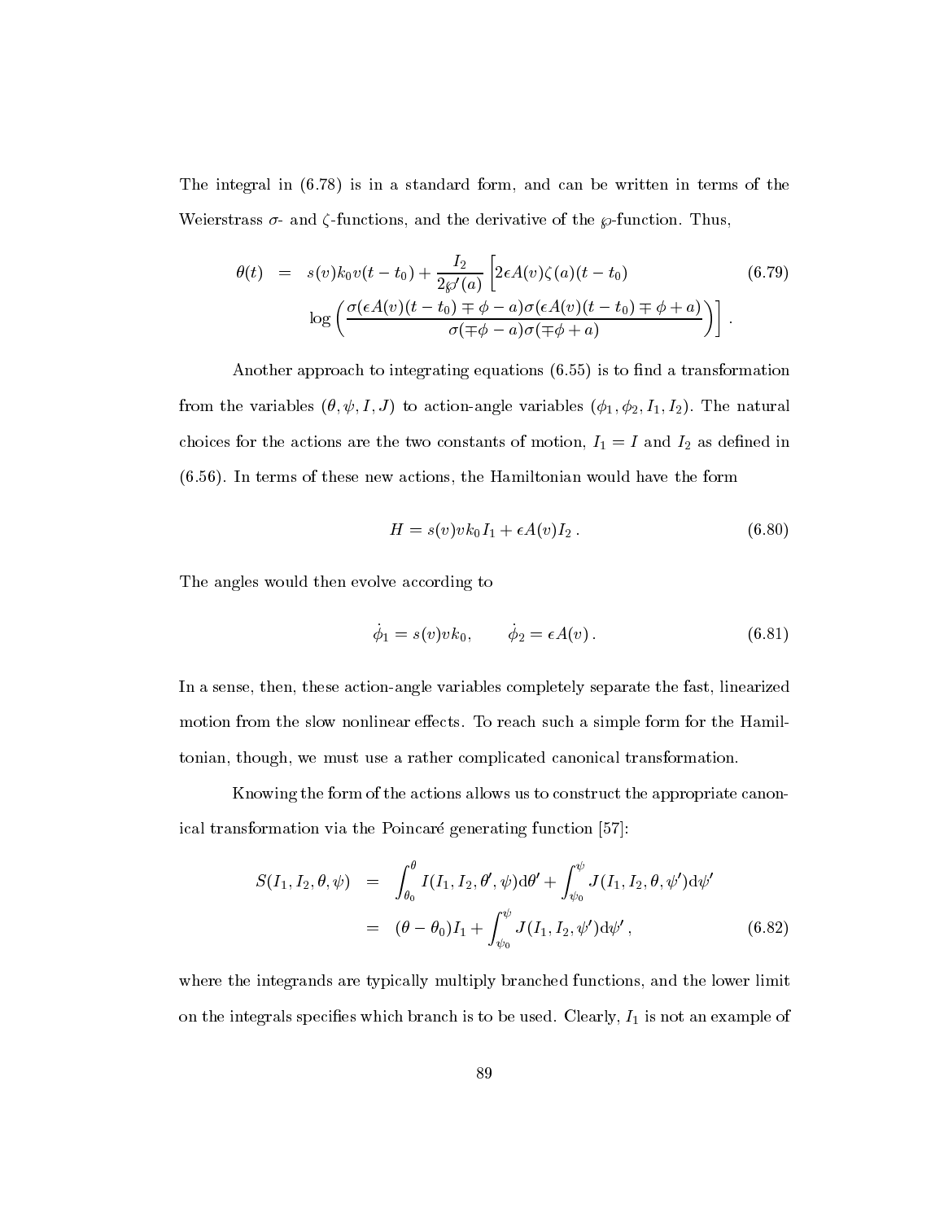The integral in (6.78) is in a standard form, and can be written in terms of the Weierstrass $\sigma$- and $\zeta$-functions, and the derivative of the $\wp$-function. Thus,

$$
\begin{aligned}
\theta(t) &= s(v)k_0 v(t-t_0) + \frac{I_2}{2\wp'(a)}\Big[2\epsilon A(v)\zeta(a)(t-t_0) \\
&\qquad \log\left(\frac{\sigma(\epsilon A(v)(t-t_0)\mp\phi-a)\sigma(\epsilon A(v)(t-t_0)\mp\phi+a)}{\sigma(\mp\phi-a)\sigma(\mp\phi+a)}\right)\Big] .
\end{aligned}
\tag{6.79}
$$

Another approach to integrating equations (6.55) is to find a transformation from the variables $(\theta, \psi, I, J)$ to action-angle variables $(\phi_1, \phi_2, I_1, I_2)$. The natural choices for the actions are the two constants of motion, $I_1 = I$ and $I_2$ as defined in (6.56). In terms of these new actions, the Hamiltonian would have the form

$$
H = s(v)vk_0 I_1 + \epsilon A(v) I_2 . \tag{6.80}
$$

The angles would then evolve according to

$$
\dot{\phi}_1 = s(v)vk_0, \qquad \dot{\phi}_2 = \epsilon A(v) . \tag{6.81}
$$

In a sense, then, these action-angle variables completely separate the fast, linearized motion from the slow nonlinear effects. To reach such a simple form for the Hamiltonian, though, we must use a rather complicated canonical transformation.

Knowing the form of the actions allows us to construct the appropriate canonical transformation via the Poincaré generating function [57]:

$$
\begin{aligned}
S(I_1, I_2, \theta, \psi) &= \int_{\theta_0}^{\theta} I(I_1, I_2, \theta', \psi)\mathrm{d}\theta' + \int_{\psi_0}^{\psi} J(I_1, I_2, \theta, \psi')\mathrm{d}\psi' \\
&= (\theta - \theta_0)I_1 + \int_{\psi_0}^{\psi} J(I_1, I_2, \psi')\mathrm{d}\psi' ,
\end{aligned}
\tag{6.82}
$$

where the integrands are typically multiply branched functions, and the lower limit on the integrals specifies which branch is to be used. Clearly, $I_1$ is not an example of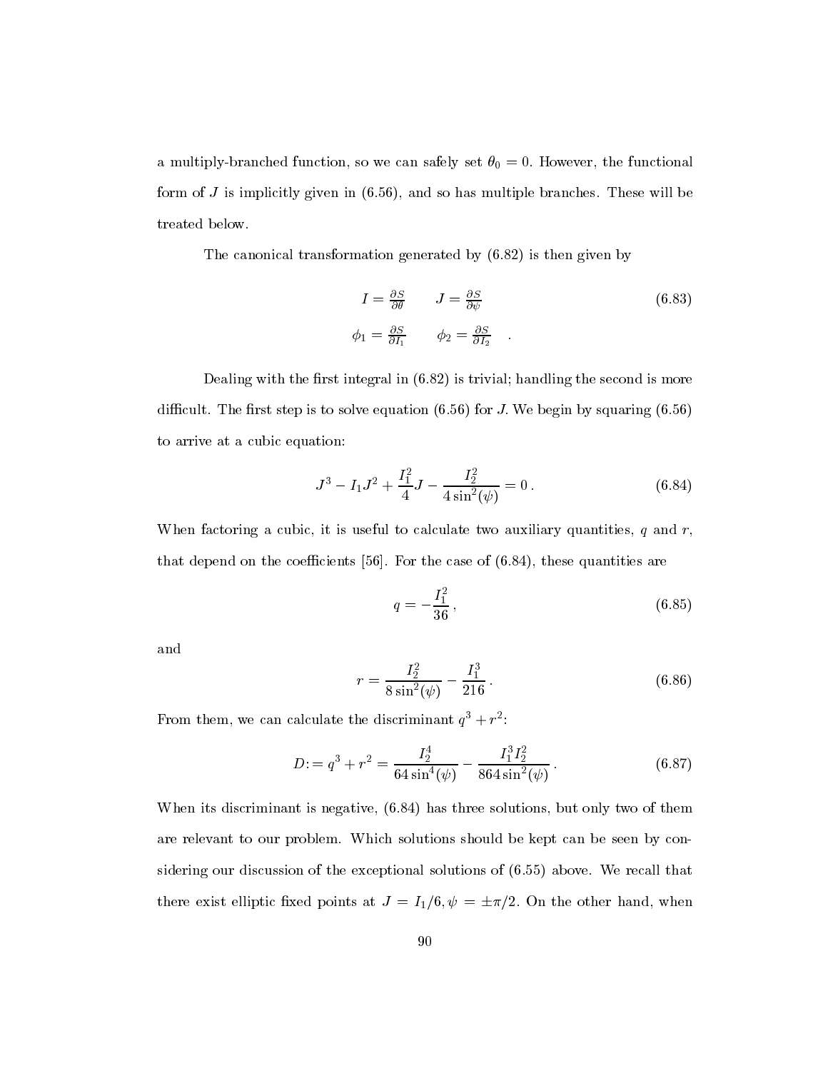a multiply-branched function, so we can safely set $\theta_0 = 0$. However, the functional form of $J$ is implicitly given in (6.56), and so has multiple branches. These will be treated below.

The canonical transformation generated by (6.82) is then given by

$$
\begin{aligned}
I &= \frac{\partial S}{\partial \theta} \qquad J = \frac{\partial S}{\partial \psi} \\
\phi_1 &= \frac{\partial S}{\partial I_1} \qquad \phi_2 = \frac{\partial S}{\partial I_2} \quad .
\end{aligned}
\tag{6.83}
$$

Dealing with the first integral in (6.82) is trivial; handling the second is more difficult. The first step is to solve equation (6.56) for $J$. We begin by squaring (6.56) to arrive at a cubic equation:

$$
J^3 - I_1 J^2 + \frac{I_1^2}{4} J - \frac{I_2^2}{4\sin^2(\psi)} = 0\,. \tag{6.84}
$$

When factoring a cubic, it is useful to calculate two auxiliary quantities, $q$ and $r$, that depend on the coefficients [56]. For the case of (6.84), these quantities are

$$
q = -\frac{I_1^2}{36}\,, \tag{6.85}
$$

and

$$
r = \frac{I_2^2}{8\sin^2(\psi)} - \frac{I_1^3}{216}\,. \tag{6.86}
$$

From them, we can calculate the discriminant $q^3 + r^2$:

$$
D := q^3 + r^2 = \frac{I_2^4}{64\sin^4(\psi)} - \frac{I_1^3 I_2^2}{864\sin^2(\psi)}\,. \tag{6.87}
$$

When its discriminant is negative, (6.84) has three solutions, but only two of them are relevant to our problem. Which solutions should be kept can be seen by considering our discussion of the exceptional solutions of (6.55) above. We recall that there exist elliptic fixed points at $J = I_1/6, \psi = \pm\pi/2$. On the other hand, when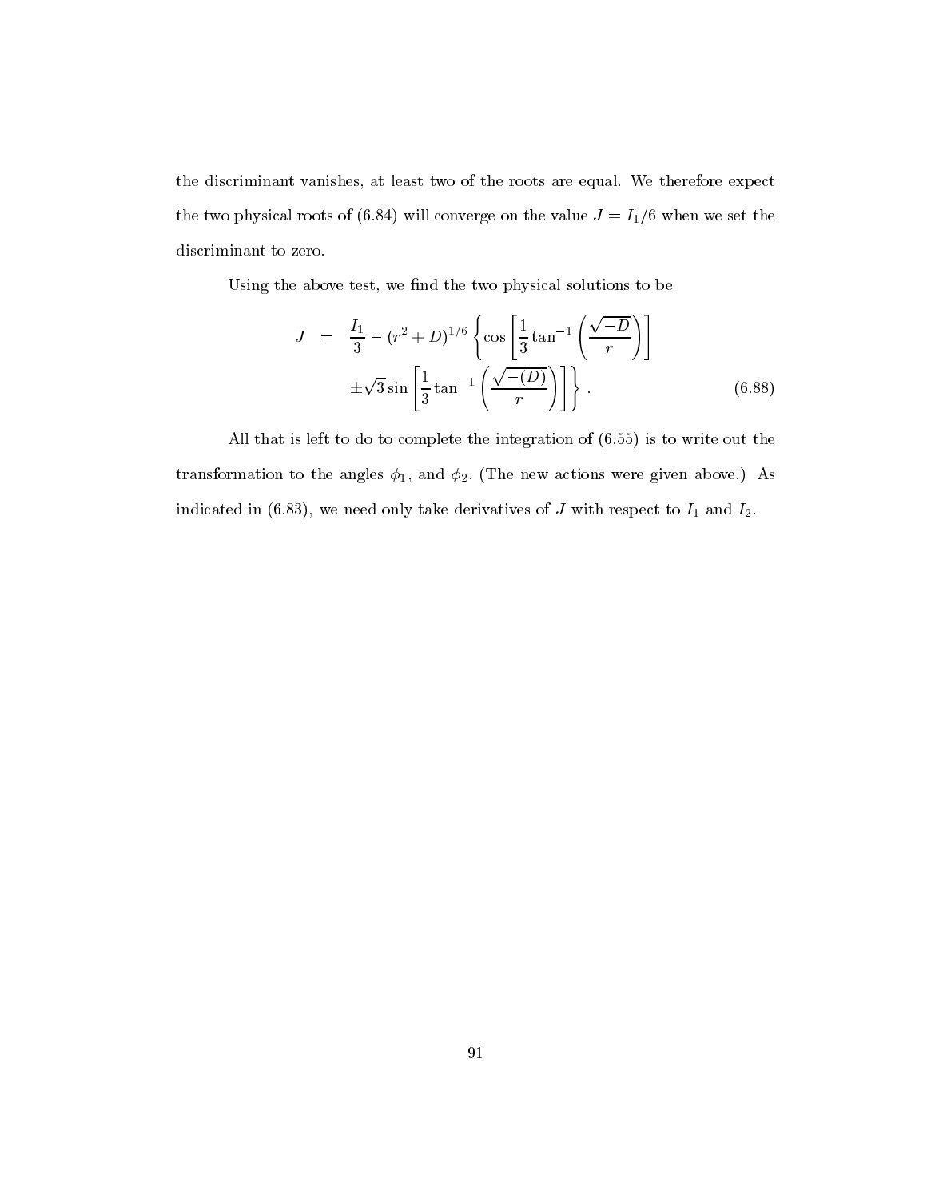the discriminant vanishes, at least two of the roots are equal. We therefore expect the two physical roots of (6.84) will converge on the value $J = I_1/6$ when we set the discriminant to zero.

Using the above test, we find the two physical solutions to be

$$
\begin{aligned}
J \;\; = \;\; & \frac{I_1}{3} - (r^2 + D)^{1/6} \left\{ \cos\left[\frac{1}{3}\tan^{-1}\left(\frac{\sqrt{-D}}{r}\right)\right] \right. \\
& \left. \pm\sqrt{3}\sin\left[\frac{1}{3}\tan^{-1}\left(\frac{\sqrt{-(D)}}{r}\right)\right]\right\} . \qquad (6.88)
\end{aligned}
$$

All that is left to do to complete the integration of (6.55) is to write out the transformation to the angles $\phi_1$, and $\phi_2$. (The new actions were given above.) As indicated in (6.83), we need only take derivatives of $J$ with respect to $I_1$ and $I_2$.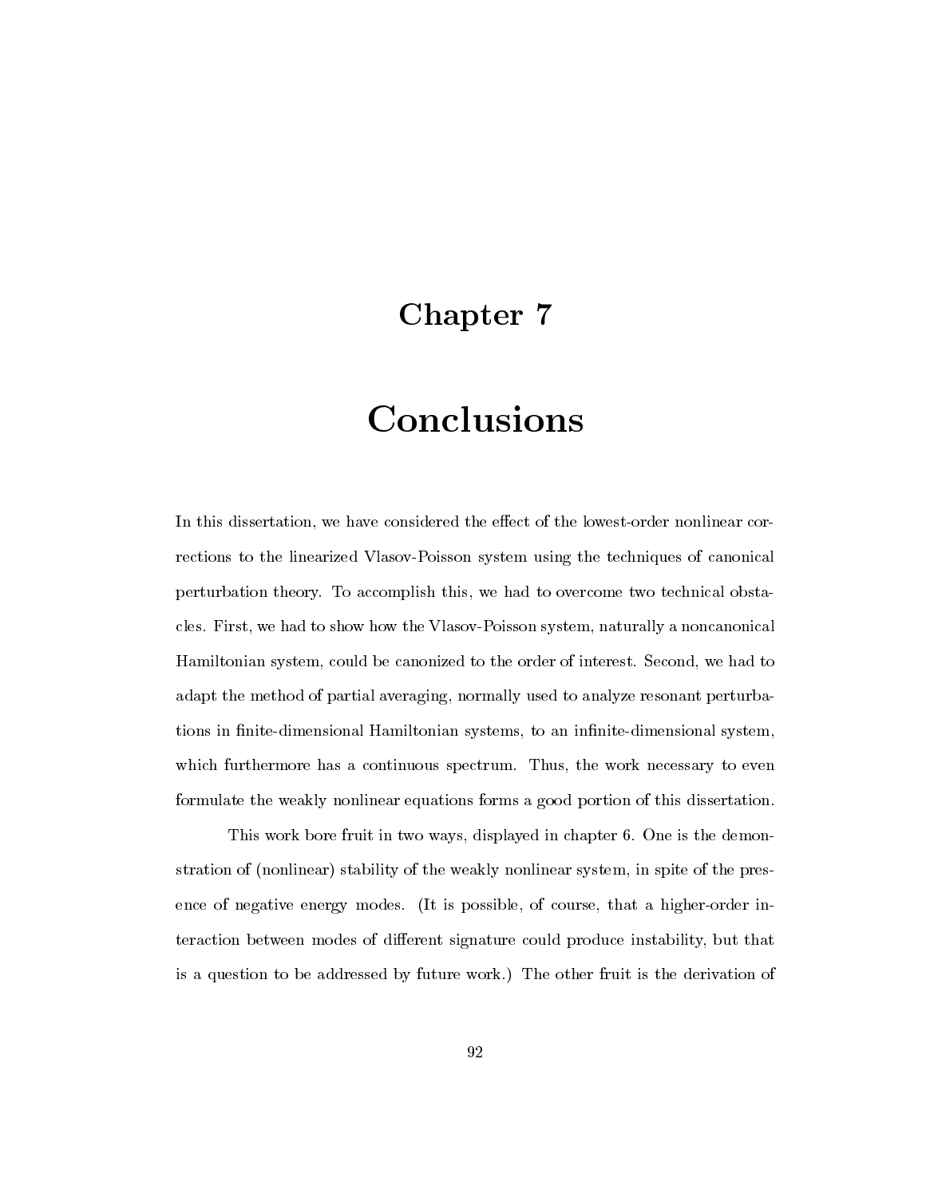# Chapter 7

# Conclusions

In this dissertation, we have considered the effect of the lowest-order nonlinear corrections to the linearized Vlasov-Poisson system using the techniques of canonical perturbation theory. To accomplish this, we had to overcome two technical obstacles. First, we had to show how the Vlasov-Poisson system, naturally a noncanonical Hamiltonian system, could be canonized to the order of interest. Second, we had to adapt the method of partial averaging, normally used to analyze resonant perturbations in finite-dimensional Hamiltonian systems, to an infinite-dimensional system, which furthermore has a continuous spectrum. Thus, the work necessary to even formulate the weakly nonlinear equations forms a good portion of this dissertation.

This work bore fruit in two ways, displayed in chapter 6. One is the demonstration of (nonlinear) stability of the weakly nonlinear system, in spite of the presence of negative energy modes. (It is possible, of course, that a higher-order interaction between modes of different signature could produce instability, but that is a question to be addressed by future work.) The other fruit is the derivation of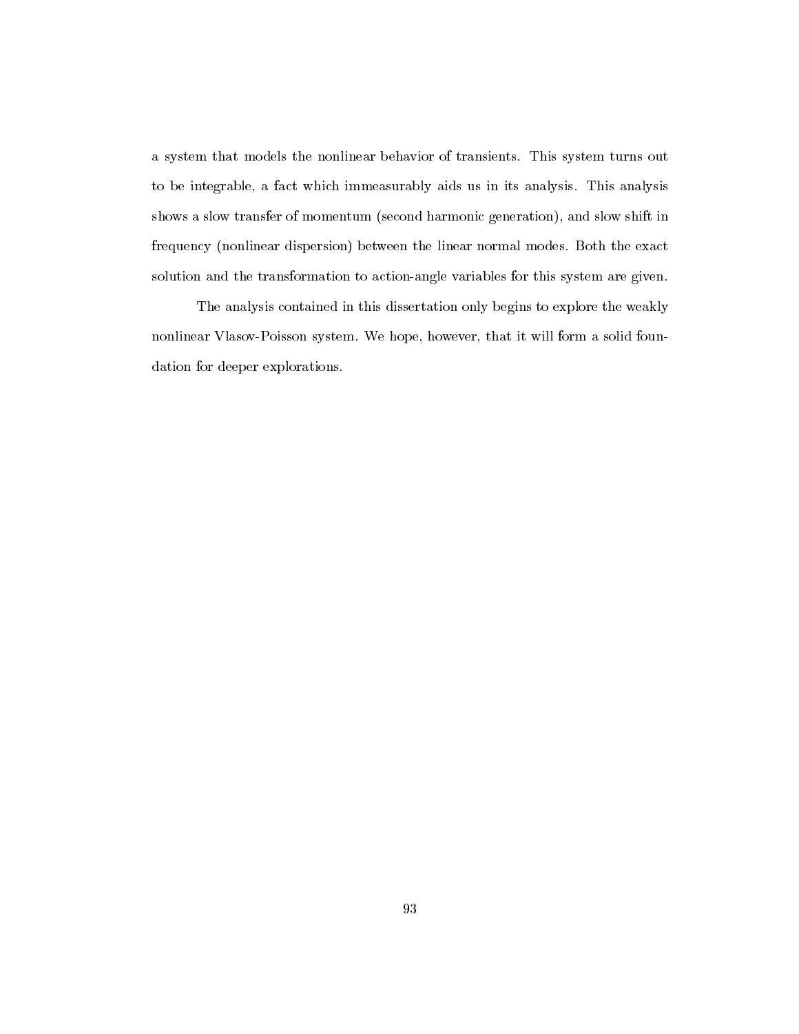a system that models the nonlinear behavior of transients. This system turns out to be integrable, a fact which immeasurably aids us in its analysis. This analysis shows a slow transfer of momentum (second harmonic generation), and slow shift in frequency (nonlinear dispersion) between the linear normal modes. Both the exact solution and the transformation to action-angle variables for this system are given.

The analysis contained in this dissertation only begins to explore the weakly nonlinear Vlasov-Poisson system. We hope, however, that it will form a solid foundation for deeper explorations.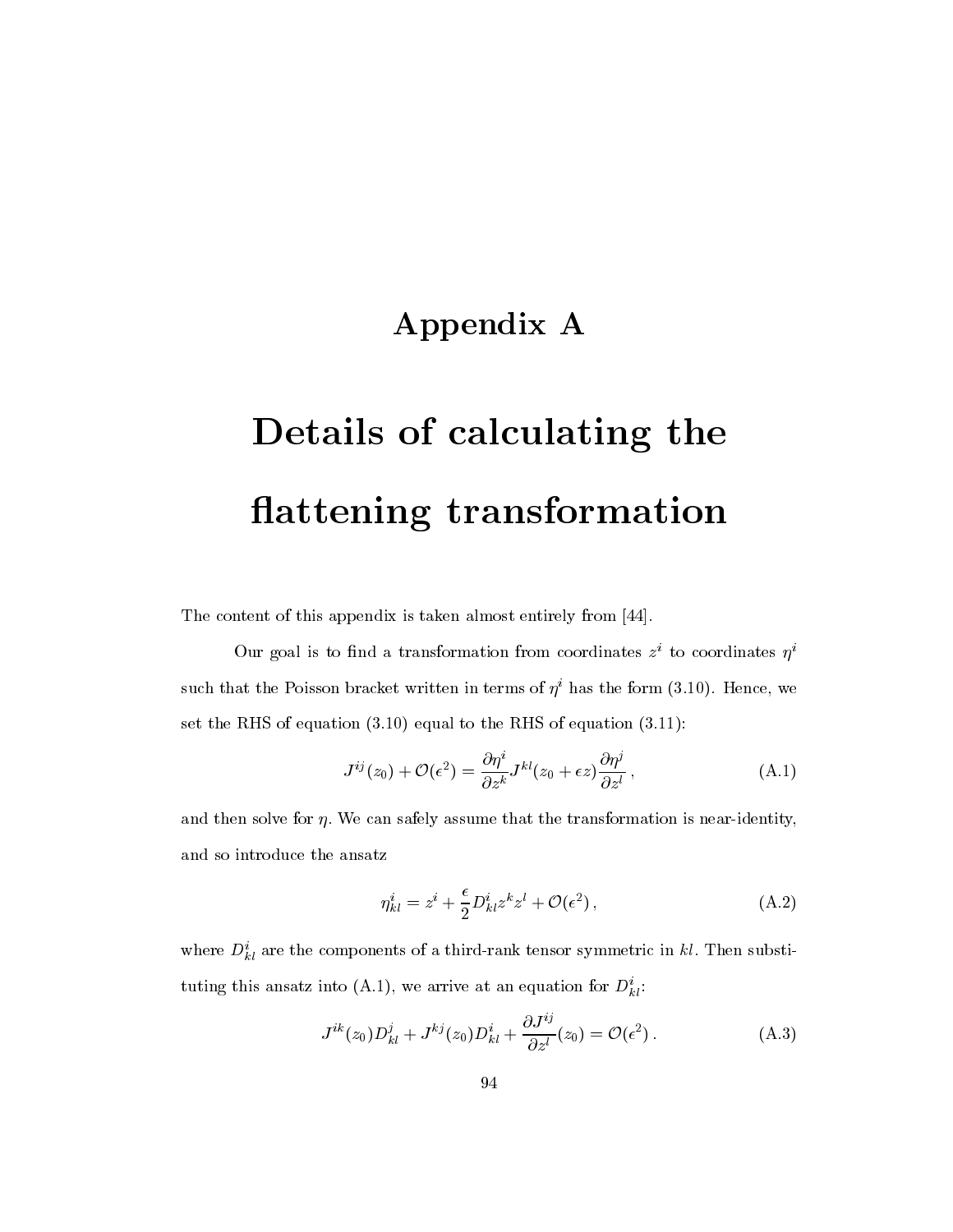# Appendix A

# Details of calculating the flattening transformation

The content of this appendix is taken almost entirely from [44].

Our goal is to find a transformation from coordinates $z^i$ to coordinates $\eta^i$ such that the Poisson bracket written in terms of $\eta^i$ has the form (3.10). Hence, we set the RHS of equation (3.10) equal to the RHS of equation (3.11):

$$J^{ij}(z_0) + \mathcal{O}(\epsilon^2) = \frac{\partial \eta^i}{\partial z^k} J^{kl}(z_0 + \epsilon z) \frac{\partial \eta^j}{\partial z^l}\,, \tag{A.1}$$

and then solve for $\eta$. We can safely assume that the transformation is near-identity, and so introduce the ansatz

$$\eta^i_{kl} = z^i + \frac{\epsilon}{2} D^i_{kl} z^k z^l + \mathcal{O}(\epsilon^2)\,, \tag{A.2}$$

where $D^i_{kl}$ are the components of a third-rank tensor symmetric in $kl$. Then substituting this ansatz into (A.1), we arrive at an equation for $D^i_{kl}$:

$$J^{ik}(z_0) D^j_{kl} + J^{kj}(z_0) D^i_{kl} + \frac{\partial J^{ij}}{\partial z^l}(z_0) = \mathcal{O}(\epsilon^2)\,. \tag{A.3}$$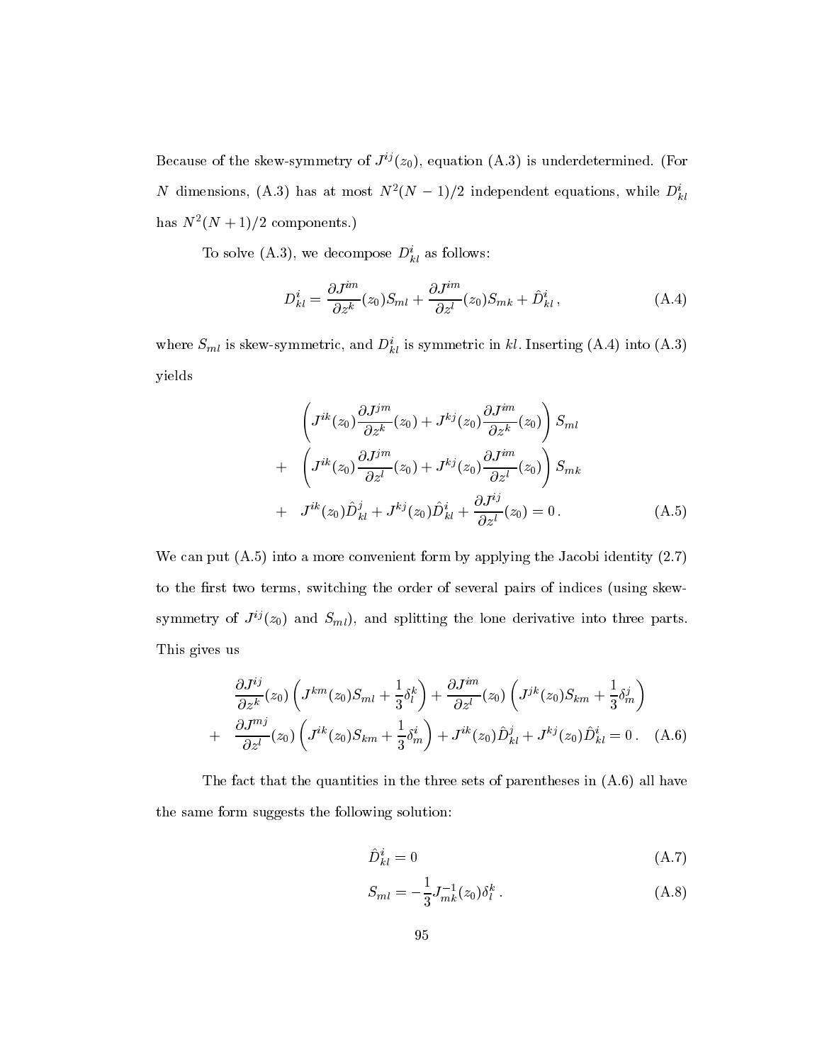Because of the skew-symmetry of $J^{ij}(z_0)$, equation (A.3) is underdetermined. (For $N$ dimensions, (A.3) has at most $N^2(N-1)/2$ independent equations, while $D^i_{kl}$ has $N^2(N+1)/2$ components.)

To solve (A.3), we decompose $D^i_{kl}$ as follows:

$$D^i_{kl} = \frac{\partial J^{im}}{\partial z^k}(z_0) S_{ml} + \frac{\partial J^{im}}{\partial z^l}(z_0) S_{mk} + \hat{D}^i_{kl} \, , \tag{A.4}$$

where $S_{ml}$ is skew-symmetric, and $D^i_{kl}$ is symmetric in $kl$. Inserting (A.4) into (A.3) yields

$$\begin{aligned}
& \left( J^{ik}(z_0) \frac{\partial J^{jm}}{\partial z^k}(z_0) + J^{kj}(z_0) \frac{\partial J^{im}}{\partial z^k}(z_0) \right) S_{ml} \\
+ \quad & \left( J^{ik}(z_0) \frac{\partial J^{jm}}{\partial z^l}(z_0) + J^{kj}(z_0) \frac{\partial J^{im}}{\partial z^l}(z_0) \right) S_{mk} \\
+ \quad & J^{ik}(z_0) \hat{D}^j_{kl} + J^{kj}(z_0) \hat{D}^i_{kl} + \frac{\partial J^{ij}}{\partial z^l}(z_0) = 0 \, .
\end{aligned} \tag{A.5}$$

We can put (A.5) into a more convenient form by applying the Jacobi identity (2.7) to the first two terms, switching the order of several pairs of indices (using skew-symmetry of $J^{ij}(z_0)$ and $S_{ml}$), and splitting the lone derivative into three parts. This gives us

$$\begin{aligned}
& \frac{\partial J^{ij}}{\partial z^k}(z_0) \left( J^{km}(z_0) S_{ml} + \frac{1}{3} \delta^k_l \right) + \frac{\partial J^{im}}{\partial z^l}(z_0) \left( J^{jk}(z_0) S_{km} + \frac{1}{3} \delta^j_m \right) \\
+ \quad & \frac{\partial J^{mj}}{\partial z^l}(z_0) \left( J^{ik}(z_0) S_{km} + \frac{1}{3} \delta^i_m \right) + J^{ik}(z_0) \hat{D}^j_{kl} + J^{kj}(z_0) \hat{D}^i_{kl} = 0 \, .
\end{aligned} \tag{A.6}$$

The fact that the quantities in the three sets of parentheses in (A.6) all have the same form suggests the following solution:

$$\hat{D}^i_{kl} = 0 \tag{A.7}$$

$$S_{ml} = -\frac{1}{3} J^{-1}_{mk}(z_0) \delta^k_l \, . \tag{A.8}$$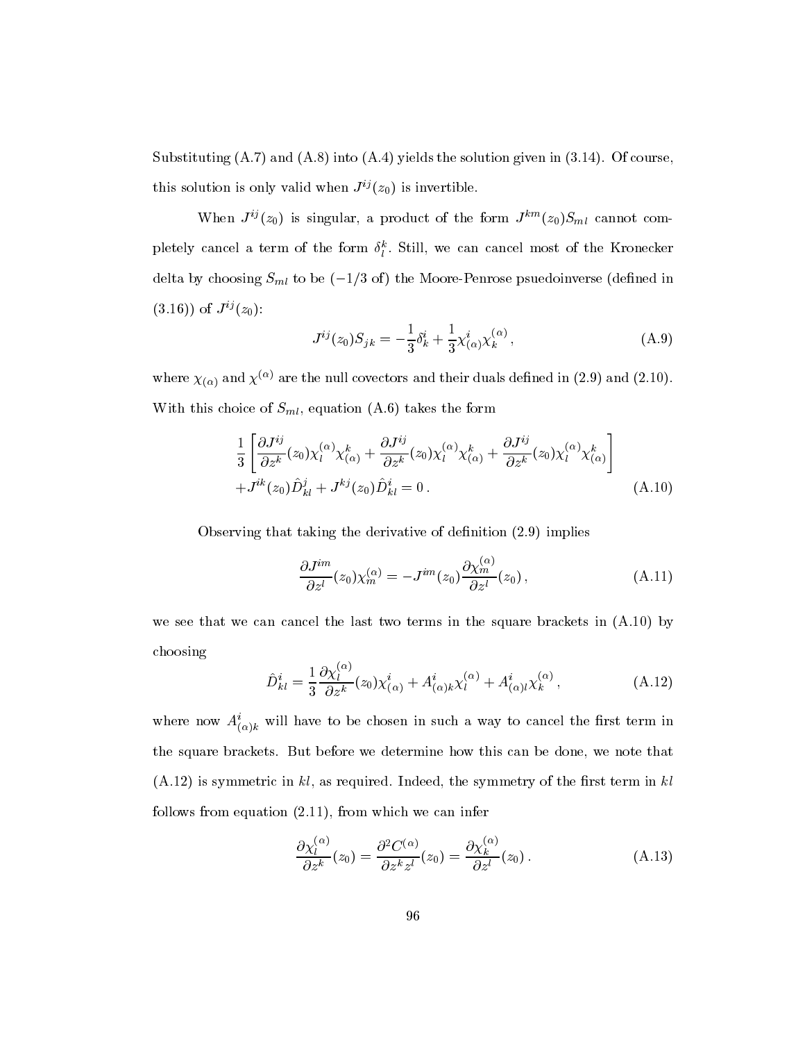Substituting (A.7) and (A.8) into (A.4) yields the solution given in (3.14). Of course, this solution is only valid when $J^{ij}(z_0)$ is invertible.

When $J^{ij}(z_0)$ is singular, a product of the form $J^{km}(z_0)S_{ml}$ cannot completely cancel a term of the form $\delta^k_l$. Still, we can cancel most of the Kronecker delta by choosing $S_{ml}$ to be ($-1/3$ of) the Moore-Penrose psuedoinverse (defined in (3.16)) of $J^{ij}(z_0)$:

$$J^{ij}(z_0)S_{jk} = -\frac{1}{3}\delta^i_k + \frac{1}{3}\chi^i_{(\alpha)}\chi^{(\alpha)}_k \,, \tag{A.9}$$

where $\chi_{(\alpha)}$ and $\chi^{(\alpha)}$ are the null covectors and their duals defined in (2.9) and (2.10). With this choice of $S_{ml}$, equation (A.6) takes the form

$$\begin{aligned}
&\frac{1}{3}\left[\frac{\partial J^{ij}}{\partial z^k}(z_0)\chi^{(\alpha)}_l\chi^k_{(\alpha)} + \frac{\partial J^{ij}}{\partial z^k}(z_0)\chi^{(\alpha)}_l\chi^k_{(\alpha)} + \frac{\partial J^{ij}}{\partial z^k}(z_0)\chi^{(\alpha)}_l\chi^k_{(\alpha)}\right] \\
&+J^{ik}(z_0)\hat{D}^j_{kl} + J^{kj}(z_0)\hat{D}^i_{kl} = 0 \,.
\end{aligned} \tag{A.10}$$

Observing that taking the derivative of definition (2.9) implies

$$\frac{\partial J^{im}}{\partial z^l}(z_0)\chi^{(\alpha)}_m = -J^{im}(z_0)\frac{\partial \chi^{(\alpha)}_m}{\partial z^l}(z_0) \,, \tag{A.11}$$

we see that we can cancel the last two terms in the square brackets in (A.10) by choosing

$$\hat{D}^i_{kl} = \frac{1}{3}\frac{\partial \chi^{(\alpha)}_l}{\partial z^k}(z_0)\chi^i_{(\alpha)} + A^i_{(\alpha)k}\chi^{(\alpha)}_l + A^i_{(\alpha)l}\chi^{(\alpha)}_k \,, \tag{A.12}$$

where now $A^i_{(\alpha)k}$ will have to be chosen in such a way to cancel the first term in the square brackets. But before we determine how this can be done, we note that (A.12) is symmetric in $kl$, as required. Indeed, the symmetry of the first term in $kl$ follows from equation (2.11), from which we can infer

$$\frac{\partial \chi^{(\alpha)}_l}{\partial z^k}(z_0) = \frac{\partial^2 C^{(\alpha)}}{\partial z^k z^l}(z_0) = \frac{\partial \chi^{(\alpha)}_k}{\partial z^l}(z_0) \,. \tag{A.13}$$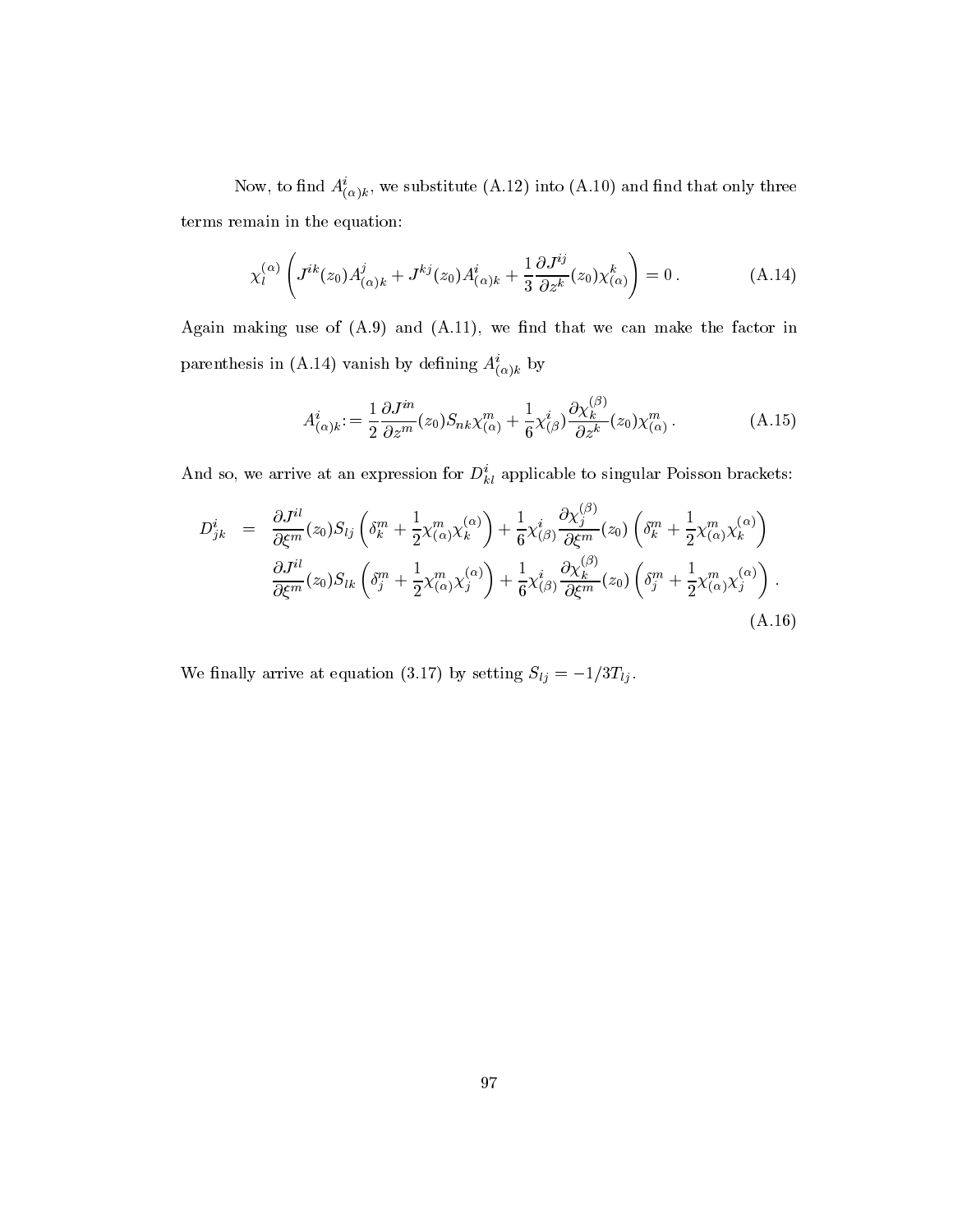Now, to find $A^i_{(\alpha)k}$, we substitute (A.12) into (A.10) and find that only three terms remain in the equation:

$$\chi^{(\alpha)}_l \left( J^{ik}(z_0) A^j_{(\alpha)k} + J^{kj}(z_0) A^i_{(\alpha)k} + \frac{1}{3}\frac{\partial J^{ij}}{\partial z^k}(z_0)\chi^k_{(\alpha)} \right) = 0\,. \tag{A.14}$$

Again making use of (A.9) and (A.11), we find that we can make the factor in parenthesis in (A.14) vanish by defining $A^i_{(\alpha)k}$ by

$$A^i_{(\alpha)k} := \frac{1}{2}\frac{\partial J^{in}}{\partial z^m}(z_0) S_{nk} \chi^m_{(\alpha)} + \frac{1}{6}\chi^i_{(\beta)} \frac{\partial \chi^{(\beta)}_k}{\partial z^k}(z_0)\chi^m_{(\alpha)}\,. \tag{A.15}$$

And so, we arrive at an expression for $D^i_{kl}$ applicable to singular Poisson brackets:

$$\begin{aligned} D^i_{jk} \; = \; & \frac{\partial J^{il}}{\partial \xi^m}(z_0) S_{lj} \left( \delta^m_k + \frac{1}{2}\chi^m_{(\alpha)}\chi^{(\alpha)}_k \right) + \frac{1}{6}\chi^i_{(\beta)} \frac{\partial \chi^{(\beta)}_j}{\partial \xi^m}(z_0) \left( \delta^m_k + \frac{1}{2}\chi^m_{(\alpha)}\chi^{(\alpha)}_k \right) \\ & \frac{\partial J^{il}}{\partial \xi^m}(z_0) S_{lk} \left( \delta^m_j + \frac{1}{2}\chi^m_{(\alpha)}\chi^{(\alpha)}_j \right) + \frac{1}{6}\chi^i_{(\beta)} \frac{\partial \chi^{(\beta)}_k}{\partial \xi^m}(z_0) \left( \delta^m_j + \frac{1}{2}\chi^m_{(\alpha)}\chi^{(\alpha)}_j \right). \end{aligned} \tag{A.16}$$

We finally arrive at equation (3.17) by setting $S_{lj} = -1/3T_{lj}$.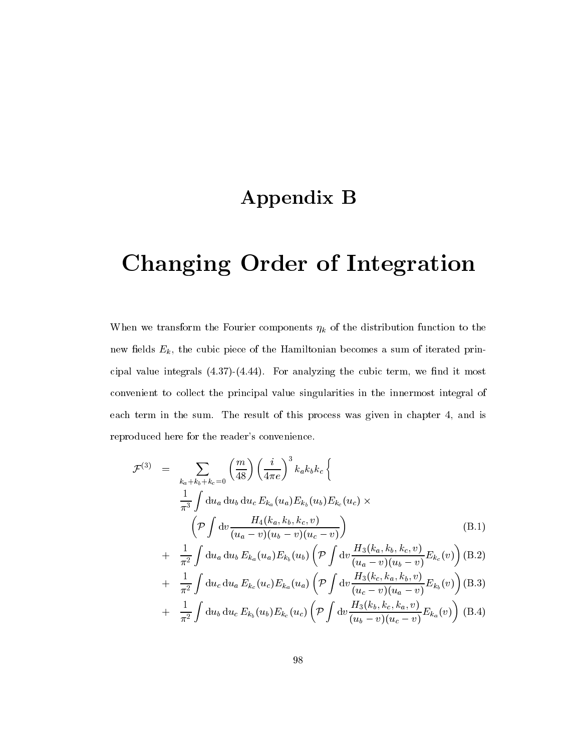# Appendix B

# Changing Order of Integration

When we transform the Fourier components $\eta_k$ of the distribution function to the new fields $E_k$, the cubic piece of the Hamiltonian becomes a sum of iterated principal value integrals (4.37)-(4.44). For analyzing the cubic term, we find it most convenient to collect the principal value singularities in the innermost integral of each term in the sum. The result of this process was given in chapter 4, and is reproduced here for the reader's convenience.

$$
\begin{aligned}
\mathcal{F}^{(3)} \;=\; & \sum_{k_a+k_b+k_c=0} \left(\frac{m}{48}\right)\left(\frac{i}{4\pi e}\right)^3 k_a k_b k_c \Bigg\{ \\
& \frac{1}{\pi^3}\int \mathrm{d}u_a\,\mathrm{d}u_b\,\mathrm{d}u_c\, E_{k_a}(u_a)E_{k_b}(u_b)E_{k_c}(u_c)\,\times \\
& \quad \left(\mathcal{P}\int \mathrm{d}v \frac{H_4(k_a,k_b,k_c,v)}{(u_a-v)(u_b-v)(u_c-v)}\right) && \text{(B.1)} \\
+ \; & \frac{1}{\pi^2}\int \mathrm{d}u_a\,\mathrm{d}u_b\, E_{k_a}(u_a)E_{k_b}(u_b)\left(\mathcal{P}\int \mathrm{d}v \frac{H_3(k_a,k_b,k_c,v)}{(u_a-v)(u_b-v)}E_{k_c}(v)\right) && \text{(B.2)} \\
+ \; & \frac{1}{\pi^2}\int \mathrm{d}u_c\,\mathrm{d}u_a\, E_{k_c}(u_c)E_{k_a}(u_a)\left(\mathcal{P}\int \mathrm{d}v \frac{H_3(k_c,k_a,k_b,v)}{(u_c-v)(u_a-v)}E_{k_b}(v)\right) && \text{(B.3)} \\
+ \; & \frac{1}{\pi^2}\int \mathrm{d}u_b\,\mathrm{d}u_c\, E_{k_b}(u_b)E_{k_c}(u_c)\left(\mathcal{P}\int \mathrm{d}v \frac{H_3(k_b,k_c,k_a,v)}{(u_b-v)(u_c-v)}E_{k_a}(v)\right) && \text{(B.4)}
\end{aligned}
$$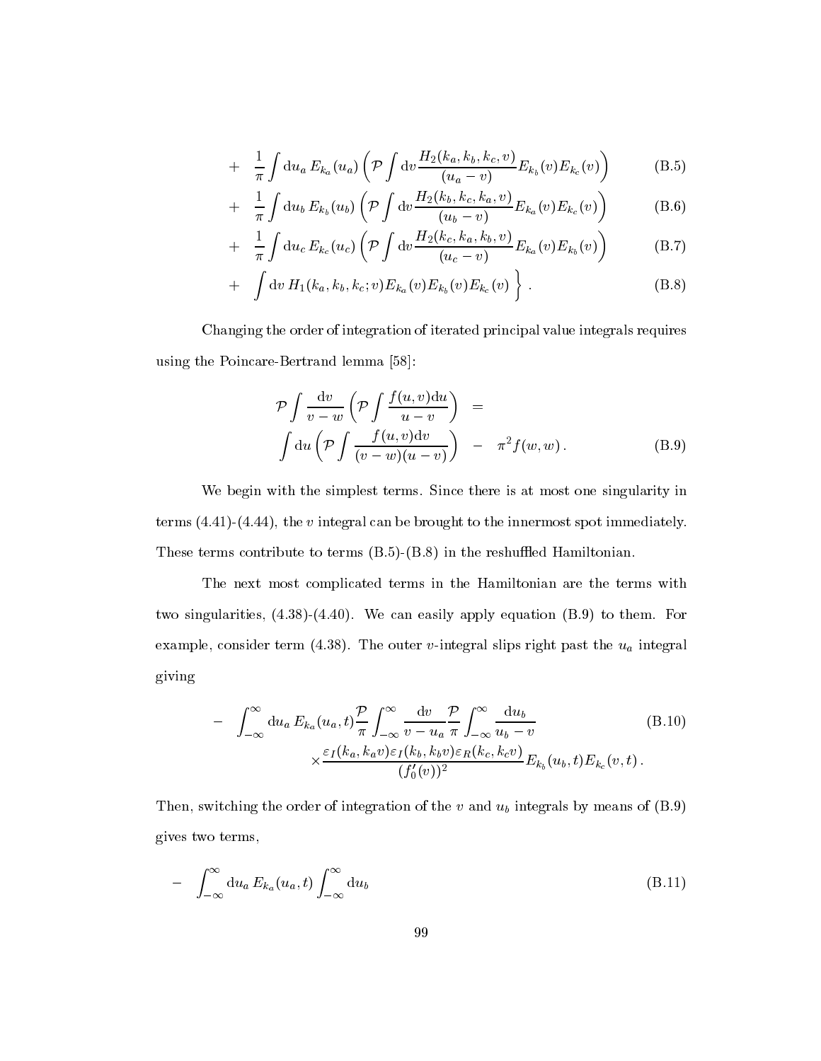$$+ \quad \frac{1}{\pi} \int \mathrm{d}u_a \, E_{k_a}(u_a) \left( \mathcal{P} \int \mathrm{d}v \frac{H_2(k_a, k_b, k_c, v)}{(u_a - v)} E_{k_b}(v) E_{k_c}(v) \right) \tag{B.5}$$

$$+ \quad \frac{1}{\pi} \int \mathrm{d}u_b \, E_{k_b}(u_b) \left( \mathcal{P} \int \mathrm{d}v \frac{H_2(k_b, k_c, k_a, v)}{(u_b - v)} E_{k_a}(v) E_{k_c}(v) \right) \tag{B.6}$$

$$+ \quad \frac{1}{\pi} \int \mathrm{d}u_c \, E_{k_c}(u_c) \left( \mathcal{P} \int \mathrm{d}v \frac{H_2(k_c, k_a, k_b, v)}{(u_c - v)} E_{k_a}(v) E_{k_b}(v) \right) \tag{B.7}$$

$$+ \quad \int \mathrm{d}v \, H_1(k_a, k_b, k_c; v) E_{k_a}(v) E_{k_b}(v) E_{k_c}(v) \left. \vphantom{\int} \right\} . \tag{B.8}$$

Changing the order of integration of iterated principal value integrals requires using the Poincare-Bertrand lemma [58]:

$$\mathcal{P} \int \frac{\mathrm{d}v}{v - w} \left( \mathcal{P} \int \frac{f(u,v)\mathrm{d}u}{u - v} \right) = \int \mathrm{d}u \left( \mathcal{P} \int \frac{f(u,v)\mathrm{d}v}{(v-w)(u-v)} \right) - \pi^2 f(w,w) \,. \tag{B.9}$$

We begin with the simplest terms. Since there is at most one singularity in terms (4.41)-(4.44), the $v$ integral can be brought to the innermost spot immediately. These terms contribute to terms (B.5)-(B.8) in the reshuffled Hamiltonian.

The next most complicated terms in the Hamiltonian are the terms with two singularities, (4.38)-(4.40). We can easily apply equation (B.9) to them. For example, consider term (4.38). The outer $v$-integral slips right past the $u_a$ integral giving

$$- \int_{-\infty}^{\infty} \mathrm{d}u_a \, E_{k_a}(u_a, t) \frac{\mathcal{P}}{\pi} \int_{-\infty}^{\infty} \frac{\mathrm{d}v}{v - u_a} \frac{\mathcal{P}}{\pi} \int_{-\infty}^{\infty} \frac{\mathrm{d}u_b}{u_b - v} \times \frac{\varepsilon_I(k_a, k_a v) \varepsilon_I(k_b, k_b v) \varepsilon_R(k_c, k_c v)}{(f_0'(v))^2} E_{k_b}(u_b, t) E_{k_c}(v, t) \,. \tag{B.10}$$

Then, switching the order of integration of the $v$ and $u_b$ integrals by means of (B.9) gives two terms,

$$- \int_{-\infty}^{\infty} \mathrm{d}u_a \, E_{k_a}(u_a, t) \int_{-\infty}^{\infty} \mathrm{d}u_b \tag{B.11}$$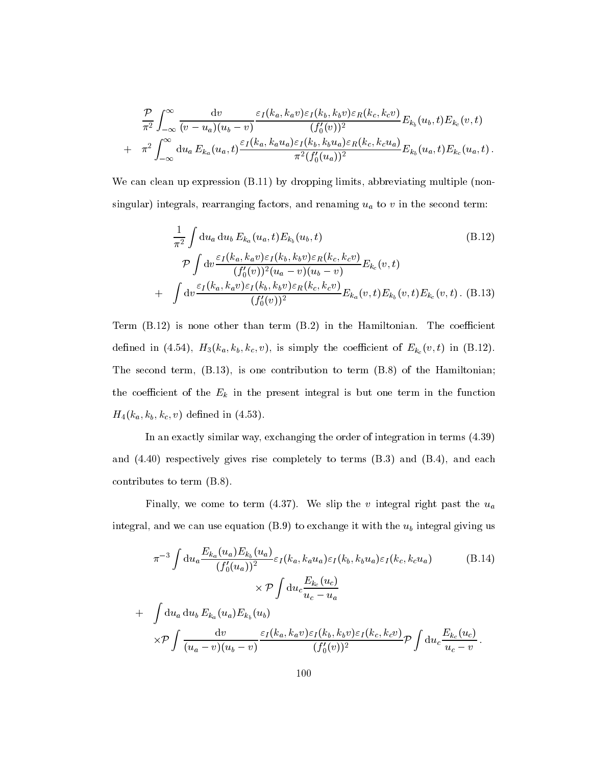$$
\frac{\mathcal{P}}{\pi^2}\int_{-\infty}^{\infty}\frac{\mathrm{d}v}{(v-u_a)(u_b-v)}\frac{\varepsilon_I(k_a,k_a v)\varepsilon_I(k_b,k_b v)\varepsilon_R(k_c,k_c v)}{(f_0'(v))^2}E_{k_b}(u_b,t)E_{k_c}(v,t)
$$

$$
+\quad \pi^2\int_{-\infty}^{\infty}\mathrm{d}u_a\,E_{k_a}(u_a,t)\frac{\varepsilon_I(k_a,k_a u_a)\varepsilon_I(k_b,k_b u_a)\varepsilon_R(k_c,k_c u_a)}{\pi^2(f_0'(u_a))^2}E_{k_b}(u_a,t)E_{k_c}(u_a,t)\,.
$$

We can clean up expression (B.11) by dropping limits, abbreviating multiple (non-singular) integrals, rearranging factors, and renaming $u_a$ to $v$ in the second term:

$$
\frac{1}{\pi^2}\int \mathrm{d}u_a\,\mathrm{d}u_b\,E_{k_a}(u_a,t)E_{k_b}(u_b,t) \tag{B.12}
$$

$$
\mathcal{P}\int \mathrm{d}v\frac{\varepsilon_I(k_a,k_a v)\varepsilon_I(k_b,k_b v)\varepsilon_R(k_c,k_c v)}{(f_0'(v))^2(u_a-v)(u_b-v)}E_{k_c}(v,t)
$$

$$
+\quad \int \mathrm{d}v\frac{\varepsilon_I(k_a,k_a v)\varepsilon_I(k_b,k_b v)\varepsilon_R(k_c,k_c v)}{(f_0'(v))^2}E_{k_a}(v,t)E_{k_b}(v,t)E_{k_c}(v,t)\,. \tag{B.13}
$$

Term (B.12) is none other than term (B.2) in the Hamiltonian. The coefficient defined in (4.54), $H_3(k_a,k_b,k_c,v)$, is simply the coefficient of $E_{k_c}(v,t)$ in (B.12). The second term, (B.13), is one contribution to term (B.8) of the Hamiltonian; the coefficient of the $E_k$ in the present integral is but one term in the function $H_4(k_a,k_b,k_c,v)$ defined in (4.53).

In an exactly similar way, exchanging the order of integration in terms (4.39) and (4.40) respectively gives rise completely to terms (B.3) and (B.4), and each contributes to term (B.8).

Finally, we come to term (4.37). We slip the $v$ integral right past the $u_a$ integral, and we can use equation (B.9) to exchange it with the $u_b$ integral giving us

$$
\pi^{-3}\int \mathrm{d}u_a\frac{E_{k_a}(u_a)E_{k_b}(u_a)}{(f_0'(u_a))^2}\varepsilon_I(k_a,k_a u_a)\varepsilon_I(k_b,k_b u_a)\varepsilon_I(k_c,k_c u_a) \tag{B.14}
$$

$$
\times\,\mathcal{P}\int \mathrm{d}u_c\frac{E_{k_c}(u_c)}{u_c-u_a}
$$

$$
+\quad \int \mathrm{d}u_a\,\mathrm{d}u_b\,E_{k_a}(u_a)E_{k_b}(u_b)
$$

$$
\times\mathcal{P}\int\frac{\mathrm{d}v}{(u_a-v)(u_b-v)}\frac{\varepsilon_I(k_a,k_a v)\varepsilon_I(k_b,k_b v)\varepsilon_I(k_c,k_c v)}{(f_0'(v))^2}\mathcal{P}\int \mathrm{d}u_c\frac{E_{k_c}(u_c)}{u_c-v}\,.
$$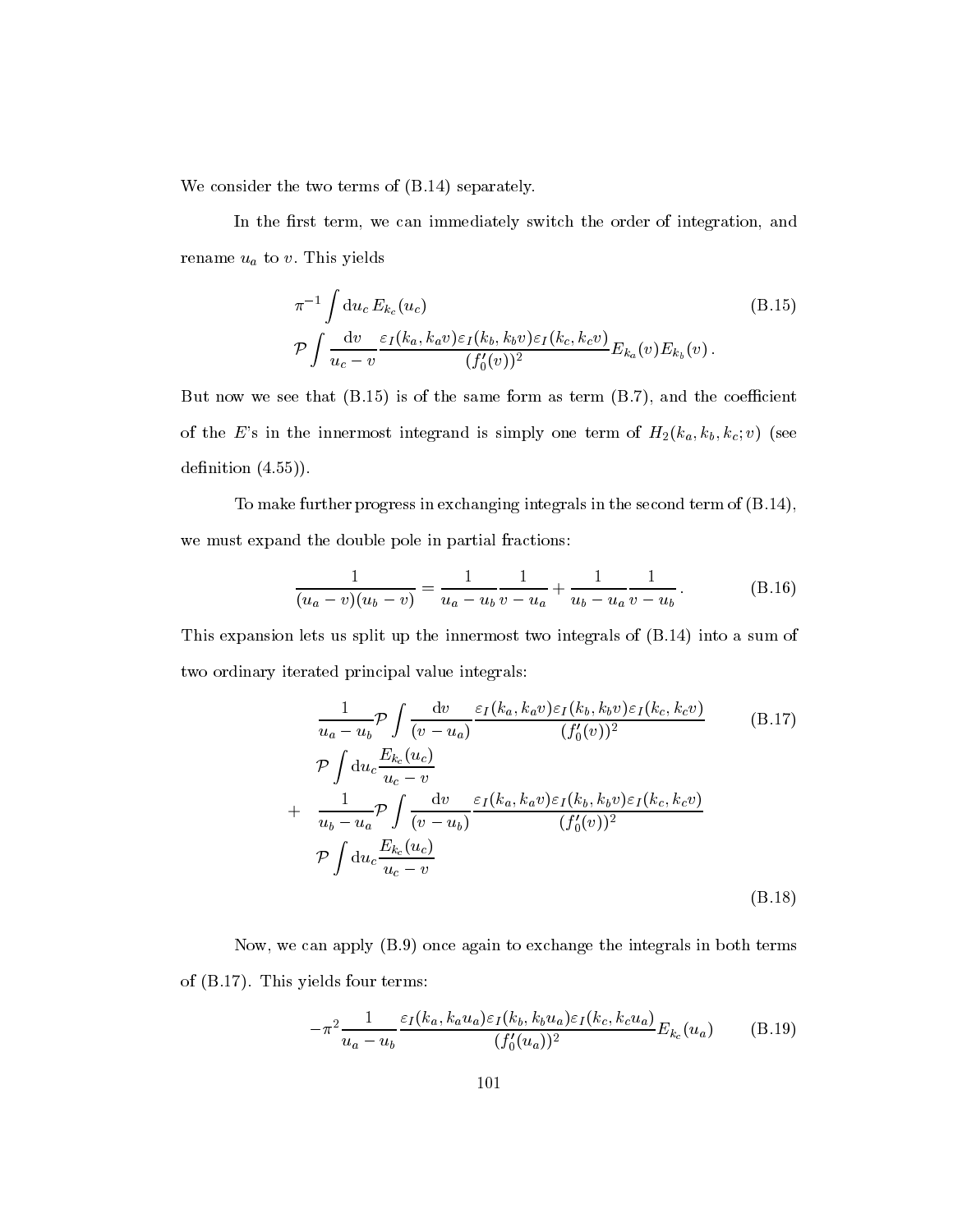We consider the two terms of (B.14) separately.

In the first term, we can immediately switch the order of integration, and rename $u_a$ to $v$. This yields

$$\pi^{-1} \int \mathrm{d}u_c \, E_{k_c}(u_c) \tag{B.15}$$
$$\mathcal{P} \int \frac{\mathrm{d}v}{u_c - v} \frac{\varepsilon_I(k_a, k_a v) \varepsilon_I(k_b, k_b v) \varepsilon_I(k_c, k_c v)}{(f_0'(v))^2} E_{k_a}(v) E_{k_b}(v) \, .$$

But now we see that (B.15) is of the same form as term (B.7), and the coefficient of the $E$'s in the innermost integrand is simply one term of $H_2(k_a, k_b, k_c; v)$ (see definition (4.55)).

To make further progress in exchanging integrals in the second term of (B.14), we must expand the double pole in partial fractions:

$$\frac{1}{(u_a - v)(u_b - v)} = \frac{1}{u_a - u_b} \frac{1}{v - u_a} + \frac{1}{u_b - u_a} \frac{1}{v - u_b} \, . \tag{B.16}$$

This expansion lets us split up the innermost two integrals of (B.14) into a sum of two ordinary iterated principal value integrals:

$$\frac{1}{u_a - u_b} \mathcal{P} \int \frac{\mathrm{d}v}{(v - u_a)} \frac{\varepsilon_I(k_a, k_a v) \varepsilon_I(k_b, k_b v) \varepsilon_I(k_c, k_c v)}{(f_0'(v))^2} \tag{B.17}$$
$$\mathcal{P} \int \mathrm{d}u_c \frac{E_{k_c}(u_c)}{u_c - v}$$
$$+ \quad \frac{1}{u_b - u_a} \mathcal{P} \int \frac{\mathrm{d}v}{(v - u_b)} \frac{\varepsilon_I(k_a, k_a v) \varepsilon_I(k_b, k_b v) \varepsilon_I(k_c, k_c v)}{(f_0'(v))^2}$$
$$\mathcal{P} \int \mathrm{d}u_c \frac{E_{k_c}(u_c)}{u_c - v} \tag{B.18}$$

Now, we can apply (B.9) once again to exchange the integrals in both terms of (B.17). This yields four terms:

$$-\pi^2 \frac{1}{u_a - u_b} \frac{\varepsilon_I(k_a, k_a u_a) \varepsilon_I(k_b, k_b u_a) \varepsilon_I(k_c, k_c u_a)}{(f_0'(u_a))^2} E_{k_c}(u_a) \tag{B.19}$$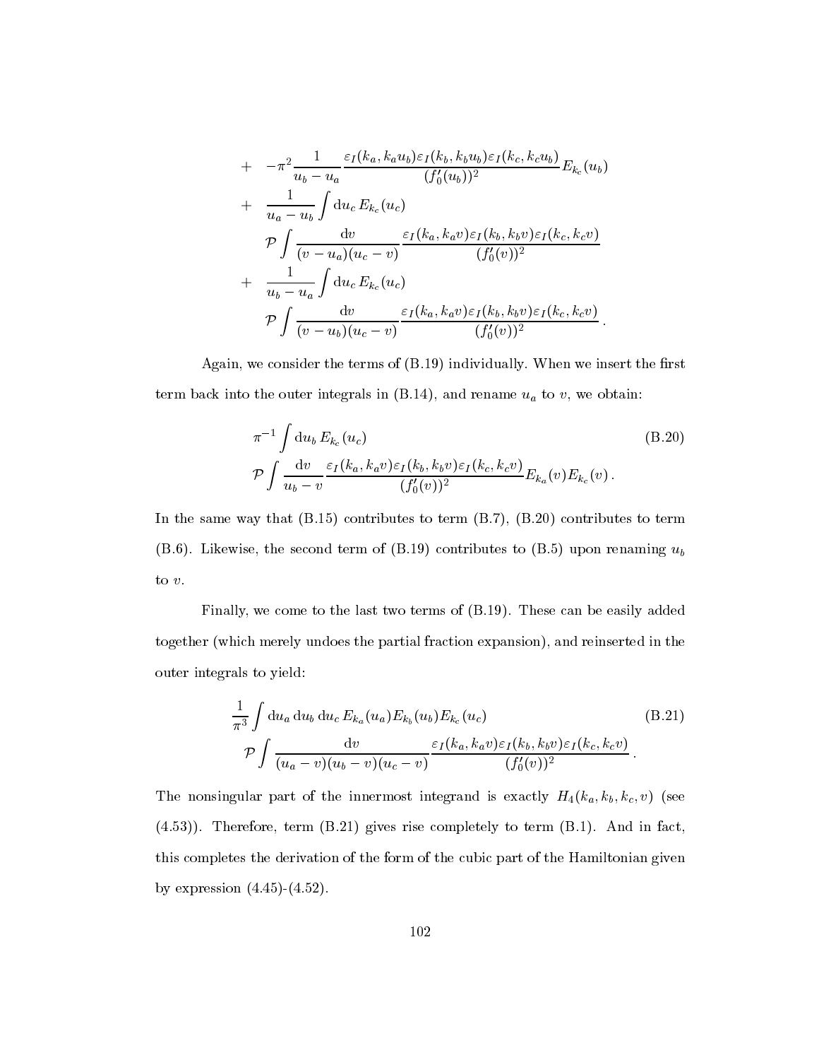$$
\begin{aligned}
+ \quad & -\pi^2 \frac{1}{u_b - u_a} \frac{\varepsilon_I(k_a, k_a u_b)\varepsilon_I(k_b, k_b u_b)\varepsilon_I(k_c, k_c u_b)}{(f_0'(u_b))^2} E_{k_c}(u_b) \\
+ \quad & \frac{1}{u_a - u_b} \int \mathrm{d}u_c \, E_{k_c}(u_c) \\
& \mathcal{P} \int \frac{\mathrm{d}v}{(v - u_a)(u_c - v)} \frac{\varepsilon_I(k_a, k_a v)\varepsilon_I(k_b, k_b v)\varepsilon_I(k_c, k_c v)}{(f_0'(v))^2} \\
+ \quad & \frac{1}{u_b - u_a} \int \mathrm{d}u_c \, E_{k_c}(u_c) \\
& \mathcal{P} \int \frac{\mathrm{d}v}{(v - u_b)(u_c - v)} \frac{\varepsilon_I(k_a, k_a v)\varepsilon_I(k_b, k_b v)\varepsilon_I(k_c, k_c v)}{(f_0'(v))^2} \, .
\end{aligned}
$$

Again, we consider the terms of (B.19) individually. When we insert the first term back into the outer integrals in (B.14), and rename $u_a$ to $v$, we obtain:

$$
\begin{aligned}
& \pi^{-1} \int \mathrm{d}u_b \, E_{k_c}(u_c) \\
& \mathcal{P} \int \frac{\mathrm{d}v}{u_b - v} \frac{\varepsilon_I(k_a, k_a v)\varepsilon_I(k_b, k_b v)\varepsilon_I(k_c, k_c v)}{(f_0'(v))^2} E_{k_a}(v) E_{k_c}(v) \, .
\end{aligned}
\tag{B.20}
$$

In the same way that (B.15) contributes to term (B.7), (B.20) contributes to term (B.6). Likewise, the second term of (B.19) contributes to (B.5) upon renaming $u_b$ to $v$.

Finally, we come to the last two terms of (B.19). These can be easily added together (which merely undoes the partial fraction expansion), and reinserted in the outer integrals to yield:

$$
\begin{aligned}
& \frac{1}{\pi^3} \int \mathrm{d}u_a \, \mathrm{d}u_b \, \mathrm{d}u_c \, E_{k_a}(u_a) E_{k_b}(u_b) E_{k_c}(u_c) \\
& \mathcal{P} \int \frac{\mathrm{d}v}{(u_a - v)(u_b - v)(u_c - v)} \frac{\varepsilon_I(k_a, k_a v)\varepsilon_I(k_b, k_b v)\varepsilon_I(k_c, k_c v)}{(f_0'(v))^2} \, .
\end{aligned}
\tag{B.21}
$$

The nonsingular part of the innermost integrand is exactly $H_4(k_a, k_b, k_c, v)$ (see (4.53)). Therefore, term (B.21) gives rise completely to term (B.1). And in fact, this completes the derivation of the form of the cubic part of the Hamiltonian given by expression (4.45)-(4.52).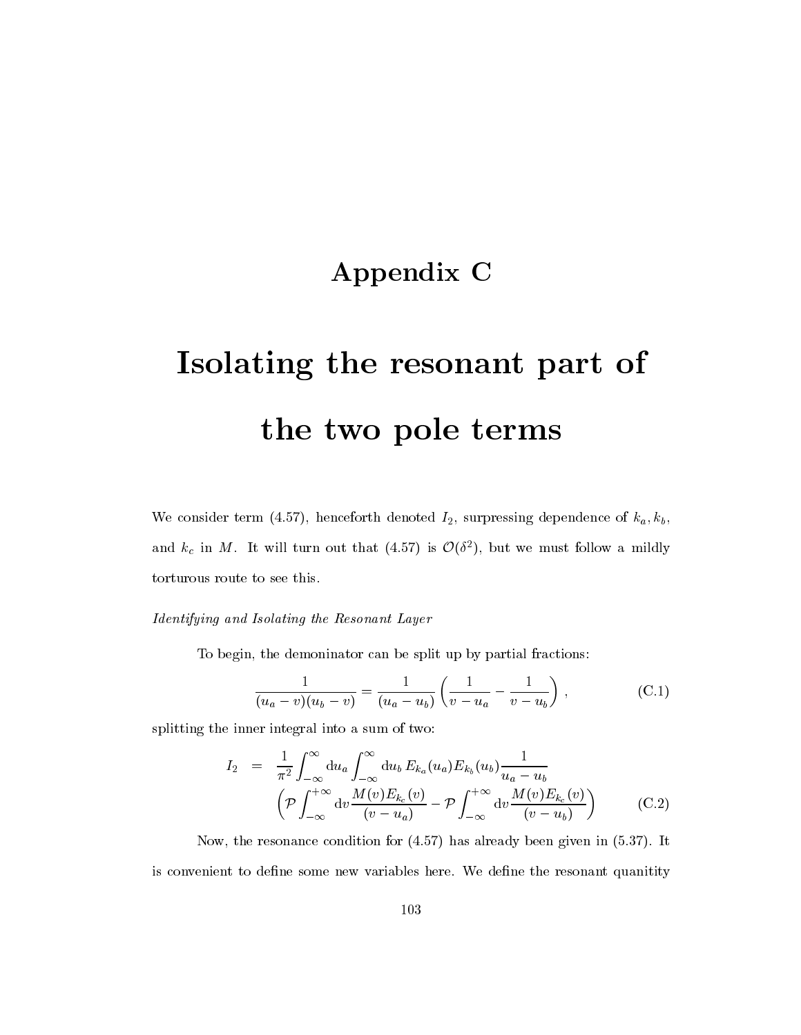# Appendix C

# Isolating the resonant part of the two pole terms

We consider term (4.57), henceforth denoted $I_2$, surpressing dependence of $k_a, k_b$, and $k_c$ in $M$. It will turn out that (4.57) is $\mathcal{O}(\delta^2)$, but we must follow a mildly torturous route to see this.

*Identifying and Isolating the Resonant Layer*

To begin, the demoninator can be split up by partial fractions:

$$
\frac{1}{(u_a - v)(u_b - v)} = \frac{1}{(u_a - u_b)} \left( \frac{1}{v - u_a} - \frac{1}{v - u_b} \right) , \tag{C.1}
$$

splitting the inner integral into a sum of two:

$$
\begin{aligned}
I_2 \quad &= \quad \frac{1}{\pi^2} \int_{-\infty}^{\infty} \mathrm{d}u_a \int_{-\infty}^{\infty} \mathrm{d}u_b \, E_{k_a}(u_a) E_{k_b}(u_b) \frac{1}{u_a - u_b} \\
&\quad \left( \mathcal{P} \int_{-\infty}^{+\infty} \mathrm{d}v \frac{M(v) E_{k_c}(v)}{(v - u_a)} - \mathcal{P} \int_{-\infty}^{+\infty} \mathrm{d}v \frac{M(v) E_{k_c}(v)}{(v - u_b)} \right)
\end{aligned} \tag{C.2}
$$

Now, the resonance condition for (4.57) has already been given in (5.37). It is convenient to define some new variables here. We define the resonant quanitity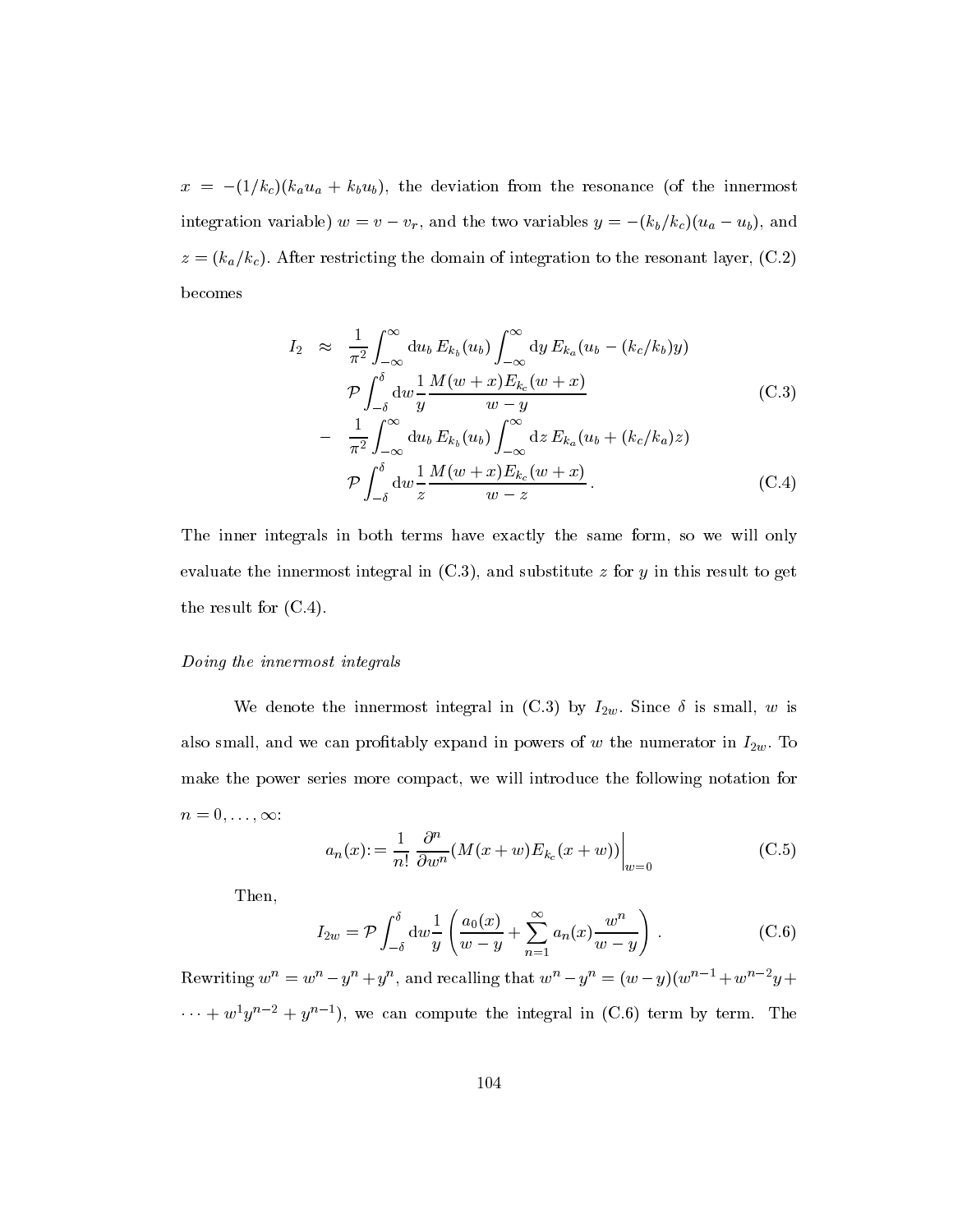$x = -(1/k_c)(k_a u_a + k_b u_b)$, the deviation from the resonance (of the innermost integration variable) $w = v - v_r$, and the two variables $y = -(k_b/k_c)(u_a - u_b)$, and $z = (k_a/k_c)$. After restricting the domain of integration to the resonant layer, (C.2) becomes

$$
\begin{aligned}
I_2 \approx \; & \frac{1}{\pi^2}\int_{-\infty}^{\infty} \mathrm{d}u_b \, E_{k_b}(u_b) \int_{-\infty}^{\infty} \mathrm{d}y \, E_{k_a}(u_b - (k_c/k_b)y) \\
& \mathcal{P}\int_{-\delta}^{\delta} \mathrm{d}w \frac{1}{y} \frac{M(w+x)E_{k_c}(w+x)}{w-y} && \text{(C.3)} \\
- \; & \frac{1}{\pi^2}\int_{-\infty}^{\infty} \mathrm{d}u_b \, E_{k_b}(u_b) \int_{-\infty}^{\infty} \mathrm{d}z \, E_{k_a}(u_b + (k_c/k_a)z) \\
& \mathcal{P}\int_{-\delta}^{\delta} \mathrm{d}w \frac{1}{z} \frac{M(w+x)E_{k_c}(w+x)}{w-z} \, . && \text{(C.4)}
\end{aligned}
$$

The inner integrals in both terms have exactly the same form, so we will only evaluate the innermost integral in (C.3), and substitute $z$ for $y$ in this result to get the result for (C.4).

*Doing the innermost integrals*

We denote the innermost integral in (C.3) by $I_{2w}$. Since $\delta$ is small, $w$ is also small, and we can profitably expand in powers of $w$ the numerator in $I_{2w}$. To make the power series more compact, we will introduce the following notation for $n = 0, \ldots, \infty$:

$$
a_n(x) := \frac{1}{n!} \frac{\partial^n}{\partial w^n}(M(x+w)E_{k_c}(x+w))\Big|_{w=0} \tag{C.5}
$$

Then,

$$
I_{2w} = \mathcal{P}\int_{-\delta}^{\delta} \mathrm{d}w \frac{1}{y} \left( \frac{a_0(x)}{w-y} + \sum_{n=1}^{\infty} a_n(x) \frac{w^n}{w-y} \right) . \tag{C.6}
$$

Rewriting $w^n = w^n - y^n + y^n$, and recalling that $w^n - y^n = (w-y)(w^{n-1} + w^{n-2}y + \cdots + w^1 y^{n-2} + y^{n-1})$, we can compute the integral in (C.6) term by term. The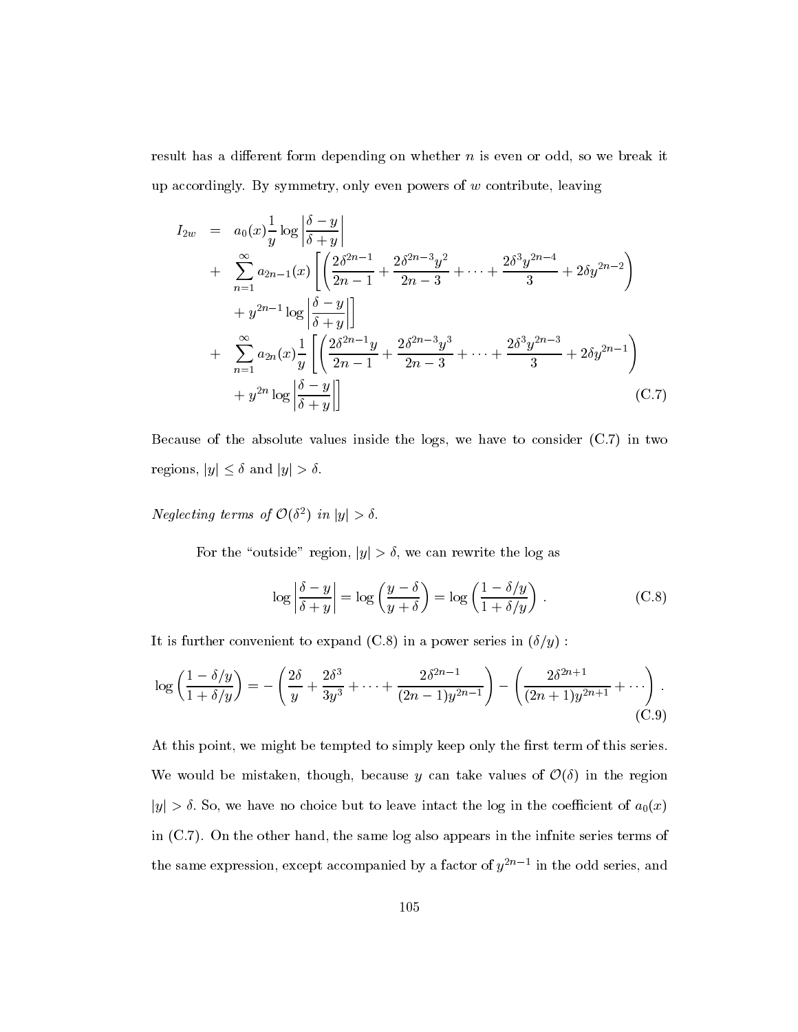result has a different form depending on whether $n$ is even or odd, so we break it up accordingly. By symmetry, only even powers of $w$ contribute, leaving

$$
\begin{aligned}
I_{2w} &= a_0(x)\frac{1}{y}\log\left|\frac{\delta - y}{\delta + y}\right| \\
&+ \sum_{n=1}^{\infty} a_{2n-1}(x)\left[\left(\frac{2\delta^{2n-1}}{2n-1} + \frac{2\delta^{2n-3}y^2}{2n-3} + \cdots + \frac{2\delta^3 y^{2n-4}}{3} + 2\delta y^{2n-2}\right)\right. \\
&\quad \left. + y^{2n-1}\log\left|\frac{\delta - y}{\delta + y}\right|\right] \\
&+ \sum_{n=1}^{\infty} a_{2n}(x)\frac{1}{y}\left[\left(\frac{2\delta^{2n-1}y}{2n-1} + \frac{2\delta^{2n-3}y^3}{2n-3} + \cdots + \frac{2\delta^3 y^{2n-3}}{3} + 2\delta y^{2n-1}\right)\right. \\
&\quad \left. + y^{2n}\log\left|\frac{\delta - y}{\delta + y}\right|\right]
\end{aligned}
\tag{C.7}
$$

Because of the absolute values inside the logs, we have to consider (C.7) in two regions, $|y| \le \delta$ and $|y| > \delta$.

*Neglecting terms of $\mathcal{O}(\delta^2)$ in $|y| > \delta$.*

For the "outside" region, $|y| > \delta$, we can rewrite the log as

$$
\log\left|\frac{\delta - y}{\delta + y}\right| = \log\left(\frac{y - \delta}{y + \delta}\right) = \log\left(\frac{1 - \delta/y}{1 + \delta/y}\right) . \tag{C.8}
$$

It is further convenient to expand (C.8) in a power series in $(\delta/y)$ :

$$
\log\left(\frac{1 - \delta/y}{1 + \delta/y}\right) = -\left(\frac{2\delta}{y} + \frac{2\delta^3}{3y^3} + \cdots + \frac{2\delta^{2n-1}}{(2n-1)y^{2n-1}}\right) - \left(\frac{2\delta^{2n+1}}{(2n+1)y^{2n+1}} + \cdots\right) . \tag{C.9}
$$

At this point, we might be tempted to simply keep only the first term of this series. We would be mistaken, though, because $y$ can take values of $\mathcal{O}(\delta)$ in the region $|y| > \delta$. So, we have no choice but to leave intact the log in the coefficient of $a_0(x)$ in (C.7). On the other hand, the same log also appears in the infnite series terms of the same expression, except accompanied by a factor of $y^{2n-1}$ in the odd series, and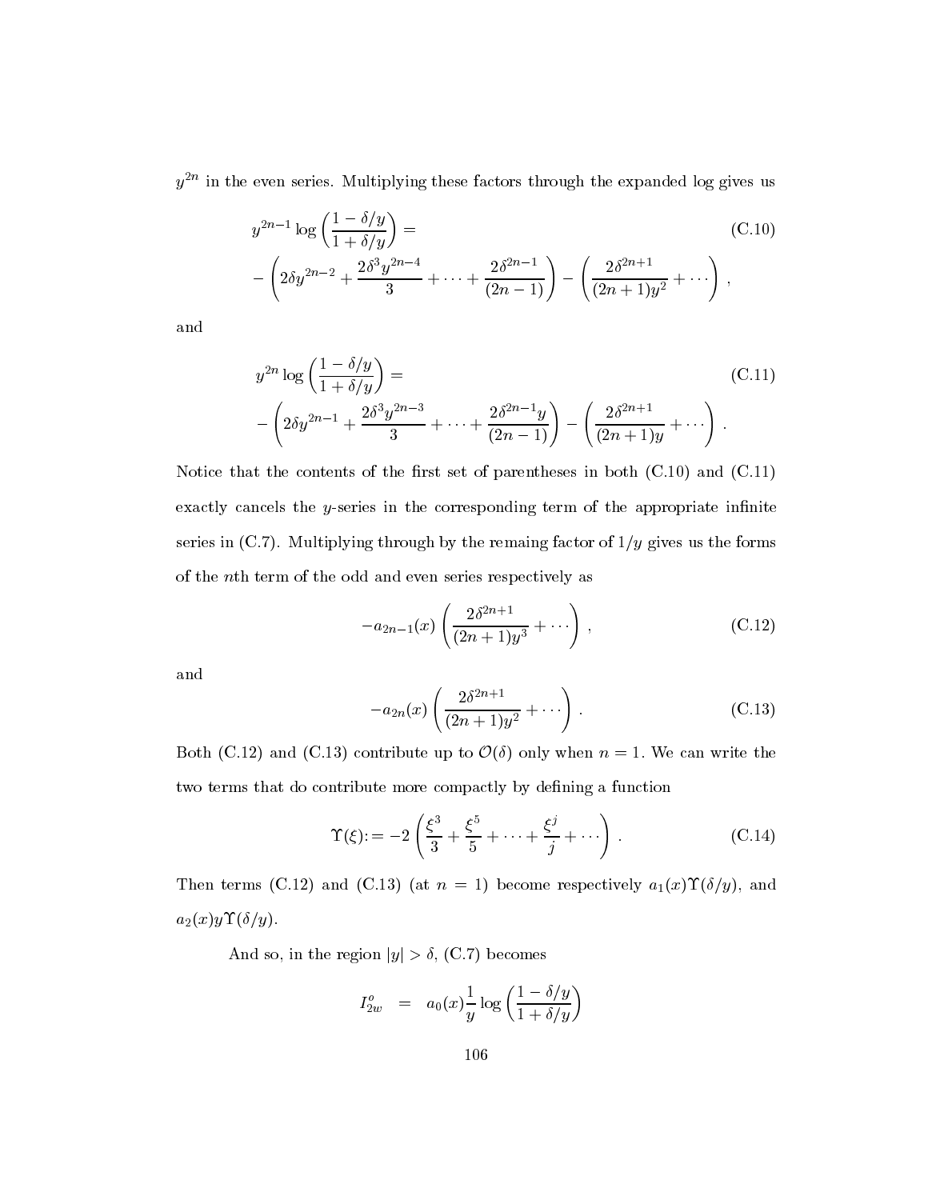$y^{2n}$ in the even series. Multiplying these factors through the expanded log gives us

$$
\begin{aligned}
&y^{2n-1} \log\left(\frac{1-\delta/y}{1+\delta/y}\right) = \\
&-\left(2\delta y^{2n-2} + \frac{2\delta^3 y^{2n-4}}{3} + \cdots + \frac{2\delta^{2n-1}}{(2n-1)}\right) - \left(\frac{2\delta^{2n+1}}{(2n+1)y^2} + \cdots\right),
\end{aligned} \tag{C.10}
$$

and

$$
\begin{aligned}
&y^{2n} \log\left(\frac{1-\delta/y}{1+\delta/y}\right) = \\
&-\left(2\delta y^{2n-1} + \frac{2\delta^3 y^{2n-3}}{3} + \cdots + \frac{2\delta^{2n-1} y}{(2n-1)}\right) - \left(\frac{2\delta^{2n+1}}{(2n+1)y} + \cdots\right).
\end{aligned} \tag{C.11}
$$

Notice that the contents of the first set of parentheses in both (C.10) and (C.11) exactly cancels the $y$-series in the corresponding term of the appropriate infinite series in (C.7). Multiplying through by the remaing factor of $1/y$ gives us the forms of the $n$th term of the odd and even series respectively as

$$
-a_{2n-1}(x)\left(\frac{2\delta^{2n+1}}{(2n+1)y^3} + \cdots\right), \tag{C.12}
$$

and

$$
-a_{2n}(x)\left(\frac{2\delta^{2n+1}}{(2n+1)y^2} + \cdots\right). \tag{C.13}
$$

Both (C.12) and (C.13) contribute up to $\mathcal{O}(\delta)$ only when $n = 1$. We can write the two terms that do contribute more compactly by defining a function

$$
\Upsilon(\xi) := -2\left(\frac{\xi^3}{3} + \frac{\xi^5}{5} + \cdots + \frac{\xi^j}{j} + \cdots\right). \tag{C.14}
$$

Then terms (C.12) and (C.13) (at $n = 1$) become respectively $a_1(x)\Upsilon(\delta/y)$, and $a_2(x)y\Upsilon(\delta/y)$.

And so, in the region $|y| > \delta$, (C.7) becomes

$$
I^o_{2w} = a_0(x)\frac{1}{y}\log\left(\frac{1-\delta/y}{1+\delta/y}\right)
$$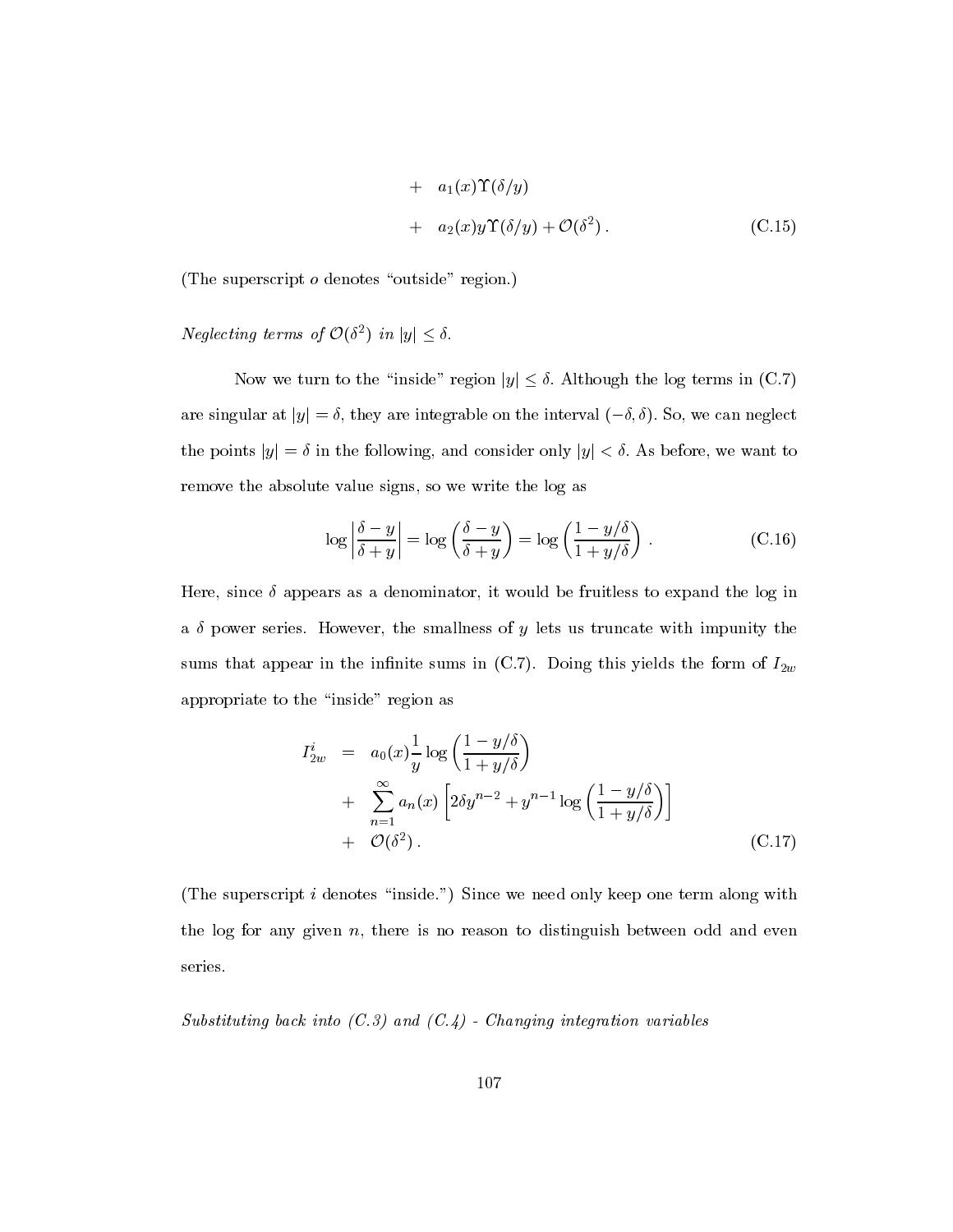$$
\begin{aligned}
&+ \quad a_1(x)\Upsilon(\delta/y) \\
&+ \quad a_2(x)y\Upsilon(\delta/y) + \mathcal{O}(\delta^2)\,. 
\end{aligned}
\tag{C.15}
$$

(The superscript $o$ denotes "outside" region.)

*Neglecting terms of $\mathcal{O}(\delta^2)$ in $|y| \leq \delta$.*

Now we turn to the "inside" region $|y| \leq \delta$. Although the log terms in (C.7) are singular at $|y| = \delta$, they are integrable on the interval $(-\delta, \delta)$. So, we can neglect the points $|y| = \delta$ in the following, and consider only $|y| < \delta$. As before, we want to remove the absolute value signs, so we write the log as

$$
\log\left|\frac{\delta - y}{\delta + y}\right| = \log\left(\frac{\delta - y}{\delta + y}\right) = \log\left(\frac{1 - y/\delta}{1 + y/\delta}\right)\,. \tag{C.16}
$$

Here, since $\delta$ appears as a denominator, it would be fruitless to expand the log in a $\delta$ power series. However, the smallness of $y$ lets us truncate with impunity the sums that appear in the infinite sums in (C.7). Doing this yields the form of $I_{2w}$ appropriate to the "inside" region as

$$
\begin{aligned}
I^i_{2w} &= a_0(x)\frac{1}{y}\log\left(\frac{1 - y/\delta}{1 + y/\delta}\right) \\
&+ \sum_{n=1}^{\infty} a_n(x)\left[2\delta y^{n-2} + y^{n-1}\log\left(\frac{1 - y/\delta}{1 + y/\delta}\right)\right] \\
&+ \mathcal{O}(\delta^2)\,.
\end{aligned}
\tag{C.17}
$$

(The superscript $i$ denotes "inside.") Since we need only keep one term along with the log for any given $n$, there is no reason to distinguish between odd and even series.

*Substituting back into (C.3) and (C.4) - Changing integration variables*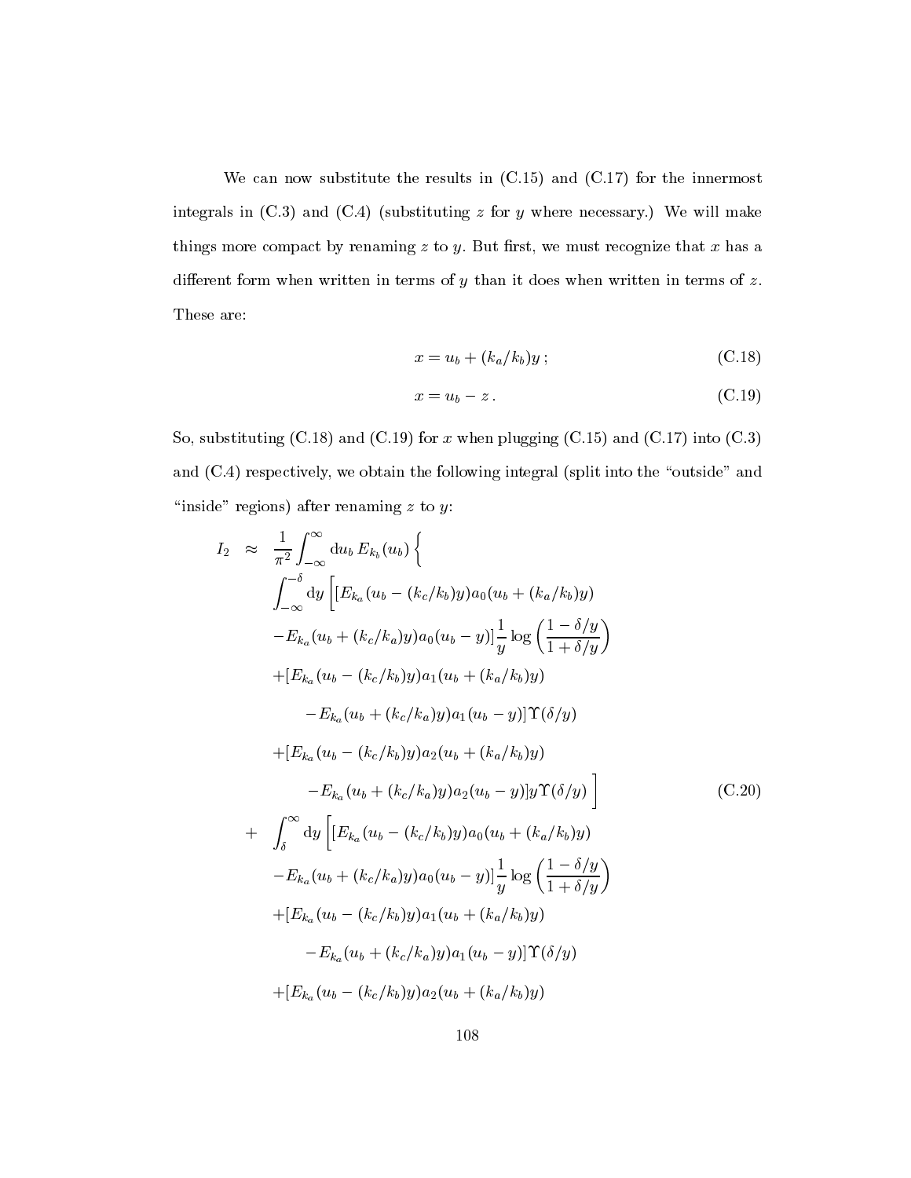We can now substitute the results in (C.15) and (C.17) for the innermost integrals in (C.3) and (C.4) (substituting $z$ for $y$ where necessary.) We will make things more compact by renaming $z$ to $y$. But first, we must recognize that $x$ has a different form when written in terms of $y$ than it does when written in terms of $z$. These are:

$$x = u_b + (k_a/k_b)y\,; \tag{C.18}$$

$$x = u_b - z\,. \tag{C.19}$$

So, substituting (C.18) and (C.19) for $x$ when plugging (C.15) and (C.17) into (C.3) and (C.4) respectively, we obtain the following integral (split into the "outside" and "inside" regions) after renaming $z$ to $y$:

$$
\begin{aligned}
I_2 \;\approx\;& \frac{1}{\pi^2}\int_{-\infty}^{\infty} \mathrm{d}u_b\, E_{k_b}(u_b)\,\Bigg\{ \\
& \int_{-\infty}^{-\delta} \mathrm{d}y\,\Bigg[[E_{k_a}(u_b - (k_c/k_b)y)a_0(u_b + (k_a/k_b)y) \\
& \quad - E_{k_a}(u_b + (k_c/k_a)y)a_0(u_b - y)]\frac{1}{y}\log\left(\frac{1-\delta/y}{1+\delta/y}\right) \\
& \quad + [E_{k_a}(u_b - (k_c/k_b)y)a_1(u_b + (k_a/k_b)y) \\
& \qquad - E_{k_a}(u_b + (k_c/k_a)y)a_1(u_b - y)]\,\Upsilon(\delta/y) \\
& \quad + [E_{k_a}(u_b - (k_c/k_b)y)a_2(u_b + (k_a/k_b)y) \\
& \qquad - E_{k_a}(u_b + (k_c/k_a)y)a_2(u_b - y)]\,y\,\Upsilon(\delta/y)\;\Bigg] \\
+\;& \int_{\delta}^{\infty} \mathrm{d}y\,\Bigg[[E_{k_a}(u_b - (k_c/k_b)y)a_0(u_b + (k_a/k_b)y) \\
& \quad - E_{k_a}(u_b + (k_c/k_a)y)a_0(u_b - y)]\frac{1}{y}\log\left(\frac{1-\delta/y}{1+\delta/y}\right) \\
& \quad + [E_{k_a}(u_b - (k_c/k_b)y)a_1(u_b + (k_a/k_b)y) \\
& \qquad - E_{k_a}(u_b + (k_c/k_a)y)a_1(u_b - y)]\,\Upsilon(\delta/y) \\
& \quad + [E_{k_a}(u_b - (k_c/k_b)y)a_2(u_b + (k_a/k_b)y)
\end{aligned}
\tag{C.20}
$$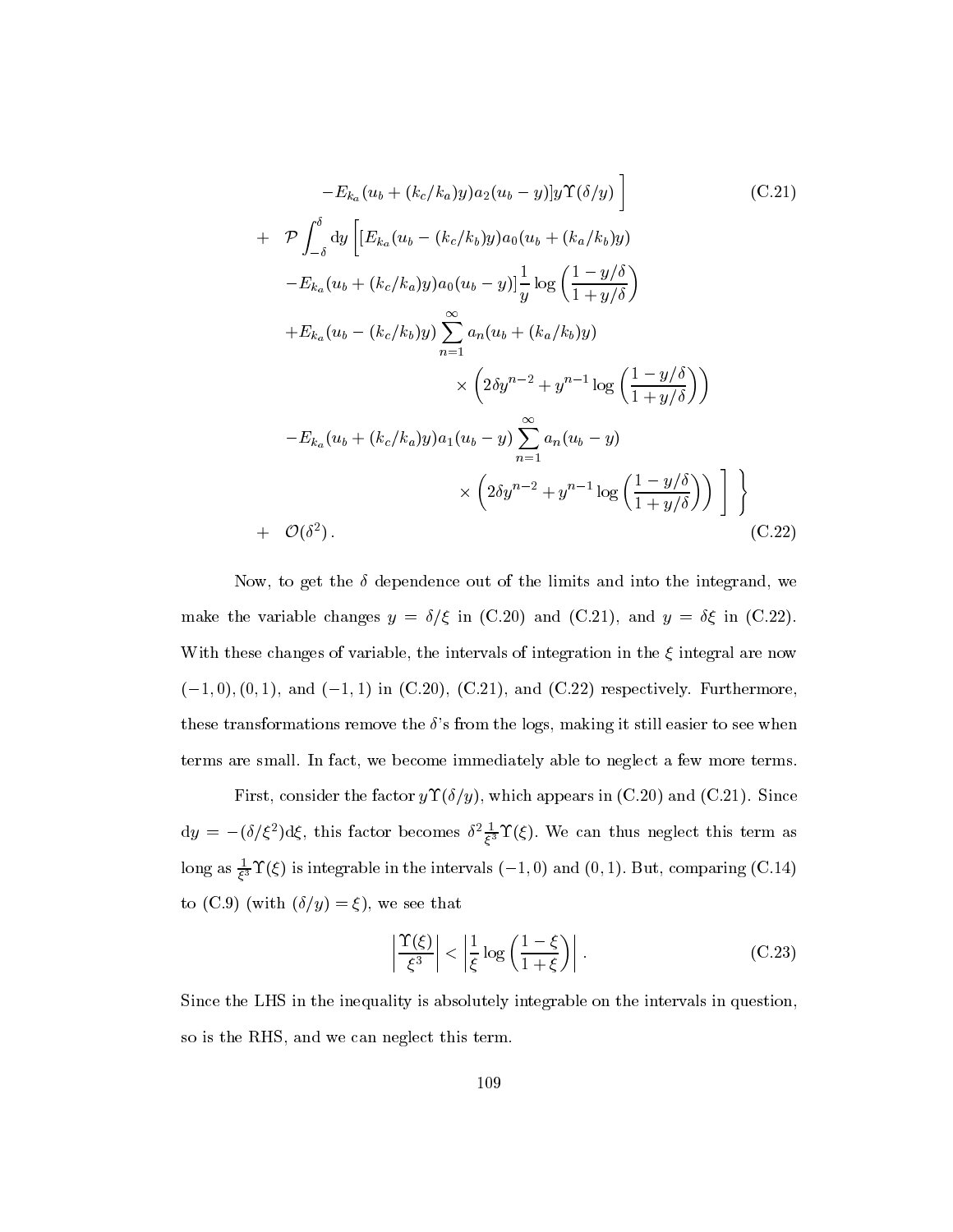$$
-E_{k_a}(u_b + (k_c/k_a)y)a_2(u_b - y)]y\Upsilon(\delta/y) \Bigg] \tag{C.21}
$$

$$
\begin{aligned}
+ \quad & \mathcal{P}\int_{-\delta}^{\delta} \mathrm{d}y \left[ [E_{k_a}(u_b - (k_c/k_b)y)a_0(u_b + (k_a/k_b)y) \right. \\
& -E_{k_a}(u_b + (k_c/k_a)y)a_0(u_b - y)]\frac{1}{y}\log\left(\frac{1 - y/\delta}{1 + y/\delta}\right) \\
& +E_{k_a}(u_b - (k_c/k_b)y)\sum_{n=1}^{\infty} a_n(u_b + (k_a/k_b)y) \\
& \qquad\qquad \times \left(2\delta y^{n-2} + y^{n-1}\log\left(\frac{1 - y/\delta}{1 + y/\delta}\right)\right) \\
& -E_{k_a}(u_b + (k_c/k_a)y)a_1(u_b - y)\sum_{n=1}^{\infty} a_n(u_b - y) \\
& \qquad\qquad \left. \times \left(2\delta y^{n-2} + y^{n-1}\log\left(\frac{1 - y/\delta}{1 + y/\delta}\right)\right) \right] \Bigg\} \\
+ \quad & \mathcal{O}(\delta^2)\,.
\end{aligned} \tag{C.22}
$$

Now, to get the $\delta$ dependence out of the limits and into the integrand, we make the variable changes $y = \delta/\xi$ in (C.20) and (C.21), and $y = \delta\xi$ in (C.22). With these changes of variable, the intervals of integration in the $\xi$ integral are now $(-1, 0), (0, 1)$, and $(-1, 1)$ in (C.20), (C.21), and (C.22) respectively. Furthermore, these transformations remove the $\delta$'s from the logs, making it still easier to see when terms are small. In fact, we become immediately able to neglect a few more terms.

First, consider the factor $y\Upsilon(\delta/y)$, which appears in (C.20) and (C.21). Since $\mathrm{d}y = -(\delta/\xi^2)\mathrm{d}\xi$, this factor becomes $\delta^2 \frac{1}{\xi^3}\Upsilon(\xi)$. We can thus neglect this term as long as $\frac{1}{\xi^3}\Upsilon(\xi)$ is integrable in the intervals $(-1, 0)$ and $(0, 1)$. But, comparing (C.14) to (C.9) (with $(\delta/y) = \xi$), we see that

$$
\left|\frac{\Upsilon(\xi)}{\xi^3}\right| < \left|\frac{1}{\xi}\log\left(\frac{1 - \xi}{1 + \xi}\right)\right|\,. \tag{C.23}
$$

Since the LHS in the inequality is absolutely integrable on the intervals in question, so is the RHS, and we can neglect this term.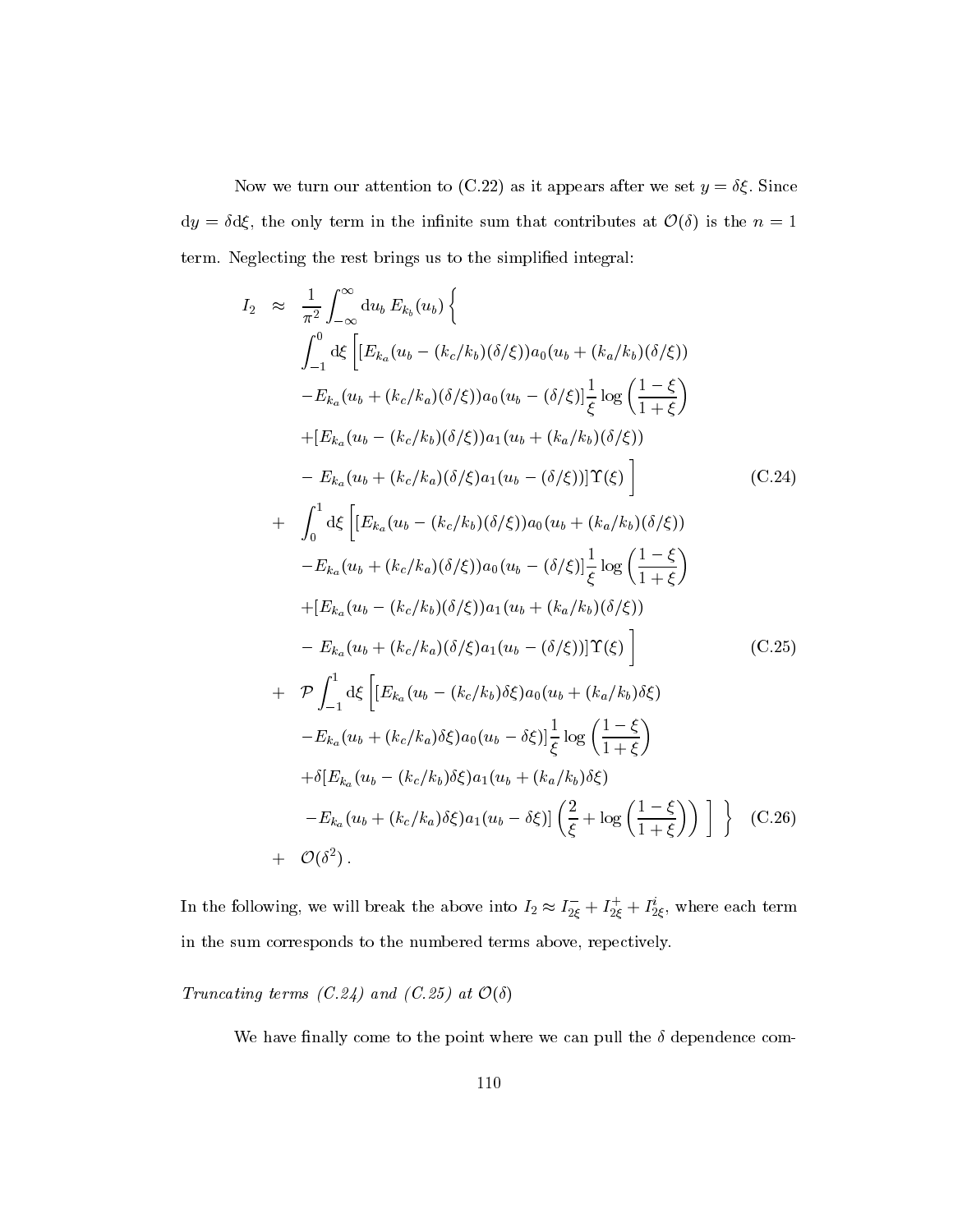Now we turn our attention to (C.22) as it appears after we set $y = \delta\xi$. Since $\mathrm{d}y = \delta \mathrm{d}\xi$, the only term in the infinite sum that contributes at $\mathcal{O}(\delta)$ is the $n = 1$ term. Neglecting the rest brings us to the simplified integral:

$$
\begin{aligned}
I_2 \;\approx\;& \frac{1}{\pi^2}\int_{-\infty}^{\infty} \mathrm{d}u_b\, E_{k_b}(u_b)\Big\{ \\
& \int_{-1}^{0} \mathrm{d}\xi\, \Big[ [E_{k_a}(u_b - (k_c/k_b)(\delta/\xi))a_0(u_b + (k_a/k_b)(\delta/\xi)) \\
& - E_{k_a}(u_b + (k_c/k_a)(\delta/\xi))a_0(u_b - (\delta/\xi)]\frac{1}{\xi}\log\left(\frac{1-\xi}{1+\xi}\right) \\
& + [E_{k_a}(u_b - (k_c/k_b)(\delta/\xi))a_1(u_b + (k_a/k_b)(\delta/\xi)) \\
& -\; E_{k_a}(u_b + (k_c/k_a)(\delta/\xi)a_1(u_b - (\delta/\xi))]\Upsilon(\xi)\;\Big] \qquad\qquad (\text{C.24}) \\
+\;& \int_{0}^{1} \mathrm{d}\xi\, \Big[ [E_{k_a}(u_b - (k_c/k_b)(\delta/\xi))a_0(u_b + (k_a/k_b)(\delta/\xi)) \\
& - E_{k_a}(u_b + (k_c/k_a)(\delta/\xi))a_0(u_b - (\delta/\xi)]\frac{1}{\xi}\log\left(\frac{1-\xi}{1+\xi}\right) \\
& + [E_{k_a}(u_b - (k_c/k_b)(\delta/\xi))a_1(u_b + (k_a/k_b)(\delta/\xi)) \\
& -\; E_{k_a}(u_b + (k_c/k_a)(\delta/\xi)a_1(u_b - (\delta/\xi))]\Upsilon(\xi)\;\Big] \qquad\qquad (\text{C.25}) \\
+\;& \mathcal{P}\int_{-1}^{1} \mathrm{d}\xi\, \Big[ [E_{k_a}(u_b - (k_c/k_b)\delta\xi)a_0(u_b + (k_a/k_b)\delta\xi) \\
& - E_{k_a}(u_b + (k_c/k_a)\delta\xi)a_0(u_b - \delta\xi)]\frac{1}{\xi}\log\left(\frac{1-\xi}{1+\xi}\right) \\
& + \delta[E_{k_a}(u_b - (k_c/k_b)\delta\xi)a_1(u_b + (k_a/k_b)\delta\xi) \\
& - E_{k_a}(u_b + (k_c/k_a)\delta\xi)a_1(u_b - \delta\xi)]\left(\frac{2}{\xi} + \log\left(\frac{1-\xi}{1+\xi}\right)\right)\;\Big]\;\Big\} \qquad (\text{C.26}) \\
+\;& \mathcal{O}(\delta^2)\,.
\end{aligned}
$$

In the following, we will break the above into $I_2 \approx I_{2\xi}^{-} + I_{2\xi}^{+} + I_{2\xi}^{i}$, where each term in the sum corresponds to the numbered terms above, repectively.

*Truncating terms (C.24) and (C.25) at $\mathcal{O}(\delta)$*

We have finally come to the point where we can pull the $\delta$ dependence com-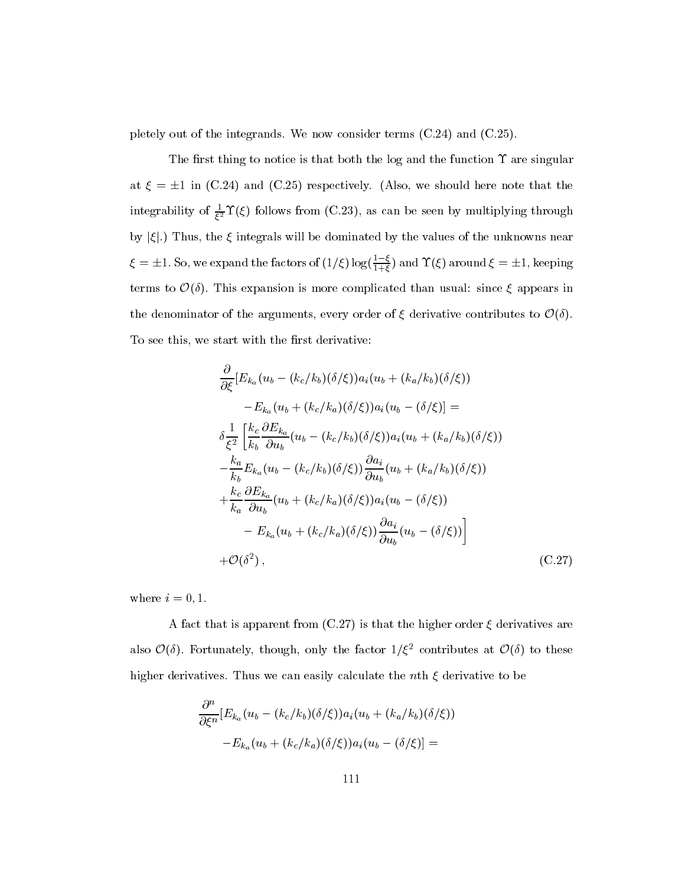pletely out of the integrands. We now consider terms (C.24) and (C.25).

The first thing to notice is that both the log and the function $\Upsilon$ are singular at $\xi = \pm 1$ in (C.24) and (C.25) respectively. (Also, we should here note that the integrability of $\frac{1}{\xi^2}\Upsilon(\xi)$ follows from (C.23), as can be seen by multiplying through by $|\xi|$.) Thus, the $\xi$ integrals will be dominated by the values of the unknowns near $\xi = \pm 1$. So, we expand the factors of $(1/\xi)\log(\frac{1-\xi}{1+\xi})$ and $\Upsilon(\xi)$ around $\xi = \pm 1$, keeping terms to $\mathcal{O}(\delta)$. This expansion is more complicated than usual: since $\xi$ appears in the denominator of the arguments, every order of $\xi$ derivative contributes to $\mathcal{O}(\delta)$. To see this, we start with the first derivative:

$$
\begin{aligned}
&\frac{\partial}{\partial \xi}[E_{k_a}(u_b - (k_c/k_b)(\delta/\xi))a_i(u_b + (k_a/k_b)(\delta/\xi)) \\
&\qquad - E_{k_a}(u_b + (k_c/k_a)(\delta/\xi))a_i(u_b - (\delta/\xi)] = \\
&\delta\frac{1}{\xi^2}\left[\frac{k_c}{k_b}\frac{\partial E_{k_a}}{\partial u_b}(u_b - (k_c/k_b)(\delta/\xi))a_i(u_b + (k_a/k_b)(\delta/\xi))\right. \\
&-\frac{k_a}{k_b}E_{k_a}(u_b - (k_c/k_b)(\delta/\xi))\frac{\partial a_i}{\partial u_b}(u_b + (k_a/k_b)(\delta/\xi)) \\
&+\frac{k_c}{k_a}\frac{\partial E_{k_a}}{\partial u_b}(u_b + (k_c/k_a)(\delta/\xi))a_i(u_b - (\delta/\xi)) \\
&\qquad \left. - E_{k_a}(u_b + (k_c/k_a)(\delta/\xi))\frac{\partial a_i}{\partial u_b}(u_b - (\delta/\xi))\right] \\
&+\mathcal{O}(\delta^2)\,,
\end{aligned}
\tag{C.27}
$$

where $i = 0, 1$.

A fact that is apparent from (C.27) is that the higher order $\xi$ derivatives are also $\mathcal{O}(\delta)$. Fortunately, though, only the factor $1/\xi^2$ contributes at $\mathcal{O}(\delta)$ to these higher derivatives. Thus we can easily calculate the $n$th $\xi$ derivative to be

$$
\begin{aligned}
&\frac{\partial^n}{\partial \xi^n}[E_{k_a}(u_b - (k_c/k_b)(\delta/\xi))a_i(u_b + (k_a/k_b)(\delta/\xi)) \\
&\qquad - E_{k_a}(u_b + (k_c/k_a)(\delta/\xi))a_i(u_b - (\delta/\xi)] =
\end{aligned}
$$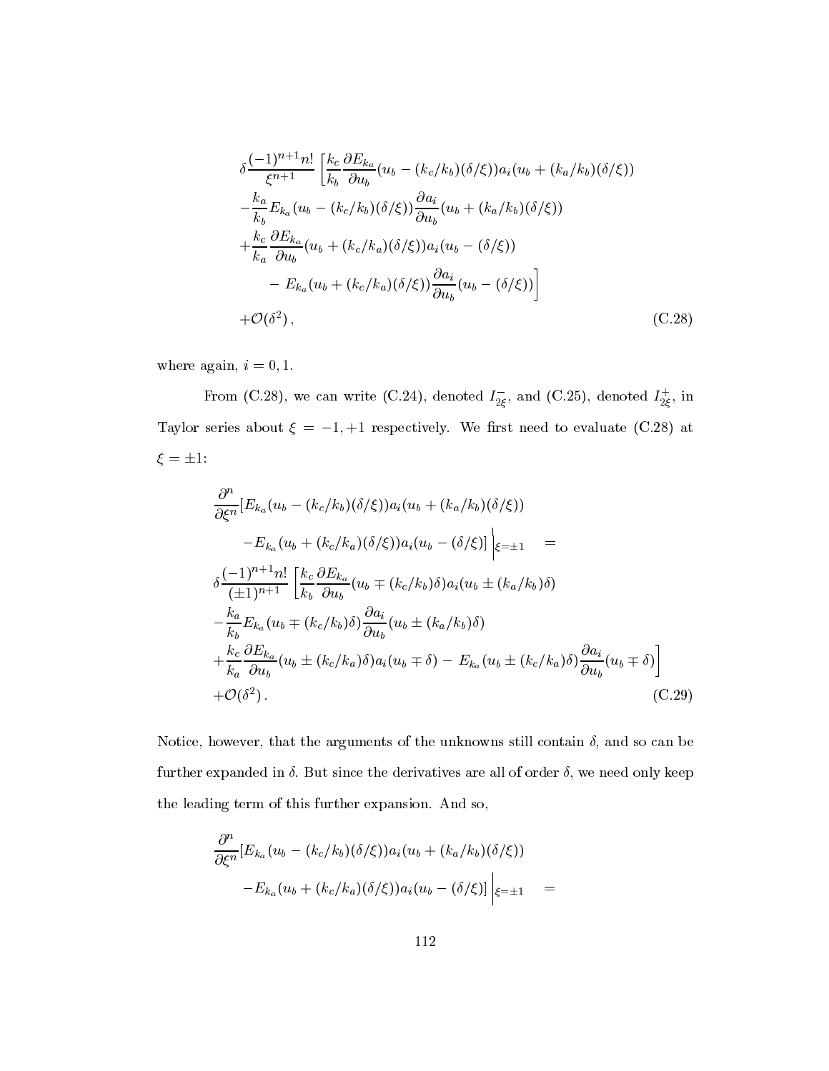$$
\begin{aligned}
&\delta\frac{(-1)^{n+1}n!}{\xi^{n+1}}\left[\frac{k_c}{k_b}\frac{\partial E_{k_a}}{\partial u_b}(u_b-(k_c/k_b)(\delta/\xi))a_i(u_b+(k_a/k_b)(\delta/\xi))\right.\\
&-\frac{k_a}{k_b}E_{k_a}(u_b-(k_c/k_b)(\delta/\xi))\frac{\partial a_i}{\partial u_b}(u_b+(k_a/k_b)(\delta/\xi))\\
&+\frac{k_c}{k_a}\frac{\partial E_{k_a}}{\partial u_b}(u_b+(k_c/k_a)(\delta/\xi))a_i(u_b-(\delta/\xi))\\
&\qquad\left.-\,E_{k_a}(u_b+(k_c/k_a)(\delta/\xi))\frac{\partial a_i}{\partial u_b}(u_b-(\delta/\xi))\right]\\
&+\mathcal{O}(\delta^2)\,,
\end{aligned}
\tag{C.28}
$$

where again, $i=0,1$.

From (C.28), we can write (C.24), denoted $I_{2\xi}^{-}$, and (C.25), denoted $I_{2\xi}^{+}$, in Taylor series about $\xi=-1,+1$ respectively. We first need to evaluate (C.28) at $\xi=\pm1$:

$$
\begin{aligned}
&\frac{\partial^n}{\partial\xi^n}[E_{k_a}(u_b-(k_c/k_b)(\delta/\xi))a_i(u_b+(k_a/k_b)(\delta/\xi))\\
&\qquad -E_{k_a}(u_b+(k_c/k_a)(\delta/\xi))a_i(u_b-(\delta/\xi)]\Big|_{\xi=\pm1}\quad=\\
&\delta\frac{(-1)^{n+1}n!}{(\pm1)^{n+1}}\left[\frac{k_c}{k_b}\frac{\partial E_{k_a}}{\partial u_b}(u_b\mp(k_c/k_b)\delta)a_i(u_b\pm(k_a/k_b)\delta)\right.\\
&-\frac{k_a}{k_b}E_{k_a}(u_b\mp(k_c/k_b)\delta)\frac{\partial a_i}{\partial u_b}(u_b\pm(k_a/k_b)\delta)\\
&\left.+\frac{k_c}{k_a}\frac{\partial E_{k_a}}{\partial u_b}(u_b\pm(k_c/k_a)\delta)a_i(u_b\mp\delta)-\,E_{k_a}(u_b\pm(k_c/k_a)\delta)\frac{\partial a_i}{\partial u_b}(u_b\mp\delta)\right]\\
&+\mathcal{O}(\delta^2)\,.
\end{aligned}
\tag{C.29}
$$

Notice, however, that the arguments of the unknowns still contain $\delta$, and so can be further expanded in $\delta$. But since the derivatives are all of order $\delta$, we need only keep the leading term of this further expansion. And so,

$$
\begin{aligned}
&\frac{\partial^n}{\partial\xi^n}[E_{k_a}(u_b-(k_c/k_b)(\delta/\xi))a_i(u_b+(k_a/k_b)(\delta/\xi))\\
&\qquad -E_{k_a}(u_b+(k_c/k_a)(\delta/\xi))a_i(u_b-(\delta/\xi)]\Big|_{\xi=\pm1}\quad=
\end{aligned}
$$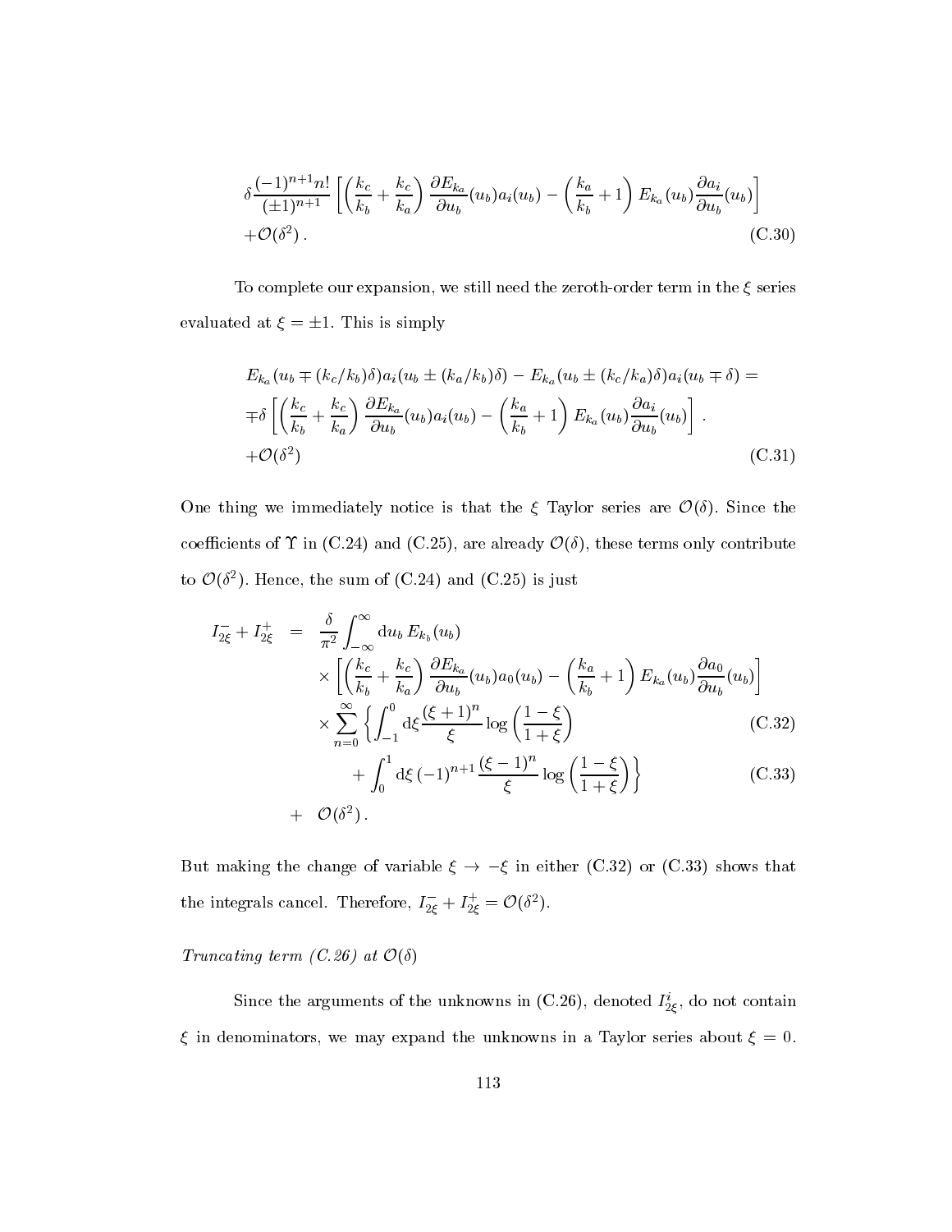$$\delta \frac{(-1)^{n+1} n!}{(\pm 1)^{n+1}} \left[ \left( \frac{k_c}{k_b} + \frac{k_c}{k_a} \right) \frac{\partial E_{k_a}}{\partial u_b}(u_b) a_i(u_b) - \left( \frac{k_a}{k_b} + 1 \right) E_{k_a}(u_b) \frac{\partial a_i}{\partial u_b}(u_b) \right]$$
$$+ \mathcal{O}(\delta^2) \,. \tag{C.30}$$

To complete our expansion, we still need the zeroth-order term in the $\xi$ series evaluated at $\xi = \pm 1$. This is simply

$$E_{k_a}(u_b \mp (k_c/k_b)\delta) a_i(u_b \pm (k_a/k_b)\delta) - E_{k_a}(u_b \pm (k_c/k_a)\delta) a_i(u_b \mp \delta) =$$
$$\mp \delta \left[ \left( \frac{k_c}{k_b} + \frac{k_c}{k_a} \right) \frac{\partial E_{k_a}}{\partial u_b}(u_b) a_i(u_b) - \left( \frac{k_a}{k_b} + 1 \right) E_{k_a}(u_b) \frac{\partial a_i}{\partial u_b}(u_b) \right] .$$
$$+ \mathcal{O}(\delta^2) \tag{C.31}$$

One thing we immediately notice is that the $\xi$ Taylor series are $\mathcal{O}(\delta)$. Since the coefficients of $\Upsilon$ in (C.24) and (C.25), are already $\mathcal{O}(\delta)$, these terms only contribute to $\mathcal{O}(\delta^2)$. Hence, the sum of (C.24) and (C.25) is just

$$
\begin{aligned}
I^-_{2\xi} + I^+_{2\xi} \;=\; & \frac{\delta}{\pi^2} \int_{-\infty}^{\infty} \mathrm{d}u_b \, E_{k_b}(u_b) \\
& \times \left[ \left( \frac{k_c}{k_b} + \frac{k_c}{k_a} \right) \frac{\partial E_{k_a}}{\partial u_b}(u_b) a_0(u_b) - \left( \frac{k_a}{k_b} + 1 \right) E_{k_a}(u_b) \frac{\partial a_0}{\partial u_b}(u_b) \right] \\
& \times \sum_{n=0}^{\infty} \left\{ \int_{-1}^{0} \mathrm{d}\xi \frac{(\xi+1)^n}{\xi} \log\left( \frac{1-\xi}{1+\xi} \right) \right. \qquad \text{(C.32)} \\
& \qquad \left. + \int_0^1 \mathrm{d}\xi \, (-1)^{n+1} \frac{(\xi-1)^n}{\xi} \log\left( \frac{1-\xi}{1+\xi} \right) \right\} \qquad \text{(C.33)} \\
+ \; & \mathcal{O}(\delta^2) \,.
\end{aligned}
$$

But making the change of variable $\xi \to -\xi$ in either (C.32) or (C.33) shows that the integrals cancel. Therefore, $I^-_{2\xi} + I^+_{2\xi} = \mathcal{O}(\delta^2)$.

*Truncating term (C.26) at $\mathcal{O}(\delta)$*

Since the arguments of the unknowns in (C.26), denoted $I^i_{2\xi}$, do not contain $\xi$ in denominators, we may expand the unknowns in a Taylor series about $\xi = 0$.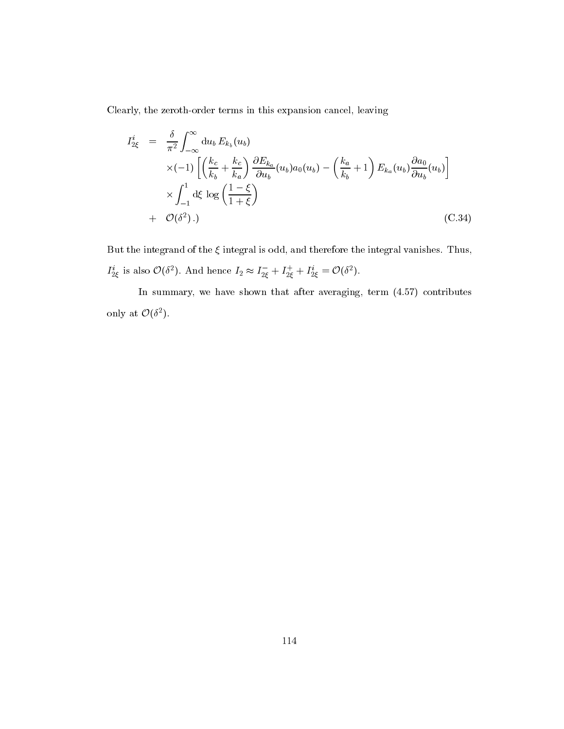Clearly, the zeroth-order terms in this expansion cancel, leaving

$$
\begin{aligned}
I^i_{2\xi} \;=\;& \frac{\delta}{\pi^2}\int_{-\infty}^{\infty} \mathrm{d}u_b \, E_{k_b}(u_b) \\
& \times(-1)\left[\left(\frac{k_c}{k_b}+\frac{k_c}{k_a}\right)\frac{\partial E_{k_a}}{\partial u_b}(u_b)a_0(u_b) - \left(\frac{k_a}{k_b}+1\right)E_{k_a}(u_b)\frac{\partial a_0}{\partial u_b}(u_b)\right] \\
& \times \int_{-1}^{1} \mathrm{d}\xi \, \log\left(\frac{1-\xi}{1+\xi}\right) \\
+\;& \mathcal{O}(\delta^2)\,.)
\end{aligned}
\tag{C.34}
$$

But the integrand of the $\xi$ integral is odd, and therefore the integral vanishes. Thus, $I^i_{2\xi}$ is also $\mathcal{O}(\delta^2)$. And hence $I_2 \approx I^-_{2\xi} + I^+_{2\xi} + I^i_{2\xi} = \mathcal{O}(\delta^2)$.

In summary, we have shown that after averaging, term (4.57) contributes only at $\mathcal{O}(\delta^2)$.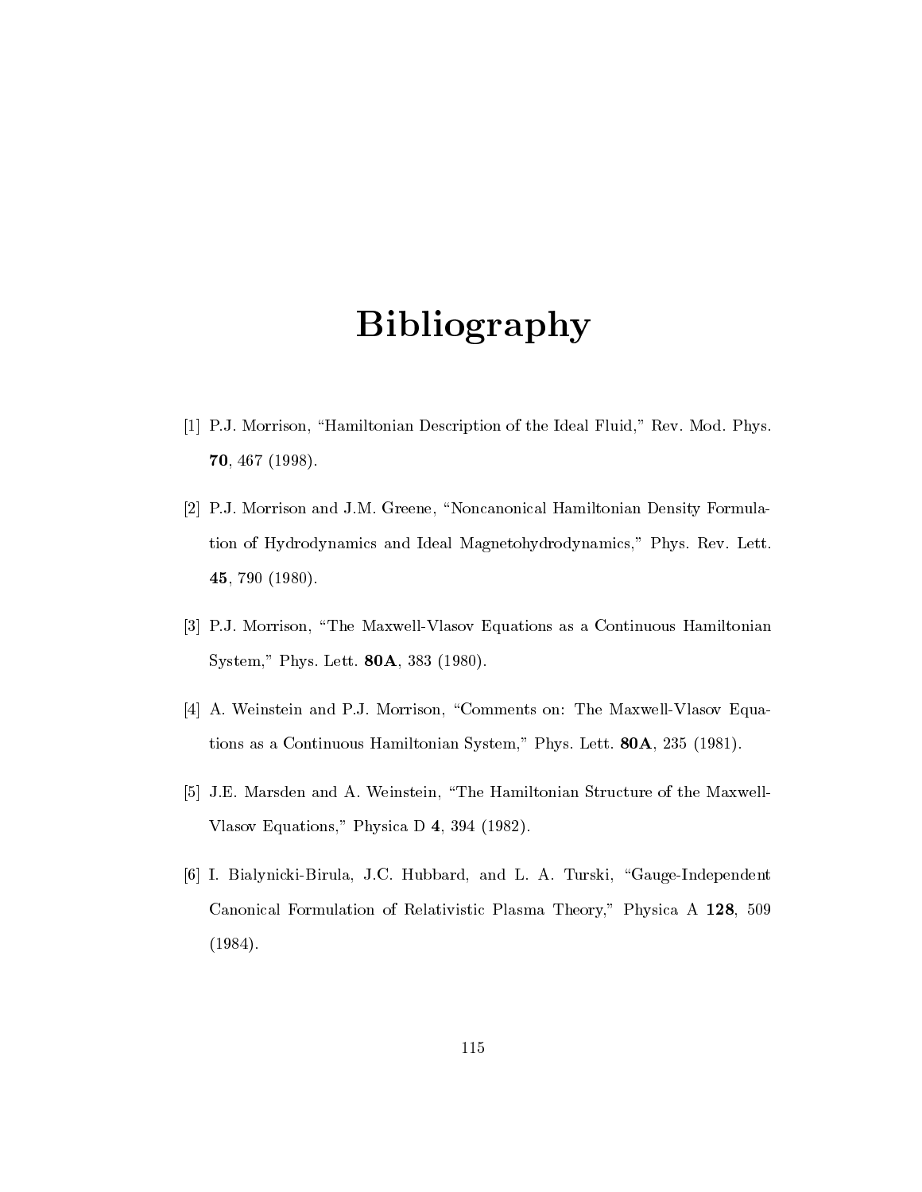# Bibliography

[1] P.J. Morrison, "Hamiltonian Description of the Ideal Fluid," Rev. Mod. Phys. **70**, 467 (1998).

[2] P.J. Morrison and J.M. Greene, "Noncanonical Hamiltonian Density Formulation of Hydrodynamics and Ideal Magnetohydrodynamics," Phys. Rev. Lett. **45**, 790 (1980).

[3] P.J. Morrison, "The Maxwell-Vlasov Equations as a Continuous Hamiltonian System," Phys. Lett. **80A**, 383 (1980).

[4] A. Weinstein and P.J. Morrison, "Comments on: The Maxwell-Vlasov Equations as a Continuous Hamiltonian System," Phys. Lett. **80A**, 235 (1981).

[5] J.E. Marsden and A. Weinstein, "The Hamiltonian Structure of the Maxwell-Vlasov Equations," Physica D **4**, 394 (1982).

[6] I. Bialynicki-Birula, J.C. Hubbard, and L. A. Turski, "Gauge-Independent Canonical Formulation of Relativistic Plasma Theory," Physica A **128**, 509 (1984).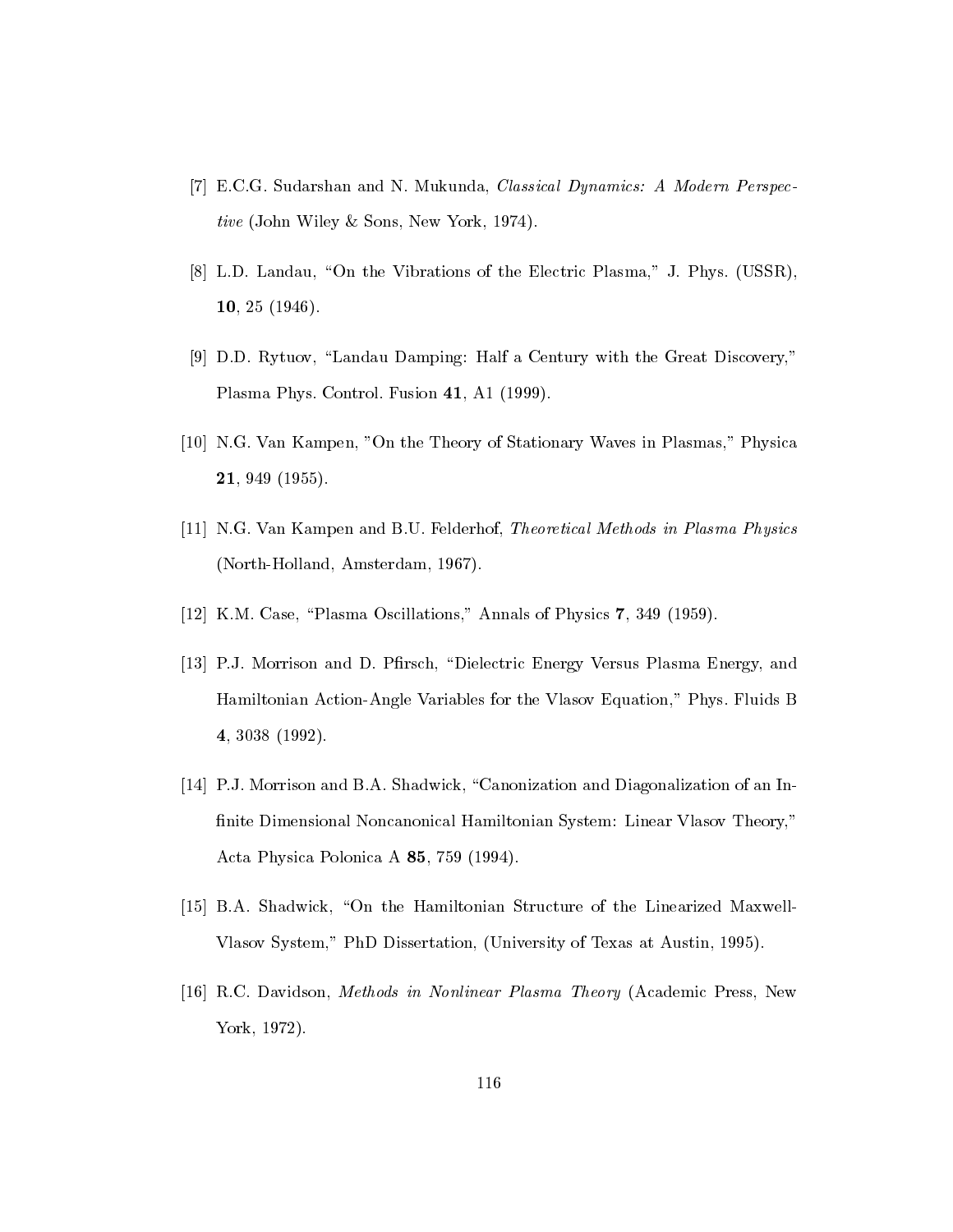[7] E.C.G. Sudarshan and N. Mukunda, *Classical Dynamics: A Modern Perspective* (John Wiley & Sons, New York, 1974).

[8] L.D. Landau, "On the Vibrations of the Electric Plasma," J. Phys. (USSR), **10**, 25 (1946).

[9] D.D. Rytuov, "Landau Damping: Half a Century with the Great Discovery," Plasma Phys. Control. Fusion **41**, A1 (1999).

[10] N.G. Van Kampen, "On the Theory of Stationary Waves in Plasmas," Physica **21**, 949 (1955).

[11] N.G. Van Kampen and B.U. Felderhof, *Theoretical Methods in Plasma Physics* (North-Holland, Amsterdam, 1967).

[12] K.M. Case, "Plasma Oscillations," Annals of Physics **7**, 349 (1959).

[13] P.J. Morrison and D. Pfirsch, "Dielectric Energy Versus Plasma Energy, and Hamiltonian Action-Angle Variables for the Vlasov Equation," Phys. Fluids B **4**, 3038 (1992).

[14] P.J. Morrison and B.A. Shadwick, "Canonization and Diagonalization of an Infinite Dimensional Noncanonical Hamiltonian System: Linear Vlasov Theory," Acta Physica Polonica A **85**, 759 (1994).

[15] B.A. Shadwick, "On the Hamiltonian Structure of the Linearized Maxwell-Vlasov System," PhD Dissertation, (University of Texas at Austin, 1995).

[16] R.C. Davidson, *Methods in Nonlinear Plasma Theory* (Academic Press, New York, 1972).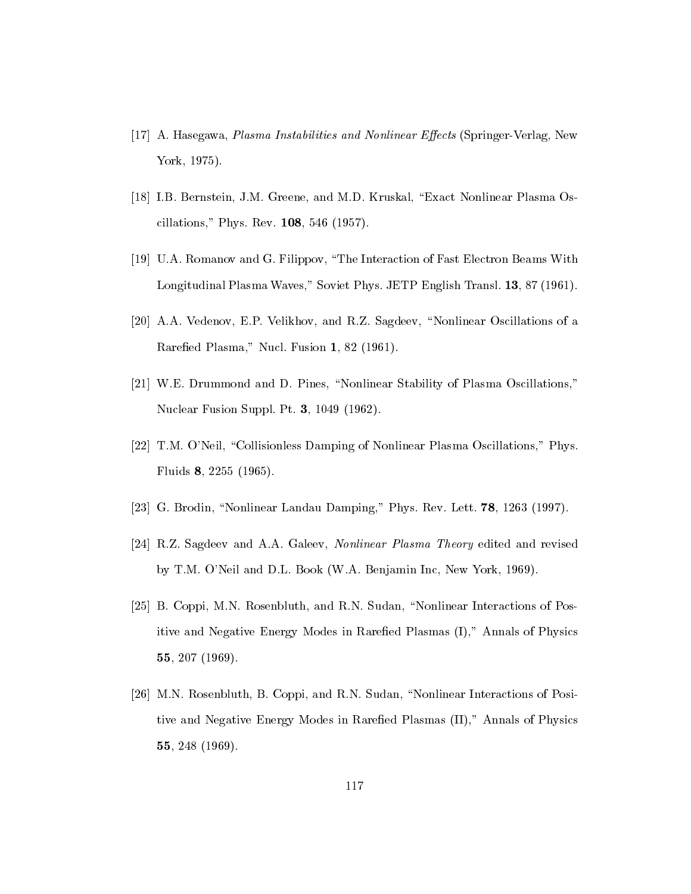[17] A. Hasegawa, *Plasma Instabilities and Nonlinear Effects* (Springer-Verlag, New York, 1975).

[18] I.B. Bernstein, J.M. Greene, and M.D. Kruskal, "Exact Nonlinear Plasma Oscillations," Phys. Rev. **108**, 546 (1957).

[19] U.A. Romanov and G. Filippov, "The Interaction of Fast Electron Beams With Longitudinal Plasma Waves," Soviet Phys. JETP English Transl. **13**, 87 (1961).

[20] A.A. Vedenov, E.P. Velikhov, and R.Z. Sagdeev, "Nonlinear Oscillations of a Rarefied Plasma," Nucl. Fusion **1**, 82 (1961).

[21] W.E. Drummond and D. Pines, "Nonlinear Stability of Plasma Oscillations," Nuclear Fusion Suppl. Pt. **3**, 1049 (1962).

[22] T.M. O'Neil, "Collisionless Damping of Nonlinear Plasma Oscillations," Phys. Fluids **8**, 2255 (1965).

[23] G. Brodin, "Nonlinear Landau Damping," Phys. Rev. Lett. **78**, 1263 (1997).

[24] R.Z. Sagdeev and A.A. Galeev, *Nonlinear Plasma Theory* edited and revised by T.M. O'Neil and D.L. Book (W.A. Benjamin Inc, New York, 1969).

[25] B. Coppi, M.N. Rosenbluth, and R.N. Sudan, "Nonlinear Interactions of Positive and Negative Energy Modes in Rarefied Plasmas (I)," Annals of Physics **55**, 207 (1969).

[26] M.N. Rosenbluth, B. Coppi, and R.N. Sudan, "Nonlinear Interactions of Positive and Negative Energy Modes in Rarefied Plasmas (II)," Annals of Physics **55**, 248 (1969).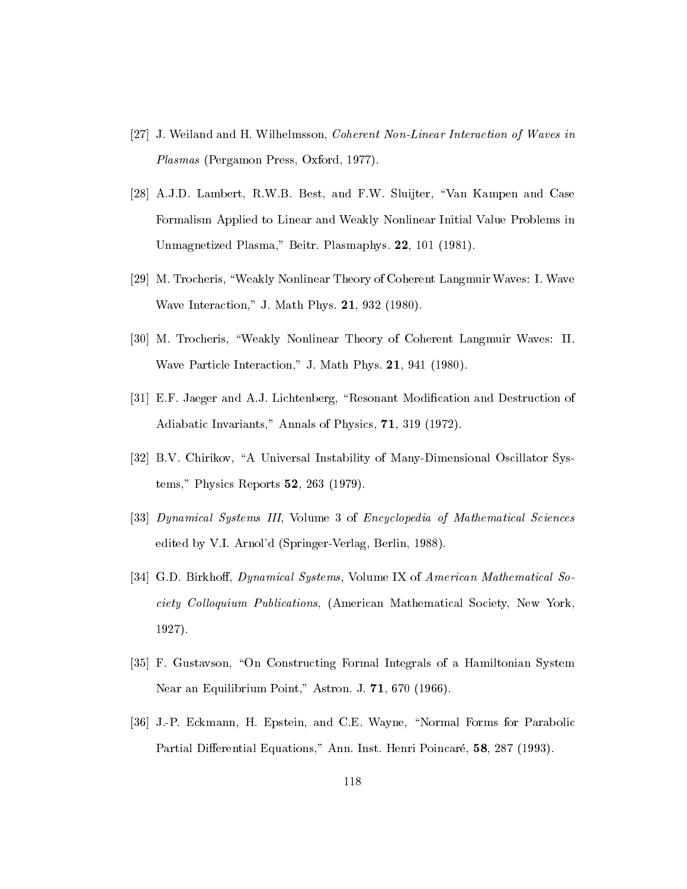[27] J. Weiland and H. Wilhelmsson, *Coherent Non-Linear Interaction of Waves in Plasmas* (Pergamon Press, Oxford, 1977).

[28] A.J.D. Lambert, R.W.B. Best, and F.W. Sluijter, "Van Kampen and Case Formalism Applied to Linear and Weakly Nonlinear Initial Value Problems in Unmagnetized Plasma," Beitr. Plasmaphys. **22**, 101 (1981).

[29] M. Trocheris, "Weakly Nonlinear Theory of Coherent Langmuir Waves: I. Wave Wave Interaction," J. Math Phys. **21**, 932 (1980).

[30] M. Trocheris, "Weakly Nonlinear Theory of Coherent Langmuir Waves: II. Wave Particle Interaction," J. Math Phys. **21**, 941 (1980).

[31] E.F. Jaeger and A.J. Lichtenberg, "Resonant Modification and Destruction of Adiabatic Invariants," Annals of Physics, **71**, 319 (1972).

[32] B.V. Chirikov, "A Universal Instability of Many-Dimensional Oscillator Systems," Physics Reports **52**, 263 (1979).

[33] *Dynamical Systems III*, Volume 3 of *Encyclopedia of Mathematical Sciences* edited by V.I. Arnol'd (Springer-Verlag, Berlin, 1988).

[34] G.D. Birkhoff, *Dynamical Systems*, Volume IX of *American Mathematical Society Colloquium Publications*, (American Mathematical Society, New York, 1927).

[35] F. Gustavson, "On Constructing Formal Integrals of a Hamiltonian System Near an Equilibrium Point," Astron. J. **71**, 670 (1966).

[36] J.-P. Eckmann, H. Epstein, and C.E. Wayne, "Normal Forms for Parabolic Partial Differential Equations," Ann. Inst. Henri Poincaré, **58**, 287 (1993).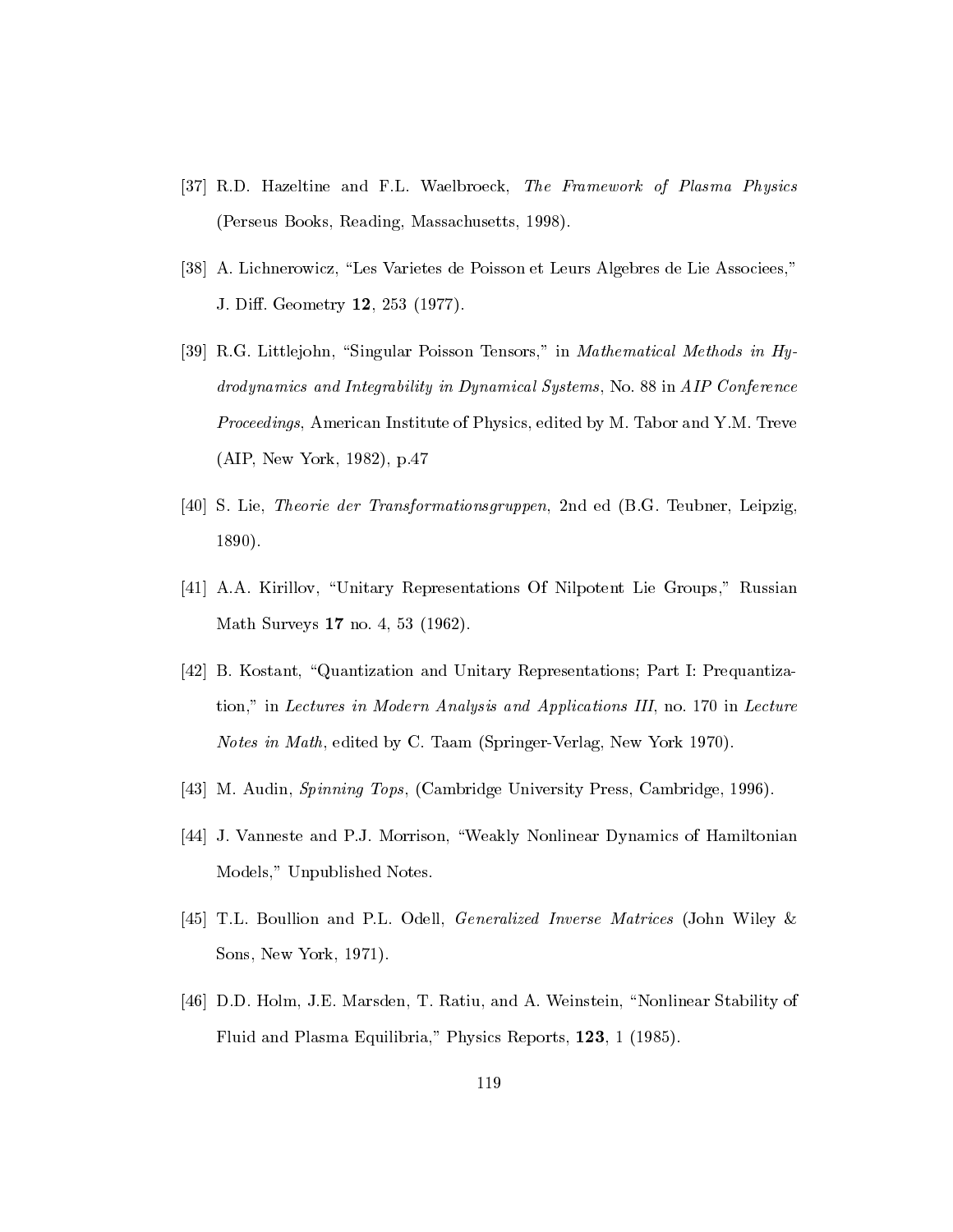[37] R.D. Hazeltine and F.L. Waelbroeck, *The Framework of Plasma Physics* (Perseus Books, Reading, Massachusetts, 1998).

[38] A. Lichnerowicz, "Les Varietes de Poisson et Leurs Algebres de Lie Associees," J. Diff. Geometry **12**, 253 (1977).

[39] R.G. Littlejohn, "Singular Poisson Tensors," in *Mathematical Methods in Hydrodynamics and Integrability in Dynamical Systems*, No. 88 in *AIP Conference Proceedings*, American Institute of Physics, edited by M. Tabor and Y.M. Treve (AIP, New York, 1982), p.47

[40] S. Lie, *Theorie der Transformationsgruppen*, 2nd ed (B.G. Teubner, Leipzig, 1890).

[41] A.A. Kirillov, "Unitary Representations Of Nilpotent Lie Groups," Russian Math Surveys **17** no. 4, 53 (1962).

[42] B. Kostant, "Quantization and Unitary Representations; Part I: Prequantization," in *Lectures in Modern Analysis and Applications III*, no. 170 in *Lecture Notes in Math*, edited by C. Taam (Springer-Verlag, New York 1970).

[43] M. Audin, *Spinning Tops*, (Cambridge University Press, Cambridge, 1996).

[44] J. Vanneste and P.J. Morrison, "Weakly Nonlinear Dynamics of Hamiltonian Models," Unpublished Notes.

[45] T.L. Boullion and P.L. Odell, *Generalized Inverse Matrices* (John Wiley & Sons, New York, 1971).

[46] D.D. Holm, J.E. Marsden, T. Ratiu, and A. Weinstein, "Nonlinear Stability of Fluid and Plasma Equilibria," Physics Reports, **123**, 1 (1985).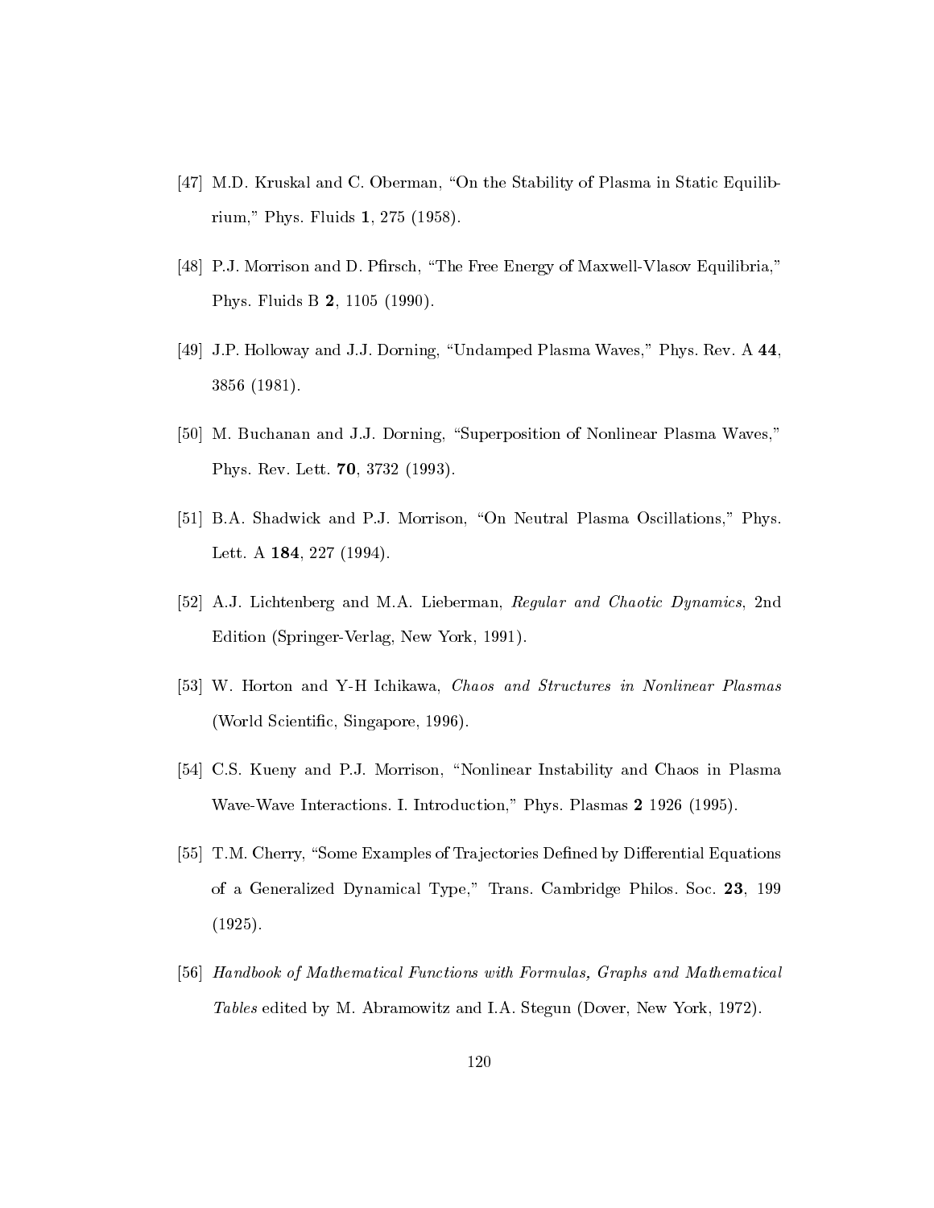[47] M.D. Kruskal and C. Oberman, "On the Stability of Plasma in Static Equilibrium," Phys. Fluids **1**, 275 (1958).

[48] P.J. Morrison and D. Pfirsch, "The Free Energy of Maxwell-Vlasov Equilibria," Phys. Fluids B **2**, 1105 (1990).

[49] J.P. Holloway and J.J. Dorning, "Undamped Plasma Waves," Phys. Rev. A **44**, 3856 (1981).

[50] M. Buchanan and J.J. Dorning, "Superposition of Nonlinear Plasma Waves," Phys. Rev. Lett. **70**, 3732 (1993).

[51] B.A. Shadwick and P.J. Morrison, "On Neutral Plasma Oscillations," Phys. Lett. A **184**, 227 (1994).

[52] A.J. Lichtenberg and M.A. Lieberman, *Regular and Chaotic Dynamics*, 2nd Edition (Springer-Verlag, New York, 1991).

[53] W. Horton and Y-H Ichikawa, *Chaos and Structures in Nonlinear Plasmas* (World Scientific, Singapore, 1996).

[54] C.S. Kueny and P.J. Morrison, "Nonlinear Instability and Chaos in Plasma Wave-Wave Interactions. I. Introduction," Phys. Plasmas **2** 1926 (1995).

[55] T.M. Cherry, "Some Examples of Trajectories Defined by Differential Equations of a Generalized Dynamical Type," Trans. Cambridge Philos. Soc. **23**, 199 (1925).

[56] *Handbook of Mathematical Functions with Formulas, Graphs and Mathematical Tables* edited by M. Abramowitz and I.A. Stegun (Dover, New York, 1972).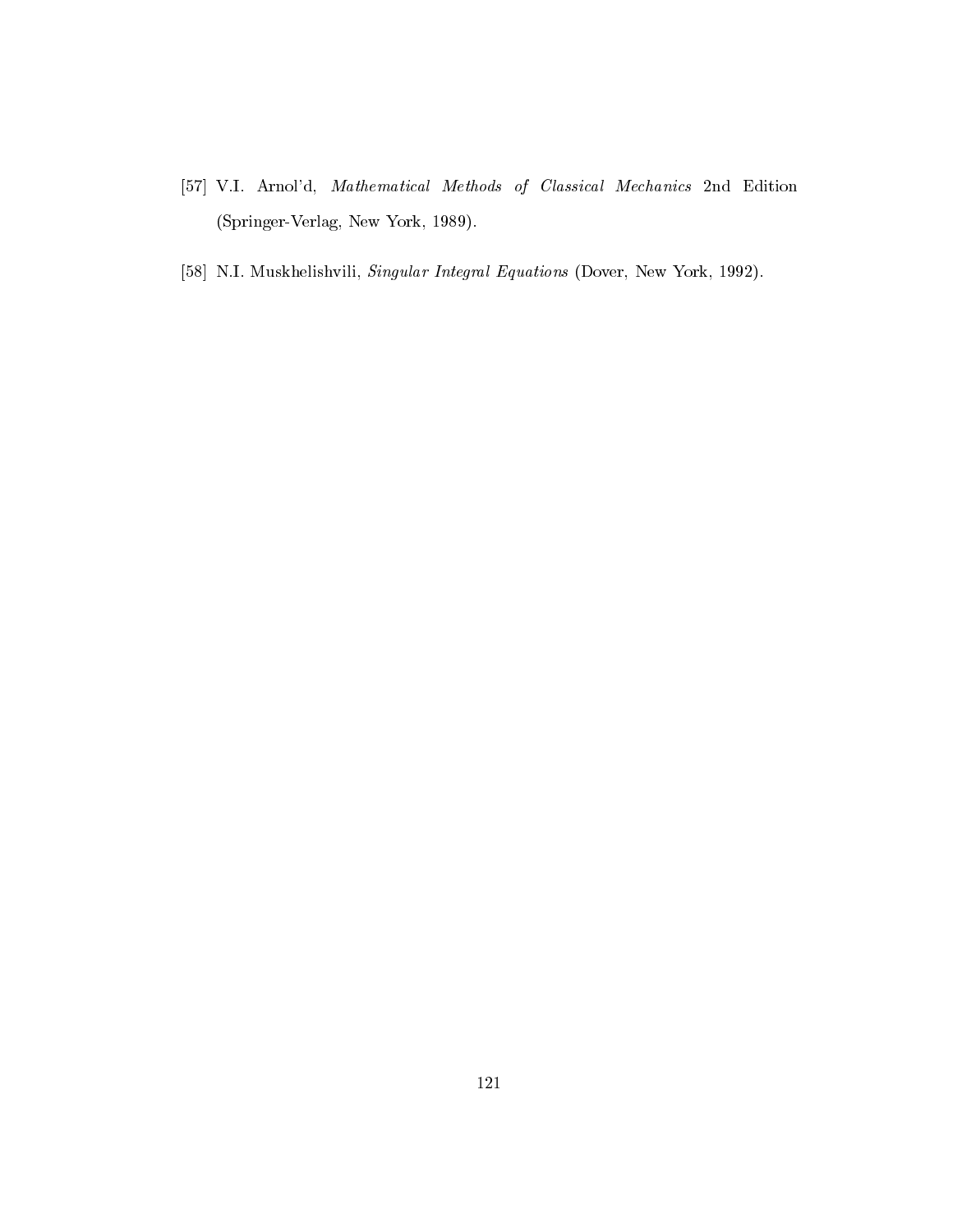[57] V.I. Arnol'd, *Mathematical Methods of Classical Mechanics* 2nd Edition (Springer-Verlag, New York, 1989).

[58] N.I. Muskhelishvili, *Singular Integral Equations* (Dover, New York, 1992).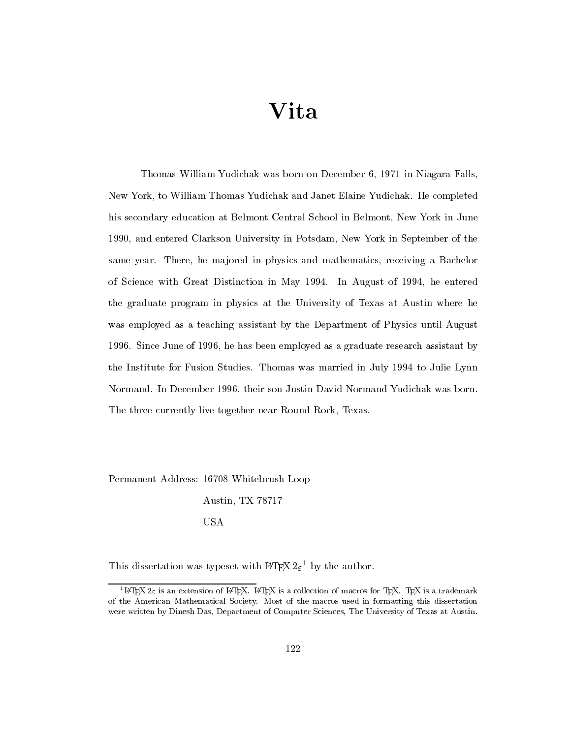# Vita

Thomas William Yudichak was born on December 6, 1971 in Niagara Falls, New York, to William Thomas Yudichak and Janet Elaine Yudichak. He completed his secondary education at Belmont Central School in Belmont, New York in June 1990, and entered Clarkson University in Potsdam, New York in September of the same year. There, he majored in physics and mathematics, receiving a Bachelor of Science with Great Distinction in May 1994. In August of 1994, he entered the graduate program in physics at the University of Texas at Austin where he was employed as a teaching assistant by the Department of Physics until August 1996. Since June of 1996, he has been employed as a graduate research assistant by the Institute for Fusion Studies. Thomas was married in July 1994 to Julie Lynn Normand. In December 1996, their son Justin David Normand Yudichak was born. The three currently live together near Round Rock, Texas.

Permanent Address: 16708 Whitebrush Loop
Austin, TX 78717
USA

This dissertation was typeset with LaTeX $2_\varepsilon$[1] by the author.

[1] LaTeX $2_\varepsilon$ is an extension of LaTeX. LaTeX is a collection of macros for TeX. TeX is a trademark of the American Mathematical Society. Most of the macros used in formatting this dissertation were written by Dinesh Das, Department of Computer Sciences, The University of Texas at Austin.